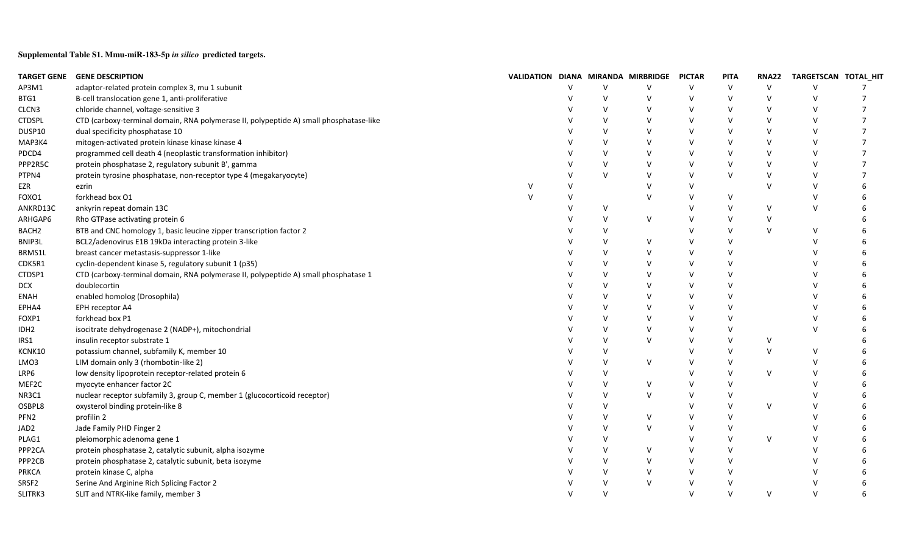**Supplemental Table S1. Mmu-miR-183-5p *in silico* predicted targets.**

| TARGET GENE | GENE DESCRIPTION | VALIDATION | DIANA | MIRANDA | MIRBRIDGE | PICTAR | PITA | RNA22 | TARGETSCAN | TOTAL_HIT |
|---|---|---|---|---|---|---|---|---|---|---|
| AP3M1 | adaptor-related protein complex 3, mu 1 subunit | | V | V | V | V | V | V | V | 7 |
| BTG1 | B-cell translocation gene 1, anti-proliferative | | V | V | V | V | V | V | V | 7 |
| CLCN3 | chloride channel, voltage-sensitive 3 | | V | V | V | V | V | V | V | 7 |
| CTDSPL | CTD (carboxy-terminal domain, RNA polymerase II, polypeptide A) small phosphatase-like | | V | V | V | V | V | V | V | 7 |
| DUSP10 | dual specificity phosphatase 10 | | V | V | V | V | V | V | V | 7 |
| MAP3K4 | mitogen-activated protein kinase kinase kinase 4 | | V | V | V | V | V | V | V | 7 |
| PDCD4 | programmed cell death 4 (neoplastic transformation inhibitor) | | V | V | V | V | V | V | V | 7 |
| PPP2R5C | protein phosphatase 2, regulatory subunit B', gamma | | V | V | V | V | V | V | V | 7 |
| PTPN4 | protein tyrosine phosphatase, non-receptor type 4 (megakaryocyte) | | V | V | V | V | V | V | V | 7 |
| EZR | ezrin | V | V | | V | V | | V | V | 6 |
| FOXO1 | forkhead box O1 | V | V | | V | V | V | | V | 6 |
| ANKRD13C | ankyrin repeat domain 13C | | V | V | | V | V | V | V | 6 |
| ARHGAP6 | Rho GTPase activating protein 6 | | V | V | V | V | V | V | | 6 |
| BACH2 | BTB and CNC homology 1, basic leucine zipper transcription factor 2 | | V | V | | V | V | V | V | 6 |
| BNIP3L | BCL2/adenovirus E1B 19kDa interacting protein 3-like | | V | V | V | V | V | | V | 6 |
| BRMS1L | breast cancer metastasis-suppressor 1-like | | V | V | V | V | V | | V | 6 |
| CDK5R1 | cyclin-dependent kinase 5, regulatory subunit 1 (p35) | | V | V | V | V | V | | V | 6 |
| CTDSP1 | CTD (carboxy-terminal domain, RNA polymerase II, polypeptide A) small phosphatase 1 | | V | V | V | V | V | | V | 6 |
| DCX | doublecortin | | V | V | V | V | V | | V | 6 |
| ENAH | enabled homolog (Drosophila) | | V | V | V | V | V | | V | 6 |
| EPHA4 | EPH receptor A4 | | V | V | V | V | V | | V | 6 |
| FOXP1 | forkhead box P1 | | V | V | V | V | V | | V | 6 |
| IDH2 | isocitrate dehydrogenase 2 (NADP+), mitochondrial | | V | V | V | V | V | | V | 6 |
| IRS1 | insulin receptor substrate 1 | | V | V | V | V | V | V | | 6 |
| KCNK10 | potassium channel, subfamily K, member 10 | | V | V | | V | V | V | V | 6 |
| LMO3 | LIM domain only 3 (rhombotin-like 2) | | V | V | V | V | V | | V | 6 |
| LRP6 | low density lipoprotein receptor-related protein 6 | | V | V | | V | V | V | V | 6 |
| MEF2C | myocyte enhancer factor 2C | | V | V | V | V | V | | V | 6 |
| NR3C1 | nuclear receptor subfamily 3, group C, member 1 (glucocorticoid receptor) | | V | V | V | V | V | | V | 6 |
| OSBPL8 | oxysterol binding protein-like 8 | | V | V | | V | V | V | V | 6 |
| PFN2 | profilin 2 | | V | V | V | V | V | | V | 6 |
| JAD2 | Jade Family PHD Finger 2 | | V | V | V | V | V | | V | 6 |
| PLAG1 | pleiomorphic adenoma gene 1 | | V | V | | V | V | V | V | 6 |
| PPP2CA | protein phosphatase 2, catalytic subunit, alpha isozyme | | V | V | V | V | V | | V | 6 |
| PPP2CB | protein phosphatase 2, catalytic subunit, beta isozyme | | V | V | V | V | V | | V | 6 |
| PRKCA | protein kinase C, alpha | | V | V | V | V | V | | V | 6 |
| SRSF2 | Serine And Arginine Rich Splicing Factor 2 | | V | V | V | V | V | | V | 6 |
| SLITRK3 | SLIT and NTRK-like family, member 3 | | V | V | | V | V | V | V | 6 |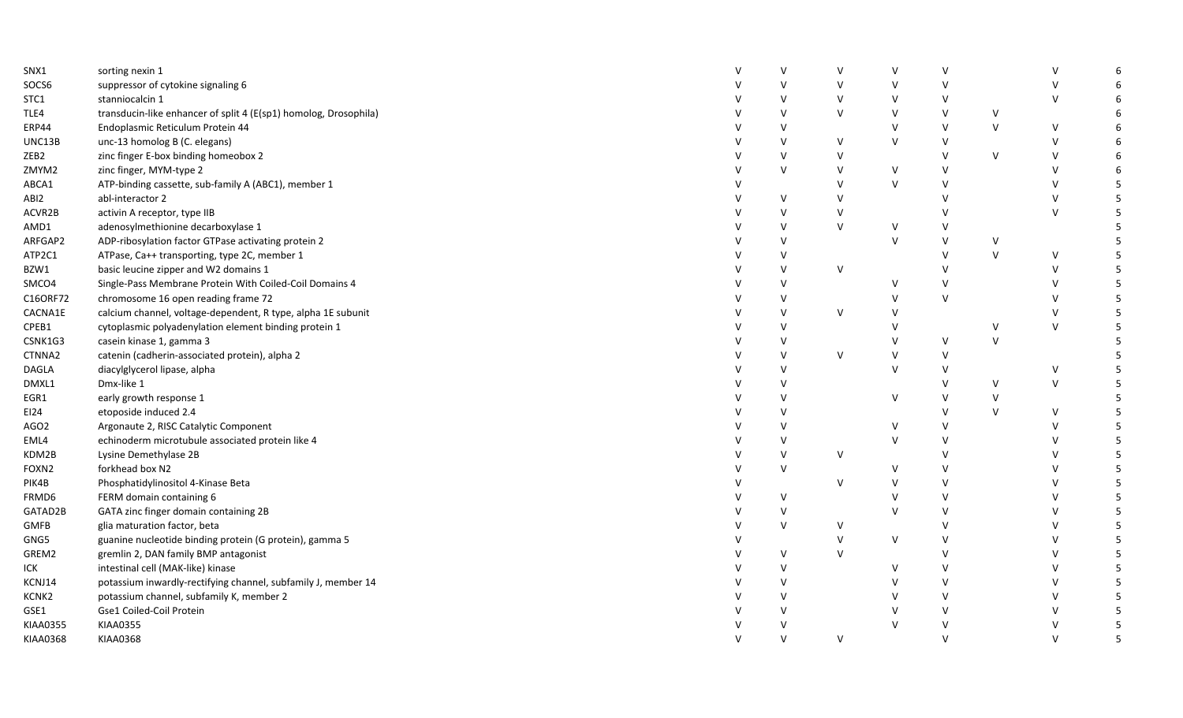| | | | | | | | | | |
|---|---|---|---|---|---|---|---|---|---|
| SNX1 | sorting nexin 1 | V | V | V | V | V | | V | 6 |
| SOCS6 | suppressor of cytokine signaling 6 | V | V | V | V | V | | V | 6 |
| STC1 | stanniocalcin 1 | V | V | V | V | V | | V | 6 |
| TLE4 | transducin-like enhancer of split 4 (E(sp1) homolog, Drosophila) | V | V | V | V | V | V | | 6 |
| ERP44 | Endoplasmic Reticulum Protein 44 | V | V | | V | V | V | V | 6 |
| UNC13B | unc-13 homolog B (C. elegans) | V | V | V | V | V | | V | 6 |
| ZEB2 | zinc finger E-box binding homeobox 2 | V | V | V | | V | V | V | 6 |
| ZMYM2 | zinc finger, MYM-type 2 | V | V | V | V | V | | V | 6 |
| ABCA1 | ATP-binding cassette, sub-family A (ABC1), member 1 | V | | V | V | V | | V | 5 |
| ABI2 | abl-interactor 2 | V | V | V | | V | | V | 5 |
| ACVR2B | activin A receptor, type IIB | V | V | V | | V | | V | 5 |
| AMD1 | adenosylmethionine decarboxylase 1 | V | V | V | V | V | | | 5 |
| ARFGAP2 | ADP-ribosylation factor GTPase activating protein 2 | V | V | | V | V | V | | 5 |
| ATP2C1 | ATPase, Ca++ transporting, type 2C, member 1 | V | V | | | V | V | V | 5 |
| BZW1 | basic leucine zipper and W2 domains 1 | V | V | V | | V | | V | 5 |
| SMCO4 | Single-Pass Membrane Protein With Coiled-Coil Domains 4 | V | V | | V | V | | V | 5 |
| C16ORF72 | chromosome 16 open reading frame 72 | V | V | | V | V | | V | 5 |
| CACNA1E | calcium channel, voltage-dependent, R type, alpha 1E subunit | V | V | V | V | | | V | 5 |
| CPEB1 | cytoplasmic polyadenylation element binding protein 1 | V | V | | V | | V | V | 5 |
| CSNK1G3 | casein kinase 1, gamma 3 | V | V | | V | V | V | | 5 |
| CTNNA2 | catenin (cadherin-associated protein), alpha 2 | V | V | V | V | V | | | 5 |
| DAGLA | diacylglycerol lipase, alpha | V | V | | V | V | | V | 5 |
| DMXL1 | Dmx-like 1 | V | V | | | V | V | V | 5 |
| EGR1 | early growth response 1 | V | V | | V | V | V | | 5 |
| EI24 | etoposide induced 2.4 | V | V | | | V | V | V | 5 |
| AGO2 | Argonaute 2, RISC Catalytic Component | V | V | | V | V | | V | 5 |
| EML4 | echinoderm microtubule associated protein like 4 | V | V | | V | V | | V | 5 |
| KDM2B | Lysine Demethylase 2B | V | V | V | | V | | V | 5 |
| FOXN2 | forkhead box N2 | V | V | | V | V | | V | 5 |
| PIK4B | Phosphatidylinositol 4-Kinase Beta | V | | V | V | V | | V | 5 |
| FRMD6 | FERM domain containing 6 | V | V | | V | V | | V | 5 |
| GATAD2B | GATA zinc finger domain containing 2B | V | V | | V | V | | V | 5 |
| GMFB | glia maturation factor, beta | V | V | V | | V | | V | 5 |
| GNG5 | guanine nucleotide binding protein (G protein), gamma 5 | V | | V | V | V | | V | 5 |
| GREM2 | gremlin 2, DAN family BMP antagonist | V | V | V | | V | | V | 5 |
| ICK | intestinal cell (MAK-like) kinase | V | V | | V | V | | V | 5 |
| KCNJ14 | potassium inwardly-rectifying channel, subfamily J, member 14 | V | V | | V | V | | V | 5 |
| KCNK2 | potassium channel, subfamily K, member 2 | V | V | | V | V | | V | 5 |
| GSE1 | Gse1 Coiled-Coil Protein | V | V | | V | V | | V | 5 |
| KIAA0355 | KIAA0355 | V | V | | V | V | | V | 5 |
| KIAA0368 | KIAA0368 | V | V | V | | V | | V | 5 |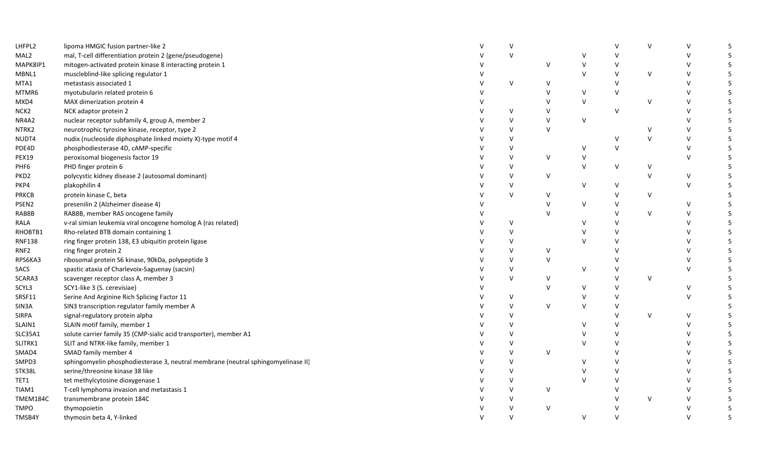| | | | | | | | | | |
|---|---|---|---|---|---|---|---|---|---|
| LHFPL2 | lipoma HMGIC fusion partner-like 2 | V | V | | | V | V | V | 5 |
| MAL2 | mal, T-cell differentiation protein 2 (gene/pseudogene) | V | V | | V | V | | V | 5 |
| MAPK8IP1 | mitogen-activated protein kinase 8 interacting protein 1 | V | | V | V | V | | V | 5 |
| MBNL1 | muscleblind-like splicing regulator 1 | V | | | V | V | V | V | 5 |
| MTA1 | metastasis associated 1 | V | V | V | | V | | V | 5 |
| MTMR6 | myotubularin related protein 6 | V | | V | V | V | | V | 5 |
| MXD4 | MAX dimerization protein 4 | V | | V | V | | V | V | 5 |
| NCK2 | NCK adaptor protein 2 | V | V | V | | V | | V | 5 |
| NR4A2 | nuclear receptor subfamily 4, group A, member 2 | V | V | V | V | | | V | 5 |
| NTRK2 | neurotrophic tyrosine kinase, receptor, type 2 | V | V | V | | | V | V | 5 |
| NUDT4 | nudix (nucleoside diphosphate linked moiety X)-type motif 4 | V | V | | | V | V | V | 5 |
| PDE4D | phosphodiesterase 4D, cAMP-specific | V | V | | V | V | | V | 5 |
| PEX19 | peroxisomal biogenesis factor 19 | V | V | V | V | | | V | 5 |
| PHF6 | PHD finger protein 6 | V | V | | V | V | V | | 5 |
| PKD2 | polycystic kidney disease 2 (autosomal dominant) | V | V | V | | | V | V | 5 |
| PKP4 | plakophilin 4 | V | V | | V | V | | V | 5 |
| PRKCB | protein kinase C, beta | V | V | V | | V | V | | 5 |
| PSEN2 | presenilin 2 (Alzheimer disease 4) | V | | V | V | V | | V | 5 |
| RAB8B | RAB8B, member RAS oncogene family | V | | V | | V | V | V | 5 |
| RALA | v-ral simian leukemia viral oncogene homolog A (ras related) | V | V | | V | V | | V | 5 |
| RHOBTB1 | Rho-related BTB domain containing 1 | V | V | | V | V | | V | 5 |
| RNF138 | ring finger protein 138, E3 ubiquitin protein ligase | V | V | | V | V | | V | 5 |
| RNF2 | ring finger protein 2 | V | V | V | | V | | V | 5 |
| RPS6KA3 | ribosomal protein S6 kinase, 90kDa, polypeptide 3 | V | V | V | | V | | V | 5 |
| SACS | spastic ataxia of Charlevoix-Saguenay (sacsin) | V | V | | V | V | | V | 5 |
| SCARA3 | scavenger receptor class A, member 3 | V | V | V | | V | V | | 5 |
| SCYL3 | SCY1-like 3 (S. cerevisiae) | V | | V | V | V | | V | 5 |
| SRSF11 | Serine And Arginine Rich Splicing Factor 11 | V | V | | V | V | | V | 5 |
| SIN3A | SIN3 transcription regulator family member A | V | V | V | V | V | | | 5 |
| SIRPA | signal-regulatory protein alpha | V | V | | | V | V | V | 5 |
| SLAIN1 | SLAIN motif family, member 1 | V | V | | V | V | | V | 5 |
| SLC35A1 | solute carrier family 35 (CMP-sialic acid transporter), member A1 | V | V | | V | V | | V | 5 |
| SLITRK1 | SLIT and NTRK-like family, member 1 | V | V | | V | V | | V | 5 |
| SMAD4 | SMAD family member 4 | V | V | V | | V | | V | 5 |
| SMPD3 | sphingomyelin phosphodiesterase 3, neutral membrane (neutral sphingomyelinase II) | V | V | | V | V | | V | 5 |
| STK38L | serine/threonine kinase 38 like | V | V | | V | V | | V | 5 |
| TET1 | tet methylcytosine dioxygenase 1 | V | V | | V | V | | V | 5 |
| TIAM1 | T-cell lymphoma invasion and metastasis 1 | V | V | V | | V | | V | 5 |
| TMEM184C | transmembrane protein 184C | V | V | | | V | V | V | 5 |
| TMPO | thymopoietin | V | V | V | | V | | V | 5 |
| TMSB4Y | thymosin beta 4, Y-linked | V | V | | V | V | | V | 5 |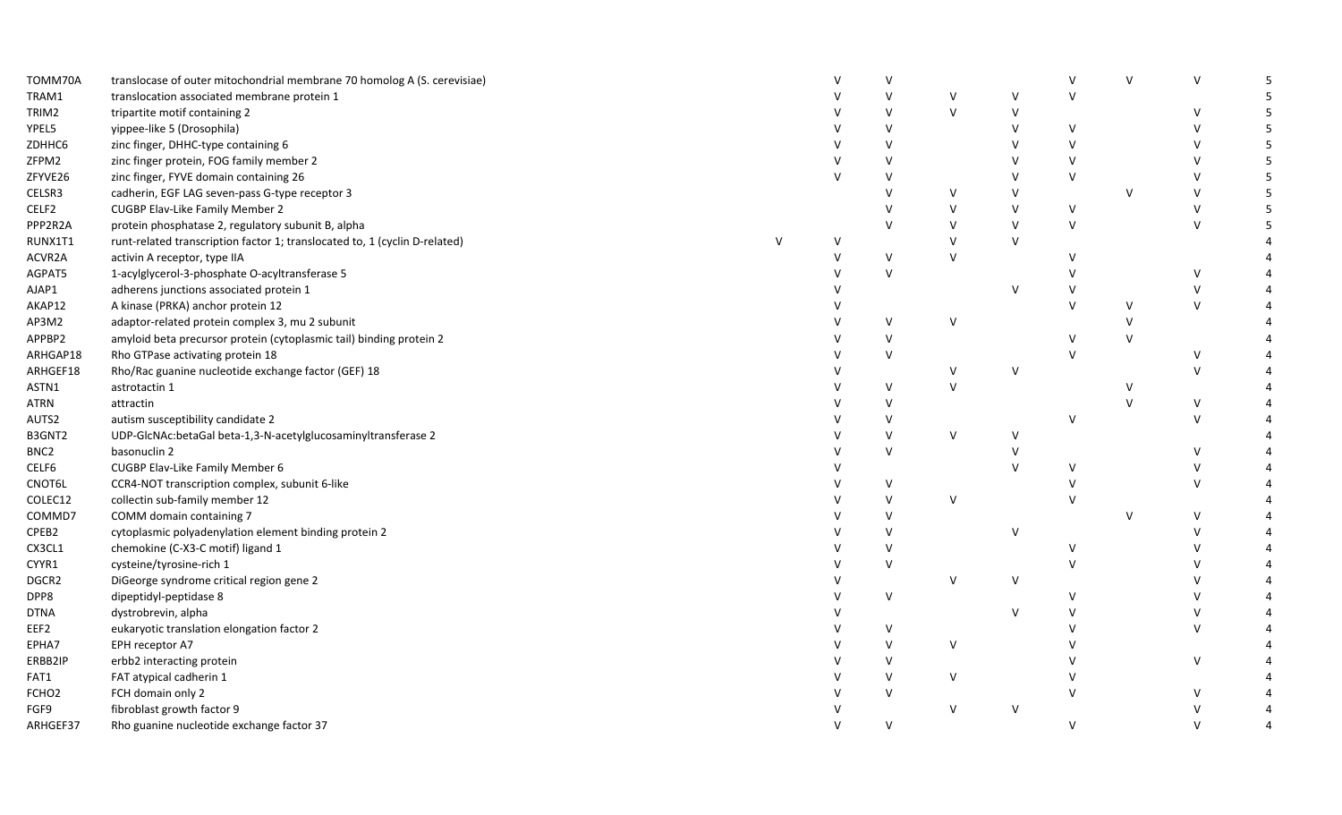| | | | | | | | | | | |
|---|---|---|---|---|---|---|---|---|---|---|
| TOMM70A | translocase of outer mitochondrial membrane 70 homolog A (S. cerevisiae) | | V | V | | | V | V | V | 5 |
| TRAM1 | translocation associated membrane protein 1 | | V | V | V | V | V | | | 5 |
| TRIM2 | tripartite motif containing 2 | | V | V | V | V | | | V | 5 |
| YPEL5 | yippee-like 5 (Drosophila) | | V | V | | V | V | | V | 5 |
| ZDHHC6 | zinc finger, DHHC-type containing 6 | | V | V | | V | V | | V | 5 |
| ZFPM2 | zinc finger protein, FOG family member 2 | | V | V | | V | V | | V | 5 |
| ZFYVE26 | zinc finger, FYVE domain containing 26 | | V | V | | V | V | | V | 5 |
| CELSR3 | cadherin, EGF LAG seven-pass G-type receptor 3 | | | V | V | V | | V | V | 5 |
| CELF2 | CUGBP Elav-Like Family Member 2 | | | V | V | V | V | | V | 5 |
| PPP2R2A | protein phosphatase 2, regulatory subunit B, alpha | | | V | V | V | V | | V | 5 |
| RUNX1T1 | runt-related transcription factor 1; translocated to, 1 (cyclin D-related) | V | V | | V | V | | | | 4 |
| ACVR2A | activin A receptor, type IIA | | V | V | V | | V | | | 4 |
| AGPAT5 | 1-acylglycerol-3-phosphate O-acyltransferase 5 | | V | V | | | V | | V | 4 |
| AJAP1 | adherens junctions associated protein 1 | | V | | | V | V | | V | 4 |
| AKAP12 | A kinase (PRKA) anchor protein 12 | | V | | | | V | V | V | 4 |
| AP3M2 | adaptor-related protein complex 3, mu 2 subunit | | V | V | V | | | V | | 4 |
| APPBP2 | amyloid beta precursor protein (cytoplasmic tail) binding protein 2 | | V | V | | | V | V | | 4 |
| ARHGAP18 | Rho GTPase activating protein 18 | | V | V | | | V | | V | 4 |
| ARHGEF18 | Rho/Rac guanine nucleotide exchange factor (GEF) 18 | | V | | V | V | | | V | 4 |
| ASTN1 | astrotactin 1 | | V | V | V | | | V | | 4 |
| ATRN | attractin | | V | V | | | | V | V | 4 |
| AUTS2 | autism susceptibility candidate 2 | | V | V | | | V | | V | 4 |
| B3GNT2 | UDP-GlcNAc:betaGal beta-1,3-N-acetylglucosaminyltransferase 2 | | V | V | V | V | | | | 4 |
| BNC2 | basonuclin 2 | | V | V | | V | | | V | 4 |
| CELF6 | CUGBP Elav-Like Family Member 6 | | V | | | V | V | | V | 4 |
| CNOT6L | CCR4-NOT transcription complex, subunit 6-like | | V | V | | | V | | V | 4 |
| COLEC12 | collectin sub-family member 12 | | V | V | V | | V | | | 4 |
| COMMD7 | COMM domain containing 7 | | V | V | | | | V | V | 4 |
| CPEB2 | cytoplasmic polyadenylation element binding protein 2 | | V | V | | V | | | V | 4 |
| CX3CL1 | chemokine (C-X3-C motif) ligand 1 | | V | V | | | V | | V | 4 |
| CYYR1 | cysteine/tyrosine-rich 1 | | V | V | | | V | | V | 4 |
| DGCR2 | DiGeorge syndrome critical region gene 2 | | V | | V | V | | | V | 4 |
| DPP8 | dipeptidyl-peptidase 8 | | V | V | | | V | | V | 4 |
| DTNA | dystrobrevin, alpha | | V | | | V | V | | V | 4 |
| EEF2 | eukaryotic translation elongation factor 2 | | V | V | | | V | | V | 4 |
| EPHA7 | EPH receptor A7 | | V | V | V | | V | | | 4 |
| ERBB2IP | erbb2 interacting protein | | V | V | | | V | | V | 4 |
| FAT1 | FAT atypical cadherin 1 | | V | V | V | | V | | | 4 |
| FCHO2 | FCH domain only 2 | | V | V | | | V | | V | 4 |
| FGF9 | fibroblast growth factor 9 | | V | | V | V | | | V | 4 |
| ARHGEF37 | Rho guanine nucleotide exchange factor 37 | | V | V | | | V | | V | 4 |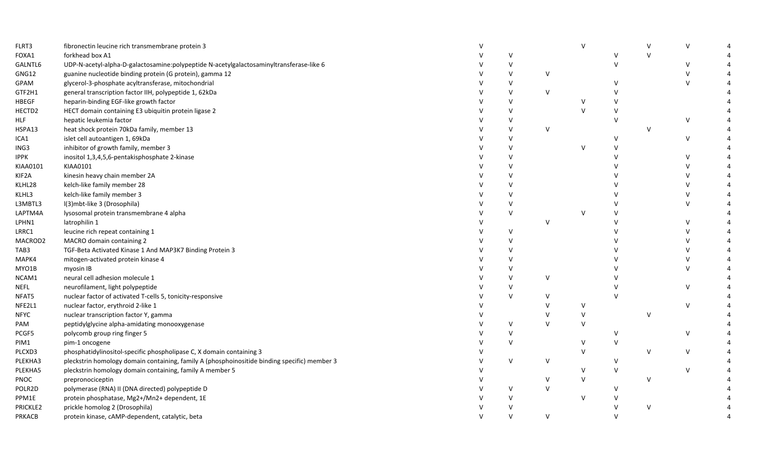| | | | | | | | | | |
|---|---|---|---|---|---|---|---|---|---|
| FLRT3 | fibronectin leucine rich transmembrane protein 3 | V | | | V | | V | V | 4 |
| FOXA1 | forkhead box A1 | V | V | | | V | V | | 4 |
| GALNTL6 | UDP-N-acetyl-alpha-D-galactosamine:polypeptide N-acetylgalactosaminyltransferase-like 6 | V | V | | | V | | V | 4 |
| GNG12 | guanine nucleotide binding protein (G protein), gamma 12 | V | V | V | | | | V | 4 |
| GPAM | glycerol-3-phosphate acyltransferase, mitochondrial | V | V | | | V | | V | 4 |
| GTF2H1 | general transcription factor IIH, polypeptide 1, 62kDa | V | V | V | | V | | | 4 |
| HBEGF | heparin-binding EGF-like growth factor | V | V | | V | V | | | 4 |
| HECTD2 | HECT domain containing E3 ubiquitin protein ligase 2 | V | V | | V | V | | | 4 |
| HLF | hepatic leukemia factor | V | V | | | V | | V | 4 |
| HSPA13 | heat shock protein 70kDa family, member 13 | V | V | V | | | V | | 4 |
| ICA1 | islet cell autoantigen 1, 69kDa | V | V | | | V | | V | 4 |
| ING3 | inhibitor of growth family, member 3 | V | V | | V | V | | | 4 |
| IPPK | inositol 1,3,4,5,6-pentakisphosphate 2-kinase | V | V | | | V | | V | 4 |
| KIAA0101 | KIAA0101 | V | V | | | V | | V | 4 |
| KIF2A | kinesin heavy chain member 2A | V | V | | | V | | V | 4 |
| KLHL28 | kelch-like family member 28 | V | V | | | V | | V | 4 |
| KLHL3 | kelch-like family member 3 | V | V | | | V | | V | 4 |
| L3MBTL3 | l(3)mbt-like 3 (Drosophila) | V | V | | | V | | V | 4 |
| LAPTM4A | lysosomal protein transmembrane 4 alpha | V | V | | V | V | | | 4 |
| LPHN1 | latrophilin 1 | V | | V | | V | | V | 4 |
| LRRC1 | leucine rich repeat containing 1 | V | V | | | V | | V | 4 |
| MACROD2 | MACRO domain containing 2 | V | V | | | V | | V | 4 |
| TAB3 | TGF-Beta Activated Kinase 1 And MAP3K7 Binding Protein 3 | V | V | | | V | | V | 4 |
| MAPK4 | mitogen-activated protein kinase 4 | V | V | | | V | | V | 4 |
| MYO1B | myosin IB | V | V | | | V | | V | 4 |
| NCAM1 | neural cell adhesion molecule 1 | V | V | V | | V | | | 4 |
| NEFL | neurofilament, light polypeptide | V | V | | | V | | V | 4 |
| NFAT5 | nuclear factor of activated T-cells 5, tonicity-responsive | V | V | V | | V | | | 4 |
| NFE2L1 | nuclear factor, erythroid 2-like 1 | V | | V | V | | | V | 4 |
| NFYC | nuclear transcription factor Y, gamma | V | | V | V | | V | | 4 |
| PAM | peptidylglycine alpha-amidating monooxygenase | V | V | V | V | | | | 4 |
| PCGF5 | polycomb group ring finger 5 | V | V | | | V | | V | 4 |
| PIM1 | pim-1 oncogene | V | V | | V | V | | | 4 |
| PLCXD3 | phosphatidylinositol-specific phospholipase C, X domain containing 3 | V | | | V | | V | V | 4 |
| PLEKHA3 | pleckstrin homology domain containing, family A (phosphoinositide binding specific) member 3 | V | V | V | | V | | | 4 |
| PLEKHA5 | pleckstrin homology domain containing, family A member 5 | V | | | V | V | | V | 4 |
| PNOC | prepronociceptin | V | | V | V | | V | | 4 |
| POLR2D | polymerase (RNA) II (DNA directed) polypeptide D | V | V | V | | V | | | 4 |
| PPM1E | protein phosphatase, Mg2+/Mn2+ dependent, 1E | V | V | | V | V | | | 4 |
| PRICKLE2 | prickle homolog 2 (Drosophila) | V | V | | | V | V | | 4 |
| PRKACB | protein kinase, cAMP-dependent, catalytic, beta | V | V | V | | V | | | 4 |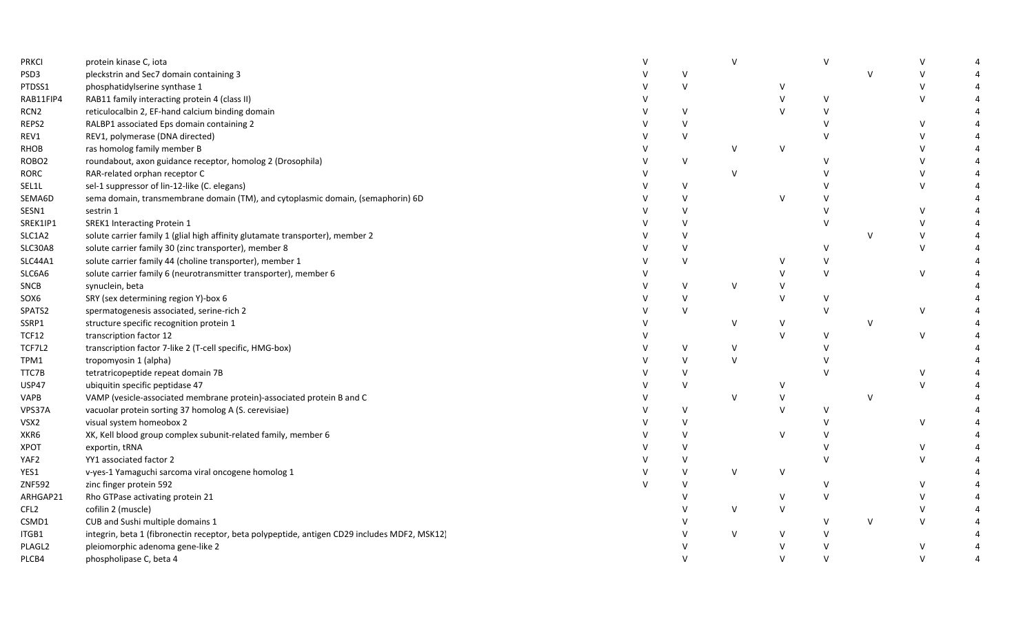| | | | | | | | | | |
|---|---|---|---|---|---|---|---|---|---|
| PRKCI | protein kinase C, iota | V | | V | | V | | V | 4 |
| PSD3 | pleckstrin and Sec7 domain containing 3 | V | V | | | | V | V | 4 |
| PTDSS1 | phosphatidylserine synthase 1 | V | V | | V | | | V | 4 |
| RAB11FIP4 | RAB11 family interacting protein 4 (class II) | V | | | V | V | | V | 4 |
| RCN2 | reticulocalbin 2, EF-hand calcium binding domain | V | V | | V | V | | | 4 |
| REPS2 | RALBP1 associated Eps domain containing 2 | V | V | | | V | | V | 4 |
| REV1 | REV1, polymerase (DNA directed) | V | V | | | V | | V | 4 |
| RHOB | ras homolog family member B | V | | V | V | | | V | 4 |
| ROBO2 | roundabout, axon guidance receptor, homolog 2 (Drosophila) | V | V | | | V | | V | 4 |
| RORC | RAR-related orphan receptor C | V | | V | | V | | V | 4 |
| SEL1L | sel-1 suppressor of lin-12-like (C. elegans) | V | V | | | V | | V | 4 |
| SEMA6D | sema domain, transmembrane domain (TM), and cytoplasmic domain, (semaphorin) 6D | V | V | | V | V | | | 4 |
| SESN1 | sestrin 1 | V | V | | | V | | V | 4 |
| SREK1IP1 | SREK1 Interacting Protein 1 | V | V | | | V | | V | 4 |
| SLC1A2 | solute carrier family 1 (glial high affinity glutamate transporter), member 2 | V | V | | | | V | V | 4 |
| SLC30A8 | solute carrier family 30 (zinc transporter), member 8 | V | V | | | V | | V | 4 |
| SLC44A1 | solute carrier family 44 (choline transporter), member 1 | V | V | | V | V | | | 4 |
| SLC6A6 | solute carrier family 6 (neurotransmitter transporter), member 6 | V | | | V | V | | V | 4 |
| SNCB | synuclein, beta | V | V | V | V | | | | 4 |
| SOX6 | SRY (sex determining region Y)-box 6 | V | V | | V | V | | | 4 |
| SPATS2 | spermatogenesis associated, serine-rich 2 | V | V | | | V | | V | 4 |
| SSRP1 | structure specific recognition protein 1 | V | | V | V | | V | | 4 |
| TCF12 | transcription factor 12 | V | | | V | V | | V | 4 |
| TCF7L2 | transcription factor 7-like 2 (T-cell specific, HMG-box) | V | V | V | | V | | | 4 |
| TPM1 | tropomyosin 1 (alpha) | V | V | V | | V | | | 4 |
| TTC7B | tetratricopeptide repeat domain 7B | V | V | | | V | | V | 4 |
| USP47 | ubiquitin specific peptidase 47 | V | V | | V | | | V | 4 |
| VAPB | VAMP (vesicle-associated membrane protein)-associated protein B and C | V | | V | V | | V | | 4 |
| VPS37A | vacuolar protein sorting 37 homolog A (S. cerevisiae) | V | V | | V | V | | | 4 |
| VSX2 | visual system homeobox 2 | V | V | | | V | | V | 4 |
| XKR6 | XK, Kell blood group complex subunit-related family, member 6 | V | V | | V | V | | | 4 |
| XPOT | exportin, tRNA | V | V | | | V | | V | 4 |
| YAF2 | YY1 associated factor 2 | V | V | | | V | | V | 4 |
| YES1 | v-yes-1 Yamaguchi sarcoma viral oncogene homolog 1 | V | V | V | V | | | | 4 |
| ZNF592 | zinc finger protein 592 | V | V | | | V | | V | 4 |
| ARHGAP21 | Rho GTPase activating protein 21 | | V | | V | V | | V | 4 |
| CFL2 | cofilin 2 (muscle) | | V | V | V | | | V | 4 |
| CSMD1 | CUB and Sushi multiple domains 1 | | V | | | V | V | V | 4 |
| ITGB1 | integrin, beta 1 (fibronectin receptor, beta polypeptide, antigen CD29 includes MDF2, MSK12) | | V | V | V | V | | | 4 |
| PLAGL2 | pleiomorphic adenoma gene-like 2 | | V | | V | V | | V | 4 |
| PLCB4 | phospholipase C, beta 4 | | V | | V | V | | V | 4 |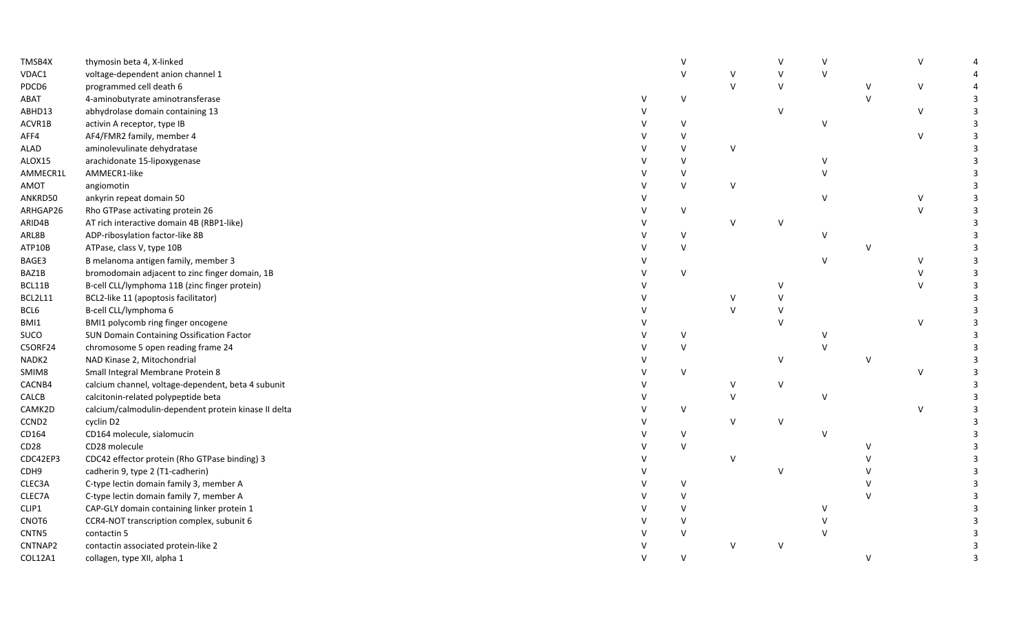| | | | | | | | | | |
|---|---|---|---|---|---|---|---|---|---|
| TMSB4X | thymosin beta 4, X-linked | | V | | V | V | | V | 4 |
| VDAC1 | voltage-dependent anion channel 1 | | V | V | V | V | | | 4 |
| PDCD6 | programmed cell death 6 | | | V | V | | V | V | 4 |
| ABAT | 4-aminobutyrate aminotransferase | V | V | | | | V | | 3 |
| ABHD13 | abhydrolase domain containing 13 | V | | | V | | | V | 3 |
| ACVR1B | activin A receptor, type IB | V | V | | | V | | | 3 |
| AFF4 | AF4/FMR2 family, member 4 | V | V | | | | | V | 3 |
| ALAD | aminolevulinate dehydratase | V | V | V | | | | | 3 |
| ALOX15 | arachidonate 15-lipoxygenase | V | V | | | V | | | 3 |
| AMMECR1L | AMMECR1-like | V | V | | | V | | | 3 |
| AMOT | angiomotin | V | V | V | | | | | 3 |
| ANKRD50 | ankyrin repeat domain 50 | V | | | | V | | V | 3 |
| ARHGAP26 | Rho GTPase activating protein 26 | V | V | | | | | V | 3 |
| ARID4B | AT rich interactive domain 4B (RBP1-like) | V | | V | V | | | | 3 |
| ARL8B | ADP-ribosylation factor-like 8B | V | V | | | V | | | 3 |
| ATP10B | ATPase, class V, type 10B | V | V | | | | V | | 3 |
| BAGE3 | B melanoma antigen family, member 3 | V | | | | V | | V | 3 |
| BAZ1B | bromodomain adjacent to zinc finger domain, 1B | V | V | | | | | V | 3 |
| BCL11B | B-cell CLL/lymphoma 11B (zinc finger protein) | V | | | V | | | V | 3 |
| BCL2L11 | BCL2-like 11 (apoptosis facilitator) | V | | V | V | | | | 3 |
| BCL6 | B-cell CLL/lymphoma 6 | V | | V | V | | | | 3 |
| BMI1 | BMI1 polycomb ring finger oncogene | V | | | V | | | V | 3 |
| SUCO | SUN Domain Containing Ossification Factor | V | V | | | V | | | 3 |
| C5ORF24 | chromosome 5 open reading frame 24 | V | V | | | V | | | 3 |
| NADK2 | NAD Kinase 2, Mitochondrial | V | | | V | | V | | 3 |
| SMIM8 | Small Integral Membrane Protein 8 | V | V | | | | | V | 3 |
| CACNB4 | calcium channel, voltage-dependent, beta 4 subunit | V | | V | V | | | | 3 |
| CALCB | calcitonin-related polypeptide beta | V | | V | | V | | | 3 |
| CAMK2D | calcium/calmodulin-dependent protein kinase II delta | V | V | | | | | V | 3 |
| CCND2 | cyclin D2 | V | | V | V | | | | 3 |
| CD164 | CD164 molecule, sialomucin | V | V | | | V | | | 3 |
| CD28 | CD28 molecule | V | V | | | | V | | 3 |
| CDC42EP3 | CDC42 effector protein (Rho GTPase binding) 3 | V | | V | | | V | | 3 |
| CDH9 | cadherin 9, type 2 (T1-cadherin) | V | | | V | | V | | 3 |
| CLEC3A | C-type lectin domain family 3, member A | V | V | | | | V | | 3 |
| CLEC7A | C-type lectin domain family 7, member A | V | V | | | | V | | 3 |
| CLIP1 | CAP-GLY domain containing linker protein 1 | V | V | | | V | | | 3 |
| CNOT6 | CCR4-NOT transcription complex, subunit 6 | V | V | | | V | | | 3 |
| CNTN5 | contactin 5 | V | V | | | V | | | 3 |
| CNTNAP2 | contactin associated protein-like 2 | V | | V | V | | | | 3 |
| COL12A1 | collagen, type XII, alpha 1 | V | V | | | | V | | 3 |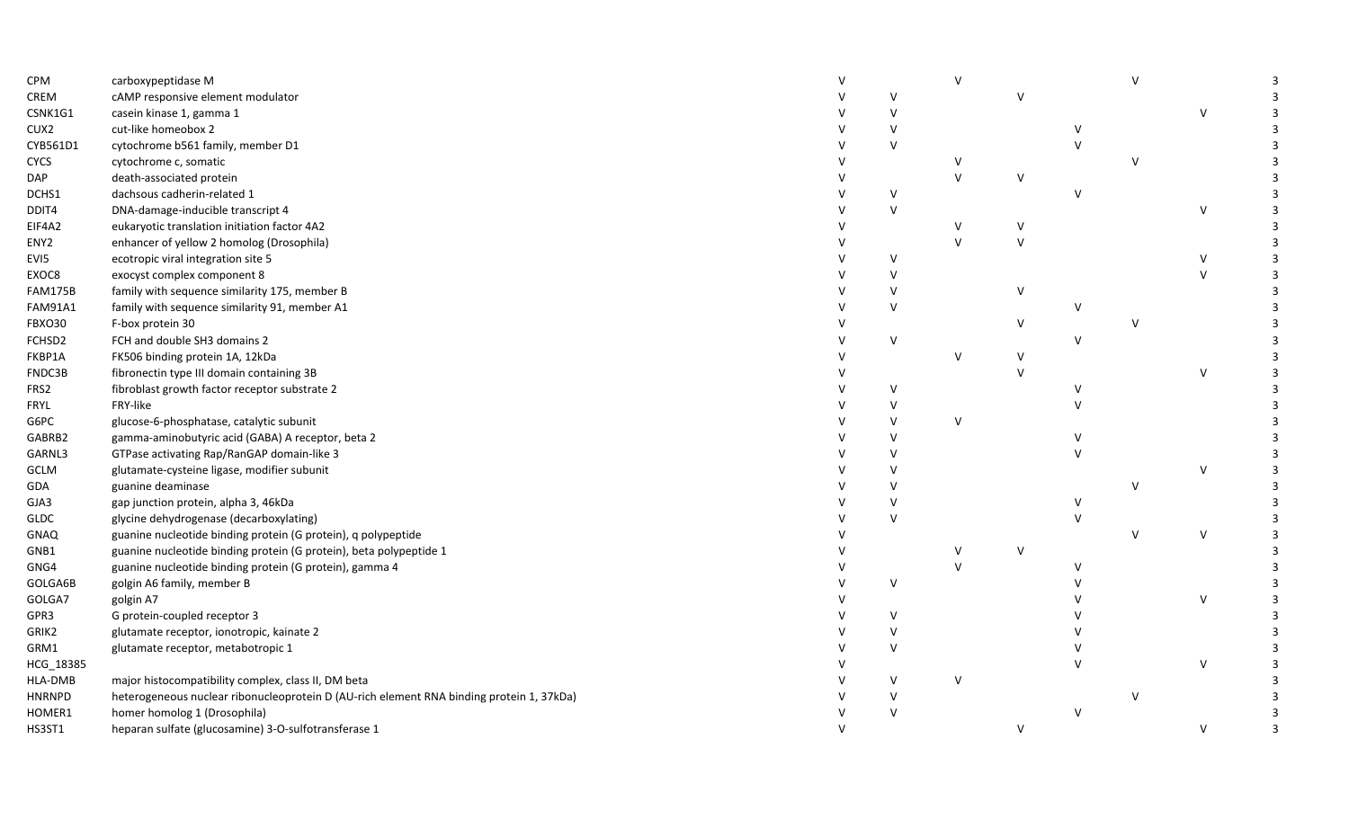| | | | | | | | | | |
|---|---|---|---|---|---|---|---|---|---|
| CPM | carboxypeptidase M | V | | V | | | V | | 3 |
| CREM | cAMP responsive element modulator | V | V | | V | | | | 3 |
| CSNK1G1 | casein kinase 1, gamma 1 | V | V | | | | | V | 3 |
| CUX2 | cut-like homeobox 2 | V | V | | | V | | | 3 |
| CYB561D1 | cytochrome b561 family, member D1 | V | V | | | V | | | 3 |
| CYCS | cytochrome c, somatic | V | | V | | | V | | 3 |
| DAP | death-associated protein | V | | V | V | | | | 3 |
| DCHS1 | dachsous cadherin-related 1 | V | V | | | V | | | 3 |
| DDIT4 | DNA-damage-inducible transcript 4 | V | V | | | | | V | 3 |
| EIF4A2 | eukaryotic translation initiation factor 4A2 | V | | V | V | | | | 3 |
| ENY2 | enhancer of yellow 2 homolog (Drosophila) | V | | V | V | | | | 3 |
| EVI5 | ecotropic viral integration site 5 | V | V | | | | | V | 3 |
| EXOC8 | exocyst complex component 8 | V | V | | | | | V | 3 |
| FAM175B | family with sequence similarity 175, member B | V | V | | V | | | | 3 |
| FAM91A1 | family with sequence similarity 91, member A1 | V | V | | | V | | | 3 |
| FBXO30 | F-box protein 30 | V | | | V | | V | | 3 |
| FCHSD2 | FCH and double SH3 domains 2 | V | V | | | V | | | 3 |
| FKBP1A | FK506 binding protein 1A, 12kDa | V | | V | V | | | | 3 |
| FNDC3B | fibronectin type III domain containing 3B | V | | | V | | | V | 3 |
| FRS2 | fibroblast growth factor receptor substrate 2 | V | V | | | V | | | 3 |
| FRYL | FRY-like | V | V | | | V | | | 3 |
| G6PC | glucose-6-phosphatase, catalytic subunit | V | V | V | | | | | 3 |
| GABRB2 | gamma-aminobutyric acid (GABA) A receptor, beta 2 | V | V | | | V | | | 3 |
| GARNL3 | GTPase activating Rap/RanGAP domain-like 3 | V | V | | | V | | | 3 |
| GCLM | glutamate-cysteine ligase, modifier subunit | V | V | | | | | V | 3 |
| GDA | guanine deaminase | V | V | | | | V | | 3 |
| GJA3 | gap junction protein, alpha 3, 46kDa | V | V | | | V | | | 3 |
| GLDC | glycine dehydrogenase (decarboxylating) | V | V | | | V | | | 3 |
| GNAQ | guanine nucleotide binding protein (G protein), q polypeptide | V | | | | | V | V | 3 |
| GNB1 | guanine nucleotide binding protein (G protein), beta polypeptide 1 | V | | V | V | | | | 3 |
| GNG4 | guanine nucleotide binding protein (G protein), gamma 4 | V | | V | | V | | | 3 |
| GOLGA6B | golgin A6 family, member B | V | V | | | V | | | 3 |
| GOLGA7 | golgin A7 | V | | | | V | | V | 3 |
| GPR3 | G protein-coupled receptor 3 | V | V | | | V | | | 3 |
| GRIK2 | glutamate receptor, ionotropic, kainate 2 | V | V | | | V | | | 3 |
| GRM1 | glutamate receptor, metabotropic 1 | V | V | | | V | | | 3 |
| HCG_18385 | | V | | | | V | | V | 3 |
| HLA-DMB | major histocompatibility complex, class II, DM beta | V | V | V | | | | | 3 |
| HNRNPD | heterogeneous nuclear ribonucleoprotein D (AU-rich element RNA binding protein 1, 37kDa) | V | V | | | | V | | 3 |
| HOMER1 | homer homolog 1 (Drosophila) | V | V | | | V | | | 3 |
| HS3ST1 | heparan sulfate (glucosamine) 3-O-sulfotransferase 1 | V | | | V | | | V | 3 |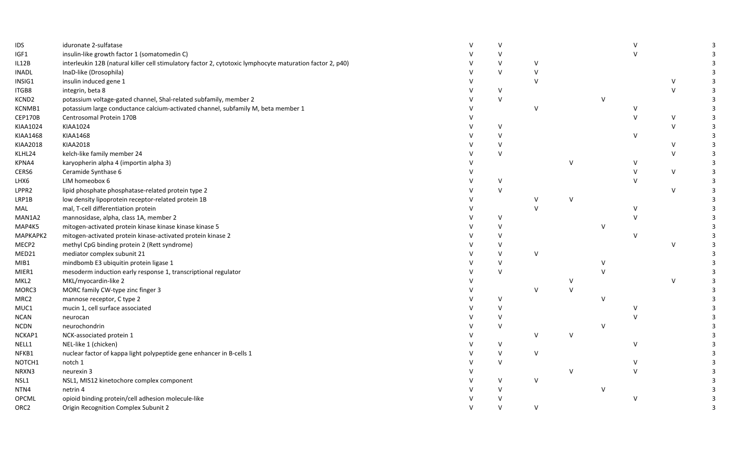| | | | | | | | | | |
|---|---|---|---|---|---|---|---|---|---|
| IDS | iduronate 2-sulfatase | V | V | | | | V | | 3 |
| IGF1 | insulin-like growth factor 1 (somatomedin C) | V | V | | | | V | | 3 |
| IL12B | interleukin 12B (natural killer cell stimulatory factor 2, cytotoxic lymphocyte maturation factor 2, p40) | V | V | V | | | | | 3 |
| INADL | InaD-like (Drosophila) | V | V | V | | | | | 3 |
| INSIG1 | insulin induced gene 1 | V | | V | | | | V | 3 |
| ITGB8 | integrin, beta 8 | V | V | | | | | V | 3 |
| KCND2 | potassium voltage-gated channel, Shal-related subfamily, member 2 | V | V | | | V | | | 3 |
| KCNMB1 | potassium large conductance calcium-activated channel, subfamily M, beta member 1 | V | | V | | | V | | 3 |
| CEP170B | Centrosomal Protein 170B | V | | | | | V | V | 3 |
| KIAA1024 | KIAA1024 | V | V | | | | | V | 3 |
| KIAA1468 | KIAA1468 | V | V | | | | V | | 3 |
| KIAA2018 | KIAA2018 | V | V | | | | | V | 3 |
| KLHL24 | kelch-like family member 24 | V | V | | | | | V | 3 |
| KPNA4 | karyopherin alpha 4 (importin alpha 3) | V | | | V | | V | | 3 |
| CERS6 | Ceramide Synthase 6 | V | | | | | V | V | 3 |
| LHX6 | LIM homeobox 6 | V | V | | | | V | | 3 |
| LPPR2 | lipid phosphate phosphatase-related protein type 2 | V | V | | | | | V | 3 |
| LRP1B | low density lipoprotein receptor-related protein 1B | V | | V | V | | | | 3 |
| MAL | mal, T-cell differentiation protein | V | | V | | | V | | 3 |
| MAN1A2 | mannosidase, alpha, class 1A, member 2 | V | V | | | | V | | 3 |
| MAP4K5 | mitogen-activated protein kinase kinase kinase kinase 5 | V | V | | | V | | | 3 |
| MAPKAPK2 | mitogen-activated protein kinase-activated protein kinase 2 | V | V | | | | V | | 3 |
| MECP2 | methyl CpG binding protein 2 (Rett syndrome) | V | V | | | | | V | 3 |
| MED21 | mediator complex subunit 21 | V | V | V | | | | | 3 |
| MIB1 | mindbomb E3 ubiquitin protein ligase 1 | V | V | | | V | | | 3 |
| MIER1 | mesoderm induction early response 1, transcriptional regulator | V | V | | | V | | | 3 |
| MKL2 | MKL/myocardin-like 2 | V | | | V | | | V | 3 |
| MORC3 | MORC family CW-type zinc finger 3 | V | | V | V | | | | 3 |
| MRC2 | mannose receptor, C type 2 | V | V | | | V | | | 3 |
| MUC1 | mucin 1, cell surface associated | V | V | | | | V | | 3 |
| NCAN | neurocan | V | V | | | | V | | 3 |
| NCDN | neurochondrin | V | V | | | V | | | 3 |
| NCKAP1 | NCK-associated protein 1 | V | | V | V | | | | 3 |
| NELL1 | NEL-like 1 (chicken) | V | V | | | | V | | 3 |
| NFKB1 | nuclear factor of kappa light polypeptide gene enhancer in B-cells 1 | V | V | V | | | | | 3 |
| NOTCH1 | notch 1 | V | V | | | | V | | 3 |
| NRXN3 | neurexin 3 | V | | | V | | V | | 3 |
| NSL1 | NSL1, MIS12 kinetochore complex component | V | V | V | | | | | 3 |
| NTN4 | netrin 4 | V | V | | | V | | | 3 |
| OPCML | opioid binding protein/cell adhesion molecule-like | V | V | | | | V | | 3 |
| ORC2 | Origin Recognition Complex Subunit 2 | V | V | V | | | | | 3 |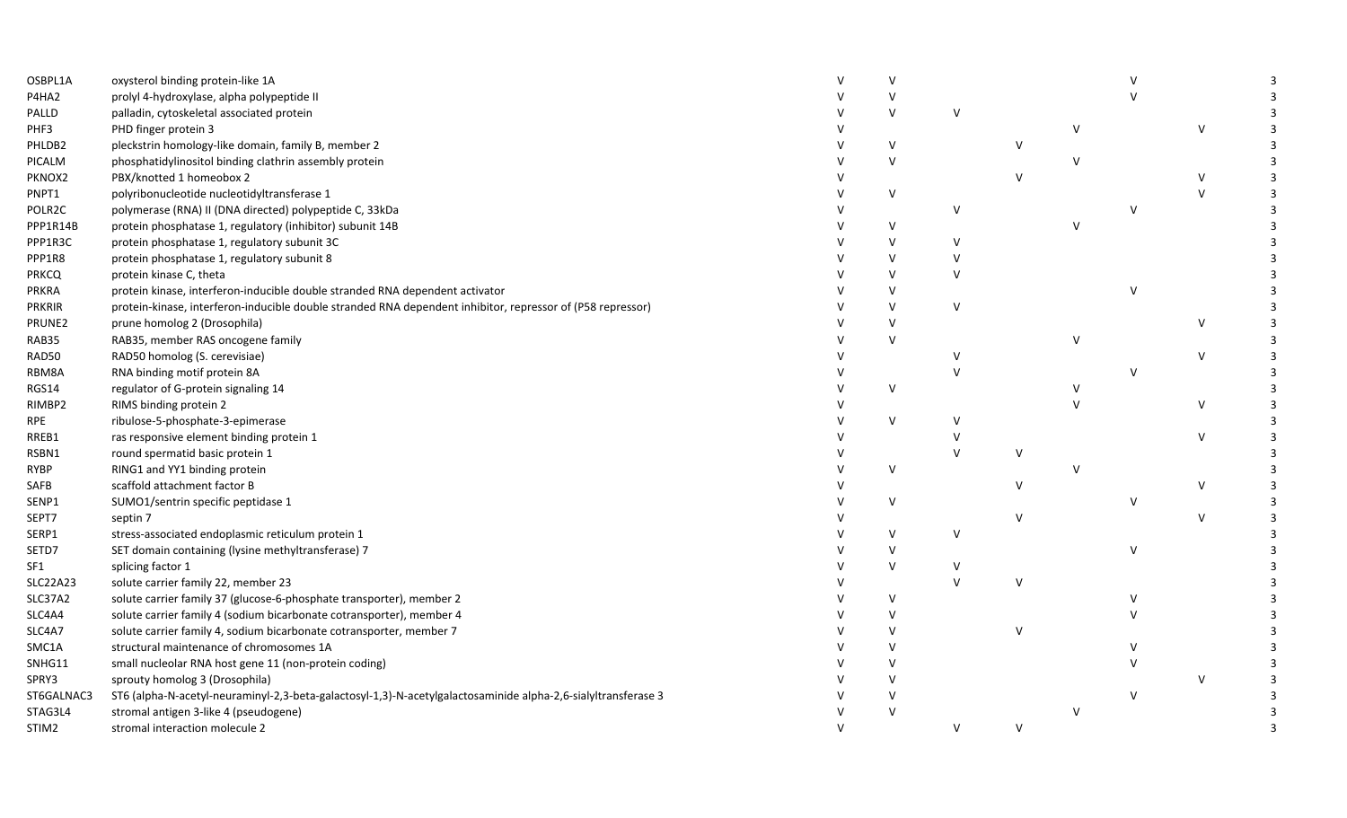| | | | | | | | | | |
|---|---|---|---|---|---|---|---|---|---|
| OSBPL1A | oxysterol binding protein-like 1A | V | V | | | | V | | 3 |
| P4HA2 | prolyl 4-hydroxylase, alpha polypeptide II | V | V | | | | V | | 3 |
| PALLD | palladin, cytoskeletal associated protein | V | V | V | | | | | 3 |
| PHF3 | PHD finger protein 3 | V | | | | V | | V | 3 |
| PHLDB2 | pleckstrin homology-like domain, family B, member 2 | V | V | | V | | | | 3 |
| PICALM | phosphatidylinositol binding clathrin assembly protein | V | V | | | V | | | 3 |
| PKNOX2 | PBX/knotted 1 homeobox 2 | V | | | V | | | V | 3 |
| PNPT1 | polyribonucleotide nucleotidyltransferase 1 | V | V | | | | | V | 3 |
| POLR2C | polymerase (RNA) II (DNA directed) polypeptide C, 33kDa | V | | V | | | V | | 3 |
| PPP1R14B | protein phosphatase 1, regulatory (inhibitor) subunit 14B | V | V | | | V | | | 3 |
| PPP1R3C | protein phosphatase 1, regulatory subunit 3C | V | V | V | | | | | 3 |
| PPP1R8 | protein phosphatase 1, regulatory subunit 8 | V | V | V | | | | | 3 |
| PRKCQ | protein kinase C, theta | V | V | V | | | | | 3 |
| PRKRA | protein kinase, interferon-inducible double stranded RNA dependent activator | V | V | | | | V | | 3 |
| PRKRIR | protein-kinase, interferon-inducible double stranded RNA dependent inhibitor, repressor of (P58 repressor) | V | V | V | | | | | 3 |
| PRUNE2 | prune homolog 2 (Drosophila) | V | V | | | | | V | 3 |
| RAB35 | RAB35, member RAS oncogene family | V | V | | | V | | | 3 |
| RAD50 | RAD50 homolog (S. cerevisiae) | V | | V | | | | V | 3 |
| RBM8A | RNA binding motif protein 8A | V | | V | | | V | | 3 |
| RGS14 | regulator of G-protein signaling 14 | V | V | | | V | | | 3 |
| RIMBP2 | RIMS binding protein 2 | V | | | | V | | V | 3 |
| RPE | ribulose-5-phosphate-3-epimerase | V | V | V | | | | | 3 |
| RREB1 | ras responsive element binding protein 1 | V | | V | | | | V | 3 |
| RSBN1 | round spermatid basic protein 1 | V | | V | V | | | | 3 |
| RYBP | RING1 and YY1 binding protein | V | V | | | V | | | 3 |
| SAFB | scaffold attachment factor B | V | | | V | | | V | 3 |
| SENP1 | SUMO1/sentrin specific peptidase 1 | V | V | | | | V | | 3 |
| SEPT7 | septin 7 | V | | | V | | | V | 3 |
| SERP1 | stress-associated endoplasmic reticulum protein 1 | V | V | V | | | | | 3 |
| SETD7 | SET domain containing (lysine methyltransferase) 7 | V | V | | | | V | | 3 |
| SF1 | splicing factor 1 | V | V | V | | | | | 3 |
| SLC22A23 | solute carrier family 22, member 23 | V | | V | V | | | | 3 |
| SLC37A2 | solute carrier family 37 (glucose-6-phosphate transporter), member 2 | V | V | | | | V | | 3 |
| SLC4A4 | solute carrier family 4 (sodium bicarbonate cotransporter), member 4 | V | V | | | | V | | 3 |
| SLC4A7 | solute carrier family 4, sodium bicarbonate cotransporter, member 7 | V | V | | V | | | | 3 |
| SMC1A | structural maintenance of chromosomes 1A | V | V | | | | V | | 3 |
| SNHG11 | small nucleolar RNA host gene 11 (non-protein coding) | V | V | | | | V | | 3 |
| SPRY3 | sprouty homolog 3 (Drosophila) | V | V | | | | | V | 3 |
| ST6GALNAC3 | ST6 (alpha-N-acetyl-neuraminyl-2,3-beta-galactosyl-1,3)-N-acetylgalactosaminide alpha-2,6-sialyltransferase 3 | V | V | | | | V | | 3 |
| STAG3L4 | stromal antigen 3-like 4 (pseudogene) | V | V | | | V | | | 3 |
| STIM2 | stromal interaction molecule 2 | V | | V | V | | | | 3 |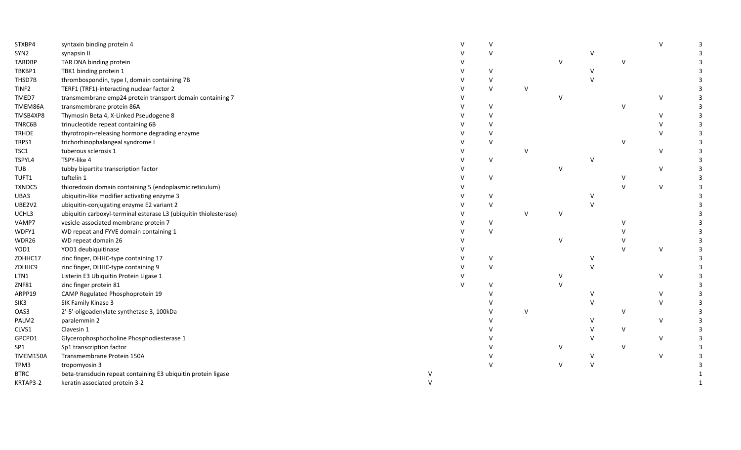| | | | | | | | | | | |
|---|---|---|---|---|---|---|---|---|---|---|
| STXBP4 | syntaxin binding protein 4 | | V | V | | | | | V | 3 |
| SYN2 | synapsin II | | V | V | | | V | | | 3 |
| TARDBP | TAR DNA binding protein | | V | | | V | | V | | 3 |
| TBKBP1 | TBK1 binding protein 1 | | V | V | | | V | | | 3 |
| THSD7B | thrombospondin, type I, domain containing 7B | | V | V | | | V | | | 3 |
| TINF2 | TERF1 (TRF1)-interacting nuclear factor 2 | | V | V | V | | | | | 3 |
| TMED7 | transmembrane emp24 protein transport domain containing 7 | | V | | | V | | | V | 3 |
| TMEM86A | transmembrane protein 86A | | V | V | | | | V | | 3 |
| TMSB4XP8 | Thymosin Beta 4, X-Linked Pseudogene 8 | | V | V | | | | | V | 3 |
| TNRC6B | trinucleotide repeat containing 6B | | V | V | | | | | V | 3 |
| TRHDE | thyrotropin-releasing hormone degrading enzyme | | V | V | | | | | V | 3 |
| TRPS1 | trichorhinophalangeal syndrome I | | V | V | | | | V | | 3 |
| TSC1 | tuberous sclerosis 1 | | V | | V | | | | V | 3 |
| TSPYL4 | TSPY-like 4 | | V | V | | | V | | | 3 |
| TUB | tubby bipartite transcription factor | | V | | | V | | | V | 3 |
| TUFT1 | tuftelin 1 | | V | V | | | | V | | 3 |
| TXNDC5 | thioredoxin domain containing 5 (endoplasmic reticulum) | | V | | | | | V | V | 3 |
| UBA3 | ubiquitin-like modifier activating enzyme 3 | | V | V | | | V | | | 3 |
| UBE2V2 | ubiquitin-conjugating enzyme E2 variant 2 | | V | V | | | V | | | 3 |
| UCHL3 | ubiquitin carboxyl-terminal esterase L3 (ubiquitin thiolesterase) | | V | | V | V | | | | 3 |
| VAMP7 | vesicle-associated membrane protein 7 | | V | V | | | | V | | 3 |
| WDFY1 | WD repeat and FYVE domain containing 1 | | V | V | | | | V | | 3 |
| WDR26 | WD repeat domain 26 | | V | | | V | | V | | 3 |
| YOD1 | YOD1 deubiquitinase | | V | | | | | V | V | 3 |
| ZDHHC17 | zinc finger, DHHC-type containing 17 | | V | V | | | V | | | 3 |
| ZDHHC9 | zinc finger, DHHC-type containing 9 | | V | V | | | V | | | 3 |
| LTN1 | Listerin E3 Ubiquitin Protein Ligase 1 | | V | | | V | | | V | 3 |
| ZNF81 | zinc finger protein 81 | | V | V | | V | | | | 3 |
| ARPP19 | CAMP Regulated Phosphoprotein 19 | | | V | | | V | | V | 3 |
| SIK3 | SIK Family Kinase 3 | | | V | | | V | | V | 3 |
| OAS3 | 2'-5'-oligoadenylate synthetase 3, 100kDa | | | V | V | | | V | | 3 |
| PALM2 | paralemmin 2 | | | V | | | V | | V | 3 |
| CLVS1 | Clavesin 1 | | | V | | | V | V | | 3 |
| GPCPD1 | Glycerophosphocholine Phosphodiesterase 1 | | | V | | | V | | V | 3 |
| SP1 | Sp1 transcription factor | | | V | | V | | V | | 3 |
| TMEM150A | Transmembrane Protein 150A | | | V | | | V | | V | 3 |
| TPM3 | tropomyosin 3 | | | V | | V | V | | | 3 |
| BTRC | beta-transducin repeat containing E3 ubiquitin protein ligase | V | | | | | | | | 1 |
| KRTAP3-2 | keratin associated protein 3-2 | V | | | | | | | | 1 |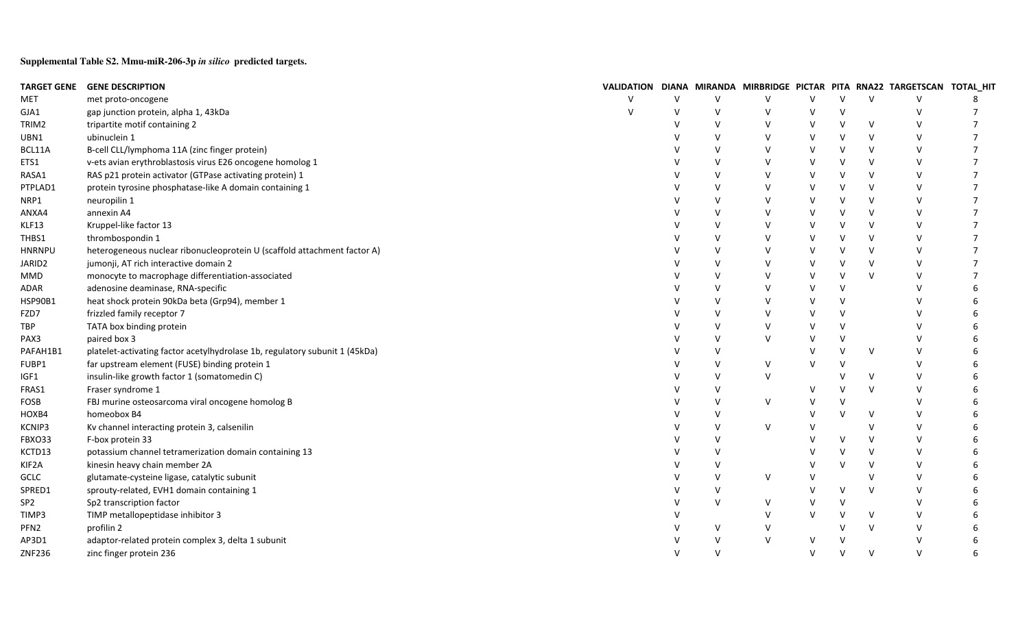**Supplemental Table S2. Mmu-miR-206-3p *in silico* predicted targets.**

| TARGET GENE | GENE DESCRIPTION | VALIDATION | DIANA | MIRANDA | MIRBRIDGE | PICTAR | PITA | RNA22 | TARGETSCAN | TOTAL_HIT |
|---|---|---|---|---|---|---|---|---|---|---|
| MET | met proto-oncogene | V | V | V | V | V | V | V | V | 8 |
| GJA1 | gap junction protein, alpha 1, 43kDa | V | V | V | V | V | V | | V | 7 |
| TRIM2 | tripartite motif containing 2 | | V | V | V | V | V | V | V | 7 |
| UBN1 | ubinuclein 1 | | V | V | V | V | V | V | V | 7 |
| BCL11A | B-cell CLL/lymphoma 11A (zinc finger protein) | | V | V | V | V | V | V | V | 7 |
| ETS1 | v-ets avian erythroblastosis virus E26 oncogene homolog 1 | | V | V | V | V | V | V | V | 7 |
| RASA1 | RAS p21 protein activator (GTPase activating protein) 1 | | V | V | V | V | V | V | V | 7 |
| PTPLAD1 | protein tyrosine phosphatase-like A domain containing 1 | | V | V | V | V | V | V | V | 7 |
| NRP1 | neuropilin 1 | | V | V | V | V | V | V | V | 7 |
| ANXA4 | annexin A4 | | V | V | V | V | V | V | V | 7 |
| KLF13 | Kruppel-like factor 13 | | V | V | V | V | V | V | V | 7 |
| THBS1 | thrombospondin 1 | | V | V | V | V | V | V | V | 7 |
| HNRNPU | heterogeneous nuclear ribonucleoprotein U (scaffold attachment factor A) | | V | V | V | V | V | V | V | 7 |
| JARID2 | jumonji, AT rich interactive domain 2 | | V | V | V | V | V | V | V | 7 |
| MMD | monocyte to macrophage differentiation-associated | | V | V | V | V | V | V | V | 7 |
| ADAR | adenosine deaminase, RNA-specific | | V | V | V | V | V | | V | 6 |
| HSP90B1 | heat shock protein 90kDa beta (Grp94), member 1 | | V | V | V | V | V | | V | 6 |
| FZD7 | frizzled family receptor 7 | | V | V | V | V | V | | V | 6 |
| TBP | TATA box binding protein | | V | V | V | V | V | | V | 6 |
| PAX3 | paired box 3 | | V | V | V | V | V | | V | 6 |
| PAFAH1B1 | platelet-activating factor acetylhydrolase 1b, regulatory subunit 1 (45kDa) | | V | V | | V | V | V | V | 6 |
| FUBP1 | far upstream element (FUSE) binding protein 1 | | V | V | V | V | V | | V | 6 |
| IGF1 | insulin-like growth factor 1 (somatomedin C) | | V | V | V | | V | V | V | 6 |
| FRAS1 | Fraser syndrome 1 | | V | V | | V | V | V | V | 6 |
| FOSB | FBJ murine osteosarcoma viral oncogene homolog B | | V | V | V | V | V | | V | 6 |
| HOXB4 | homeobox B4 | | V | V | | V | V | V | V | 6 |
| KCNIP3 | Kv channel interacting protein 3, calsenilin | | V | V | V | V | | V | V | 6 |
| FBXO33 | F-box protein 33 | | V | V | | V | V | V | V | 6 |
| KCTD13 | potassium channel tetramerization domain containing 13 | | V | V | | V | V | V | V | 6 |
| KIF2A | kinesin heavy chain member 2A | | V | V | | V | V | V | V | 6 |
| GCLC | glutamate-cysteine ligase, catalytic subunit | | V | V | V | V | | V | V | 6 |
| SPRED1 | sprouty-related, EVH1 domain containing 1 | | V | V | | V | V | V | V | 6 |
| SP2 | Sp2 transcription factor | | V | V | V | V | V | | V | 6 |
| TIMP3 | TIMP metallopeptidase inhibitor 3 | | V | | V | V | V | V | V | 6 |
| PFN2 | profilin 2 | | V | V | V | | V | V | V | 6 |
| AP3D1 | adaptor-related protein complex 3, delta 1 subunit | | V | V | V | V | V | | V | 6 |
| ZNF236 | zinc finger protein 236 | | V | V | | V | V | V | V | 6 |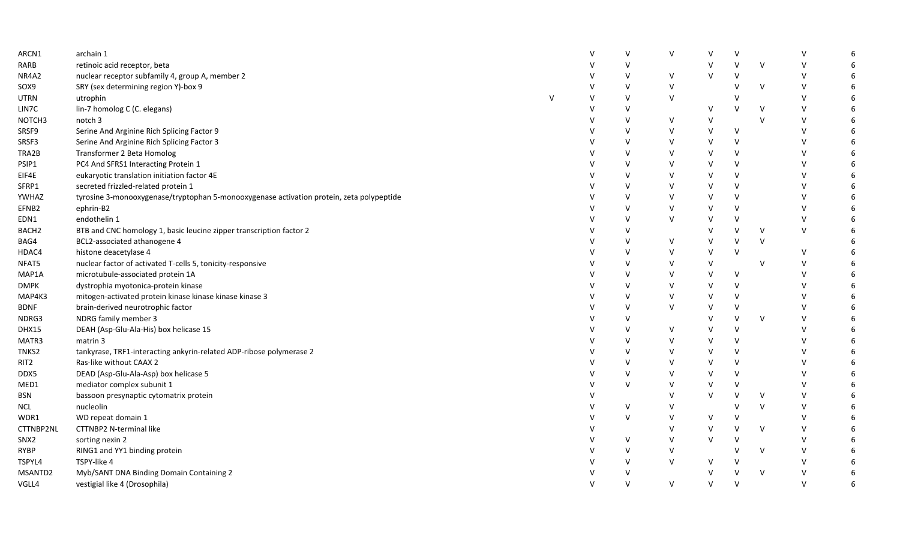| | | | | | | | | | | |
|---|---|---|---|---|---|---|---|---|---|---|
| ARCN1 | archain 1 | | V | V | V | V | V | | V | 6 |
| RARB | retinoic acid receptor, beta | | V | V | | V | V | V | V | 6 |
| NR4A2 | nuclear receptor subfamily 4, group A, member 2 | | V | V | V | V | V | | V | 6 |
| SOX9 | SRY (sex determining region Y)-box 9 | | V | V | V | | V | V | V | 6 |
| UTRN | utrophin | V | V | V | V | | V | | V | 6 |
| LIN7C | lin-7 homolog C (C. elegans) | | V | V | | V | V | V | V | 6 |
| NOTCH3 | notch 3 | | V | V | V | V | | V | V | 6 |
| SRSF9 | Serine And Arginine Rich Splicing Factor 9 | | V | V | V | V | V | | V | 6 |
| SRSF3 | Serine And Arginine Rich Splicing Factor 3 | | V | V | V | V | V | | V | 6 |
| TRA2B | Transformer 2 Beta Homolog | | V | V | V | V | V | | V | 6 |
| PSIP1 | PC4 And SFRS1 Interacting Protein 1 | | V | V | V | V | V | | V | 6 |
| EIF4E | eukaryotic translation initiation factor 4E | | V | V | V | V | V | | V | 6 |
| SFRP1 | secreted frizzled-related protein 1 | | V | V | V | V | V | | V | 6 |
| YWHAZ | tyrosine 3-monooxygenase/tryptophan 5-monooxygenase activation protein, zeta polypeptide | | V | V | V | V | V | | V | 6 |
| EFNB2 | ephrin-B2 | | V | V | V | V | V | | V | 6 |
| EDN1 | endothelin 1 | | V | V | V | V | V | | V | 6 |
| BACH2 | BTB and CNC homology 1, basic leucine zipper transcription factor 2 | | V | V | | V | V | V | V | 6 |
| BAG4 | BCL2-associated athanogene 4 | | V | V | V | V | V | V | | 6 |
| HDAC4 | histone deacetylase 4 | | V | V | V | V | V | | V | 6 |
| NFAT5 | nuclear factor of activated T-cells 5, tonicity-responsive | | V | V | V | V | | V | V | 6 |
| MAP1A | microtubule-associated protein 1A | | V | V | V | V | V | | V | 6 |
| DMPK | dystrophia myotonica-protein kinase | | V | V | V | V | V | | V | 6 |
| MAP4K3 | mitogen-activated protein kinase kinase kinase kinase 3 | | V | V | V | V | V | | V | 6 |
| BDNF | brain-derived neurotrophic factor | | V | V | V | V | V | | V | 6 |
| NDRG3 | NDRG family member 3 | | V | V | | V | V | V | V | 6 |
| DHX15 | DEAH (Asp-Glu-Ala-His) box helicase 15 | | V | V | V | V | V | | V | 6 |
| MATR3 | matrin 3 | | V | V | V | V | V | | V | 6 |
| TNKS2 | tankyrase, TRF1-interacting ankyrin-related ADP-ribose polymerase 2 | | V | V | V | V | V | | V | 6 |
| RIT2 | Ras-like without CAAX 2 | | V | V | V | V | V | | V | 6 |
| DDX5 | DEAD (Asp-Glu-Ala-Asp) box helicase 5 | | V | V | V | V | V | | V | 6 |
| MED1 | mediator complex subunit 1 | | V | V | V | V | V | | V | 6 |
| BSN | bassoon presynaptic cytomatrix protein | | V | | V | V | V | V | V | 6 |
| NCL | nucleolin | | V | V | V | | V | V | V | 6 |
| WDR1 | WD repeat domain 1 | | V | V | V | V | V | | V | 6 |
| CTTNBP2NL | CTTNBP2 N-terminal like | | V | | V | V | V | V | V | 6 |
| SNX2 | sorting nexin 2 | | V | V | V | V | V | | V | 6 |
| RYBP | RING1 and YY1 binding protein | | V | V | V | | V | V | V | 6 |
| TSPYL4 | TSPY-like 4 | | V | V | V | V | V | | V | 6 |
| MSANTD2 | Myb/SANT DNA Binding Domain Containing 2 | | V | V | | V | V | V | V | 6 |
| VGLL4 | vestigial like 4 (Drosophila) | | V | V | V | V | V | | V | 6 |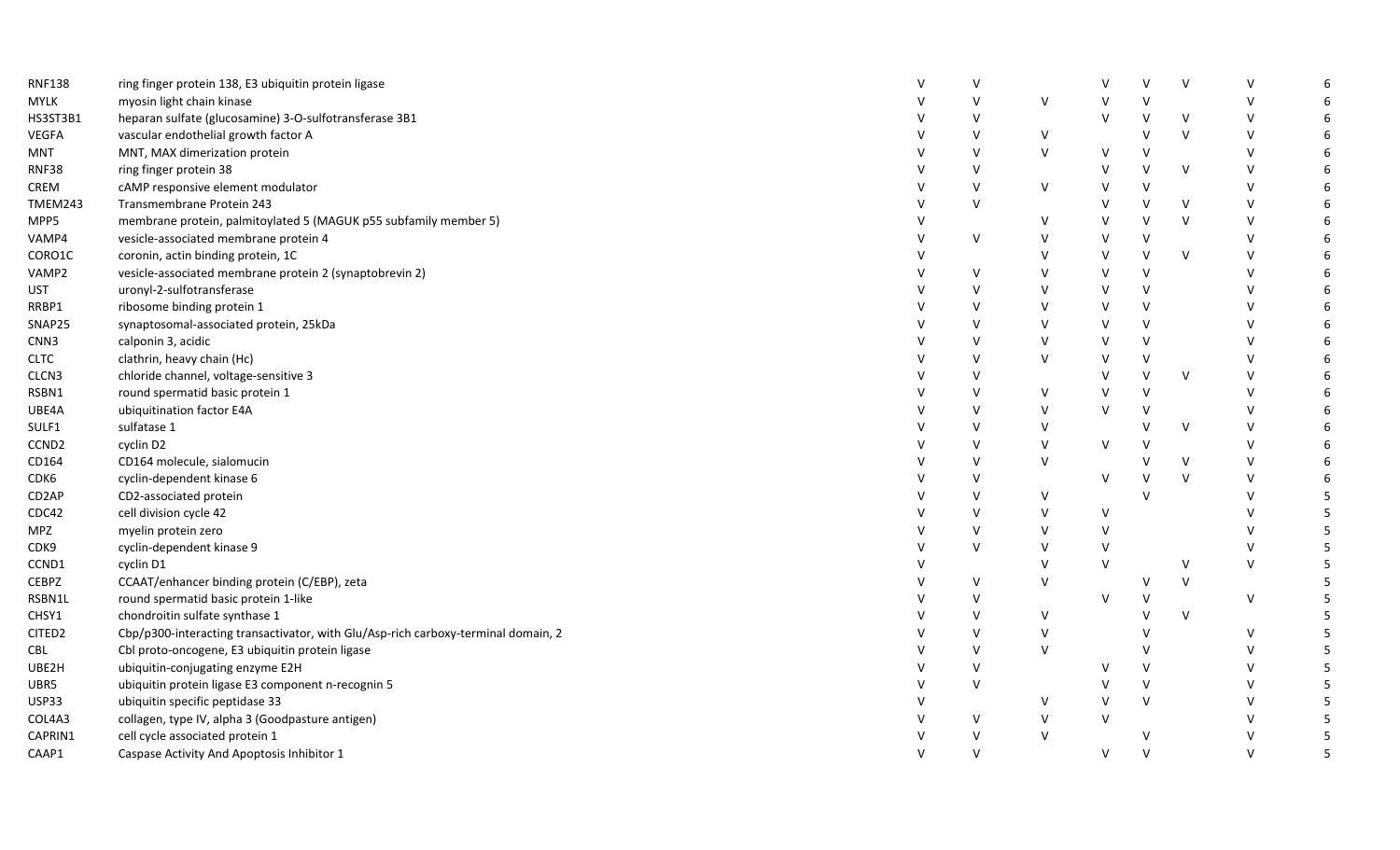| | | | | | | | | | |
|---|---|---|---|---|---|---|---|---|---|
| RNF138 | ring finger protein 138, E3 ubiquitin protein ligase | V | V | | V | V | V | V | 6 |
| MYLK | myosin light chain kinase | V | V | V | V | V | | V | 6 |
| HS3ST3B1 | heparan sulfate (glucosamine) 3-O-sulfotransferase 3B1 | V | V | | V | V | V | V | 6 |
| VEGFA | vascular endothelial growth factor A | V | V | V | | V | V | V | 6 |
| MNT | MNT, MAX dimerization protein | V | V | V | V | V | | V | 6 |
| RNF38 | ring finger protein 38 | V | V | | V | V | V | V | 6 |
| CREM | cAMP responsive element modulator | V | V | V | V | V | | V | 6 |
| TMEM243 | Transmembrane Protein 243 | V | V | | V | V | V | V | 6 |
| MPP5 | membrane protein, palmitoylated 5 (MAGUK p55 subfamily member 5) | V | | V | V | V | V | V | 6 |
| VAMP4 | vesicle-associated membrane protein 4 | V | V | V | V | V | | V | 6 |
| CORO1C | coronin, actin binding protein, 1C | V | | V | V | V | V | V | 6 |
| VAMP2 | vesicle-associated membrane protein 2 (synaptobrevin 2) | V | V | V | V | V | | V | 6 |
| UST | uronyl-2-sulfotransferase | V | V | V | V | V | | V | 6 |
| RRBP1 | ribosome binding protein 1 | V | V | V | V | V | | V | 6 |
| SNAP25 | synaptosomal-associated protein, 25kDa | V | V | V | V | V | | V | 6 |
| CNN3 | calponin 3, acidic | V | V | V | V | V | | V | 6 |
| CLTC | clathrin, heavy chain (Hc) | V | V | V | V | V | | V | 6 |
| CLCN3 | chloride channel, voltage-sensitive 3 | V | V | | V | V | V | V | 6 |
| RSBN1 | round spermatid basic protein 1 | V | V | V | V | V | | V | 6 |
| UBE4A | ubiquitination factor E4A | V | V | V | V | V | | V | 6 |
| SULF1 | sulfatase 1 | V | V | V | | V | V | V | 6 |
| CCND2 | cyclin D2 | V | V | V | V | V | | V | 6 |
| CD164 | CD164 molecule, sialomucin | V | V | V | | V | V | V | 6 |
| CDK6 | cyclin-dependent kinase 6 | V | V | | V | V | V | V | 6 |
| CD2AP | CD2-associated protein | V | V | V | | V | | V | 5 |
| CDC42 | cell division cycle 42 | V | V | V | V | | | V | 5 |
| MPZ | myelin protein zero | V | V | V | V | | | V | 5 |
| CDK9 | cyclin-dependent kinase 9 | V | V | V | V | | | V | 5 |
| CCND1 | cyclin D1 | V | | V | V | | V | V | 5 |
| CEBPZ | CCAAT/enhancer binding protein (C/EBP), zeta | V | V | V | | V | V | | 5 |
| RSBN1L | round spermatid basic protein 1-like | V | V | | V | V | | V | 5 |
| CHSY1 | chondroitin sulfate synthase 1 | V | V | V | | V | V | | 5 |
| CITED2 | Cbp/p300-interacting transactivator, with Glu/Asp-rich carboxy-terminal domain, 2 | V | V | V | | V | | V | 5 |
| CBL | Cbl proto-oncogene, E3 ubiquitin protein ligase | V | V | V | | V | | V | 5 |
| UBE2H | ubiquitin-conjugating enzyme E2H | V | V | | V | V | | V | 5 |
| UBR5 | ubiquitin protein ligase E3 component n-recognin 5 | V | V | | V | V | | V | 5 |
| USP33 | ubiquitin specific peptidase 33 | V | | V | V | V | | V | 5 |
| COL4A3 | collagen, type IV, alpha 3 (Goodpasture antigen) | V | V | V | V | | | V | 5 |
| CAPRIN1 | cell cycle associated protein 1 | V | V | V | | V | | V | 5 |
| CAAP1 | Caspase Activity And Apoptosis Inhibitor 1 | V | V | | V | V | | V | 5 |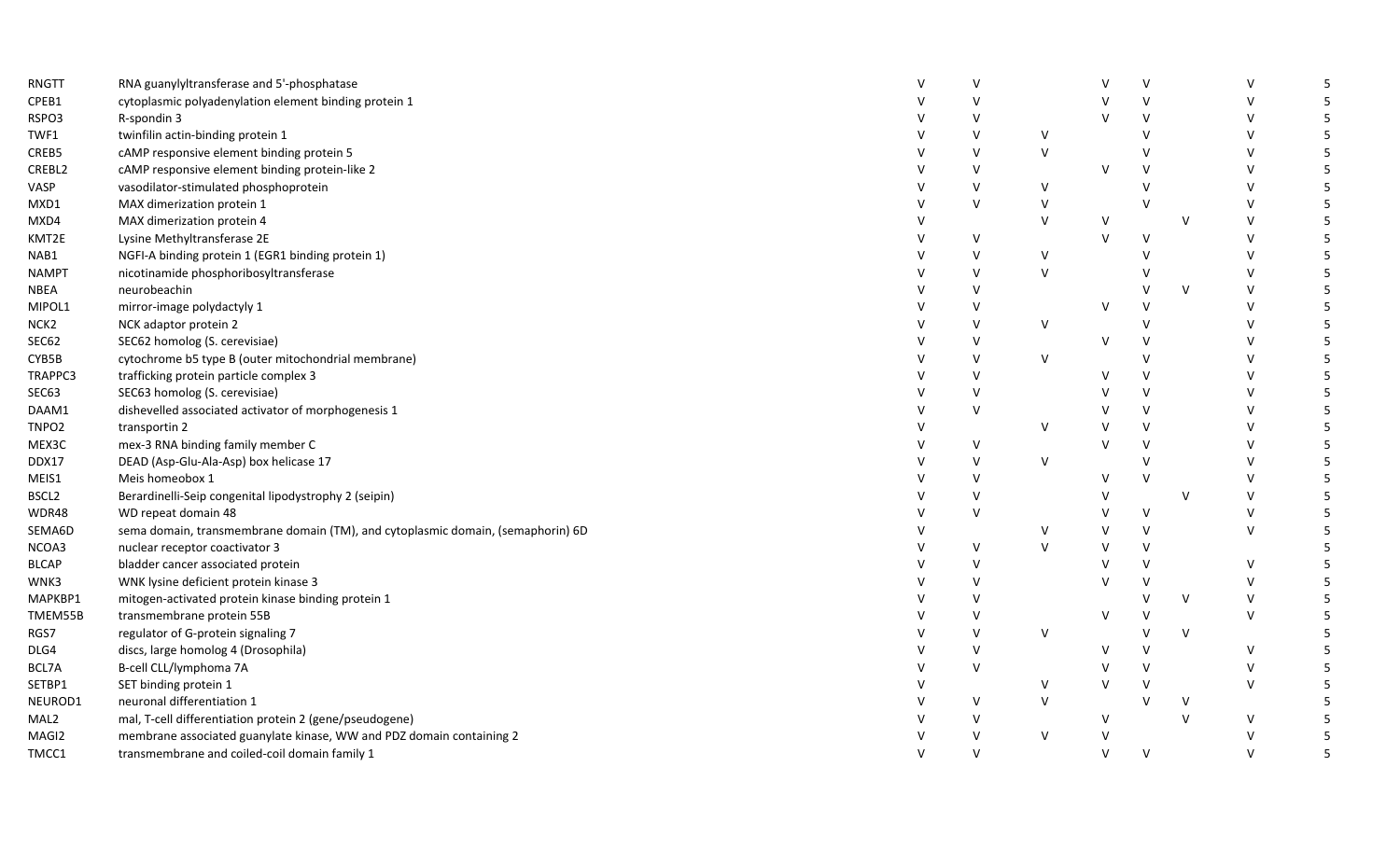| | | | | | | | | | |
|---|---|---|---|---|---|---|---|---|---|
| RNGTT | RNA guanylyltransferase and 5'-phosphatase | V | V | | V | V | | V | 5 |
| CPEB1 | cytoplasmic polyadenylation element binding protein 1 | V | V | | V | V | | V | 5 |
| RSPO3 | R-spondin 3 | V | V | | V | V | | V | 5 |
| TWF1 | twinfilin actin-binding protein 1 | V | V | V | | V | | V | 5 |
| CREB5 | cAMP responsive element binding protein 5 | V | V | V | | V | | V | 5 |
| CREBL2 | cAMP responsive element binding protein-like 2 | V | V | | V | V | | V | 5 |
| VASP | vasodilator-stimulated phosphoprotein | V | V | V | | V | | V | 5 |
| MXD1 | MAX dimerization protein 1 | V | V | V | | V | | V | 5 |
| MXD4 | MAX dimerization protein 4 | V | | V | V | | V | V | 5 |
| KMT2E | Lysine Methyltransferase 2E | V | V | | V | V | | V | 5 |
| NAB1 | NGFI-A binding protein 1 (EGR1 binding protein 1) | V | V | V | | V | | V | 5 |
| NAMPT | nicotinamide phosphoribosyltransferase | V | V | V | | V | | V | 5 |
| NBEA | neurobeachin | V | V | | | V | V | V | 5 |
| MIPOL1 | mirror-image polydactyly 1 | V | V | | V | V | | V | 5 |
| NCK2 | NCK adaptor protein 2 | V | V | V | | V | | V | 5 |
| SEC62 | SEC62 homolog (S. cerevisiae) | V | V | | V | V | | V | 5 |
| CYB5B | cytochrome b5 type B (outer mitochondrial membrane) | V | V | V | | V | | V | 5 |
| TRAPPC3 | trafficking protein particle complex 3 | V | V | | V | V | | V | 5 |
| SEC63 | SEC63 homolog (S. cerevisiae) | V | V | | V | V | | V | 5 |
| DAAM1 | dishevelled associated activator of morphogenesis 1 | V | V | | V | V | | V | 5 |
| TNPO2 | transportin 2 | V | | V | V | V | | V | 5 |
| MEX3C | mex-3 RNA binding family member C | V | V | | V | V | | V | 5 |
| DDX17 | DEAD (Asp-Glu-Ala-Asp) box helicase 17 | V | V | V | | V | | V | 5 |
| MEIS1 | Meis homeobox 1 | V | V | | V | V | | V | 5 |
| BSCL2 | Berardinelli-Seip congenital lipodystrophy 2 (seipin) | V | V | | V | | V | V | 5 |
| WDR48 | WD repeat domain 48 | V | V | | V | V | | V | 5 |
| SEMA6D | sema domain, transmembrane domain (TM), and cytoplasmic domain, (semaphorin) 6D | V | | V | V | V | | V | 5 |
| NCOA3 | nuclear receptor coactivator 3 | V | V | V | V | V | | | 5 |
| BLCAP | bladder cancer associated protein | V | V | | V | V | | V | 5 |
| WNK3 | WNK lysine deficient protein kinase 3 | V | V | | V | V | | V | 5 |
| MAPKBP1 | mitogen-activated protein kinase binding protein 1 | V | V | | | V | V | V | 5 |
| TMEM55B | transmembrane protein 55B | V | V | | V | V | | V | 5 |
| RGS7 | regulator of G-protein signaling 7 | V | V | V | | V | V | | 5 |
| DLG4 | discs, large homolog 4 (Drosophila) | V | V | | V | V | | V | 5 |
| BCL7A | B-cell CLL/lymphoma 7A | V | V | | V | V | | V | 5 |
| SETBP1 | SET binding protein 1 | V | | V | V | V | | V | 5 |
| NEUROD1 | neuronal differentiation 1 | V | V | V | | V | V | | 5 |
| MAL2 | mal, T-cell differentiation protein 2 (gene/pseudogene) | V | V | | V | | V | V | 5 |
| MAGI2 | membrane associated guanylate kinase, WW and PDZ domain containing 2 | V | V | V | V | | | V | 5 |
| TMCC1 | transmembrane and coiled-coil domain family 1 | V | V | | V | V | | V | 5 |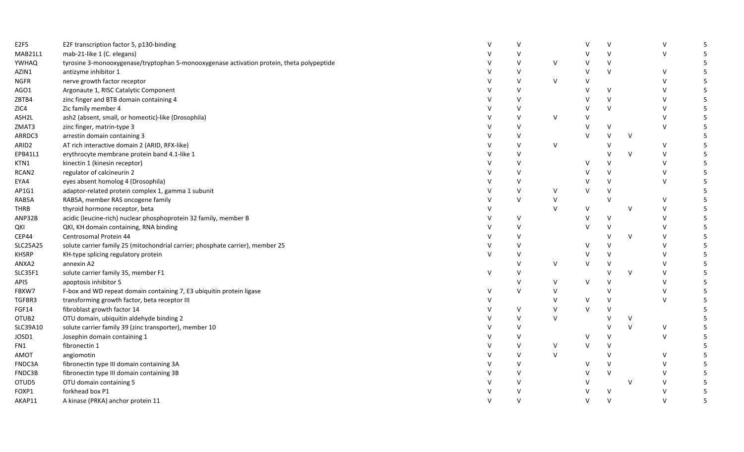| | | | | | | | | | |
|---|---|---|---|---|---|---|---|---|---|
| E2F5 | E2F transcription factor 5, p130-binding | V | V | | V | V | | V | 5 |
| MAB21L1 | mab-21-like 1 (C. elegans) | V | V | | V | V | | V | 5 |
| YWHAQ | tyrosine 3-monooxygenase/tryptophan 5-monooxygenase activation protein, theta polypeptide | V | V | V | V | V | | | 5 |
| AZIN1 | antizyme inhibitor 1 | V | V | | V | V | | V | 5 |
| NGFR | nerve growth factor receptor | V | V | V | V | | | V | 5 |
| AGO1 | Argonaute 1, RISC Catalytic Component | V | V | | V | V | | V | 5 |
| ZBTB4 | zinc finger and BTB domain containing 4 | V | V | | V | V | | V | 5 |
| ZIC4 | Zic family member 4 | V | V | | V | V | | V | 5 |
| ASH2L | ash2 (absent, small, or homeotic)-like (Drosophila) | V | V | V | V | | | V | 5 |
| ZMAT3 | zinc finger, matrin-type 3 | V | V | | V | V | | V | 5 |
| ARRDC3 | arrestin domain containing 3 | V | V | | V | V | V | | 5 |
| ARID2 | AT rich interactive domain 2 (ARID, RFX-like) | V | V | V | | V | | V | 5 |
| EPB41L1 | erythrocyte membrane protein band 4.1-like 1 | V | V | | | V | V | V | 5 |
| KTN1 | kinectin 1 (kinesin receptor) | V | V | | V | V | | V | 5 |
| RCAN2 | regulator of calcineurin 2 | V | V | | V | V | | V | 5 |
| EYA4 | eyes absent homolog 4 (Drosophila) | V | V | | V | V | | V | 5 |
| AP1G1 | adaptor-related protein complex 1, gamma 1 subunit | V | V | V | V | V | | | 5 |
| RAB5A | RAB5A, member RAS oncogene family | V | V | V | | V | | V | 5 |
| THRB | thyroid hormone receptor, beta | V | | V | V | | V | V | 5 |
| ANP32B | acidic (leucine-rich) nuclear phosphoprotein 32 family, member B | V | V | | V | V | | V | 5 |
| QKI | QKI, KH domain containing, RNA binding | V | V | | V | V | | V | 5 |
| CEP44 | Centrosomal Protein 44 | V | V | | | V | V | V | 5 |
| SLC25A25 | solute carrier family 25 (mitochondrial carrier; phosphate carrier), member 25 | V | V | | V | V | | V | 5 |
| KHSRP | KH-type splicing regulatory protein | V | V | | V | V | | V | 5 |
| ANXA2 | annexin A2 | | V | V | V | V | | V | 5 |
| SLC35F1 | solute carrier family 35, member F1 | V | V | | | V | V | V | 5 |
| API5 | apoptosis inhibitor 5 | | V | V | V | V | | V | 5 |
| FBXW7 | F-box and WD repeat domain containing 7, E3 ubiquitin protein ligase | V | V | V | | V | | V | 5 |
| TGFBR3 | transforming growth factor, beta receptor III | V | | V | V | V | | V | 5 |
| FGF14 | fibroblast growth factor 14 | V | V | V | V | V | | | 5 |
| OTUB2 | OTU domain, ubiquitin aldehyde binding 2 | V | V | V | | V | V | | 5 |
| SLC39A10 | solute carrier family 39 (zinc transporter), member 10 | V | V | | | V | V | V | 5 |
| JOSD1 | Josephin domain containing 1 | V | V | | V | V | | V | 5 |
| FN1 | fibronectin 1 | V | V | V | V | V | | | 5 |
| AMOT | angiomotin | V | V | V | | V | | V | 5 |
| FNDC3A | fibronectin type III domain containing 3A | V | V | | V | V | | V | 5 |
| FNDC3B | fibronectin type III domain containing 3B | V | V | | V | V | | V | 5 |
| OTUD5 | OTU domain containing 5 | V | V | | V | | V | V | 5 |
| FOXP1 | forkhead box P1 | V | V | | V | V | | V | 5 |
| AKAP11 | A kinase (PRKA) anchor protein 11 | V | V | | V | V | | V | 5 |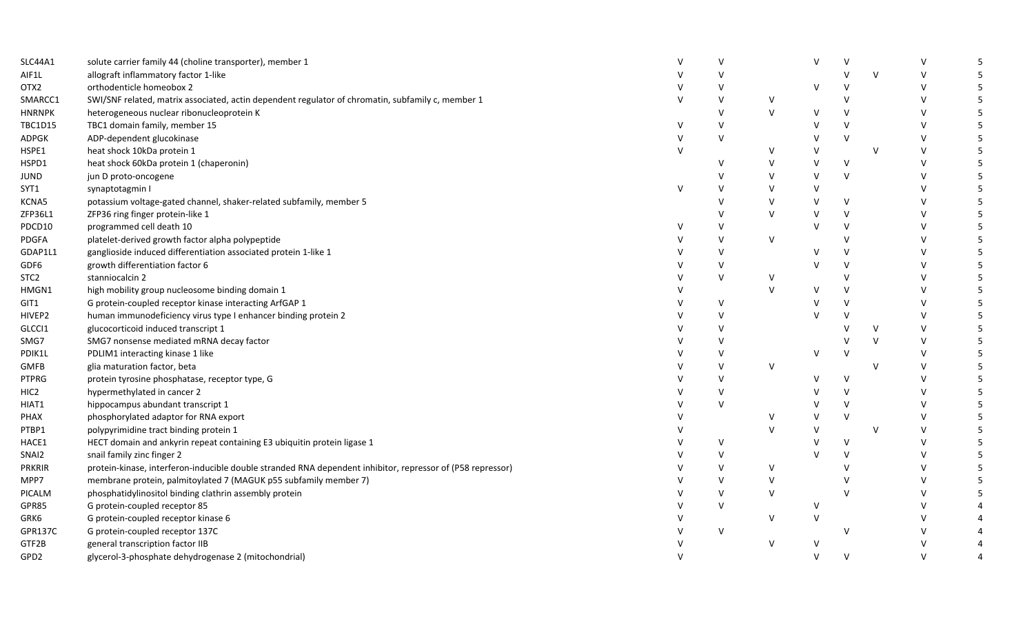| | | | | | | | | | |
|---|---|---|---|---|---|---|---|---|---|
| SLC44A1 | solute carrier family 44 (choline transporter), member 1 | V | V | | V | V | | V | 5 |
| AIF1L | allograft inflammatory factor 1-like | V | V | | | V | V | V | 5 |
| OTX2 | orthodenticle homeobox 2 | V | V | | V | V | | V | 5 |
| SMARCC1 | SWI/SNF related, matrix associated, actin dependent regulator of chromatin, subfamily c, member 1 | V | V | V | | V | | V | 5 |
| HNRNPK | heterogeneous nuclear ribonucleoprotein K | | V | V | V | V | | V | 5 |
| TBC1D15 | TBC1 domain family, member 15 | V | V | | V | V | | V | 5 |
| ADPGK | ADP-dependent glucokinase | V | V | | V | V | | V | 5 |
| HSPE1 | heat shock 10kDa protein 1 | V | | V | V | | V | V | 5 |
| HSPD1 | heat shock 60kDa protein 1 (chaperonin) | | V | V | V | V | | V | 5 |
| JUND | jun D proto-oncogene | | V | V | V | V | | V | 5 |
| SYT1 | synaptotagmin I | V | V | V | V | | | V | 5 |
| KCNA5 | potassium voltage-gated channel, shaker-related subfamily, member 5 | | V | V | V | V | | V | 5 |
| ZFP36L1 | ZFP36 ring finger protein-like 1 | | V | V | V | V | | V | 5 |
| PDCD10 | programmed cell death 10 | V | V | | V | V | | V | 5 |
| PDGFA | platelet-derived growth factor alpha polypeptide | V | V | V | | V | | V | 5 |
| GDAP1L1 | ganglioside induced differentiation associated protein 1-like 1 | V | V | | V | V | | V | 5 |
| GDF6 | growth differentiation factor 6 | V | V | | V | V | | V | 5 |
| STC2 | stanniocalcin 2 | V | V | V | | V | | V | 5 |
| HMGN1 | high mobility group nucleosome binding domain 1 | V | | V | V | V | | V | 5 |
| GIT1 | G protein-coupled receptor kinase interacting ArfGAP 1 | V | V | | V | V | | V | 5 |
| HIVEP2 | human immunodeficiency virus type I enhancer binding protein 2 | V | V | | V | V | | V | 5 |
| GLCCI1 | glucocorticoid induced transcript 1 | V | V | | | V | V | V | 5 |
| SMG7 | SMG7 nonsense mediated mRNA decay factor | V | V | | | V | V | V | 5 |
| PDIK1L | PDLIM1 interacting kinase 1 like | V | V | | V | V | | V | 5 |
| GMFB | glia maturation factor, beta | V | V | V | | | V | V | 5 |
| PTPRG | protein tyrosine phosphatase, receptor type, G | V | V | | V | V | | V | 5 |
| HIC2 | hypermethylated in cancer 2 | V | V | | V | V | | V | 5 |
| HIAT1 | hippocampus abundant transcript 1 | V | V | | V | V | | V | 5 |
| PHAX | phosphorylated adaptor for RNA export | V | | V | V | V | | V | 5 |
| PTBP1 | polypyrimidine tract binding protein 1 | V | | V | V | | V | V | 5 |
| HACE1 | HECT domain and ankyrin repeat containing E3 ubiquitin protein ligase 1 | V | V | | V | V | | V | 5 |
| SNAI2 | snail family zinc finger 2 | V | V | | V | V | | V | 5 |
| PRKRIR | protein-kinase, interferon-inducible double stranded RNA dependent inhibitor, repressor of (P58 repressor) | V | V | V | | V | | V | 5 |
| MPP7 | membrane protein, palmitoylated 7 (MAGUK p55 subfamily member 7) | V | V | V | | V | | V | 5 |
| PICALM | phosphatidylinositol binding clathrin assembly protein | V | V | V | | V | | V | 5 |
| GPR85 | G protein-coupled receptor 85 | V | V | | V | | | V | 4 |
| GRK6 | G protein-coupled receptor kinase 6 | V | | V | V | | | V | 4 |
| GPR137C | G protein-coupled receptor 137C | V | V | | | V | | V | 4 |
| GTF2B | general transcription factor IIB | V | | V | V | | | V | 4 |
| GPD2 | glycerol-3-phosphate dehydrogenase 2 (mitochondrial) | V | | | V | V | | V | 4 |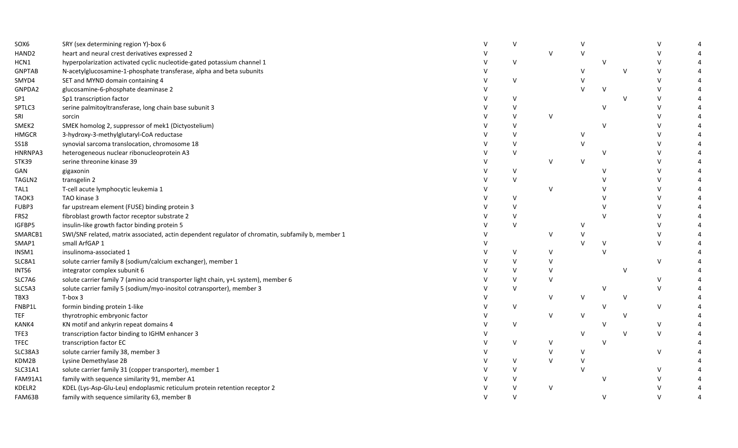| | | | | | | | | | |
|---|---|---|---|---|---|---|---|---|---|
| SOX6 | SRY (sex determining region Y)-box 6 | V | V | | V | | | V | 4 |
| HAND2 | heart and neural crest derivatives expressed 2 | V | | V | V | | | V | 4 |
| HCN1 | hyperpolarization activated cyclic nucleotide-gated potassium channel 1 | V | V | | | V | | V | 4 |
| GNPTAB | N-acetylglucosamine-1-phosphate transferase, alpha and beta subunits | V | | | V | | V | V | 4 |
| SMYD4 | SET and MYND domain containing 4 | V | V | | V | | | V | 4 |
| GNPDA2 | glucosamine-6-phosphate deaminase 2 | V | | | V | V | | V | 4 |
| SP1 | Sp1 transcription factor | V | V | | | | V | V | 4 |
| SPTLC3 | serine palmitoyltransferase, long chain base subunit 3 | V | V | | | V | | V | 4 |
| SRI | sorcin | V | V | V | | | | V | 4 |
| SMEK2 | SMEK homolog 2, suppressor of mek1 (Dictyostelium) | V | V | | | V | | V | 4 |
| HMGCR | 3-hydroxy-3-methylglutaryl-CoA reductase | V | V | | V | | | V | 4 |
| SS18 | synovial sarcoma translocation, chromosome 18 | V | V | | V | | | V | 4 |
| HNRNPA3 | heterogeneous nuclear ribonucleoprotein A3 | V | V | | | V | | V | 4 |
| STK39 | serine threonine kinase 39 | V | | V | V | | | V | 4 |
| GAN | gigaxonin | V | V | | | V | | V | 4 |
| TAGLN2 | transgelin 2 | V | V | | | V | | V | 4 |
| TAL1 | T-cell acute lymphocytic leukemia 1 | V | | V | | V | | V | 4 |
| TAOK3 | TAO kinase 3 | V | V | | | V | | V | 4 |
| FUBP3 | far upstream element (FUSE) binding protein 3 | V | V | | | V | | V | 4 |
| FRS2 | fibroblast growth factor receptor substrate 2 | V | V | | | V | | V | 4 |
| IGFBP5 | insulin-like growth factor binding protein 5 | V | V | | V | | | V | 4 |
| SMARCB1 | SWI/SNF related, matrix associated, actin dependent regulator of chromatin, subfamily b, member 1 | V | | V | V | | | V | 4 |
| SMAP1 | small ArfGAP 1 | V | | | V | V | | V | 4 |
| INSM1 | insulinoma-associated 1 | V | V | V | | V | | | 4 |
| SLC8A1 | solute carrier family 8 (sodium/calcium exchanger), member 1 | V | V | V | | | | V | 4 |
| INTS6 | integrator complex subunit 6 | V | V | V | | | V | | 4 |
| SLC7A6 | solute carrier family 7 (amino acid transporter light chain, y+L system), member 6 | V | V | V | | | | V | 4 |
| SLC5A3 | solute carrier family 5 (sodium/myo-inositol cotransporter), member 3 | V | V | | | V | | V | 4 |
| TBX3 | T-box 3 | V | | V | V | | V | | 4 |
| FNBP1L | formin binding protein 1-like | V | V | | | V | | V | 4 |
| TEF | thyrotrophic embryonic factor | V | | V | V | | V | | 4 |
| KANK4 | KN motif and ankyrin repeat domains 4 | V | V | | | V | | V | 4 |
| TFE3 | transcription factor binding to IGHM enhancer 3 | V | | | V | | V | V | 4 |
| TFEC | transcription factor EC | V | V | V | | V | | | 4 |
| SLC38A3 | solute carrier family 38, member 3 | V | | V | V | | | V | 4 |
| KDM2B | Lysine Demethylase 2B | V | V | V | V | | | | 4 |
| SLC31A1 | solute carrier family 31 (copper transporter), member 1 | V | V | | V | | | V | 4 |
| FAM91A1 | family with sequence similarity 91, member A1 | V | V | | | V | | V | 4 |
| KDELR2 | KDEL (Lys-Asp-Glu-Leu) endoplasmic reticulum protein retention receptor 2 | V | V | V | | | | V | 4 |
| FAM63B | family with sequence similarity 63, member B | V | V | | | V | | V | 4 |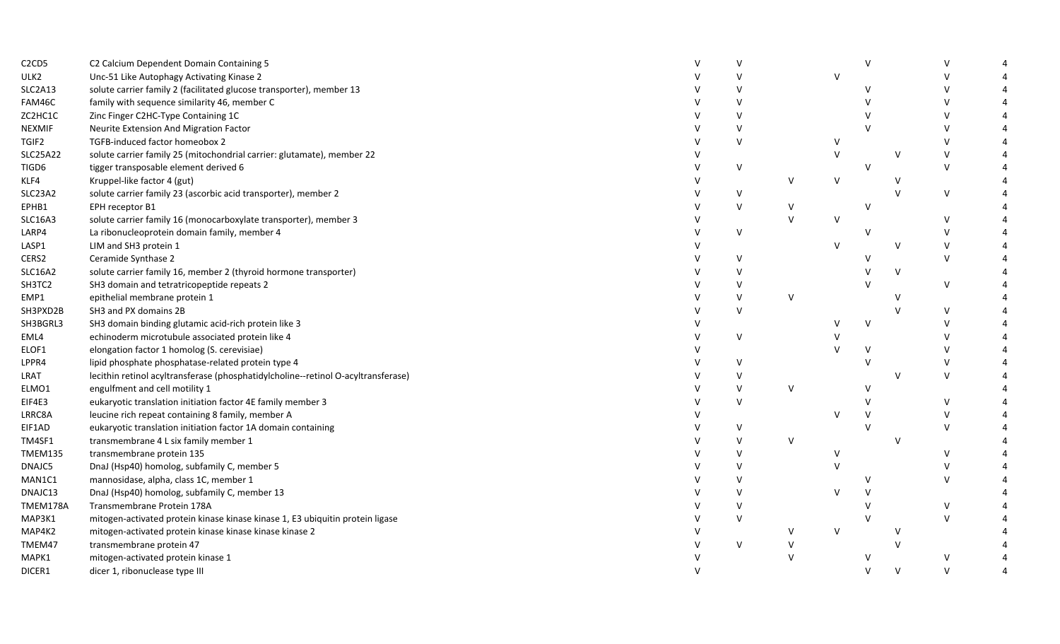| | | | | | | | | | |
|---|---|---|---|---|---|---|---|---|---|
| C2CD5 | C2 Calcium Dependent Domain Containing 5 | V | V | | | V | | V | 4 |
| ULK2 | Unc-51 Like Autophagy Activating Kinase 2 | V | V | | V | | | V | 4 |
| SLC2A13 | solute carrier family 2 (facilitated glucose transporter), member 13 | V | V | | | V | | V | 4 |
| FAM46C | family with sequence similarity 46, member C | V | V | | | V | | V | 4 |
| ZC2HC1C | Zinc Finger C2HC-Type Containing 1C | V | V | | | V | | V | 4 |
| NEXMIF | Neurite Extension And Migration Factor | V | V | | | V | | V | 4 |
| TGIF2 | TGFB-induced factor homeobox 2 | V | V | | V | | | V | 4 |
| SLC25A22 | solute carrier family 25 (mitochondrial carrier: glutamate), member 22 | V | | | V | | V | V | 4 |
| TIGD6 | tigger transposable element derived 6 | V | V | | | V | | V | 4 |
| KLF4 | Kruppel-like factor 4 (gut) | V | | V | V | | V | | 4 |
| SLC23A2 | solute carrier family 23 (ascorbic acid transporter), member 2 | V | V | | | | V | V | 4 |
| EPHB1 | EPH receptor B1 | V | V | V | | V | | | 4 |
| SLC16A3 | solute carrier family 16 (monocarboxylate transporter), member 3 | V | | V | V | | | V | 4 |
| LARP4 | La ribonucleoprotein domain family, member 4 | V | V | | | V | | V | 4 |
| LASP1 | LIM and SH3 protein 1 | V | | | V | | V | V | 4 |
| CERS2 | Ceramide Synthase 2 | V | V | | | V | | V | 4 |
| SLC16A2 | solute carrier family 16, member 2 (thyroid hormone transporter) | V | V | | | V | V | | 4 |
| SH3TC2 | SH3 domain and tetratricopeptide repeats 2 | V | V | | | V | | V | 4 |
| EMP1 | epithelial membrane protein 1 | V | V | V | | | V | | 4 |
| SH3PXD2B | SH3 and PX domains 2B | V | V | | | | V | V | 4 |
| SH3BGRL3 | SH3 domain binding glutamic acid-rich protein like 3 | V | | | V | V | | V | 4 |
| EML4 | echinoderm microtubule associated protein like 4 | V | V | | V | | | V | 4 |
| ELOF1 | elongation factor 1 homolog (S. cerevisiae) | V | | | V | V | | V | 4 |
| LPPR4 | lipid phosphate phosphatase-related protein type 4 | V | V | | | V | | V | 4 |
| LRAT | lecithin retinol acyltransferase (phosphatidylcholine--retinol O-acyltransferase) | V | V | | | | V | V | 4 |
| ELMO1 | engulfment and cell motility 1 | V | V | V | | V | | | 4 |
| EIF4E3 | eukaryotic translation initiation factor 4E family member 3 | V | V | | | V | | V | 4 |
| LRRC8A | leucine rich repeat containing 8 family, member A | V | | | V | V | | V | 4 |
| EIF1AD | eukaryotic translation initiation factor 1A domain containing | V | V | | | V | | V | 4 |
| TM4SF1 | transmembrane 4 L six family member 1 | V | V | V | | | V | | 4 |
| TMEM135 | transmembrane protein 135 | V | V | | V | | | V | 4 |
| DNAJC5 | DnaJ (Hsp40) homolog, subfamily C, member 5 | V | V | | V | | | V | 4 |
| MAN1C1 | mannosidase, alpha, class 1C, member 1 | V | V | | | V | | V | 4 |
| DNAJC13 | DnaJ (Hsp40) homolog, subfamily C, member 13 | V | V | | V | V | | | 4 |
| TMEM178A | Transmembrane Protein 178A | V | V | | | V | | V | 4 |
| MAP3K1 | mitogen-activated protein kinase kinase kinase 1, E3 ubiquitin protein ligase | V | V | | | V | | V | 4 |
| MAP4K2 | mitogen-activated protein kinase kinase kinase kinase 2 | V | | V | V | | V | | 4 |
| TMEM47 | transmembrane protein 47 | V | V | V | | | V | | 4 |
| MAPK1 | mitogen-activated protein kinase 1 | V | | V | | V | | V | 4 |
| DICER1 | dicer 1, ribonuclease type III | V | | | | V | V | V | 4 |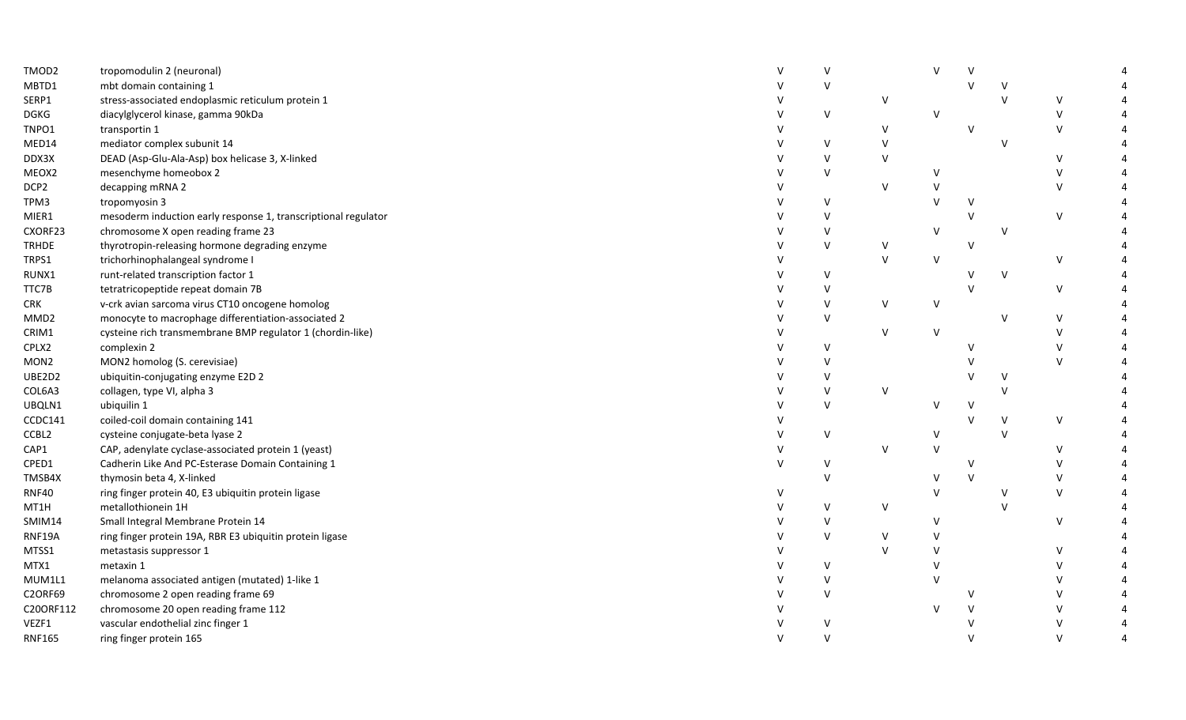| | | | | | | | | | |
|---|---|---|---|---|---|---|---|---|---|
| TMOD2 | tropomodulin 2 (neuronal) | V | V | | V | V | | | 4 |
| MBTD1 | mbt domain containing 1 | V | V | | | V | V | | 4 |
| SERP1 | stress-associated endoplasmic reticulum protein 1 | V | | V | | | V | V | 4 |
| DGKG | diacylglycerol kinase, gamma 90kDa | V | V | | V | | | V | 4 |
| TNPO1 | transportin 1 | V | | V | | V | | V | 4 |
| MED14 | mediator complex subunit 14 | V | V | V | | | V | | 4 |
| DDX3X | DEAD (Asp-Glu-Ala-Asp) box helicase 3, X-linked | V | V | V | | | | V | 4 |
| MEOX2 | mesenchyme homeobox 2 | V | V | | V | | | V | 4 |
| DCP2 | decapping mRNA 2 | V | | V | V | | | V | 4 |
| TPM3 | tropomyosin 3 | V | V | | V | V | | | 4 |
| MIER1 | mesoderm induction early response 1, transcriptional regulator | V | V | | | V | | V | 4 |
| CXORF23 | chromosome X open reading frame 23 | V | V | | V | | V | | 4 |
| TRHDE | thyrotropin-releasing hormone degrading enzyme | V | V | V | | V | | | 4 |
| TRPS1 | trichorhinophalangeal syndrome I | V | | V | V | | | V | 4 |
| RUNX1 | runt-related transcription factor 1 | V | V | | | V | V | | 4 |
| TTC7B | tetratricopeptide repeat domain 7B | V | V | | | V | | V | 4 |
| CRK | v-crk avian sarcoma virus CT10 oncogene homolog | V | V | V | V | | | | 4 |
| MMD2 | monocyte to macrophage differentiation-associated 2 | V | V | | | | V | V | 4 |
| CRIM1 | cysteine rich transmembrane BMP regulator 1 (chordin-like) | V | | V | V | | | V | 4 |
| CPLX2 | complexin 2 | V | V | | | V | | V | 4 |
| MON2 | MON2 homolog (S. cerevisiae) | V | V | | | V | | V | 4 |
| UBE2D2 | ubiquitin-conjugating enzyme E2D 2 | V | V | | | V | V | | 4 |
| COL6A3 | collagen, type VI, alpha 3 | V | V | V | | | V | | 4 |
| UBQLN1 | ubiquilin 1 | V | V | | V | V | | | 4 |
| CCDC141 | coiled-coil domain containing 141 | V | | | | V | V | V | 4 |
| CCBL2 | cysteine conjugate-beta lyase 2 | V | V | | V | | V | | 4 |
| CAP1 | CAP, adenylate cyclase-associated protein 1 (yeast) | V | | V | V | | | V | 4 |
| CPED1 | Cadherin Like And PC-Esterase Domain Containing 1 | V | V | | | V | | V | 4 |
| TMSB4X | thymosin beta 4, X-linked | | V | | V | V | | V | 4 |
| RNF40 | ring finger protein 40, E3 ubiquitin protein ligase | V | | | V | | V | V | 4 |
| MT1H | metallothionein 1H | V | V | V | | | V | | 4 |
| SMIM14 | Small Integral Membrane Protein 14 | V | V | | V | | | V | 4 |
| RNF19A | ring finger protein 19A, RBR E3 ubiquitin protein ligase | V | V | V | V | | | | 4 |
| MTSS1 | metastasis suppressor 1 | V | | V | V | | | V | 4 |
| MTX1 | metaxin 1 | V | V | | V | | | V | 4 |
| MUM1L1 | melanoma associated antigen (mutated) 1-like 1 | V | V | | V | | | V | 4 |
| C2ORF69 | chromosome 2 open reading frame 69 | V | V | | | V | | V | 4 |
| C20ORF112 | chromosome 20 open reading frame 112 | V | | | V | V | | V | 4 |
| VEZF1 | vascular endothelial zinc finger 1 | V | V | | | V | | V | 4 |
| RNF165 | ring finger protein 165 | V | V | | | V | | V | 4 |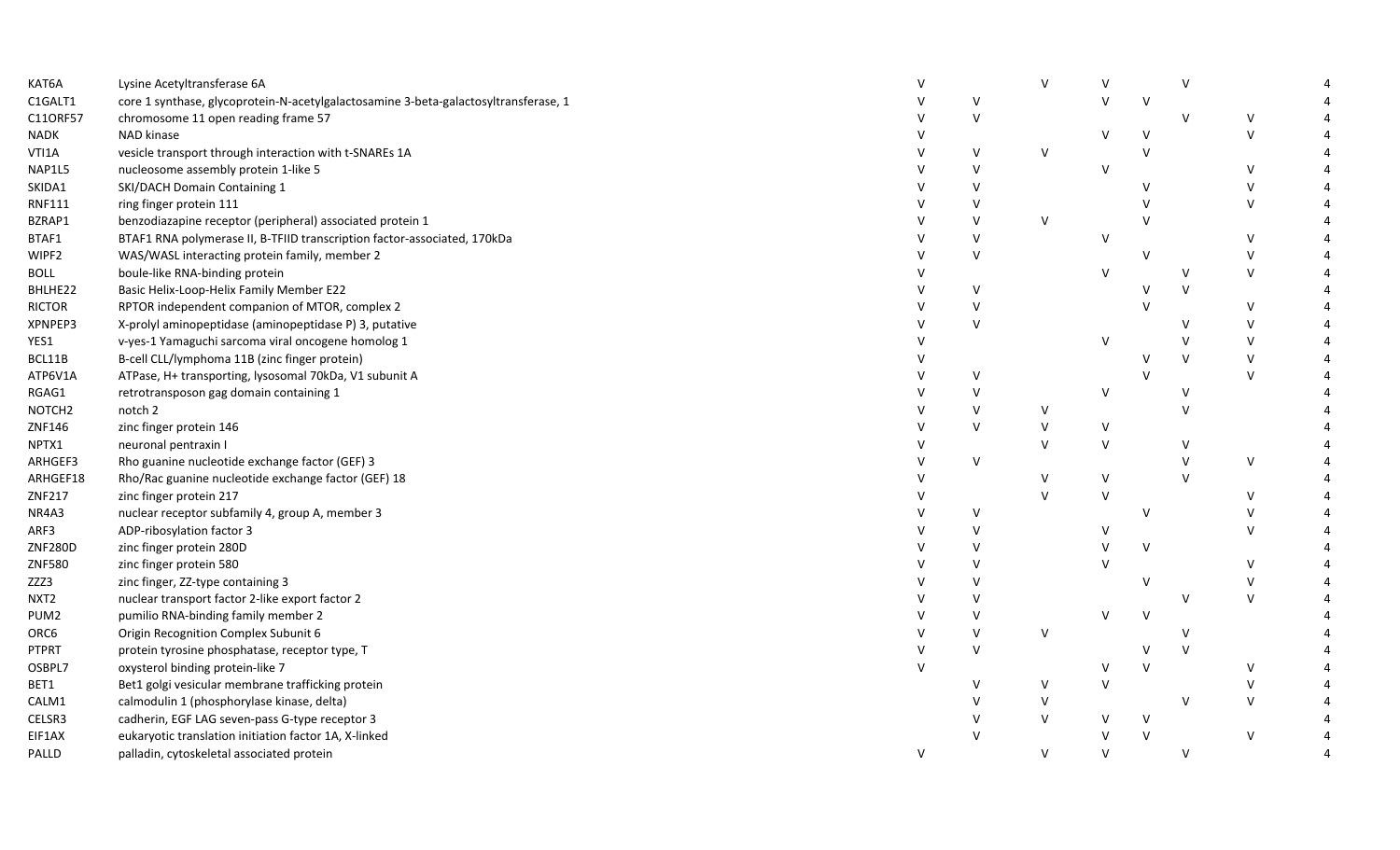| | | | | | | | | | |
|---|---|---|---|---|---|---|---|---|---|
| KAT6A | Lysine Acetyltransferase 6A | V | | V | V | | V | | 4 |
| C1GALT1 | core 1 synthase, glycoprotein-N-acetylgalactosamine 3-beta-galactosyltransferase, 1 | V | V | | V | V | | | 4 |
| C11ORF57 | chromosome 11 open reading frame 57 | V | V | | | | V | V | 4 |
| NADK | NAD kinase | V | | | V | V | | V | 4 |
| VTI1A | vesicle transport through interaction with t-SNAREs 1A | V | V | V | | V | | | 4 |
| NAP1L5 | nucleosome assembly protein 1-like 5 | V | V | | V | | | V | 4 |
| SKIDA1 | SKI/DACH Domain Containing 1 | V | V | | | V | | V | 4 |
| RNF111 | ring finger protein 111 | V | V | | | V | | V | 4 |
| BZRAP1 | benzodiazapine receptor (peripheral) associated protein 1 | V | V | V | | V | | | 4 |
| BTAF1 | BTAF1 RNA polymerase II, B-TFIID transcription factor-associated, 170kDa | V | V | | V | | | V | 4 |
| WIPF2 | WAS/WASL interacting protein family, member 2 | V | V | | | V | | V | 4 |
| BOLL | boule-like RNA-binding protein | V | | | V | | V | V | 4 |
| BHLHE22 | Basic Helix-Loop-Helix Family Member E22 | V | V | | | V | V | | 4 |
| RICTOR | RPTOR independent companion of MTOR, complex 2 | V | V | | | V | | V | 4 |
| XPNPEP3 | X-prolyl aminopeptidase (aminopeptidase P) 3, putative | V | V | | | | V | V | 4 |
| YES1 | v-yes-1 Yamaguchi sarcoma viral oncogene homolog 1 | V | | | V | | V | V | 4 |
| BCL11B | B-cell CLL/lymphoma 11B (zinc finger protein) | V | | | | V | V | V | 4 |
| ATP6V1A | ATPase, H+ transporting, lysosomal 70kDa, V1 subunit A | V | V | | | V | | V | 4 |
| RGAG1 | retrotransposon gag domain containing 1 | V | V | | V | | V | | 4 |
| NOTCH2 | notch 2 | V | V | V | | | V | | 4 |
| ZNF146 | zinc finger protein 146 | V | V | V | V | | | | 4 |
| NPTX1 | neuronal pentraxin I | V | | V | V | | V | | 4 |
| ARHGEF3 | Rho guanine nucleotide exchange factor (GEF) 3 | V | V | | | | V | V | 4 |
| ARHGEF18 | Rho/Rac guanine nucleotide exchange factor (GEF) 18 | V | | V | V | | V | | 4 |
| ZNF217 | zinc finger protein 217 | V | | V | V | | | V | 4 |
| NR4A3 | nuclear receptor subfamily 4, group A, member 3 | V | V | | | V | | V | 4 |
| ARF3 | ADP-ribosylation factor 3 | V | V | | V | | | V | 4 |
| ZNF280D | zinc finger protein 280D | V | V | | V | V | | | 4 |
| ZNF580 | zinc finger protein 580 | V | V | | V | | | V | 4 |
| ZZZ3 | zinc finger, ZZ-type containing 3 | V | V | | | V | | V | 4 |
| NXT2 | nuclear transport factor 2-like export factor 2 | V | V | | | | V | V | 4 |
| PUM2 | pumilio RNA-binding family member 2 | V | V | | V | V | | | 4 |
| ORC6 | Origin Recognition Complex Subunit 6 | V | V | V | | | V | | 4 |
| PTPRT | protein tyrosine phosphatase, receptor type, T | V | V | | | V | V | | 4 |
| OSBPL7 | oxysterol binding protein-like 7 | V | | | V | V | | V | 4 |
| BET1 | Bet1 golgi vesicular membrane trafficking protein | | V | V | V | | | V | 4 |
| CALM1 | calmodulin 1 (phosphorylase kinase, delta) | | V | V | | | V | V | 4 |
| CELSR3 | cadherin, EGF LAG seven-pass G-type receptor 3 | | V | V | V | V | | | 4 |
| EIF1AX | eukaryotic translation initiation factor 1A, X-linked | | V | | V | V | | V | 4 |
| PALLD | palladin, cytoskeletal associated protein | V | | V | V | | V | | 4 |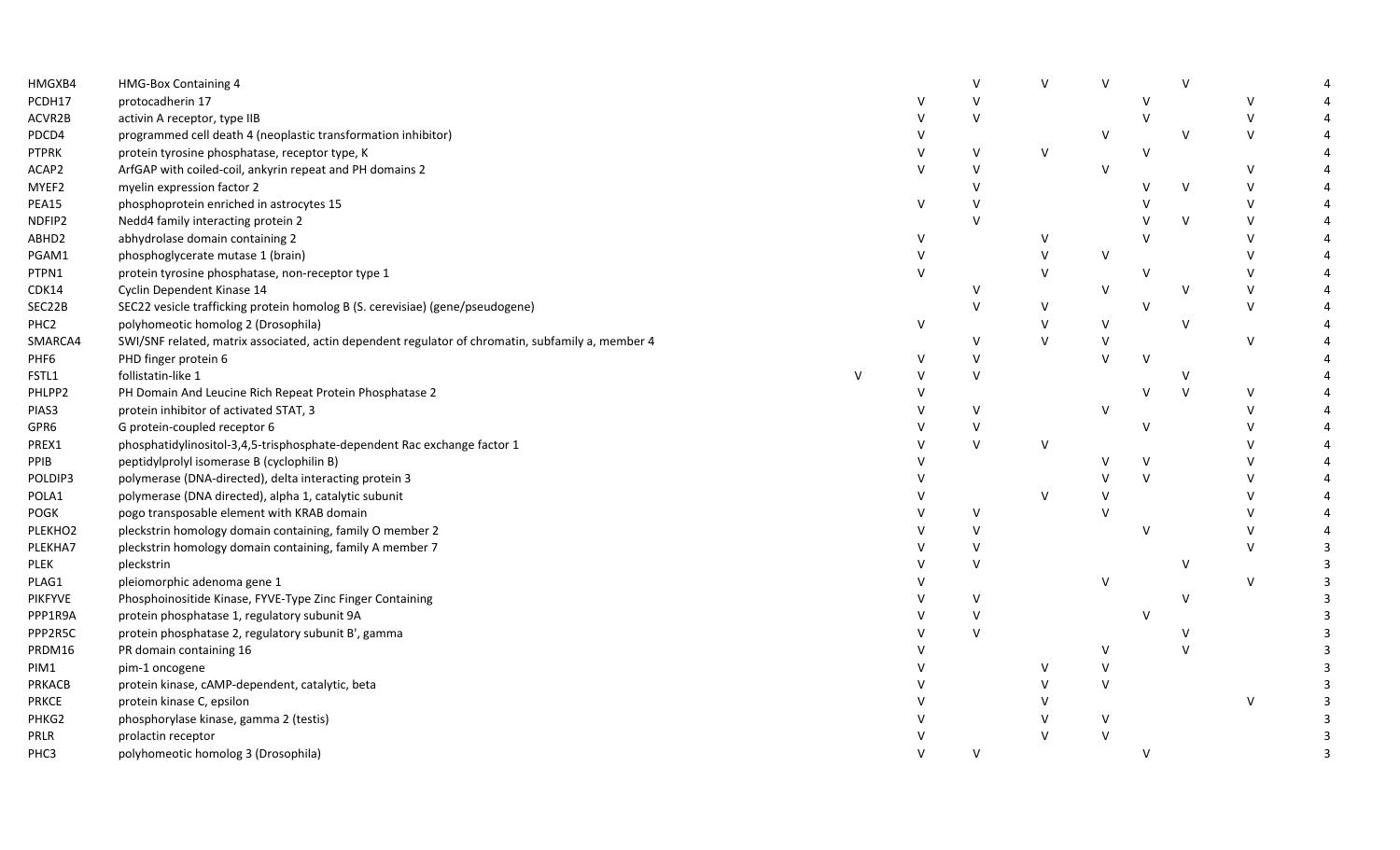| | | | | | | | | | | |
|---|---|---|---|---|---|---|---|---|---|---|
| HMGXB4 | HMG-Box Containing 4 | | | V | V | V | | V | | 4 |
| PCDH17 | protocadherin 17 | | V | V | | | V | | V | 4 |
| ACVR2B | activin A receptor, type IIB | | V | V | | | V | | V | 4 |
| PDCD4 | programmed cell death 4 (neoplastic transformation inhibitor) | | V | | | V | | V | V | 4 |
| PTPRK | protein tyrosine phosphatase, receptor type, K | | V | V | V | | V | | | 4 |
| ACAP2 | ArfGAP with coiled-coil, ankyrin repeat and PH domains 2 | | V | V | | V | | | V | 4 |
| MYEF2 | myelin expression factor 2 | | | V | | | V | V | V | 4 |
| PEA15 | phosphoprotein enriched in astrocytes 15 | | V | V | | | V | | V | 4 |
| NDFIP2 | Nedd4 family interacting protein 2 | | | V | | | V | V | V | 4 |
| ABHD2 | abhydrolase domain containing 2 | | V | | V | | V | | V | 4 |
| PGAM1 | phosphoglycerate mutase 1 (brain) | | V | | V | V | | | V | 4 |
| PTPN1 | protein tyrosine phosphatase, non-receptor type 1 | | V | | V | | V | | V | 4 |
| CDK14 | Cyclin Dependent Kinase 14 | | | V | | V | | V | V | 4 |
| SEC22B | SEC22 vesicle trafficking protein homolog B (S. cerevisiae) (gene/pseudogene) | | | V | V | | V | | V | 4 |
| PHC2 | polyhomeotic homolog 2 (Drosophila) | | V | | V | V | | V | | 4 |
| SMARCA4 | SWI/SNF related, matrix associated, actin dependent regulator of chromatin, subfamily a, member 4 | | | V | V | V | | | V | 4 |
| PHF6 | PHD finger protein 6 | | V | V | | V | V | | | 4 |
| FSTL1 | follistatin-like 1 | V | V | V | | | | V | | 4 |
| PHLPP2 | PH Domain And Leucine Rich Repeat Protein Phosphatase 2 | | V | | | | V | V | V | 4 |
| PIAS3 | protein inhibitor of activated STAT, 3 | | V | V | | V | | | V | 4 |
| GPR6 | G protein-coupled receptor 6 | | V | V | | | V | | V | 4 |
| PREX1 | phosphatidylinositol-3,4,5-trisphosphate-dependent Rac exchange factor 1 | | V | V | V | | | | V | 4 |
| PPIB | peptidylprolyl isomerase B (cyclophilin B) | | V | | | V | V | | V | 4 |
| POLDIP3 | polymerase (DNA-directed), delta interacting protein 3 | | V | | | V | V | | V | 4 |
| POLA1 | polymerase (DNA directed), alpha 1, catalytic subunit | | V | | V | V | | | V | 4 |
| POGK | pogo transposable element with KRAB domain | | V | V | | V | | | V | 4 |
| PLEKHO2 | pleckstrin homology domain containing, family O member 2 | | V | V | | | V | | V | 4 |
| PLEKHA7 | pleckstrin homology domain containing, family A member 7 | | V | V | | | | | V | 3 |
| PLEK | pleckstrin | | V | V | | | | V | | 3 |
| PLAG1 | pleiomorphic adenoma gene 1 | | V | | | V | | | V | 3 |
| PIKFYVE | Phosphoinositide Kinase, FYVE-Type Zinc Finger Containing | | V | V | | | | V | | 3 |
| PPP1R9A | protein phosphatase 1, regulatory subunit 9A | | V | V | | | V | | | 3 |
| PPP2R5C | protein phosphatase 2, regulatory subunit B', gamma | | V | V | | | | V | | 3 |
| PRDM16 | PR domain containing 16 | | V | | | V | | V | | 3 |
| PIM1 | pim-1 oncogene | | V | | V | V | | | | 3 |
| PRKACB | protein kinase, cAMP-dependent, catalytic, beta | | V | | V | V | | | | 3 |
| PRKCE | protein kinase C, epsilon | | V | | V | | | | V | 3 |
| PHKG2 | phosphorylase kinase, gamma 2 (testis) | | V | | V | V | | | | 3 |
| PRLR | prolactin receptor | | V | | V | V | | | | 3 |
| PHC3 | polyhomeotic homolog 3 (Drosophila) | | V | V | | | V | | | 3 |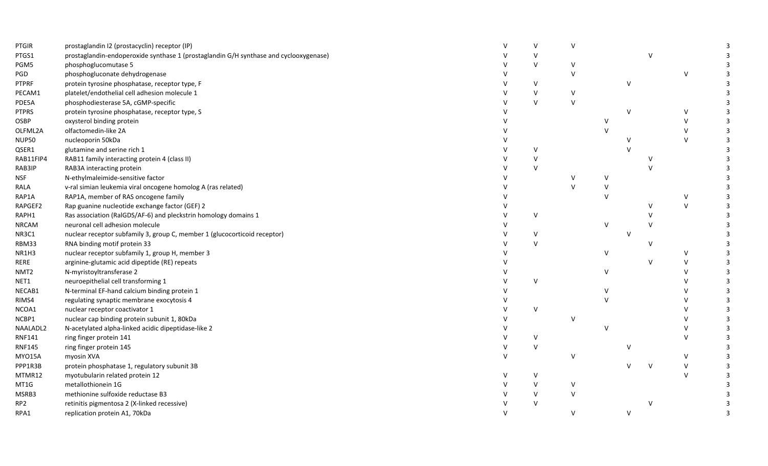| | | | | | | | | | |
|---|---|---|---|---|---|---|---|---|---|
| PTGIR | prostaglandin I2 (prostacyclin) receptor (IP) | V | V | V | | | | | 3 |
| PTGS1 | prostaglandin-endoperoxide synthase 1 (prostaglandin G/H synthase and cyclooxygenase) | V | V | | | | V | | 3 |
| PGM5 | phosphoglucomutase 5 | V | V | V | | | | | 3 |
| PGD | phosphogluconate dehydrogenase | V | | V | | | | V | 3 |
| PTPRF | protein tyrosine phosphatase, receptor type, F | V | V | | | V | | | 3 |
| PECAM1 | platelet/endothelial cell adhesion molecule 1 | V | V | V | | | | | 3 |
| PDE5A | phosphodiesterase 5A, cGMP-specific | V | V | V | | | | | 3 |
| PTPRS | protein tyrosine phosphatase, receptor type, S | V | | | | V | | V | 3 |
| OSBP | oxysterol binding protein | V | | | V | | | V | 3 |
| OLFML2A | olfactomedin-like 2A | V | | | V | | | V | 3 |
| NUP50 | nucleoporin 50kDa | V | | | | V | | V | 3 |
| QSER1 | glutamine and serine rich 1 | V | V | | | V | | | 3 |
| RAB11FIP4 | RAB11 family interacting protein 4 (class II) | V | V | | | | V | | 3 |
| RAB3IP | RAB3A interacting protein | V | V | | | | V | | 3 |
| NSF | N-ethylmaleimide-sensitive factor | V | | V | V | | | | 3 |
| RALA | v-ral simian leukemia viral oncogene homolog A (ras related) | V | | V | V | | | | 3 |
| RAP1A | RAP1A, member of RAS oncogene family | V | | | V | | | V | 3 |
| RAPGEF2 | Rap guanine nucleotide exchange factor (GEF) 2 | V | | | | | V | V | 3 |
| RAPH1 | Ras association (RalGDS/AF-6) and pleckstrin homology domains 1 | V | V | | | | V | | 3 |
| NRCAM | neuronal cell adhesion molecule | V | | | V | | V | | 3 |
| NR3C1 | nuclear receptor subfamily 3, group C, member 1 (glucocorticoid receptor) | V | V | | | V | | | 3 |
| RBM33 | RNA binding motif protein 33 | V | V | | | | V | | 3 |
| NR1H3 | nuclear receptor subfamily 1, group H, member 3 | V | | | V | | | V | 3 |
| RERE | arginine-glutamic acid dipeptide (RE) repeats | V | | | | | V | V | 3 |
| NMT2 | N-myristoyltransferase 2 | V | | | V | | | V | 3 |
| NET1 | neuroepithelial cell transforming 1 | V | V | | | | | V | 3 |
| NECAB1 | N-terminal EF-hand calcium binding protein 1 | V | | | V | | | V | 3 |
| RIMS4 | regulating synaptic membrane exocytosis 4 | V | | | V | | | V | 3 |
| NCOA1 | nuclear receptor coactivator 1 | V | V | | | | | V | 3 |
| NCBP1 | nuclear cap binding protein subunit 1, 80kDa | V | | V | | | | V | 3 |
| NAALADL2 | N-acetylated alpha-linked acidic dipeptidase-like 2 | V | | | V | | | V | 3 |
| RNF141 | ring finger protein 141 | V | V | | | | | V | 3 |
| RNF145 | ring finger protein 145 | V | V | | | V | | | 3 |
| MYO15A | myosin XVA | V | | V | | | | V | 3 |
| PPP1R3B | protein phosphatase 1, regulatory subunit 3B | | | | | V | V | V | 3 |
| MTMR12 | myotubularin related protein 12 | V | V | | | | | V | 3 |
| MT1G | metallothionein 1G | V | V | V | | | | | 3 |
| MSRB3 | methionine sulfoxide reductase B3 | V | V | V | | | | | 3 |
| RP2 | retinitis pigmentosa 2 (X-linked recessive) | V | V | | | | V | | 3 |
| RPA1 | replication protein A1, 70kDa | V | | V | | V | | | 3 |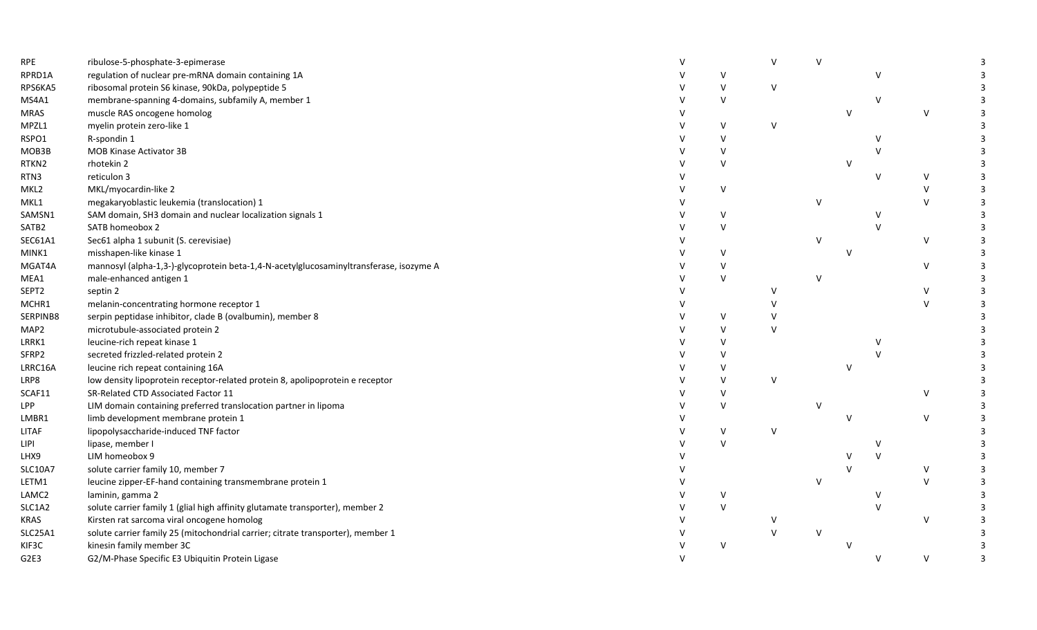| | | | | | | | | | |
|---|---|---|---|---|---|---|---|---|---|
| RPE | ribulose-5-phosphate-3-epimerase | V | | V | V | | | | 3 |
| RPRD1A | regulation of nuclear pre-mRNA domain containing 1A | V | V | | | | V | | 3 |
| RPS6KA5 | ribosomal protein S6 kinase, 90kDa, polypeptide 5 | V | V | V | | | | | 3 |
| MS4A1 | membrane-spanning 4-domains, subfamily A, member 1 | V | V | | | | V | | 3 |
| MRAS | muscle RAS oncogene homolog | V | | | | V | | V | 3 |
| MPZL1 | myelin protein zero-like 1 | V | V | V | | | | | 3 |
| RSPO1 | R-spondin 1 | V | V | | | | V | | 3 |
| MOB3B | MOB Kinase Activator 3B | V | V | | | | V | | 3 |
| RTKN2 | rhotekin 2 | V | V | | | V | | | 3 |
| RTN3 | reticulon 3 | V | | | | | V | V | 3 |
| MKL2 | MKL/myocardin-like 2 | V | V | | | | | V | 3 |
| MKL1 | megakaryoblastic leukemia (translocation) 1 | V | | | V | | | V | 3 |
| SAMSN1 | SAM domain, SH3 domain and nuclear localization signals 1 | V | V | | | | V | | 3 |
| SATB2 | SATB homeobox 2 | V | V | | | | V | | 3 |
| SEC61A1 | Sec61 alpha 1 subunit (S. cerevisiae) | V | | | V | | | V | 3 |
| MINK1 | misshapen-like kinase 1 | V | V | | | V | | | 3 |
| MGAT4A | mannosyl (alpha-1,3-)-glycoprotein beta-1,4-N-acetylglucosaminyltransferase, isozyme A | V | V | | | | | V | 3 |
| MEA1 | male-enhanced antigen 1 | V | V | | V | | | | 3 |
| SEPT2 | septin 2 | V | | V | | | | V | 3 |
| MCHR1 | melanin-concentrating hormone receptor 1 | V | | V | | | | V | 3 |
| SERPINB8 | serpin peptidase inhibitor, clade B (ovalbumin), member 8 | V | V | V | | | | | 3 |
| MAP2 | microtubule-associated protein 2 | V | V | V | | | | | 3 |
| LRRK1 | leucine-rich repeat kinase 1 | V | V | | | | V | | 3 |
| SFRP2 | secreted frizzled-related protein 2 | V | V | | | | V | | 3 |
| LRRC16A | leucine rich repeat containing 16A | V | V | | | V | | | 3 |
| LRP8 | low density lipoprotein receptor-related protein 8, apolipoprotein e receptor | V | V | V | | | | | 3 |
| SCAF11 | SR-Related CTD Associated Factor 11 | V | V | | | | | V | 3 |
| LPP | LIM domain containing preferred translocation partner in lipoma | V | V | | V | | | | 3 |
| LMBR1 | limb development membrane protein 1 | V | | | | V | | V | 3 |
| LITAF | lipopolysaccharide-induced TNF factor | V | V | V | | | | | 3 |
| LIPI | lipase, member I | V | V | | | | V | | 3 |
| LHX9 | LIM homeobox 9 | V | | | | V | V | | 3 |
| SLC10A7 | solute carrier family 10, member 7 | V | | | | V | | V | 3 |
| LETM1 | leucine zipper-EF-hand containing transmembrane protein 1 | V | | | V | | | V | 3 |
| LAMC2 | laminin, gamma 2 | V | V | | | | V | | 3 |
| SLC1A2 | solute carrier family 1 (glial high affinity glutamate transporter), member 2 | V | V | | | | V | | 3 |
| KRAS | Kirsten rat sarcoma viral oncogene homolog | V | | V | | | | V | 3 |
| SLC25A1 | solute carrier family 25 (mitochondrial carrier; citrate transporter), member 1 | V | | V | V | | | | 3 |
| KIF3C | kinesin family member 3C | V | V | | | V | | | 3 |
| G2E3 | G2/M-Phase Specific E3 Ubiquitin Protein Ligase | V | | | | | V | V | 3 |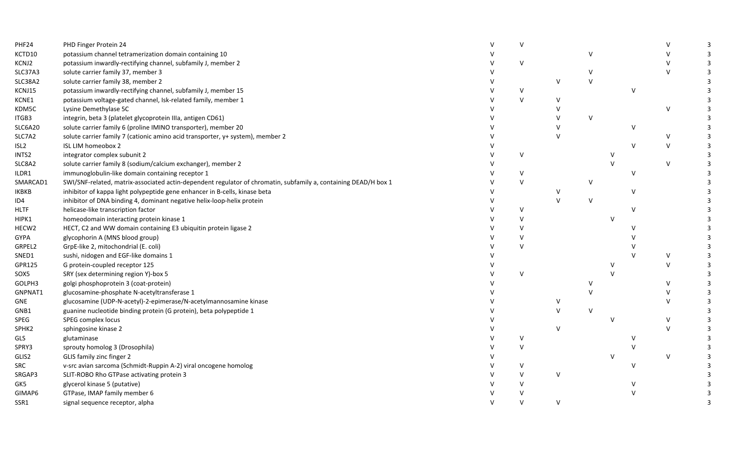| | | | | | | | | | |
|---|---|---|---|---|---|---|---|---|---|
| PHF24 | PHD Finger Protein 24 | V | V | | | | | V | 3 |
| KCTD10 | potassium channel tetramerization domain containing 10 | V | | | V | | | V | 3 |
| KCNJ2 | potassium inwardly-rectifying channel, subfamily J, member 2 | V | V | | | | | V | 3 |
| SLC37A3 | solute carrier family 37, member 3 | V | | | V | | | V | 3 |
| SLC38A2 | solute carrier family 38, member 2 | V | | V | V | | | | 3 |
| KCNJ15 | potassium inwardly-rectifying channel, subfamily J, member 15 | V | V | | | | V | | 3 |
| KCNE1 | potassium voltage-gated channel, Isk-related family, member 1 | V | V | V | | | | | 3 |
| KDM5C | Lysine Demethylase 5C | V | | V | | | | V | 3 |
| ITGB3 | integrin, beta 3 (platelet glycoprotein IIIa, antigen CD61) | V | | V | V | | | | 3 |
| SLC6A20 | solute carrier family 6 (proline IMINO transporter), member 20 | V | | V | | | V | | 3 |
| SLC7A2 | solute carrier family 7 (cationic amino acid transporter, y+ system), member 2 | V | | V | | | | V | 3 |
| ISL2 | ISL LIM homeobox 2 | V | | | | | V | V | 3 |
| INTS2 | integrator complex subunit 2 | V | V | | | V | | | 3 |
| SLC8A2 | solute carrier family 8 (sodium/calcium exchanger), member 2 | V | | | | V | | V | 3 |
| ILDR1 | immunoglobulin-like domain containing receptor 1 | V | V | | | | V | | 3 |
| SMARCAD1 | SWI/SNF-related, matrix-associated actin-dependent regulator of chromatin, subfamily a, containing DEAD/H box 1 | V | V | | V | | | | 3 |
| IKBKB | inhibitor of kappa light polypeptide gene enhancer in B-cells, kinase beta | V | | V | | | V | | 3 |
| ID4 | inhibitor of DNA binding 4, dominant negative helix-loop-helix protein | V | | V | V | | | | 3 |
| HLTF | helicase-like transcription factor | V | V | | | | V | | 3 |
| HIPK1 | homeodomain interacting protein kinase 1 | V | V | | | V | | | 3 |
| HECW2 | HECT, C2 and WW domain containing E3 ubiquitin protein ligase 2 | V | V | | | | V | | 3 |
| GYPA | glycophorin A (MNS blood group) | V | V | | | | V | | 3 |
| GRPEL2 | GrpE-like 2, mitochondrial (E. coli) | V | V | | | | V | | 3 |
| SNED1 | sushi, nidogen and EGF-like domains 1 | V | | | | | V | V | 3 |
| GPR125 | G protein-coupled receptor 125 | V | | | | V | | V | 3 |
| SOX5 | SRY (sex determining region Y)-box 5 | V | V | | | V | | | 3 |
| GOLPH3 | golgi phosphoprotein 3 (coat-protein) | V | | | V | | | V | 3 |
| GNPNAT1 | glucosamine-phosphate N-acetyltransferase 1 | V | | | V | | | V | 3 |
| GNE | glucosamine (UDP-N-acetyl)-2-epimerase/N-acetylmannosamine kinase | V | | V | | | | V | 3 |
| GNB1 | guanine nucleotide binding protein (G protein), beta polypeptide 1 | V | | V | V | | | | 3 |
| SPEG | SPEG complex locus | V | | | | V | | V | 3 |
| SPHK2 | sphingosine kinase 2 | V | | V | | | | V | 3 |
| GLS | glutaminase | V | V | | | | V | | 3 |
| SPRY3 | sprouty homolog 3 (Drosophila) | V | V | | | | V | | 3 |
| GLIS2 | GLIS family zinc finger 2 | V | | | | V | | V | 3 |
| SRC | v-src avian sarcoma (Schmidt-Ruppin A-2) viral oncogene homolog | V | V | | | | V | | 3 |
| SRGAP3 | SLIT-ROBO Rho GTPase activating protein 3 | V | V | V | | | | | 3 |
| GK5 | glycerol kinase 5 (putative) | V | V | | | | V | | 3 |
| GIMAP6 | GTPase, IMAP family member 6 | V | V | | | | V | | 3 |
| SSR1 | signal sequence receptor, alpha | V | V | V | | | | | 3 |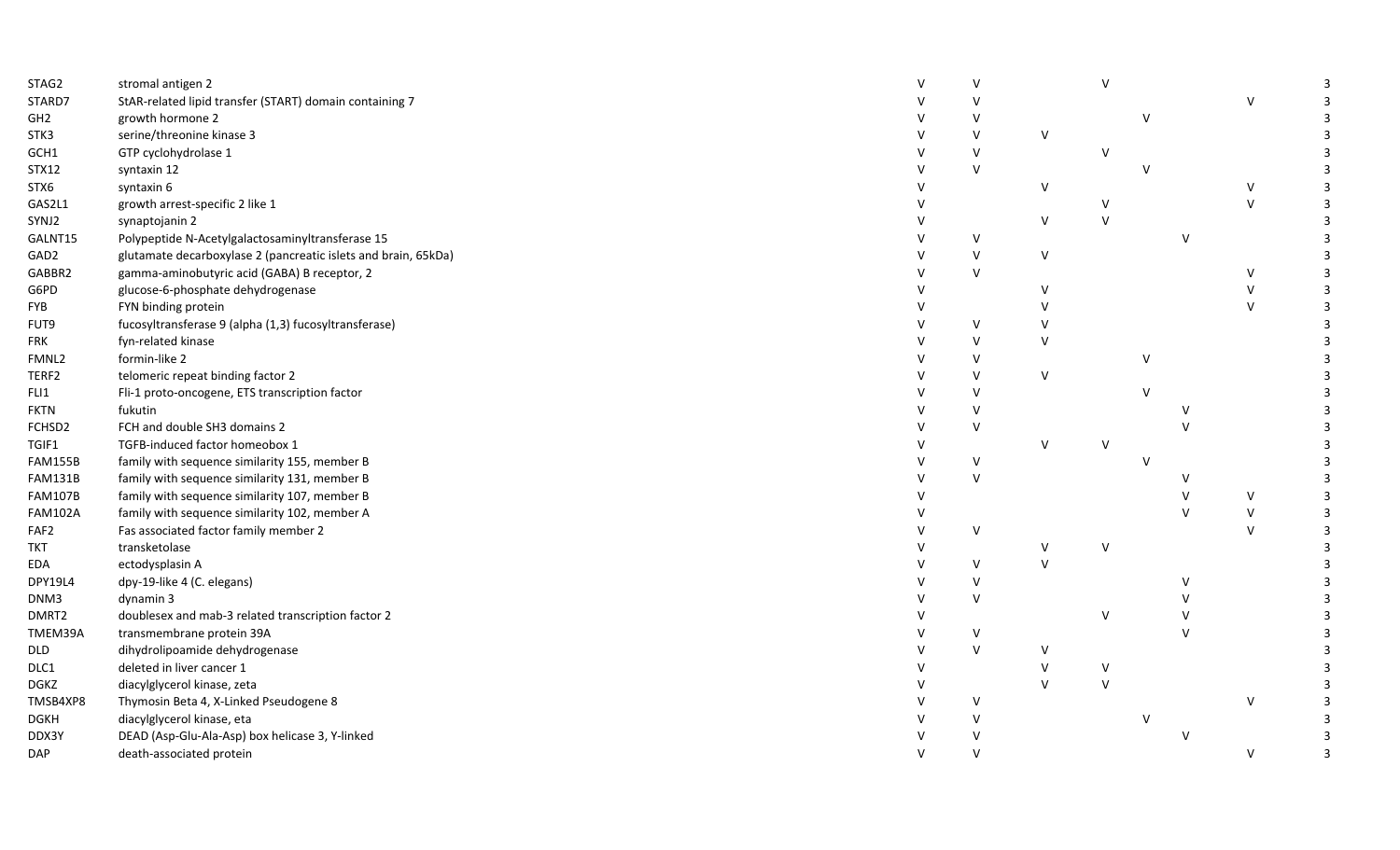| | | | | | | | | | |
|---|---|---|---|---|---|---|---|---|---|
| STAG2 | stromal antigen 2 | V | V | | V | | | | 3 |
| STARD7 | StAR-related lipid transfer (START) domain containing 7 | V | V | | | | | V | 3 |
| GH2 | growth hormone 2 | V | V | | | V | | | 3 |
| STK3 | serine/threonine kinase 3 | V | V | V | | | | | 3 |
| GCH1 | GTP cyclohydrolase 1 | V | V | | V | | | | 3 |
| STX12 | syntaxin 12 | V | V | | | V | | | 3 |
| STX6 | syntaxin 6 | V | | V | | | | V | 3 |
| GAS2L1 | growth arrest-specific 2 like 1 | V | | | V | | | V | 3 |
| SYNJ2 | synaptojanin 2 | V | | V | V | | | | 3 |
| GALNT15 | Polypeptide N-Acetylgalactosaminyltransferase 15 | V | V | | | | V | | 3 |
| GAD2 | glutamate decarboxylase 2 (pancreatic islets and brain, 65kDa) | V | V | V | | | | | 3 |
| GABBR2 | gamma-aminobutyric acid (GABA) B receptor, 2 | V | V | | | | | V | 3 |
| G6PD | glucose-6-phosphate dehydrogenase | V | | V | | | | V | 3 |
| FYB | FYN binding protein | V | | V | | | | V | 3 |
| FUT9 | fucosyltransferase 9 (alpha (1,3) fucosyltransferase) | V | V | V | | | | | 3 |
| FRK | fyn-related kinase | V | V | V | | | | | 3 |
| FMNL2 | formin-like 2 | V | V | | | V | | | 3 |
| TERF2 | telomeric repeat binding factor 2 | V | V | V | | | | | 3 |
| FLI1 | Fli-1 proto-oncogene, ETS transcription factor | V | V | | | V | | | 3 |
| FKTN | fukutin | V | V | | | | V | | 3 |
| FCHSD2 | FCH and double SH3 domains 2 | V | V | | | | V | | 3 |
| TGIF1 | TGFB-induced factor homeobox 1 | V | | V | V | | | | 3 |
| FAM155B | family with sequence similarity 155, member B | V | V | | | V | | | 3 |
| FAM131B | family with sequence similarity 131, member B | V | V | | | | V | | 3 |
| FAM107B | family with sequence similarity 107, member B | V | | | | | V | V | 3 |
| FAM102A | family with sequence similarity 102, member A | V | | | | | V | V | 3 |
| FAF2 | Fas associated factor family member 2 | V | V | | | | | V | 3 |
| TKT | transketolase | V | | V | V | | | | 3 |
| EDA | ectodysplasin A | V | V | V | | | | | 3 |
| DPY19L4 | dpy-19-like 4 (C. elegans) | V | V | | | | V | | 3 |
| DNM3 | dynamin 3 | V | V | | | | V | | 3 |
| DMRT2 | doublesex and mab-3 related transcription factor 2 | V | | | V | | V | | 3 |
| TMEM39A | transmembrane protein 39A | V | V | | | | V | | 3 |
| DLD | dihydrolipoamide dehydrogenase | V | V | V | | | | | 3 |
| DLC1 | deleted in liver cancer 1 | V | | V | V | | | | 3 |
| DGKZ | diacylglycerol kinase, zeta | V | | V | V | | | | 3 |
| TMSB4XP8 | Thymosin Beta 4, X-Linked Pseudogene 8 | V | V | | | | | V | 3 |
| DGKH | diacylglycerol kinase, eta | V | V | | | V | | | 3 |
| DDX3Y | DEAD (Asp-Glu-Ala-Asp) box helicase 3, Y-linked | V | V | | | | V | | 3 |
| DAP | death-associated protein | V | V | | | | | V | 3 |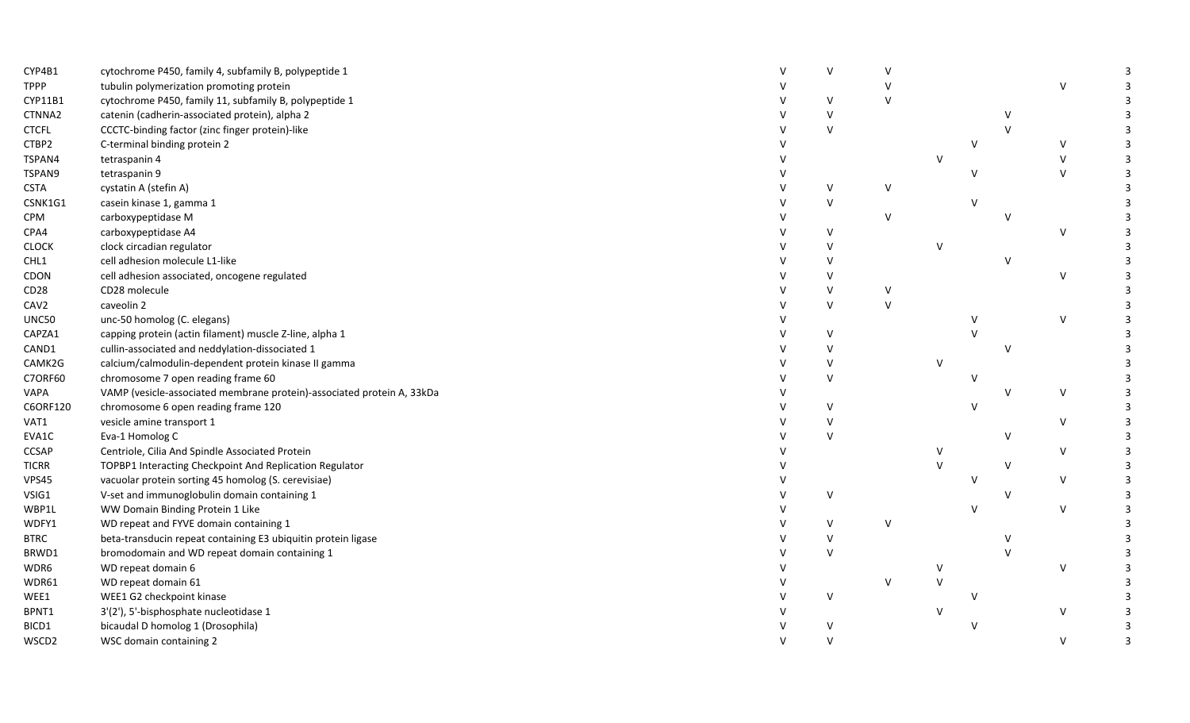| | | | | | | | | | |
|---|---|---|---|---|---|---|---|---|---|
| CYP4B1 | cytochrome P450, family 4, subfamily B, polypeptide 1 | V | V | V | | | | | 3 |
| TPPP | tubulin polymerization promoting protein | V | | V | | | | V | 3 |
| CYP11B1 | cytochrome P450, family 11, subfamily B, polypeptide 1 | V | V | V | | | | | 3 |
| CTNNA2 | catenin (cadherin-associated protein), alpha 2 | V | V | | | | V | | 3 |
| CTCFL | CCCTC-binding factor (zinc finger protein)-like | V | V | | | | V | | 3 |
| CTBP2 | C-terminal binding protein 2 | V | | | | V | | V | 3 |
| TSPAN4 | tetraspanin 4 | V | | | V | | | V | 3 |
| TSPAN9 | tetraspanin 9 | V | | | | V | | V | 3 |
| CSTA | cystatin A (stefin A) | V | V | V | | | | | 3 |
| CSNK1G1 | casein kinase 1, gamma 1 | V | V | | | V | | | 3 |
| CPM | carboxypeptidase M | V | | V | | | V | | 3 |
| CPA4 | carboxypeptidase A4 | V | V | | | | | V | 3 |
| CLOCK | clock circadian regulator | V | V | | V | | | | 3 |
| CHL1 | cell adhesion molecule L1-like | V | V | | | | V | | 3 |
| CDON | cell adhesion associated, oncogene regulated | V | V | | | | | V | 3 |
| CD28 | CD28 molecule | V | V | V | | | | | 3 |
| CAV2 | caveolin 2 | V | V | V | | | | | 3 |
| UNC50 | unc-50 homolog (C. elegans) | V | | | | V | | V | 3 |
| CAPZA1 | capping protein (actin filament) muscle Z-line, alpha 1 | V | V | | | V | | | 3 |
| CAND1 | cullin-associated and neddylation-dissociated 1 | V | V | | | | V | | 3 |
| CAMK2G | calcium/calmodulin-dependent protein kinase II gamma | V | V | | V | | | | 3 |
| C7ORF60 | chromosome 7 open reading frame 60 | V | V | | | V | | | 3 |
| VAPA | VAMP (vesicle-associated membrane protein)-associated protein A, 33kDa | V | | | | | V | V | 3 |
| C6ORF120 | chromosome 6 open reading frame 120 | V | V | | | V | | | 3 |
| VAT1 | vesicle amine transport 1 | V | V | | | | | V | 3 |
| EVA1C | Eva-1 Homolog C | V | V | | | | V | | 3 |
| CCSAP | Centriole, Cilia And Spindle Associated Protein | V | | | V | | | V | 3 |
| TICRR | TOPBP1 Interacting Checkpoint And Replication Regulator | V | | | V | | V | | 3 |
| VPS45 | vacuolar protein sorting 45 homolog (S. cerevisiae) | V | | | | V | | V | 3 |
| VSIG1 | V-set and immunoglobulin domain containing 1 | V | V | | | | V | | 3 |
| WBP1L | WW Domain Binding Protein 1 Like | V | | | | V | | V | 3 |
| WDFY1 | WD repeat and FYVE domain containing 1 | V | V | V | | | | | 3 |
| BTRC | beta-transducin repeat containing E3 ubiquitin protein ligase | V | V | | | | V | | 3 |
| BRWD1 | bromodomain and WD repeat domain containing 1 | V | V | | | | V | | 3 |
| WDR6 | WD repeat domain 6 | V | | | V | | | V | 3 |
| WDR61 | WD repeat domain 61 | V | | V | V | | | | 3 |
| WEE1 | WEE1 G2 checkpoint kinase | V | V | | | V | | | 3 |
| BPNT1 | 3'(2'), 5'-bisphosphate nucleotidase 1 | V | | | V | | | V | 3 |
| BICD1 | bicaudal D homolog 1 (Drosophila) | V | V | | | V | | | 3 |
| WSCD2 | WSC domain containing 2 | V | V | | | | | V | 3 |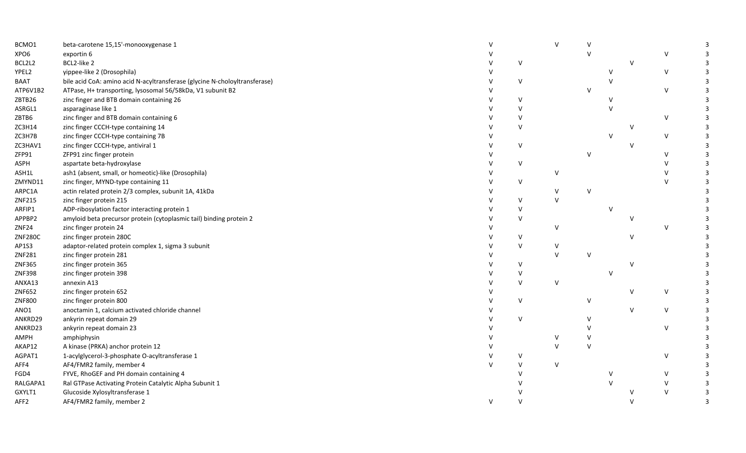| | | | | | | | | | |
|---|---|---|---|---|---|---|---|---|---|
| BCMO1 | beta-carotene 15,15'-monooxygenase 1 | V | | V | V | | | | 3 |
| XPO6 | exportin 6 | V | | | V | | | V | 3 |
| BCL2L2 | BCL2-like 2 | V | V | | | | V | | 3 |
| YPEL2 | yippee-like 2 (Drosophila) | V | | | | V | | V | 3 |
| BAAT | bile acid CoA: amino acid N-acyltransferase (glycine N-choloyltransferase) | V | V | | | V | | | 3 |
| ATP6V1B2 | ATPase, H+ transporting, lysosomal 56/58kDa, V1 subunit B2 | V | | | V | | | V | 3 |
| ZBTB26 | zinc finger and BTB domain containing 26 | V | V | | | V | | | 3 |
| ASRGL1 | asparaginase like 1 | V | V | | | V | | | 3 |
| ZBTB6 | zinc finger and BTB domain containing 6 | V | V | | | | | V | 3 |
| ZC3H14 | zinc finger CCCH-type containing 14 | V | V | | | | V | | 3 |
| ZC3H7B | zinc finger CCCH-type containing 7B | V | | | | V | | V | 3 |
| ZC3HAV1 | zinc finger CCCH-type, antiviral 1 | V | V | | | | V | | 3 |
| ZFP91 | ZFP91 zinc finger protein | V | | | V | | | V | 3 |
| ASPH | aspartate beta-hydroxylase | V | V | | | | | V | 3 |
| ASH1L | ash1 (absent, small, or homeotic)-like (Drosophila) | V | | V | | | | V | 3 |
| ZMYND11 | zinc finger, MYND-type containing 11 | V | V | | | | | V | 3 |
| ARPC1A | actin related protein 2/3 complex, subunit 1A, 41kDa | V | | V | V | | | | 3 |
| ZNF215 | zinc finger protein 215 | V | V | V | | | | | 3 |
| ARFIP1 | ADP-ribosylation factor interacting protein 1 | V | V | | | V | | | 3 |
| APPBP2 | amyloid beta precursor protein (cytoplasmic tail) binding protein 2 | V | V | | | | V | | 3 |
| ZNF24 | zinc finger protein 24 | V | | V | | | | V | 3 |
| ZNF280C | zinc finger protein 280C | V | V | | | | V | | 3 |
| AP1S3 | adaptor-related protein complex 1, sigma 3 subunit | V | V | V | | | | | 3 |
| ZNF281 | zinc finger protein 281 | V | | V | V | | | | 3 |
| ZNF365 | zinc finger protein 365 | V | V | | | | V | | 3 |
| ZNF398 | zinc finger protein 398 | V | V | | | V | | | 3 |
| ANXA13 | annexin A13 | V | V | V | | | | | 3 |
| ZNF652 | zinc finger protein 652 | V | | | | | V | V | 3 |
| ZNF800 | zinc finger protein 800 | V | V | | V | | | | 3 |
| ANO1 | anoctamin 1, calcium activated chloride channel | V | | | | | V | V | 3 |
| ANKRD29 | ankyrin repeat domain 29 | V | V | | V | | | | 3 |
| ANKRD23 | ankyrin repeat domain 23 | V | | | V | | | V | 3 |
| AMPH | amphiphysin | V | | V | V | | | | 3 |
| AKAP12 | A kinase (PRKA) anchor protein 12 | V | | V | V | | | | 3 |
| AGPAT1 | 1-acylglycerol-3-phosphate O-acyltransferase 1 | V | V | | | | | V | 3 |
| AFF4 | AF4/FMR2 family, member 4 | V | V | V | | | | | 3 |
| FGD4 | FYVE, RhoGEF and PH domain containing 4 | | V | | | V | | V | 3 |
| RALGAPA1 | Ral GTPase Activating Protein Catalytic Alpha Subunit 1 | | V | | | V | | V | 3 |
| GXYLT1 | Glucoside Xylosyltransferase 1 | | V | | | | V | V | 3 |
| AFF2 | AF4/FMR2 family, member 2 | V | V | | | | V | | 3 |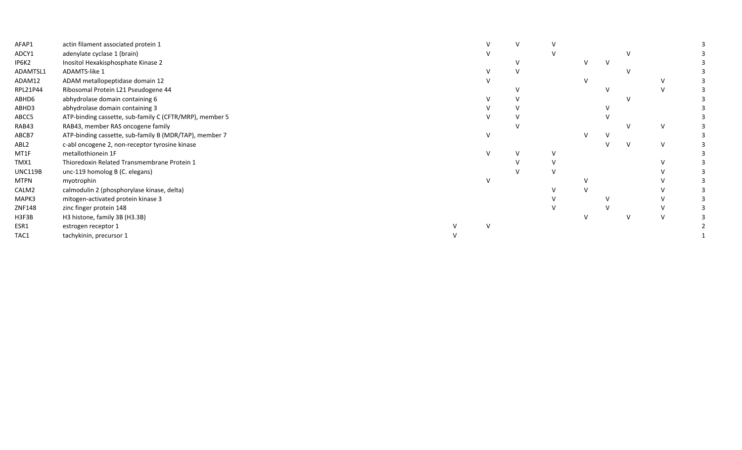| | | | | | | | | | | |
|---|---|---|---|---|---|---|---|---|---|---|
| AFAP1 | actin filament associated protein 1 | | V | V | V | | | | | 3 |
| ADCY1 | adenylate cyclase 1 (brain) | | V | | V | | | V | | 3 |
| IP6K2 | Inositol Hexakisphosphate Kinase 2 | | | V | | V | V | | | 3 |
| ADAMTSL1 | ADAMTS-like 1 | | V | V | | | | V | | 3 |
| ADAM12 | ADAM metallopeptidase domain 12 | | V | | | V | | | V | 3 |
| RPL21P44 | Ribosomal Protein L21 Pseudogene 44 | | | V | | | V | | V | 3 |
| ABHD6 | abhydrolase domain containing 6 | | V | V | | | | V | | 3 |
| ABHD3 | abhydrolase domain containing 3 | | V | V | | | V | | | 3 |
| ABCC5 | ATP-binding cassette, sub-family C (CFTR/MRP), member 5 | | V | V | | | V | | | 3 |
| RAB43 | RAB43, member RAS oncogene family | | | V | | | | V | V | 3 |
| ABCB7 | ATP-binding cassette, sub-family B (MDR/TAP), member 7 | | V | | | V | V | | | 3 |
| ABL2 | c-abl oncogene 2, non-receptor tyrosine kinase | | | | | | V | V | V | 3 |
| MT1F | metallothionein 1F | | V | V | V | | | | | 3 |
| TMX1 | Thioredoxin Related Transmembrane Protein 1 | | | V | V | | | | V | 3 |
| UNC119B | unc-119 homolog B (C. elegans) | | | V | V | | | | V | 3 |
| MTPN | myotrophin | | V | | | V | | | V | 3 |
| CALM2 | calmodulin 2 (phosphorylase kinase, delta) | | | | V | V | | | V | 3 |
| MAPK3 | mitogen-activated protein kinase 3 | | | | V | | V | | V | 3 |
| ZNF148 | zinc finger protein 148 | | | | V | | V | | V | 3 |
| H3F3B | H3 histone, family 3B (H3.3B) | | | | | V | | V | V | 3 |
| ESR1 | estrogen receptor 1 | V | V | | | | | | | 2 |
| TAC1 | tachykinin, precursor 1 | V | | | | | | | | 1 |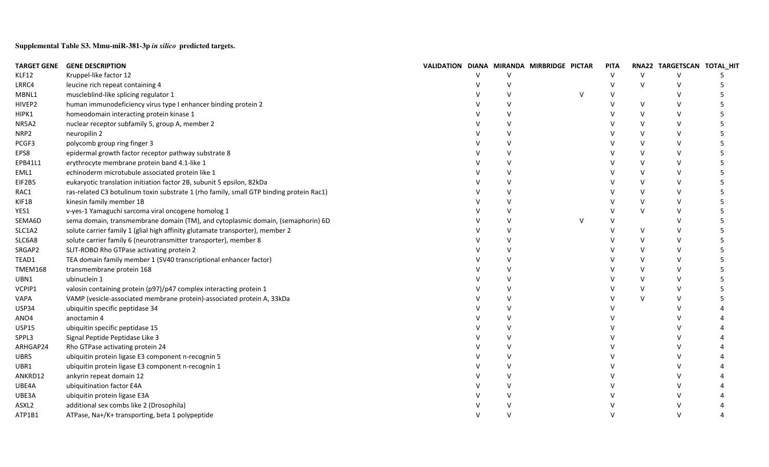**Supplemental Table S3. Mmu-miR-381-3p *in silico* predicted targets.**

| TARGET GENE | GENE DESCRIPTION | VALIDATION | DIANA | MIRANDA | MIRBRIDGE | PICTAR | PITA | RNA22 | TARGETSCAN | TOTAL_HIT |
|---|---|---|---|---|---|---|---|---|---|---|
| KLF12 | Kruppel-like factor 12 | | V | V | | | V | V | V | 5 |
| LRRC4 | leucine rich repeat containing 4 | | V | V | | | V | V | V | 5 |
| MBNL1 | muscleblind-like splicing regulator 1 | | V | V | | V | V | | V | 5 |
| HIVEP2 | human immunodeficiency virus type I enhancer binding protein 2 | | V | V | | | V | V | V | 5 |
| HIPK1 | homeodomain interacting protein kinase 1 | | V | V | | | V | V | V | 5 |
| NR5A2 | nuclear receptor subfamily 5, group A, member 2 | | V | V | | | V | V | V | 5 |
| NRP2 | neuropilin 2 | | V | V | | | V | V | V | 5 |
| PCGF3 | polycomb group ring finger 3 | | V | V | | | V | V | V | 5 |
| EPS8 | epidermal growth factor receptor pathway substrate 8 | | V | V | | | V | V | V | 5 |
| EPB41L1 | erythrocyte membrane protein band 4.1-like 1 | | V | V | | | V | V | V | 5 |
| EML1 | echinoderm microtubule associated protein like 1 | | V | V | | | V | V | V | 5 |
| EIF2B5 | eukaryotic translation initiation factor 2B, subunit 5 epsilon, 82kDa | | V | V | | | V | V | V | 5 |
| RAC1 | ras-related C3 botulinum toxin substrate 1 (rho family, small GTP binding protein Rac1) | | V | V | | | V | V | V | 5 |
| KIF1B | kinesin family member 1B | | V | V | | | V | V | V | 5 |
| YES1 | v-yes-1 Yamaguchi sarcoma viral oncogene homolog 1 | | V | V | | | V | V | V | 5 |
| SEMA6D | sema domain, transmembrane domain (TM), and cytoplasmic domain, (semaphorin) 6D | | V | V | | V | V | | V | 5 |
| SLC1A2 | solute carrier family 1 (glial high affinity glutamate transporter), member 2 | | V | V | | | V | V | V | 5 |
| SLC6A8 | solute carrier family 6 (neurotransmitter transporter), member 8 | | V | V | | | V | V | V | 5 |
| SRGAP2 | SLIT-ROBO Rho GTPase activating protein 2 | | V | V | | | V | V | V | 5 |
| TEAD1 | TEA domain family member 1 (SV40 transcriptional enhancer factor) | | V | V | | | V | V | V | 5 |
| TMEM168 | transmembrane protein 168 | | V | V | | | V | V | V | 5 |
| UBN1 | ubinuclein 1 | | V | V | | | V | V | V | 5 |
| VCPIP1 | valosin containing protein (p97)/p47 complex interacting protein 1 | | V | V | | | V | V | V | 5 |
| VAPA | VAMP (vesicle-associated membrane protein)-associated protein A, 33kDa | | V | V | | | V | V | V | 5 |
| USP34 | ubiquitin specific peptidase 34 | | V | V | | | V | | V | 4 |
| ANO4 | anoctamin 4 | | V | V | | | V | | V | 4 |
| USP15 | ubiquitin specific peptidase 15 | | V | V | | | V | | V | 4 |
| SPPL3 | Signal Peptide Peptidase Like 3 | | V | V | | | V | | V | 4 |
| ARHGAP24 | Rho GTPase activating protein 24 | | V | V | | | V | | V | 4 |
| UBR5 | ubiquitin protein ligase E3 component n-recognin 5 | | V | V | | | V | | V | 4 |
| UBR1 | ubiquitin protein ligase E3 component n-recognin 1 | | V | V | | | V | | V | 4 |
| ANKRD12 | ankyrin repeat domain 12 | | V | V | | | V | | V | 4 |
| UBE4A | ubiquitination factor E4A | | V | V | | | V | | V | 4 |
| UBE3A | ubiquitin protein ligase E3A | | V | V | | | V | | V | 4 |
| ASXL2 | additional sex combs like 2 (Drosophila) | | V | V | | | V | | V | 4 |
| ATP1B1 | ATPase, Na+/K+ transporting, beta 1 polypeptide | | V | V | | | V | | V | 4 |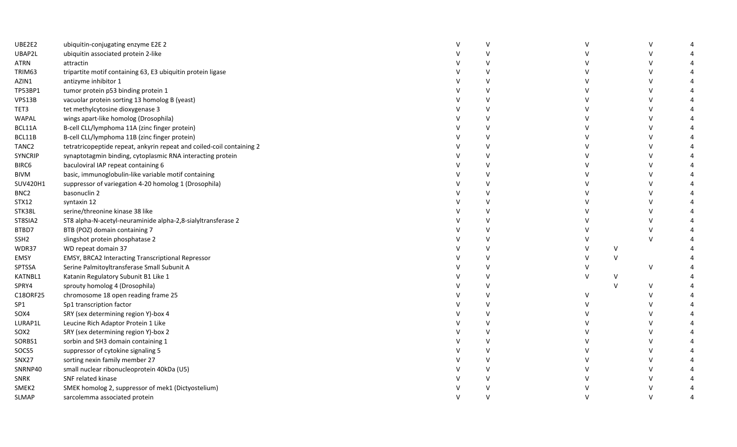| | | | | | | | |
|---|---|---|---|---|---|---|---|
| UBE2E2 | ubiquitin-conjugating enzyme E2E 2 | V | V | V | | V | 4 |
| UBAP2L | ubiquitin associated protein 2-like | V | V | V | | V | 4 |
| ATRN | attractin | V | V | V | | V | 4 |
| TRIM63 | tripartite motif containing 63, E3 ubiquitin protein ligase | V | V | V | | V | 4 |
| AZIN1 | antizyme inhibitor 1 | V | V | V | | V | 4 |
| TP53BP1 | tumor protein p53 binding protein 1 | V | V | V | | V | 4 |
| VPS13B | vacuolar protein sorting 13 homolog B (yeast) | V | V | V | | V | 4 |
| TET3 | tet methylcytosine dioxygenase 3 | V | V | V | | V | 4 |
| WAPAL | wings apart-like homolog (Drosophila) | V | V | V | | V | 4 |
| BCL11A | B-cell CLL/lymphoma 11A (zinc finger protein) | V | V | V | | V | 4 |
| BCL11B | B-cell CLL/lymphoma 11B (zinc finger protein) | V | V | V | | V | 4 |
| TANC2 | tetratricopeptide repeat, ankyrin repeat and coiled-coil containing 2 | V | V | V | | V | 4 |
| SYNCRIP | synaptotagmin binding, cytoplasmic RNA interacting protein | V | V | V | | V | 4 |
| BIRC6 | baculoviral IAP repeat containing 6 | V | V | V | | V | 4 |
| BIVM | basic, immunoglobulin-like variable motif containing | V | V | V | | V | 4 |
| SUV420H1 | suppressor of variegation 4-20 homolog 1 (Drosophila) | V | V | V | | V | 4 |
| BNC2 | basonuclin 2 | V | V | V | | V | 4 |
| STX12 | syntaxin 12 | V | V | V | | V | 4 |
| STK38L | serine/threonine kinase 38 like | V | V | V | | V | 4 |
| ST8SIA2 | ST8 alpha-N-acetyl-neuraminide alpha-2,8-sialyltransferase 2 | V | V | V | | V | 4 |
| BTBD7 | BTB (POZ) domain containing 7 | V | V | V | | V | 4 |
| SSH2 | slingshot protein phosphatase 2 | V | V | V | | V | 4 |
| WDR37 | WD repeat domain 37 | V | V | V | V | | 4 |
| EMSY | EMSY, BRCA2 Interacting Transcriptional Repressor | V | V | V | V | | 4 |
| SPTSSA | Serine Palmitoyltransferase Small Subunit A | V | V | V | | V | 4 |
| KATNBL1 | Katanin Regulatory Subunit B1 Like 1 | V | V | V | V | | 4 |
| SPRY4 | sprouty homolog 4 (Drosophila) | V | V | | V | V | 4 |
| C18ORF25 | chromosome 18 open reading frame 25 | V | V | V | | V | 4 |
| SP1 | Sp1 transcription factor | V | V | V | | V | 4 |
| SOX4 | SRY (sex determining region Y)-box 4 | V | V | V | | V | 4 |
| LURAP1L | Leucine Rich Adaptor Protein 1 Like | V | V | V | | V | 4 |
| SOX2 | SRY (sex determining region Y)-box 2 | V | V | V | | V | 4 |
| SORBS1 | sorbin and SH3 domain containing 1 | V | V | V | | V | 4 |
| SOCS5 | suppressor of cytokine signaling 5 | V | V | V | | V | 4 |
| SNX27 | sorting nexin family member 27 | V | V | V | | V | 4 |
| SNRNP40 | small nuclear ribonucleoprotein 40kDa (U5) | V | V | V | | V | 4 |
| SNRK | SNF related kinase | V | V | V | | V | 4 |
| SMEK2 | SMEK homolog 2, suppressor of mek1 (Dictyostelium) | V | V | V | | V | 4 |
| SLMAP | sarcolemma associated protein | V | V | V | | V | 4 |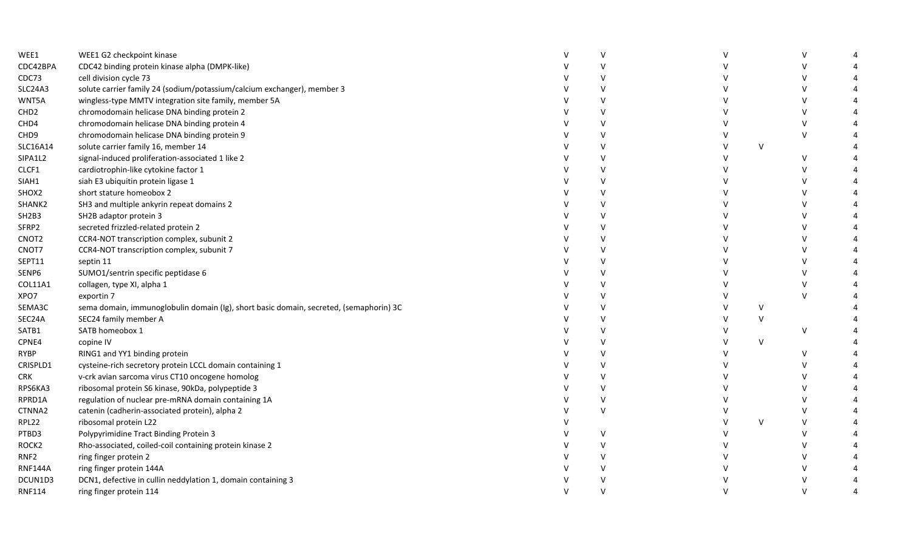| | | | | | | | |
|---|---|---|---|---|---|---|---|
| WEE1 | WEE1 G2 checkpoint kinase | V | V | V | | V | 4 |
| CDC42BPA | CDC42 binding protein kinase alpha (DMPK-like) | V | V | V | | V | 4 |
| CDC73 | cell division cycle 73 | V | V | V | | V | 4 |
| SLC24A3 | solute carrier family 24 (sodium/potassium/calcium exchanger), member 3 | V | V | V | | V | 4 |
| WNT5A | wingless-type MMTV integration site family, member 5A | V | V | V | | V | 4 |
| CHD2 | chromodomain helicase DNA binding protein 2 | V | V | V | | V | 4 |
| CHD4 | chromodomain helicase DNA binding protein 4 | V | V | V | | V | 4 |
| CHD9 | chromodomain helicase DNA binding protein 9 | V | V | V | | V | 4 |
| SLC16A14 | solute carrier family 16, member 14 | V | V | V | V | | 4 |
| SIPA1L2 | signal-induced proliferation-associated 1 like 2 | V | V | V | | V | 4 |
| CLCF1 | cardiotrophin-like cytokine factor 1 | V | V | V | | V | 4 |
| SIAH1 | siah E3 ubiquitin protein ligase 1 | V | V | V | | V | 4 |
| SHOX2 | short stature homeobox 2 | V | V | V | | V | 4 |
| SHANK2 | SH3 and multiple ankyrin repeat domains 2 | V | V | V | | V | 4 |
| SH2B3 | SH2B adaptor protein 3 | V | V | V | | V | 4 |
| SFRP2 | secreted frizzled-related protein 2 | V | V | V | | V | 4 |
| CNOT2 | CCR4-NOT transcription complex, subunit 2 | V | V | V | | V | 4 |
| CNOT7 | CCR4-NOT transcription complex, subunit 7 | V | V | V | | V | 4 |
| SEPT11 | septin 11 | V | V | V | | V | 4 |
| SENP6 | SUMO1/sentrin specific peptidase 6 | V | V | V | | V | 4 |
| COL11A1 | collagen, type XI, alpha 1 | V | V | V | | V | 4 |
| XPO7 | exportin 7 | V | V | V | | V | 4 |
| SEMA3C | sema domain, immunoglobulin domain (Ig), short basic domain, secreted, (semaphorin) 3C | V | V | V | V | | 4 |
| SEC24A | SEC24 family member A | V | V | V | V | | 4 |
| SATB1 | SATB homeobox 1 | V | V | V | | V | 4 |
| CPNE4 | copine IV | V | V | V | V | | 4 |
| RYBP | RING1 and YY1 binding protein | V | V | V | | V | 4 |
| CRISPLD1 | cysteine-rich secretory protein LCCL domain containing 1 | V | V | V | | V | 4 |
| CRK | v-crk avian sarcoma virus CT10 oncogene homolog | V | V | V | | V | 4 |
| RPS6KA3 | ribosomal protein S6 kinase, 90kDa, polypeptide 3 | V | V | V | | V | 4 |
| RPRD1A | regulation of nuclear pre-mRNA domain containing 1A | V | V | V | | V | 4 |
| CTNNA2 | catenin (cadherin-associated protein), alpha 2 | V | V | V | | V | 4 |
| RPL22 | ribosomal protein L22 | V | | V | V | V | 4 |
| PTBD3 | Polypyrimidine Tract Binding Protein 3 | V | V | V | | V | 4 |
| ROCK2 | Rho-associated, coiled-coil containing protein kinase 2 | V | V | V | | V | 4 |
| RNF2 | ring finger protein 2 | V | V | V | | V | 4 |
| RNF144A | ring finger protein 144A | V | V | V | | V | 4 |
| DCUN1D3 | DCN1, defective in cullin neddylation 1, domain containing 3 | V | V | V | | V | 4 |
| RNF114 | ring finger protein 114 | V | V | V | | V | 4 |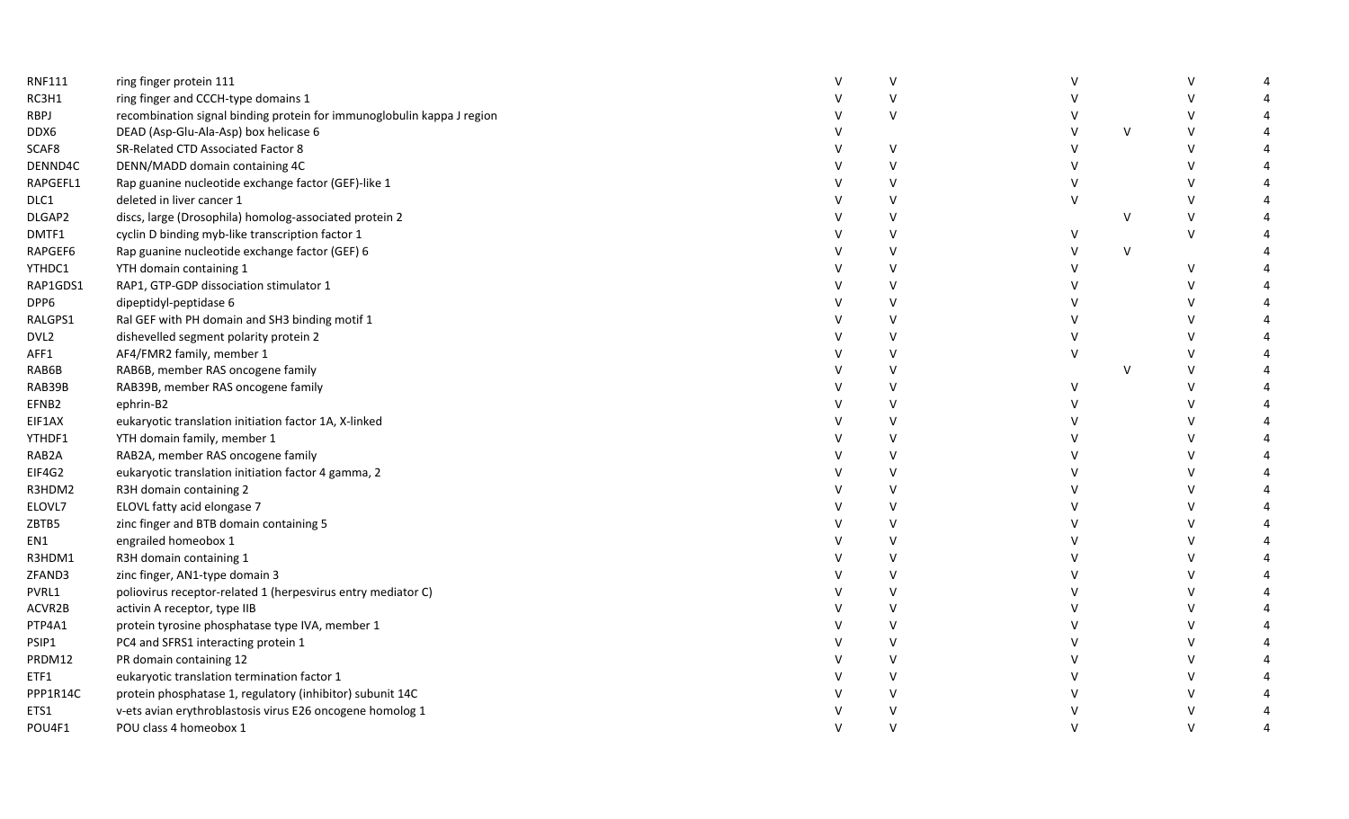| | | | | | | | |
|---|---|---|---|---|---|---|---|
| RNF111 | ring finger protein 111 | V | V | V | | V | 4 |
| RC3H1 | ring finger and CCCH-type domains 1 | V | V | V | | V | 4 |
| RBPJ | recombination signal binding protein for immunoglobulin kappa J region | V | V | V | | V | 4 |
| DDX6 | DEAD (Asp-Glu-Ala-Asp) box helicase 6 | V | | V | V | V | 4 |
| SCAF8 | SR-Related CTD Associated Factor 8 | V | V | V | | V | 4 |
| DENND4C | DENN/MADD domain containing 4C | V | V | V | | V | 4 |
| RAPGEFL1 | Rap guanine nucleotide exchange factor (GEF)-like 1 | V | V | V | | V | 4 |
| DLC1 | deleted in liver cancer 1 | V | V | V | | V | 4 |
| DLGAP2 | discs, large (Drosophila) homolog-associated protein 2 | V | V | | V | V | 4 |
| DMTF1 | cyclin D binding myb-like transcription factor 1 | V | V | V | | V | 4 |
| RAPGEF6 | Rap guanine nucleotide exchange factor (GEF) 6 | V | V | V | V | | 4 |
| YTHDC1 | YTH domain containing 1 | V | V | V | | V | 4 |
| RAP1GDS1 | RAP1, GTP-GDP dissociation stimulator 1 | V | V | V | | V | 4 |
| DPP6 | dipeptidyl-peptidase 6 | V | V | V | | V | 4 |
| RALGPS1 | Ral GEF with PH domain and SH3 binding motif 1 | V | V | V | | V | 4 |
| DVL2 | dishevelled segment polarity protein 2 | V | V | V | | V | 4 |
| AFF1 | AF4/FMR2 family, member 1 | V | V | V | | V | 4 |
| RAB6B | RAB6B, member RAS oncogene family | V | V | | V | V | 4 |
| RAB39B | RAB39B, member RAS oncogene family | V | V | V | | V | 4 |
| EFNB2 | ephrin-B2 | V | V | V | | V | 4 |
| EIF1AX | eukaryotic translation initiation factor 1A, X-linked | V | V | V | | V | 4 |
| YTHDF1 | YTH domain family, member 1 | V | V | V | | V | 4 |
| RAB2A | RAB2A, member RAS oncogene family | V | V | V | | V | 4 |
| EIF4G2 | eukaryotic translation initiation factor 4 gamma, 2 | V | V | V | | V | 4 |
| R3HDM2 | R3H domain containing 2 | V | V | V | | V | 4 |
| ELOVL7 | ELOVL fatty acid elongase 7 | V | V | V | | V | 4 |
| ZBTB5 | zinc finger and BTB domain containing 5 | V | V | V | | V | 4 |
| EN1 | engrailed homeobox 1 | V | V | V | | V | 4 |
| R3HDM1 | R3H domain containing 1 | V | V | V | | V | 4 |
| ZFAND3 | zinc finger, AN1-type domain 3 | V | V | V | | V | 4 |
| PVRL1 | poliovirus receptor-related 1 (herpesvirus entry mediator C) | V | V | V | | V | 4 |
| ACVR2B | activin A receptor, type IIB | V | V | V | | V | 4 |
| PTP4A1 | protein tyrosine phosphatase type IVA, member 1 | V | V | V | | V | 4 |
| PSIP1 | PC4 and SFRS1 interacting protein 1 | V | V | V | | V | 4 |
| PRDM12 | PR domain containing 12 | V | V | V | | V | 4 |
| ETF1 | eukaryotic translation termination factor 1 | V | V | V | | V | 4 |
| PPP1R14C | protein phosphatase 1, regulatory (inhibitor) subunit 14C | V | V | V | | V | 4 |
| ETS1 | v-ets avian erythroblastosis virus E26 oncogene homolog 1 | V | V | V | | V | 4 |
| POU4F1 | POU class 4 homeobox 1 | V | V | V | | V | 4 |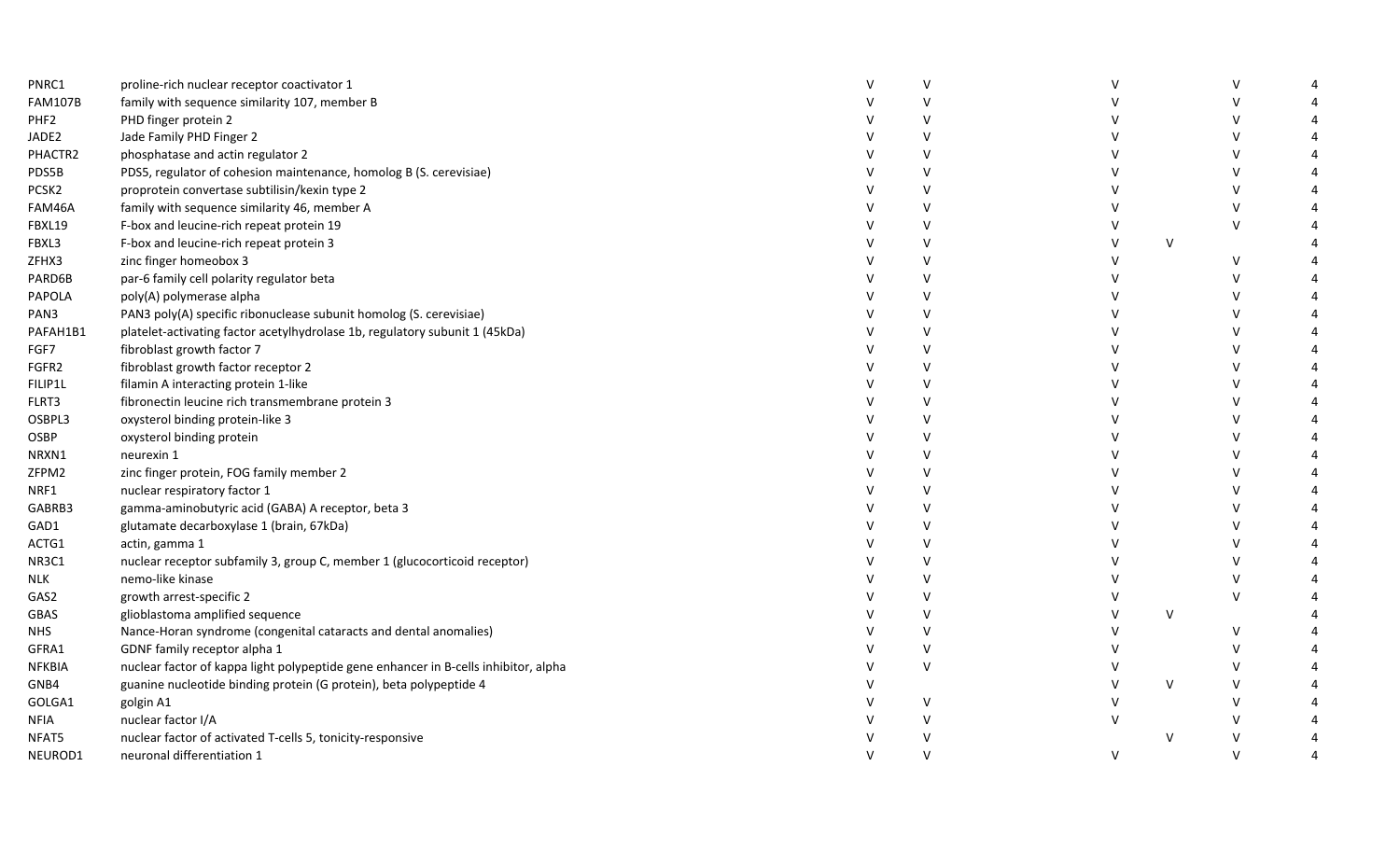| | | | | | | | |
|---|---|---|---|---|---|---|---|
| PNRC1 | proline-rich nuclear receptor coactivator 1 | V | V | V | | V | 4 |
| FAM107B | family with sequence similarity 107, member B | V | V | V | | V | 4 |
| PHF2 | PHD finger protein 2 | V | V | V | | V | 4 |
| JADE2 | Jade Family PHD Finger 2 | V | V | V | | V | 4 |
| PHACTR2 | phosphatase and actin regulator 2 | V | V | V | | V | 4 |
| PDS5B | PDS5, regulator of cohesion maintenance, homolog B (S. cerevisiae) | V | V | V | | V | 4 |
| PCSK2 | proprotein convertase subtilisin/kexin type 2 | V | V | V | | V | 4 |
| FAM46A | family with sequence similarity 46, member A | V | V | V | | V | 4 |
| FBXL19 | F-box and leucine-rich repeat protein 19 | V | V | V | | V | 4 |
| FBXL3 | F-box and leucine-rich repeat protein 3 | V | V | V | V | | 4 |
| ZFHX3 | zinc finger homeobox 3 | V | V | V | | V | 4 |
| PARD6B | par-6 family cell polarity regulator beta | V | V | V | | V | 4 |
| PAPOLA | poly(A) polymerase alpha | V | V | V | | V | 4 |
| PAN3 | PAN3 poly(A) specific ribonuclease subunit homolog (S. cerevisiae) | V | V | V | | V | 4 |
| PAFAH1B1 | platelet-activating factor acetylhydrolase 1b, regulatory subunit 1 (45kDa) | V | V | V | | V | 4 |
| FGF7 | fibroblast growth factor 7 | V | V | V | | V | 4 |
| FGFR2 | fibroblast growth factor receptor 2 | V | V | V | | V | 4 |
| FILIP1L | filamin A interacting protein 1-like | V | V | V | | V | 4 |
| FLRT3 | fibronectin leucine rich transmembrane protein 3 | V | V | V | | V | 4 |
| OSBPL3 | oxysterol binding protein-like 3 | V | V | V | | V | 4 |
| OSBP | oxysterol binding protein | V | V | V | | V | 4 |
| NRXN1 | neurexin 1 | V | V | V | | V | 4 |
| ZFPM2 | zinc finger protein, FOG family member 2 | V | V | V | | V | 4 |
| NRF1 | nuclear respiratory factor 1 | V | V | V | | V | 4 |
| GABRB3 | gamma-aminobutyric acid (GABA) A receptor, beta 3 | V | V | V | | V | 4 |
| GAD1 | glutamate decarboxylase 1 (brain, 67kDa) | V | V | V | | V | 4 |
| ACTG1 | actin, gamma 1 | V | V | V | | V | 4 |
| NR3C1 | nuclear receptor subfamily 3, group C, member 1 (glucocorticoid receptor) | V | V | V | | V | 4 |
| NLK | nemo-like kinase | V | V | V | | V | 4 |
| GAS2 | growth arrest-specific 2 | V | V | V | | V | 4 |
| GBAS | glioblastoma amplified sequence | V | V | V | V | | 4 |
| NHS | Nance-Horan syndrome (congenital cataracts and dental anomalies) | V | V | V | | V | 4 |
| GFRA1 | GDNF family receptor alpha 1 | V | V | V | | V | 4 |
| NFKBIA | nuclear factor of kappa light polypeptide gene enhancer in B-cells inhibitor, alpha | V | V | V | | V | 4 |
| GNB4 | guanine nucleotide binding protein (G protein), beta polypeptide 4 | V | | V | V | V | 4 |
| GOLGA1 | golgin A1 | V | V | V | | V | 4 |
| NFIA | nuclear factor I/A | V | V | V | | V | 4 |
| NFAT5 | nuclear factor of activated T-cells 5, tonicity-responsive | V | V | | V | V | 4 |
| NEUROD1 | neuronal differentiation 1 | V | V | V | | V | 4 |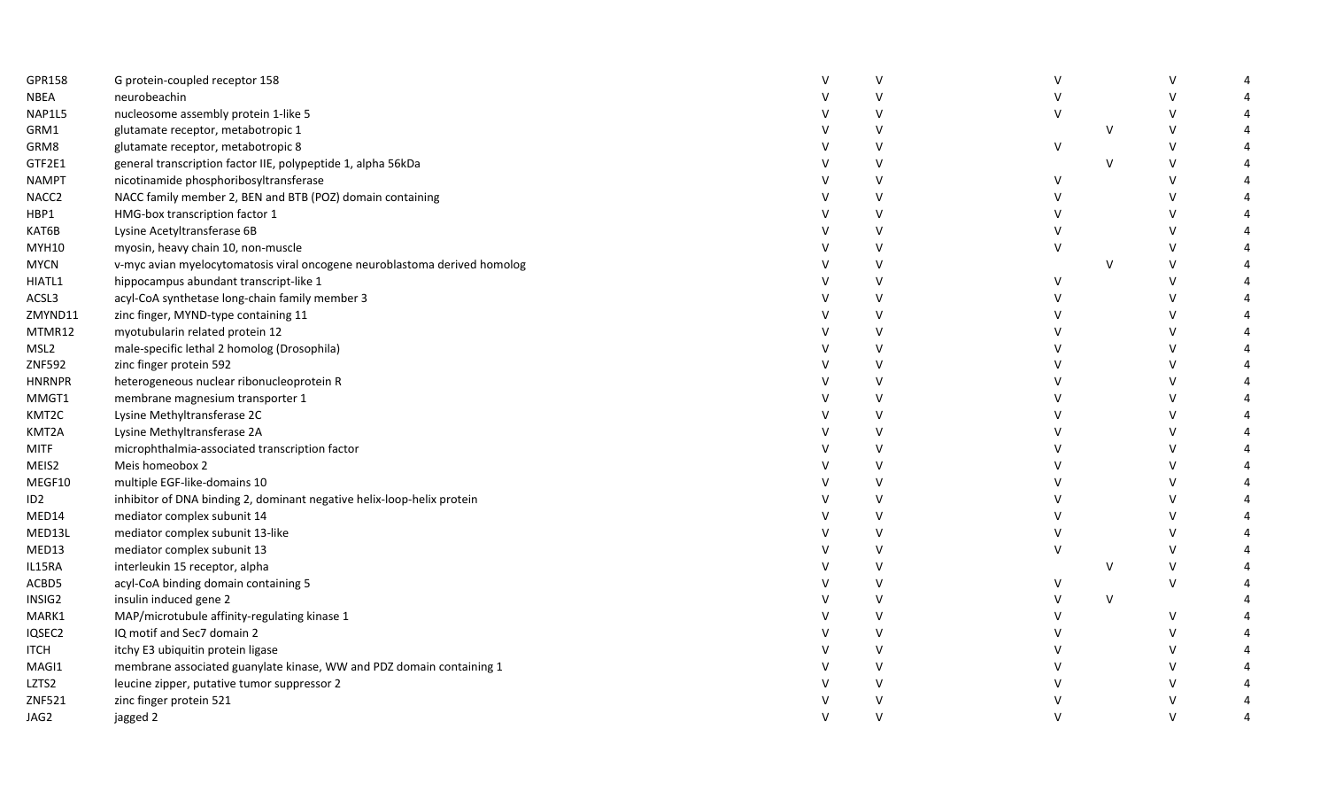| | | | | | | | |
|---|---|---|---|---|---|---|---|
| GPR158 | G protein-coupled receptor 158 | V | V | V | | V | 4 |
| NBEA | neurobeachin | V | V | V | | V | 4 |
| NAP1L5 | nucleosome assembly protein 1-like 5 | V | V | V | | V | 4 |
| GRM1 | glutamate receptor, metabotropic 1 | V | V | | V | V | 4 |
| GRM8 | glutamate receptor, metabotropic 8 | V | V | V | | V | 4 |
| GTF2E1 | general transcription factor IIE, polypeptide 1, alpha 56kDa | V | V | | V | V | 4 |
| NAMPT | nicotinamide phosphoribosyltransferase | V | V | V | | V | 4 |
| NACC2 | NACC family member 2, BEN and BTB (POZ) domain containing | V | V | V | | V | 4 |
| HBP1 | HMG-box transcription factor 1 | V | V | V | | V | 4 |
| KAT6B | Lysine Acetyltransferase 6B | V | V | V | | V | 4 |
| MYH10 | myosin, heavy chain 10, non-muscle | V | V | V | | V | 4 |
| MYCN | v-myc avian myelocytomatosis viral oncogene neuroblastoma derived homolog | V | V | | V | V | 4 |
| HIATL1 | hippocampus abundant transcript-like 1 | V | V | V | | V | 4 |
| ACSL3 | acyl-CoA synthetase long-chain family member 3 | V | V | V | | V | 4 |
| ZMYND11 | zinc finger, MYND-type containing 11 | V | V | V | | V | 4 |
| MTMR12 | myotubularin related protein 12 | V | V | V | | V | 4 |
| MSL2 | male-specific lethal 2 homolog (Drosophila) | V | V | V | | V | 4 |
| ZNF592 | zinc finger protein 592 | V | V | V | | V | 4 |
| HNRNPR | heterogeneous nuclear ribonucleoprotein R | V | V | V | | V | 4 |
| MMGT1 | membrane magnesium transporter 1 | V | V | V | | V | 4 |
| KMT2C | Lysine Methyltransferase 2C | V | V | V | | V | 4 |
| KMT2A | Lysine Methyltransferase 2A | V | V | V | | V | 4 |
| MITF | microphthalmia-associated transcription factor | V | V | V | | V | 4 |
| MEIS2 | Meis homeobox 2 | V | V | V | | V | 4 |
| MEGF10 | multiple EGF-like-domains 10 | V | V | V | | V | 4 |
| ID2 | inhibitor of DNA binding 2, dominant negative helix-loop-helix protein | V | V | V | | V | 4 |
| MED14 | mediator complex subunit 14 | V | V | V | | V | 4 |
| MED13L | mediator complex subunit 13-like | V | V | V | | V | 4 |
| MED13 | mediator complex subunit 13 | V | V | V | | V | 4 |
| IL15RA | interleukin 15 receptor, alpha | V | V | | V | V | 4 |
| ACBD5 | acyl-CoA binding domain containing 5 | V | V | V | | V | 4 |
| INSIG2 | insulin induced gene 2 | V | V | V | V | | 4 |
| MARK1 | MAP/microtubule affinity-regulating kinase 1 | V | V | V | | V | 4 |
| IQSEC2 | IQ motif and Sec7 domain 2 | V | V | V | | V | 4 |
| ITCH | itchy E3 ubiquitin protein ligase | V | V | V | | V | 4 |
| MAGI1 | membrane associated guanylate kinase, WW and PDZ domain containing 1 | V | V | V | | V | 4 |
| LZTS2 | leucine zipper, putative tumor suppressor 2 | V | V | V | | V | 4 |
| ZNF521 | zinc finger protein 521 | V | V | V | | V | 4 |
| JAG2 | jagged 2 | V | V | V | | V | 4 |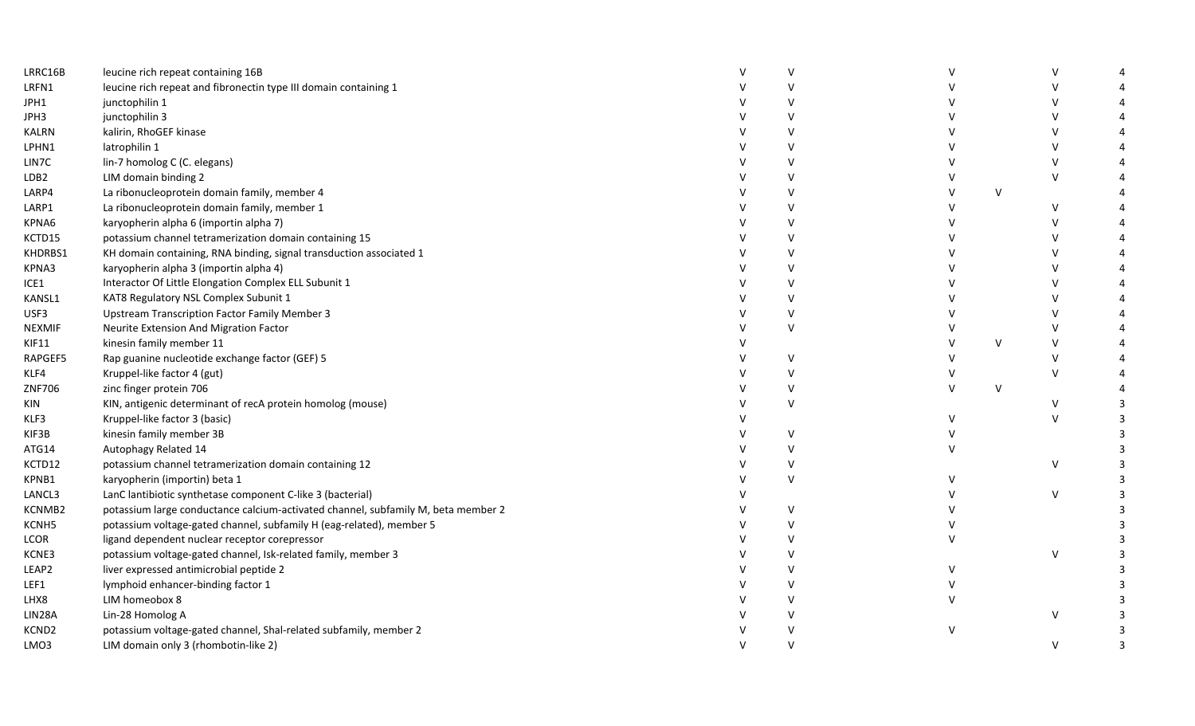| | | | | | | | |
|---|---|---|---|---|---|---|---|
| LRRC16B | leucine rich repeat containing 16B | V | V | V | | V | 4 |
| LRFN1 | leucine rich repeat and fibronectin type III domain containing 1 | V | V | V | | V | 4 |
| JPH1 | junctophilin 1 | V | V | V | | V | 4 |
| JPH3 | junctophilin 3 | V | V | V | | V | 4 |
| KALRN | kalirin, RhoGEF kinase | V | V | V | | V | 4 |
| LPHN1 | latrophilin 1 | V | V | V | | V | 4 |
| LIN7C | lin-7 homolog C (C. elegans) | V | V | V | | V | 4 |
| LDB2 | LIM domain binding 2 | V | V | V | | V | 4 |
| LARP4 | La ribonucleoprotein domain family, member 4 | V | V | V | V | | 4 |
| LARP1 | La ribonucleoprotein domain family, member 1 | V | V | V | | V | 4 |
| KPNA6 | karyopherin alpha 6 (importin alpha 7) | V | V | V | | V | 4 |
| KCTD15 | potassium channel tetramerization domain containing 15 | V | V | V | | V | 4 |
| KHDRBS1 | KH domain containing, RNA binding, signal transduction associated 1 | V | V | V | | V | 4 |
| KPNA3 | karyopherin alpha 3 (importin alpha 4) | V | V | V | | V | 4 |
| ICE1 | Interactor Of Little Elongation Complex ELL Subunit 1 | V | V | V | | V | 4 |
| KANSL1 | KAT8 Regulatory NSL Complex Subunit 1 | V | V | V | | V | 4 |
| USF3 | Upstream Transcription Factor Family Member 3 | V | V | V | | V | 4 |
| NEXMIF | Neurite Extension And Migration Factor | V | V | V | | V | 4 |
| KIF11 | kinesin family member 11 | V | | V | V | V | 4 |
| RAPGEF5 | Rap guanine nucleotide exchange factor (GEF) 5 | V | V | V | | V | 4 |
| KLF4 | Kruppel-like factor 4 (gut) | V | V | V | | V | 4 |
| ZNF706 | zinc finger protein 706 | V | V | V | V | | 4 |
| KIN | KIN, antigenic determinant of recA protein homolog (mouse) | V | V | | | V | 3 |
| KLF3 | Kruppel-like factor 3 (basic) | V | | V | | V | 3 |
| KIF3B | kinesin family member 3B | V | V | V | | | 3 |
| ATG14 | Autophagy Related 14 | V | V | V | | | 3 |
| KCTD12 | potassium channel tetramerization domain containing 12 | V | V | | | V | 3 |
| KPNB1 | karyopherin (importin) beta 1 | V | V | V | | | 3 |
| LANCL3 | LanC lantibiotic synthetase component C-like 3 (bacterial) | V | | V | | V | 3 |
| KCNMB2 | potassium large conductance calcium-activated channel, subfamily M, beta member 2 | V | V | V | | | 3 |
| KCNH5 | potassium voltage-gated channel, subfamily H (eag-related), member 5 | V | V | V | | | 3 |
| LCOR | ligand dependent nuclear receptor corepressor | V | V | V | | | 3 |
| KCNE3 | potassium voltage-gated channel, Isk-related family, member 3 | V | V | | | V | 3 |
| LEAP2 | liver expressed antimicrobial peptide 2 | V | V | V | | | 3 |
| LEF1 | lymphoid enhancer-binding factor 1 | V | V | V | | | 3 |
| LHX8 | LIM homeobox 8 | V | V | V | | | 3 |
| LIN28A | Lin-28 Homolog A | V | V | | | V | 3 |
| KCND2 | potassium voltage-gated channel, Shal-related subfamily, member 2 | V | V | V | | | 3 |
| LMO3 | LIM domain only 3 (rhombotin-like 2) | V | V | | | V | 3 |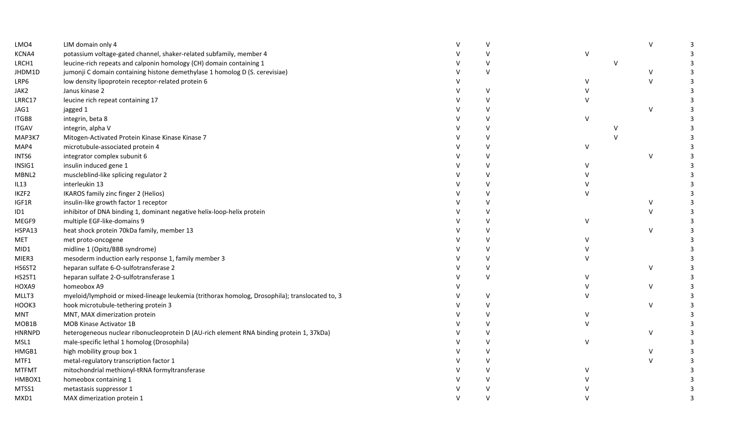| | | | | | | | |
|---|---|---|---|---|---|---|---|
| LMO4 | LIM domain only 4 | V | V | | | V | 3 |
| KCNA4 | potassium voltage-gated channel, shaker-related subfamily, member 4 | V | V | V | | | 3 |
| LRCH1 | leucine-rich repeats and calponin homology (CH) domain containing 1 | V | V | | V | | 3 |
| JHDM1D | jumonji C domain containing histone demethylase 1 homolog D (S. cerevisiae) | V | V | | | V | 3 |
| LRP6 | low density lipoprotein receptor-related protein 6 | V | | V | | V | 3 |
| JAK2 | Janus kinase 2 | V | V | V | | | 3 |
| LRRC17 | leucine rich repeat containing 17 | V | V | V | | | 3 |
| JAG1 | jagged 1 | V | V | | | V | 3 |
| ITGB8 | integrin, beta 8 | V | V | V | | | 3 |
| ITGAV | integrin, alpha V | V | V | | V | | 3 |
| MAP3K7 | Mitogen-Activated Protein Kinase Kinase Kinase 7 | V | V | | V | | 3 |
| MAP4 | microtubule-associated protein 4 | V | V | V | | | 3 |
| INTS6 | integrator complex subunit 6 | V | V | | | V | 3 |
| INSIG1 | insulin induced gene 1 | V | V | V | | | 3 |
| MBNL2 | muscleblind-like splicing regulator 2 | V | V | V | | | 3 |
| IL13 | interleukin 13 | V | V | V | | | 3 |
| IKZF2 | IKAROS family zinc finger 2 (Helios) | V | V | V | | | 3 |
| IGF1R | insulin-like growth factor 1 receptor | V | V | | | V | 3 |
| ID1 | inhibitor of DNA binding 1, dominant negative helix-loop-helix protein | V | V | | | V | 3 |
| MEGF9 | multiple EGF-like-domains 9 | V | V | V | | | 3 |
| HSPA13 | heat shock protein 70kDa family, member 13 | V | V | | | V | 3 |
| MET | met proto-oncogene | V | V | V | | | 3 |
| MID1 | midline 1 (Opitz/BBB syndrome) | V | V | V | | | 3 |
| MIER3 | mesoderm induction early response 1, family member 3 | V | V | V | | | 3 |
| HS6ST2 | heparan sulfate 6-O-sulfotransferase 2 | V | V | | | V | 3 |
| HS2ST1 | heparan sulfate 2-O-sulfotransferase 1 | V | V | V | | | 3 |
| HOXA9 | homeobox A9 | V | | V | | V | 3 |
| MLLT3 | myeloid/lymphoid or mixed-lineage leukemia (trithorax homolog, Drosophila); translocated to, 3 | V | V | V | | | 3 |
| HOOK3 | hook microtubule-tethering protein 3 | V | V | | | V | 3 |
| MNT | MNT, MAX dimerization protein | V | V | V | | | 3 |
| MOB1B | MOB Kinase Activator 1B | V | V | V | | | 3 |
| HNRNPD | heterogeneous nuclear ribonucleoprotein D (AU-rich element RNA binding protein 1, 37kDa) | V | V | | | V | 3 |
| MSL1 | male-specific lethal 1 homolog (Drosophila) | V | V | V | | | 3 |
| HMGB1 | high mobility group box 1 | V | V | | | V | 3 |
| MTF1 | metal-regulatory transcription factor 1 | V | V | | | V | 3 |
| MTFMT | mitochondrial methionyl-tRNA formyltransferase | V | V | V | | | 3 |
| HMBOX1 | homeobox containing 1 | V | V | V | | | 3 |
| MTSS1 | metastasis suppressor 1 | V | V | V | | | 3 |
| MXD1 | MAX dimerization protein 1 | V | V | V | | | 3 |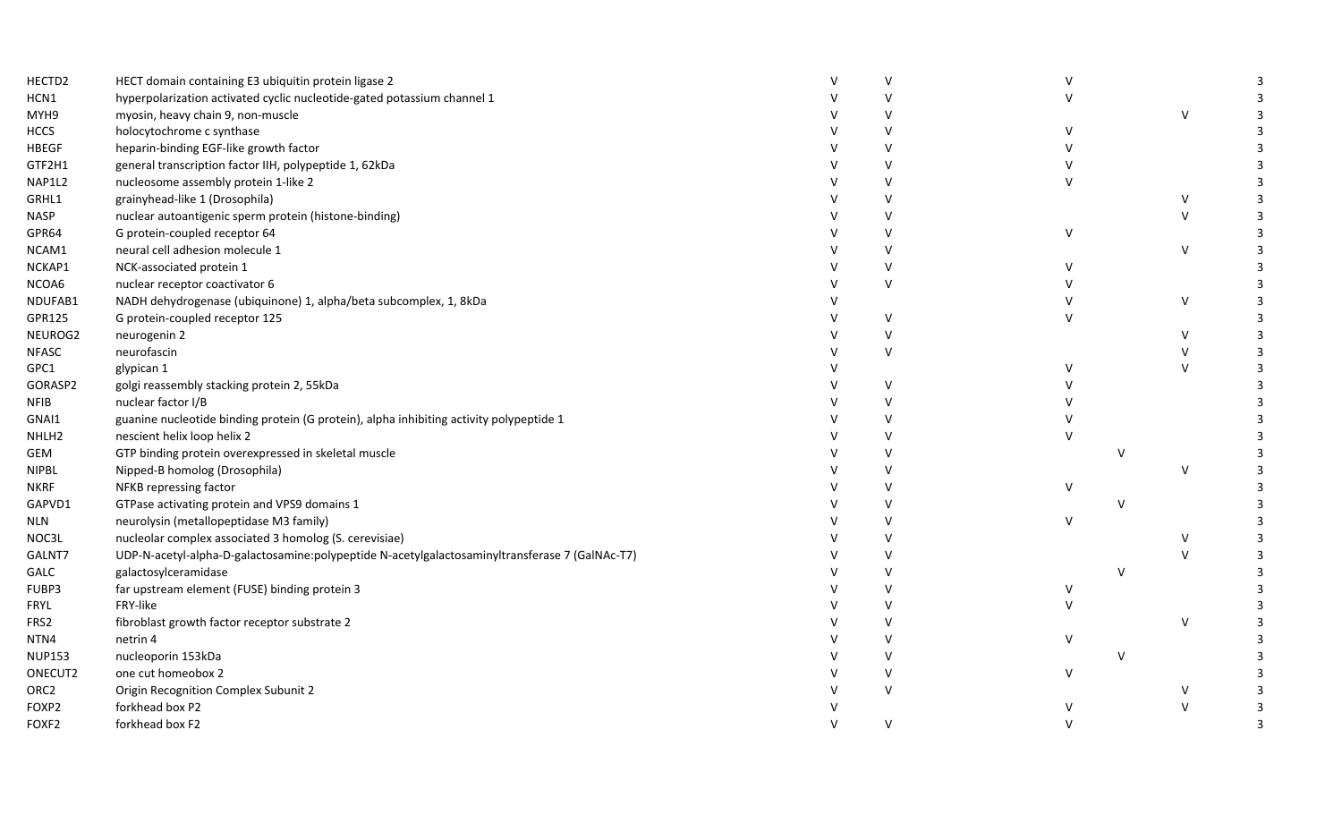| | | | | | | | |
|---|---|---|---|---|---|---|---|
| HECTD2 | HECT domain containing E3 ubiquitin protein ligase 2 | V | V | V | | | 3 |
| HCN1 | hyperpolarization activated cyclic nucleotide-gated potassium channel 1 | V | V | V | | | 3 |
| MYH9 | myosin, heavy chain 9, non-muscle | V | V | | | V | 3 |
| HCCS | holocytochrome c synthase | V | V | V | | | 3 |
| HBEGF | heparin-binding EGF-like growth factor | V | V | V | | | 3 |
| GTF2H1 | general transcription factor IIH, polypeptide 1, 62kDa | V | V | V | | | 3 |
| NAP1L2 | nucleosome assembly protein 1-like 2 | V | V | V | | | 3 |
| GRHL1 | grainyhead-like 1 (Drosophila) | V | V | | | V | 3 |
| NASP | nuclear autoantigenic sperm protein (histone-binding) | V | V | | | V | 3 |
| GPR64 | G protein-coupled receptor 64 | V | V | V | | | 3 |
| NCAM1 | neural cell adhesion molecule 1 | V | V | | | V | 3 |
| NCKAP1 | NCK-associated protein 1 | V | V | V | | | 3 |
| NCOA6 | nuclear receptor coactivator 6 | V | V | V | | | 3 |
| NDUFAB1 | NADH dehydrogenase (ubiquinone) 1, alpha/beta subcomplex, 1, 8kDa | V | | V | | V | 3 |
| GPR125 | G protein-coupled receptor 125 | V | V | V | | | 3 |
| NEUROG2 | neurogenin 2 | V | V | | | V | 3 |
| NFASC | neurofascin | V | V | | | V | 3 |
| GPC1 | glypican 1 | V | | V | | V | 3 |
| GORASP2 | golgi reassembly stacking protein 2, 55kDa | V | V | V | | | 3 |
| NFIB | nuclear factor I/B | V | V | V | | | 3 |
| GNAI1 | guanine nucleotide binding protein (G protein), alpha inhibiting activity polypeptide 1 | V | V | V | | | 3 |
| NHLH2 | nescient helix loop helix 2 | V | V | V | | | 3 |
| GEM | GTP binding protein overexpressed in skeletal muscle | V | V | | V | | 3 |
| NIPBL | Nipped-B homolog (Drosophila) | V | V | | | V | 3 |
| NKRF | NFKB repressing factor | V | V | V | | | 3 |
| GAPVD1 | GTPase activating protein and VPS9 domains 1 | V | V | | V | | 3 |
| NLN | neurolysin (metallopeptidase M3 family) | V | V | V | | | 3 |
| NOC3L | nucleolar complex associated 3 homolog (S. cerevisiae) | V | V | | | V | 3 |
| GALNT7 | UDP-N-acetyl-alpha-D-galactosamine:polypeptide N-acetylgalactosaminyltransferase 7 (GalNAc-T7) | V | V | | | V | 3 |
| GALC | galactosylceramidase | V | V | | V | | 3 |
| FUBP3 | far upstream element (FUSE) binding protein 3 | V | V | V | | | 3 |
| FRYL | FRY-like | V | V | V | | | 3 |
| FRS2 | fibroblast growth factor receptor substrate 2 | V | V | | | V | 3 |
| NTN4 | netrin 4 | V | V | V | | | 3 |
| NUP153 | nucleoporin 153kDa | V | V | | V | | 3 |
| ONECUT2 | one cut homeobox 2 | V | V | V | | | 3 |
| ORC2 | Origin Recognition Complex Subunit 2 | V | V | | | V | 3 |
| FOXP2 | forkhead box P2 | V | | V | | V | 3 |
| FOXF2 | forkhead box F2 | V | V | V | | | 3 |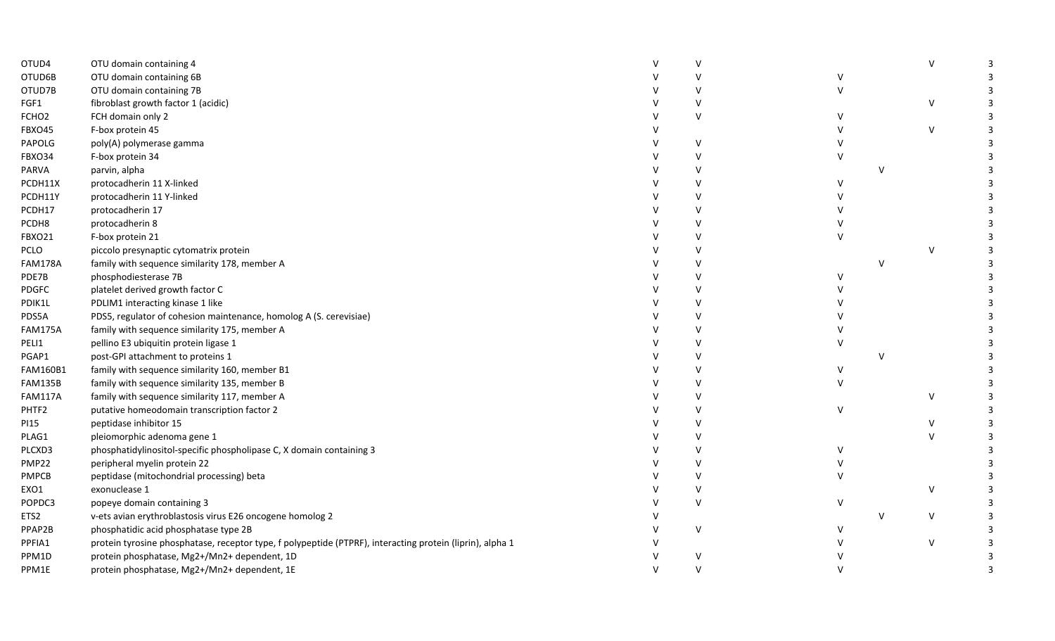| | | | | | | | |
|---|---|---|---|---|---|---|---|
| OTUD4 | OTU domain containing 4 | V | V | | | V | 3 |
| OTUD6B | OTU domain containing 6B | V | V | V | | | 3 |
| OTUD7B | OTU domain containing 7B | V | V | V | | | 3 |
| FGF1 | fibroblast growth factor 1 (acidic) | V | V | | | V | 3 |
| FCHO2 | FCH domain only 2 | V | V | V | | | 3 |
| FBXO45 | F-box protein 45 | V | | V | | V | 3 |
| PAPOLG | poly(A) polymerase gamma | V | V | V | | | 3 |
| FBXO34 | F-box protein 34 | V | V | V | | | 3 |
| PARVA | parvin, alpha | V | V | | V | | 3 |
| PCDH11X | protocadherin 11 X-linked | V | V | V | | | 3 |
| PCDH11Y | protocadherin 11 Y-linked | V | V | V | | | 3 |
| PCDH17 | protocadherin 17 | V | V | V | | | 3 |
| PCDH8 | protocadherin 8 | V | V | V | | | 3 |
| FBXO21 | F-box protein 21 | V | V | V | | | 3 |
| PCLO | piccolo presynaptic cytomatrix protein | V | V | | | V | 3 |
| FAM178A | family with sequence similarity 178, member A | V | V | | V | | 3 |
| PDE7B | phosphodiesterase 7B | V | V | V | | | 3 |
| PDGFC | platelet derived growth factor C | V | V | V | | | 3 |
| PDIK1L | PDLIM1 interacting kinase 1 like | V | V | V | | | 3 |
| PDS5A | PDS5, regulator of cohesion maintenance, homolog A (S. cerevisiae) | V | V | V | | | 3 |
| FAM175A | family with sequence similarity 175, member A | V | V | V | | | 3 |
| PELI1 | pellino E3 ubiquitin protein ligase 1 | V | V | V | | | 3 |
| PGAP1 | post-GPI attachment to proteins 1 | V | V | | V | | 3 |
| FAM160B1 | family with sequence similarity 160, member B1 | V | V | V | | | 3 |
| FAM135B | family with sequence similarity 135, member B | V | V | V | | | 3 |
| FAM117A | family with sequence similarity 117, member A | V | V | | | V | 3 |
| PHTF2 | putative homeodomain transcription factor 2 | V | V | V | | | 3 |
| PI15 | peptidase inhibitor 15 | V | V | | | V | 3 |
| PLAG1 | pleiomorphic adenoma gene 1 | V | V | | | V | 3 |
| PLCXD3 | phosphatidylinositol-specific phospholipase C, X domain containing 3 | V | V | V | | | 3 |
| PMP22 | peripheral myelin protein 22 | V | V | V | | | 3 |
| PMPCB | peptidase (mitochondrial processing) beta | V | V | V | | | 3 |
| EXO1 | exonuclease 1 | V | V | | | V | 3 |
| POPDC3 | popeye domain containing 3 | V | V | V | | | 3 |
| ETS2 | v-ets avian erythroblastosis virus E26 oncogene homolog 2 | V | | | V | V | 3 |
| PPAP2B | phosphatidic acid phosphatase type 2B | V | V | V | | | 3 |
| PPFIA1 | protein tyrosine phosphatase, receptor type, f polypeptide (PTPRF), interacting protein (liprin), alpha 1 | V | | V | | V | 3 |
| PPM1D | protein phosphatase, Mg2+/Mn2+ dependent, 1D | V | V | V | | | 3 |
| PPM1E | protein phosphatase, Mg2+/Mn2+ dependent, 1E | V | V | V | | | 3 |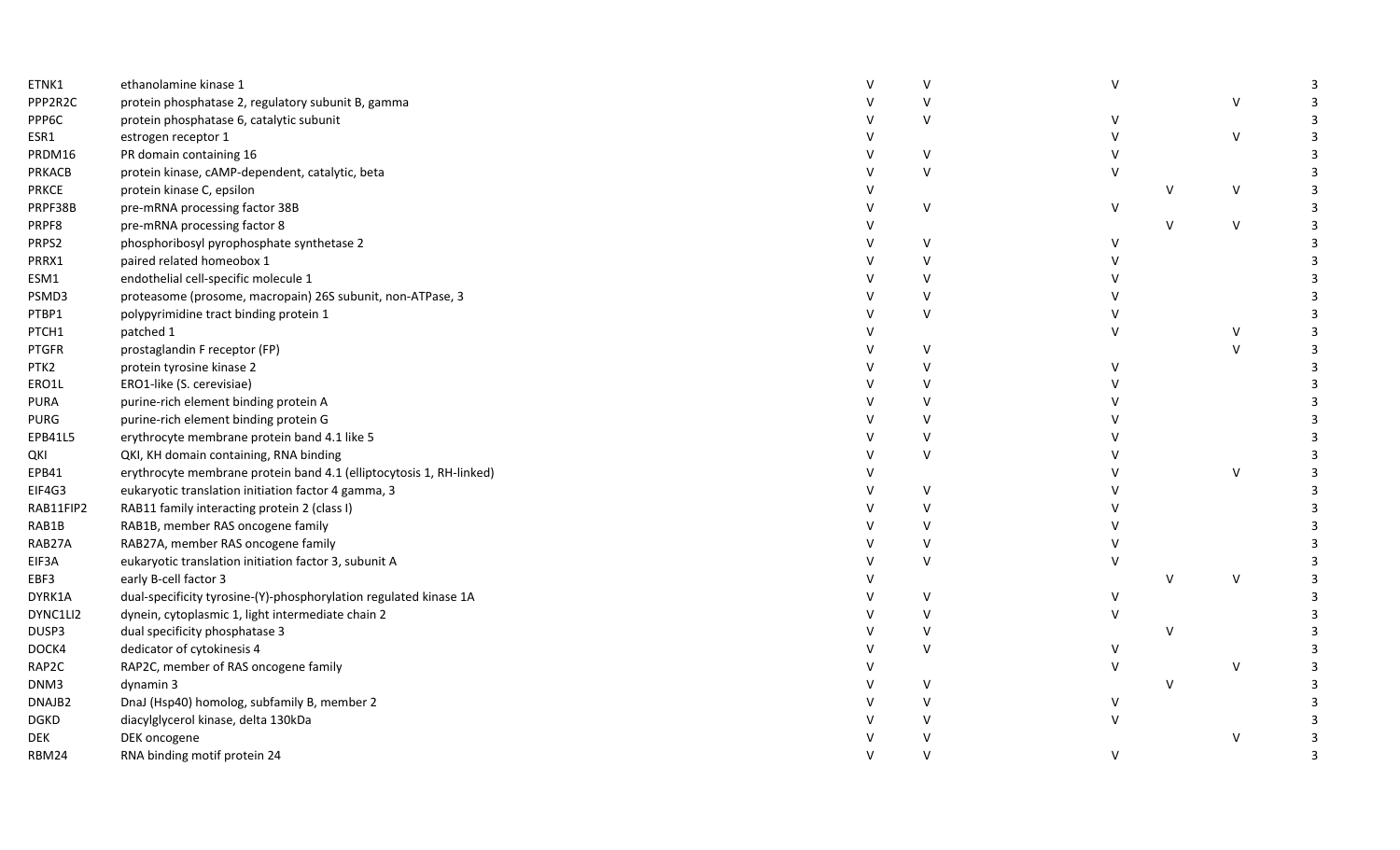| | | | | | | | |
|---|---|---|---|---|---|---|---|
| ETNK1 | ethanolamine kinase 1 | V | V | V | | | 3 |
| PPP2R2C | protein phosphatase 2, regulatory subunit B, gamma | V | V | | | V | 3 |
| PPP6C | protein phosphatase 6, catalytic subunit | V | V | V | | | 3 |
| ESR1 | estrogen receptor 1 | V | | V | | V | 3 |
| PRDM16 | PR domain containing 16 | V | V | V | | | 3 |
| PRKACB | protein kinase, cAMP-dependent, catalytic, beta | V | V | V | | | 3 |
| PRKCE | protein kinase C, epsilon | V | | | V | V | 3 |
| PRPF38B | pre-mRNA processing factor 38B | V | V | V | | | 3 |
| PRPF8 | pre-mRNA processing factor 8 | V | | | V | V | 3 |
| PRPS2 | phosphoribosyl pyrophosphate synthetase 2 | V | V | V | | | 3 |
| PRRX1 | paired related homeobox 1 | V | V | V | | | 3 |
| ESM1 | endothelial cell-specific molecule 1 | V | V | V | | | 3 |
| PSMD3 | proteasome (prosome, macropain) 26S subunit, non-ATPase, 3 | V | V | V | | | 3 |
| PTBP1 | polypyrimidine tract binding protein 1 | V | V | V | | | 3 |
| PTCH1 | patched 1 | V | | V | | V | 3 |
| PTGFR | prostaglandin F receptor (FP) | V | V | | | V | 3 |
| PTK2 | protein tyrosine kinase 2 | V | V | V | | | 3 |
| ERO1L | ERO1-like (S. cerevisiae) | V | V | V | | | 3 |
| PURA | purine-rich element binding protein A | V | V | V | | | 3 |
| PURG | purine-rich element binding protein G | V | V | V | | | 3 |
| EPB41L5 | erythrocyte membrane protein band 4.1 like 5 | V | V | V | | | 3 |
| QKI | QKI, KH domain containing, RNA binding | V | V | V | | | 3 |
| EPB41 | erythrocyte membrane protein band 4.1 (elliptocytosis 1, RH-linked) | V | | V | | V | 3 |
| EIF4G3 | eukaryotic translation initiation factor 4 gamma, 3 | V | V | V | | | 3 |
| RAB11FIP2 | RAB11 family interacting protein 2 (class I) | V | V | V | | | 3 |
| RAB1B | RAB1B, member RAS oncogene family | V | V | V | | | 3 |
| RAB27A | RAB27A, member RAS oncogene family | V | V | V | | | 3 |
| EIF3A | eukaryotic translation initiation factor 3, subunit A | V | V | V | | | 3 |
| EBF3 | early B-cell factor 3 | V | | | V | V | 3 |
| DYRK1A | dual-specificity tyrosine-(Y)-phosphorylation regulated kinase 1A | V | V | V | | | 3 |
| DYNC1LI2 | dynein, cytoplasmic 1, light intermediate chain 2 | V | V | V | | | 3 |
| DUSP3 | dual specificity phosphatase 3 | V | V | | V | | 3 |
| DOCK4 | dedicator of cytokinesis 4 | V | V | V | | | 3 |
| RAP2C | RAP2C, member of RAS oncogene family | V | | V | | V | 3 |
| DNM3 | dynamin 3 | V | V | | V | | 3 |
| DNAJB2 | DnaJ (Hsp40) homolog, subfamily B, member 2 | V | V | V | | | 3 |
| DGKD | diacylglycerol kinase, delta 130kDa | V | V | V | | | 3 |
| DEK | DEK oncogene | V | V | | | V | 3 |
| RBM24 | RNA binding motif protein 24 | V | V | V | | | 3 |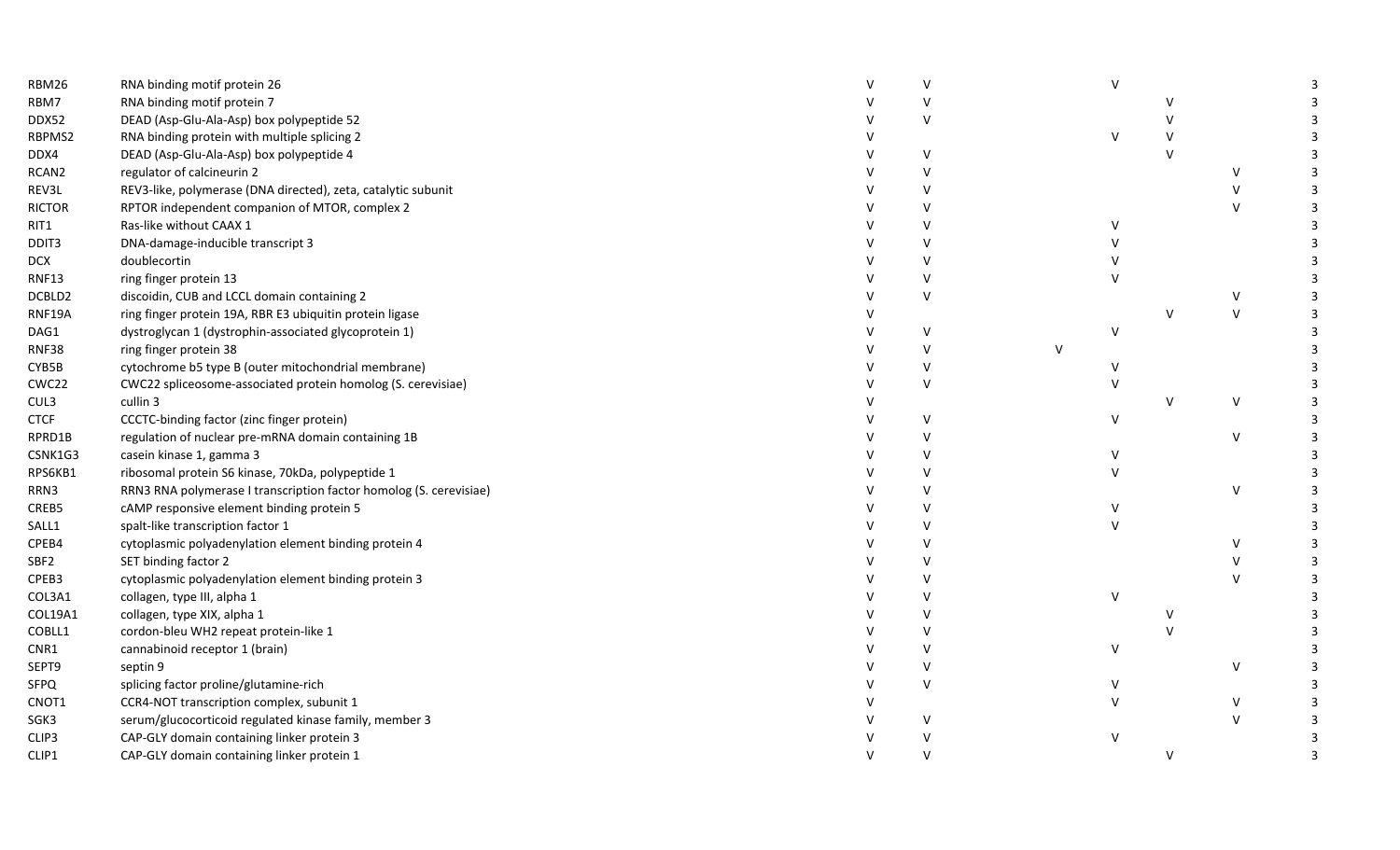| | | | | | | | | |
|---|---|---|---|---|---|---|---|---|
| RBM26 | RNA binding motif protein 26 | V | V | | V | | | 3 |
| RBM7 | RNA binding motif protein 7 | V | V | | | V | | 3 |
| DDX52 | DEAD (Asp-Glu-Ala-Asp) box polypeptide 52 | V | V | | | V | | 3 |
| RBPMS2 | RNA binding protein with multiple splicing 2 | V | | | V | V | | 3 |
| DDX4 | DEAD (Asp-Glu-Ala-Asp) box polypeptide 4 | V | V | | | V | | 3 |
| RCAN2 | regulator of calcineurin 2 | V | V | | | | V | 3 |
| REV3L | REV3-like, polymerase (DNA directed), zeta, catalytic subunit | V | V | | | | V | 3 |
| RICTOR | RPTOR independent companion of MTOR, complex 2 | V | V | | | | V | 3 |
| RIT1 | Ras-like without CAAX 1 | V | V | | V | | | 3 |
| DDIT3 | DNA-damage-inducible transcript 3 | V | V | | V | | | 3 |
| DCX | doublecortin | V | V | | V | | | 3 |
| RNF13 | ring finger protein 13 | V | V | | V | | | 3 |
| DCBLD2 | discoidin, CUB and LCCL domain containing 2 | V | V | | | | V | 3 |
| RNF19A | ring finger protein 19A, RBR E3 ubiquitin protein ligase | V | | | | V | V | 3 |
| DAG1 | dystroglycan 1 (dystrophin-associated glycoprotein 1) | V | V | | V | | | 3 |
| RNF38 | ring finger protein 38 | V | V | V | | | | 3 |
| CYB5B | cytochrome b5 type B (outer mitochondrial membrane) | V | V | | V | | | 3 |
| CWC22 | CWC22 spliceosome-associated protein homolog (S. cerevisiae) | V | V | | V | | | 3 |
| CUL3 | cullin 3 | V | | | | V | V | 3 |
| CTCF | CCCTC-binding factor (zinc finger protein) | V | V | | V | | | 3 |
| RPRD1B | regulation of nuclear pre-mRNA domain containing 1B | V | V | | | | V | 3 |
| CSNK1G3 | casein kinase 1, gamma 3 | V | V | | V | | | 3 |
| RPS6KB1 | ribosomal protein S6 kinase, 70kDa, polypeptide 1 | V | V | | V | | | 3 |
| RRN3 | RRN3 RNA polymerase I transcription factor homolog (S. cerevisiae) | V | V | | | | V | 3 |
| CREB5 | cAMP responsive element binding protein 5 | V | V | | V | | | 3 |
| SALL1 | spalt-like transcription factor 1 | V | V | | V | | | 3 |
| CPEB4 | cytoplasmic polyadenylation element binding protein 4 | V | V | | | | V | 3 |
| SBF2 | SET binding factor 2 | V | V | | | | V | 3 |
| CPEB3 | cytoplasmic polyadenylation element binding protein 3 | V | V | | | | V | 3 |
| COL3A1 | collagen, type III, alpha 1 | V | V | | V | | | 3 |
| COL19A1 | collagen, type XIX, alpha 1 | V | V | | | V | | 3 |
| COBLL1 | cordon-bleu WH2 repeat protein-like 1 | V | V | | | V | | 3 |
| CNR1 | cannabinoid receptor 1 (brain) | V | V | | V | | | 3 |
| SEPT9 | septin 9 | V | V | | | | V | 3 |
| SFPQ | splicing factor proline/glutamine-rich | V | V | | V | | | 3 |
| CNOT1 | CCR4-NOT transcription complex, subunit 1 | V | | | V | | V | 3 |
| SGK3 | serum/glucocorticoid regulated kinase family, member 3 | V | V | | | | V | 3 |
| CLIP3 | CAP-GLY domain containing linker protein 3 | V | V | | V | | | 3 |
| CLIP1 | CAP-GLY domain containing linker protein 1 | V | V | | | V | | 3 |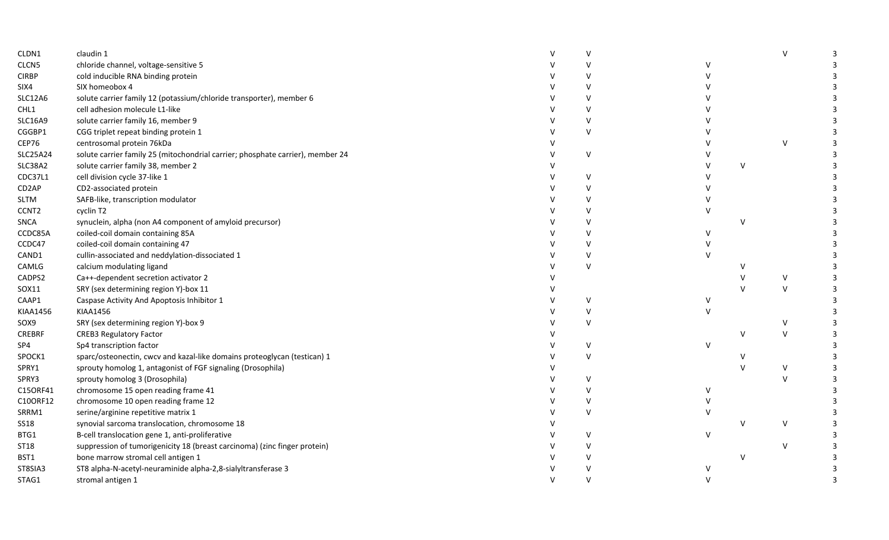| | | | | | | | |
|---|---|---|---|---|---|---|---|
| CLDN1 | claudin 1 | V | V | | | V | 3 |
| CLCN5 | chloride channel, voltage-sensitive 5 | V | V | V | | | 3 |
| CIRBP | cold inducible RNA binding protein | V | V | V | | | 3 |
| SIX4 | SIX homeobox 4 | V | V | V | | | 3 |
| SLC12A6 | solute carrier family 12 (potassium/chloride transporter), member 6 | V | V | V | | | 3 |
| CHL1 | cell adhesion molecule L1-like | V | V | V | | | 3 |
| SLC16A9 | solute carrier family 16, member 9 | V | V | V | | | 3 |
| CGGBP1 | CGG triplet repeat binding protein 1 | V | V | V | | | 3 |
| CEP76 | centrosomal protein 76kDa | V | | V | | V | 3 |
| SLC25A24 | solute carrier family 25 (mitochondrial carrier; phosphate carrier), member 24 | V | V | V | | | 3 |
| SLC38A2 | solute carrier family 38, member 2 | V | | V | V | | 3 |
| CDC37L1 | cell division cycle 37-like 1 | V | V | V | | | 3 |
| CD2AP | CD2-associated protein | V | V | V | | | 3 |
| SLTM | SAFB-like, transcription modulator | V | V | V | | | 3 |
| CCNT2 | cyclin T2 | V | V | V | | | 3 |
| SNCA | synuclein, alpha (non A4 component of amyloid precursor) | V | V | | V | | 3 |
| CCDC85A | coiled-coil domain containing 85A | V | V | V | | | 3 |
| CCDC47 | coiled-coil domain containing 47 | V | V | V | | | 3 |
| CAND1 | cullin-associated and neddylation-dissociated 1 | V | V | V | | | 3 |
| CAMLG | calcium modulating ligand | V | V | | V | | 3 |
| CADPS2 | Ca++-dependent secretion activator 2 | V | | | V | V | 3 |
| SOX11 | SRY (sex determining region Y)-box 11 | V | | | V | V | 3 |
| CAAP1 | Caspase Activity And Apoptosis Inhibitor 1 | V | V | V | | | 3 |
| KIAA1456 | KIAA1456 | V | V | V | | | 3 |
| SOX9 | SRY (sex determining region Y)-box 9 | V | V | | | V | 3 |
| CREBRF | CREB3 Regulatory Factor | V | | | V | V | 3 |
| SP4 | Sp4 transcription factor | V | V | V | | | 3 |
| SPOCK1 | sparc/osteonectin, cwcv and kazal-like domains proteoglycan (testican) 1 | V | V | | V | | 3 |
| SPRY1 | sprouty homolog 1, antagonist of FGF signaling (Drosophila) | V | | | V | V | 3 |
| SPRY3 | sprouty homolog 3 (Drosophila) | V | V | | | V | 3 |
| C15ORF41 | chromosome 15 open reading frame 41 | V | V | V | | | 3 |
| C10ORF12 | chromosome 10 open reading frame 12 | V | V | V | | | 3 |
| SRRM1 | serine/arginine repetitive matrix 1 | V | V | V | | | 3 |
| SS18 | synovial sarcoma translocation, chromosome 18 | V | | | V | V | 3 |
| BTG1 | B-cell translocation gene 1, anti-proliferative | V | V | V | | | 3 |
| ST18 | suppression of tumorigenicity 18 (breast carcinoma) (zinc finger protein) | V | V | | | V | 3 |
| BST1 | bone marrow stromal cell antigen 1 | V | V | | V | | 3 |
| ST8SIA3 | ST8 alpha-N-acetyl-neuraminide alpha-2,8-sialyltransferase 3 | V | V | V | | | 3 |
| STAG1 | stromal antigen 1 | V | V | V | | | 3 |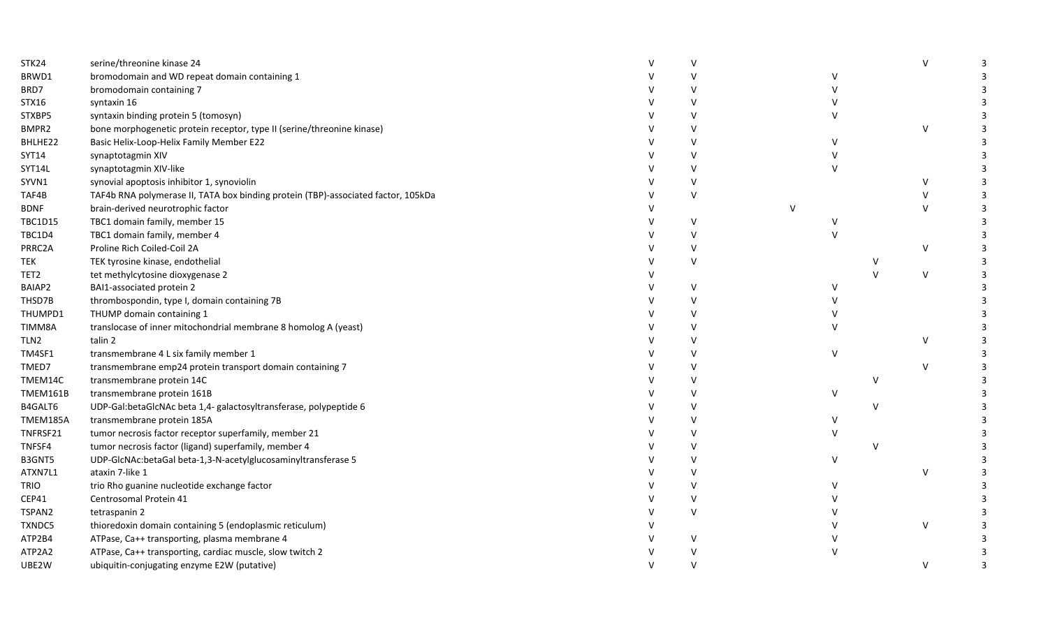| | | | | | | | | |
|---|---|---|---|---|---|---|---|---|
| STK24 | serine/threonine kinase 24 | V | V | | | | V | 3 |
| BRWD1 | bromodomain and WD repeat domain containing 1 | V | V | | V | | | 3 |
| BRD7 | bromodomain containing 7 | V | V | | V | | | 3 |
| STX16 | syntaxin 16 | V | V | | V | | | 3 |
| STXBP5 | syntaxin binding protein 5 (tomosyn) | V | V | | V | | | 3 |
| BMPR2 | bone morphogenetic protein receptor, type II (serine/threonine kinase) | V | V | | | | V | 3 |
| BHLHE22 | Basic Helix-Loop-Helix Family Member E22 | V | V | | V | | | 3 |
| SYT14 | synaptotagmin XIV | V | V | | V | | | 3 |
| SYT14L | synaptotagmin XIV-like | V | V | | V | | | 3 |
| SYVN1 | synovial apoptosis inhibitor 1, synoviolin | V | V | | | | V | 3 |
| TAF4B | TAF4b RNA polymerase II, TATA box binding protein (TBP)-associated factor, 105kDa | V | V | | | | V | 3 |
| BDNF | brain-derived neurotrophic factor | V | | V | | | V | 3 |
| TBC1D15 | TBC1 domain family, member 15 | V | V | | V | | | 3 |
| TBC1D4 | TBC1 domain family, member 4 | V | V | | V | | | 3 |
| PRRC2A | Proline Rich Coiled-Coil 2A | V | V | | | | V | 3 |
| TEK | TEK tyrosine kinase, endothelial | V | V | | | V | | 3 |
| TET2 | tet methylcytosine dioxygenase 2 | V | | | | V | V | 3 |
| BAIAP2 | BAI1-associated protein 2 | V | V | | V | | | 3 |
| THSD7B | thrombospondin, type I, domain containing 7B | V | V | | V | | | 3 |
| THUMPD1 | THUMP domain containing 1 | V | V | | V | | | 3 |
| TIMM8A | translocase of inner mitochondrial membrane 8 homolog A (yeast) | V | V | | V | | | 3 |
| TLN2 | talin 2 | V | V | | | | V | 3 |
| TM4SF1 | transmembrane 4 L six family member 1 | V | V | | V | | | 3 |
| TMED7 | transmembrane emp24 protein transport domain containing 7 | V | V | | | | V | 3 |
| TMEM14C | transmembrane protein 14C | V | V | | | V | | 3 |
| TMEM161B | transmembrane protein 161B | V | V | | V | | | 3 |
| B4GALT6 | UDP-Gal:betaGlcNAc beta 1,4- galactosyltransferase, polypeptide 6 | V | V | | | V | | 3 |
| TMEM185A | transmembrane protein 185A | V | V | | V | | | 3 |
| TNFRSF21 | tumor necrosis factor receptor superfamily, member 21 | V | V | | V | | | 3 |
| TNFSF4 | tumor necrosis factor (ligand) superfamily, member 4 | V | V | | | V | | 3 |
| B3GNT5 | UDP-GlcNAc:betaGal beta-1,3-N-acetylglucosaminyltransferase 5 | V | V | | V | | | 3 |
| ATXN7L1 | ataxin 7-like 1 | V | V | | | | V | 3 |
| TRIO | trio Rho guanine nucleotide exchange factor | V | V | | V | | | 3 |
| CEP41 | Centrosomal Protein 41 | V | V | | V | | | 3 |
| TSPAN2 | tetraspanin 2 | V | V | | V | | | 3 |
| TXNDC5 | thioredoxin domain containing 5 (endoplasmic reticulum) | V | | | V | | V | 3 |
| ATP2B4 | ATPase, Ca++ transporting, plasma membrane 4 | V | V | | V | | | 3 |
| ATP2A2 | ATPase, Ca++ transporting, cardiac muscle, slow twitch 2 | V | V | | V | | | 3 |
| UBE2W | ubiquitin-conjugating enzyme E2W (putative) | V | V | | | | V | 3 |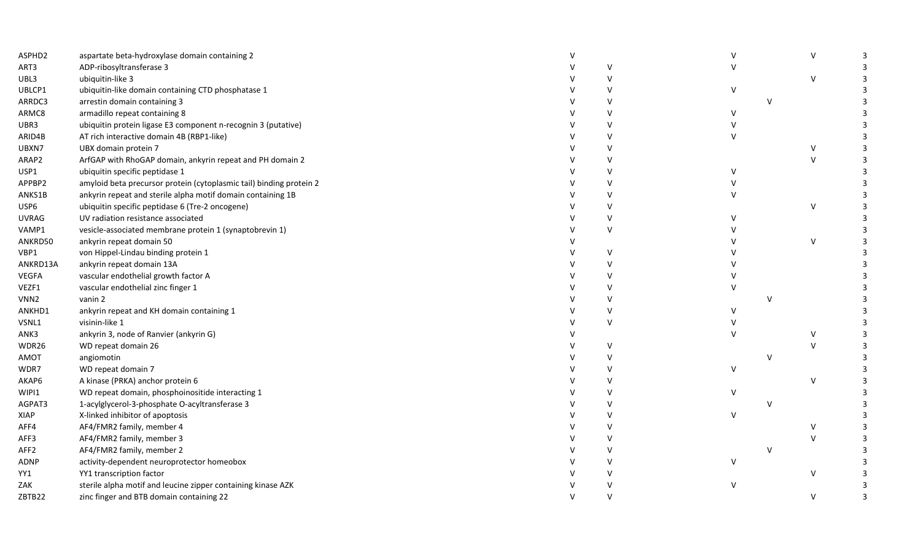| | | | | | | | |
|---|---|---|---|---|---|---|---|
| ASPHD2 | aspartate beta-hydroxylase domain containing 2 | V | | V | | V | 3 |
| ART3 | ADP-ribosyltransferase 3 | V | V | V | | | 3 |
| UBL3 | ubiquitin-like 3 | V | V | | | V | 3 |
| UBLCP1 | ubiquitin-like domain containing CTD phosphatase 1 | V | V | V | | | 3 |
| ARRDC3 | arrestin domain containing 3 | V | V | | V | | 3 |
| ARMC8 | armadillo repeat containing 8 | V | V | V | | | 3 |
| UBR3 | ubiquitin protein ligase E3 component n-recognin 3 (putative) | V | V | V | | | 3 |
| ARID4B | AT rich interactive domain 4B (RBP1-like) | V | V | V | | | 3 |
| UBXN7 | UBX domain protein 7 | V | V | | | V | 3 |
| ARAP2 | ArfGAP with RhoGAP domain, ankyrin repeat and PH domain 2 | V | V | | | V | 3 |
| USP1 | ubiquitin specific peptidase 1 | V | V | V | | | 3 |
| APPBP2 | amyloid beta precursor protein (cytoplasmic tail) binding protein 2 | V | V | V | | | 3 |
| ANKS1B | ankyrin repeat and sterile alpha motif domain containing 1B | V | V | V | | | 3 |
| USP6 | ubiquitin specific peptidase 6 (Tre-2 oncogene) | V | V | | | V | 3 |
| UVRAG | UV radiation resistance associated | V | V | V | | | 3 |
| VAMP1 | vesicle-associated membrane protein 1 (synaptobrevin 1) | V | V | V | | | 3 |
| ANKRD50 | ankyrin repeat domain 50 | V | | V | | V | 3 |
| VBP1 | von Hippel-Lindau binding protein 1 | V | V | V | | | 3 |
| ANKRD13A | ankyrin repeat domain 13A | V | V | V | | | 3 |
| VEGFA | vascular endothelial growth factor A | V | V | V | | | 3 |
| VEZF1 | vascular endothelial zinc finger 1 | V | V | V | | | 3 |
| VNN2 | vanin 2 | V | V | | V | | 3 |
| ANKHD1 | ankyrin repeat and KH domain containing 1 | V | V | V | | | 3 |
| VSNL1 | visinin-like 1 | V | V | V | | | 3 |
| ANK3 | ankyrin 3, node of Ranvier (ankyrin G) | V | | V | | V | 3 |
| WDR26 | WD repeat domain 26 | V | V | | | V | 3 |
| AMOT | angiomotin | V | V | | V | | 3 |
| WDR7 | WD repeat domain 7 | V | V | V | | | 3 |
| AKAP6 | A kinase (PRKA) anchor protein 6 | V | V | | | V | 3 |
| WIPI1 | WD repeat domain, phosphoinositide interacting 1 | V | V | V | | | 3 |
| AGPAT3 | 1-acylglycerol-3-phosphate O-acyltransferase 3 | V | V | | V | | 3 |
| XIAP | X-linked inhibitor of apoptosis | V | V | V | | | 3 |
| AFF4 | AF4/FMR2 family, member 4 | V | V | | | V | 3 |
| AFF3 | AF4/FMR2 family, member 3 | V | V | | | V | 3 |
| AFF2 | AF4/FMR2 family, member 2 | V | V | | V | | 3 |
| ADNP | activity-dependent neuroprotector homeobox | V | V | V | | | 3 |
| YY1 | YY1 transcription factor | V | V | | | V | 3 |
| ZAK | sterile alpha motif and leucine zipper containing kinase AZK | V | V | V | | | 3 |
| ZBTB22 | zinc finger and BTB domain containing 22 | V | V | | | V | 3 |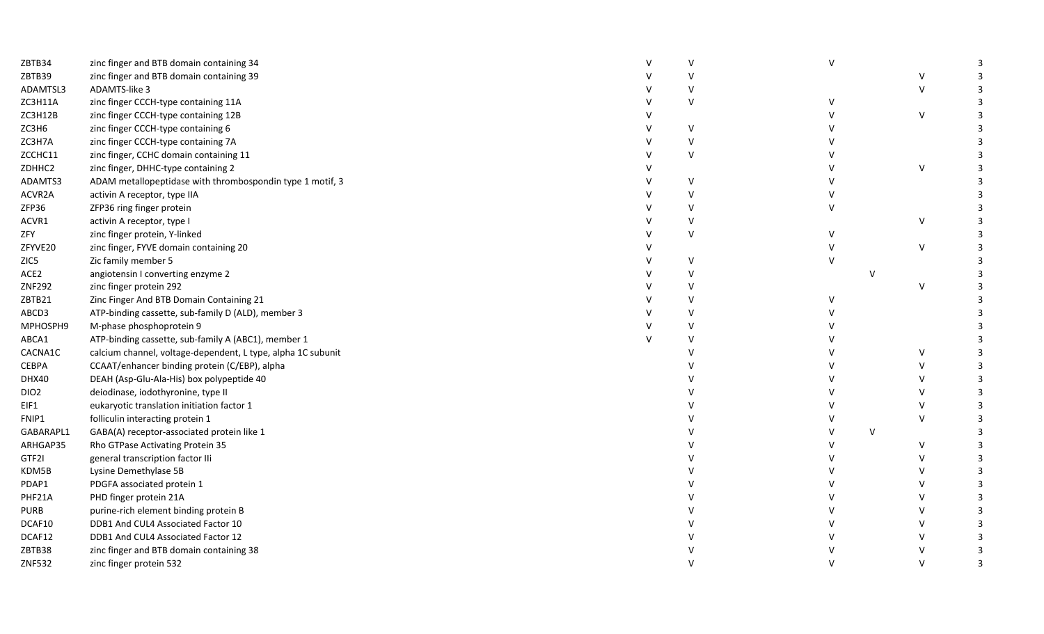| | | | | | | | |
|---|---|---|---|---|---|---|---|
| ZBTB34 | zinc finger and BTB domain containing 34 | V | V | V | | | 3 |
| ZBTB39 | zinc finger and BTB domain containing 39 | V | V | | | V | 3 |
| ADAMTSL3 | ADAMTS-like 3 | V | V | | | V | 3 |
| ZC3H11A | zinc finger CCCH-type containing 11A | V | V | V | | | 3 |
| ZC3H12B | zinc finger CCCH-type containing 12B | V | | V | | V | 3 |
| ZC3H6 | zinc finger CCCH-type containing 6 | V | V | V | | | 3 |
| ZC3H7A | zinc finger CCCH-type containing 7A | V | V | V | | | 3 |
| ZCCHC11 | zinc finger, CCHC domain containing 11 | V | V | V | | | 3 |
| ZDHHC2 | zinc finger, DHHC-type containing 2 | V | | V | | V | 3 |
| ADAMTS3 | ADAM metallopeptidase with thrombospondin type 1 motif, 3 | V | V | V | | | 3 |
| ACVR2A | activin A receptor, type IIA | V | V | V | | | 3 |
| ZFP36 | ZFP36 ring finger protein | V | V | V | | | 3 |
| ACVR1 | activin A receptor, type I | V | V | | | V | 3 |
| ZFY | zinc finger protein, Y-linked | V | V | V | | | 3 |
| ZFYVE20 | zinc finger, FYVE domain containing 20 | V | | V | | V | 3 |
| ZIC5 | Zic family member 5 | V | V | V | | | 3 |
| ACE2 | angiotensin I converting enzyme 2 | V | V | | V | | 3 |
| ZNF292 | zinc finger protein 292 | V | V | | | V | 3 |
| ZBTB21 | Zinc Finger And BTB Domain Containing 21 | V | V | V | | | 3 |
| ABCD3 | ATP-binding cassette, sub-family D (ALD), member 3 | V | V | V | | | 3 |
| MPHOSPH9 | M-phase phosphoprotein 9 | V | V | V | | | 3 |
| ABCA1 | ATP-binding cassette, sub-family A (ABC1), member 1 | V | V | V | | | 3 |
| CACNA1C | calcium channel, voltage-dependent, L type, alpha 1C subunit | | V | V | | V | 3 |
| CEBPA | CCAAT/enhancer binding protein (C/EBP), alpha | | V | V | | V | 3 |
| DHX40 | DEAH (Asp-Glu-Ala-His) box polypeptide 40 | | V | V | | V | 3 |
| DIO2 | deiodinase, iodothyronine, type II | | V | V | | V | 3 |
| EIF1 | eukaryotic translation initiation factor 1 | | V | V | | V | 3 |
| FNIP1 | folliculin interacting protein 1 | | V | V | | V | 3 |
| GABARAPL1 | GABA(A) receptor-associated protein like 1 | | V | V | V | | 3 |
| ARHGAP35 | Rho GTPase Activating Protein 35 | | V | V | | V | 3 |
| GTF2I | general transcription factor IIi | | V | V | | V | 3 |
| KDM5B | Lysine Demethylase 5B | | V | V | | V | 3 |
| PDAP1 | PDGFA associated protein 1 | | V | V | | V | 3 |
| PHF21A | PHD finger protein 21A | | V | V | | V | 3 |
| PURB | purine-rich element binding protein B | | V | V | | V | 3 |
| DCAF10 | DDB1 And CUL4 Associated Factor 10 | | V | V | | V | 3 |
| DCAF12 | DDB1 And CUL4 Associated Factor 12 | | V | V | | V | 3 |
| ZBTB38 | zinc finger and BTB domain containing 38 | | V | V | | V | 3 |
| ZNF532 | zinc finger protein 532 | | V | V | | V | 3 |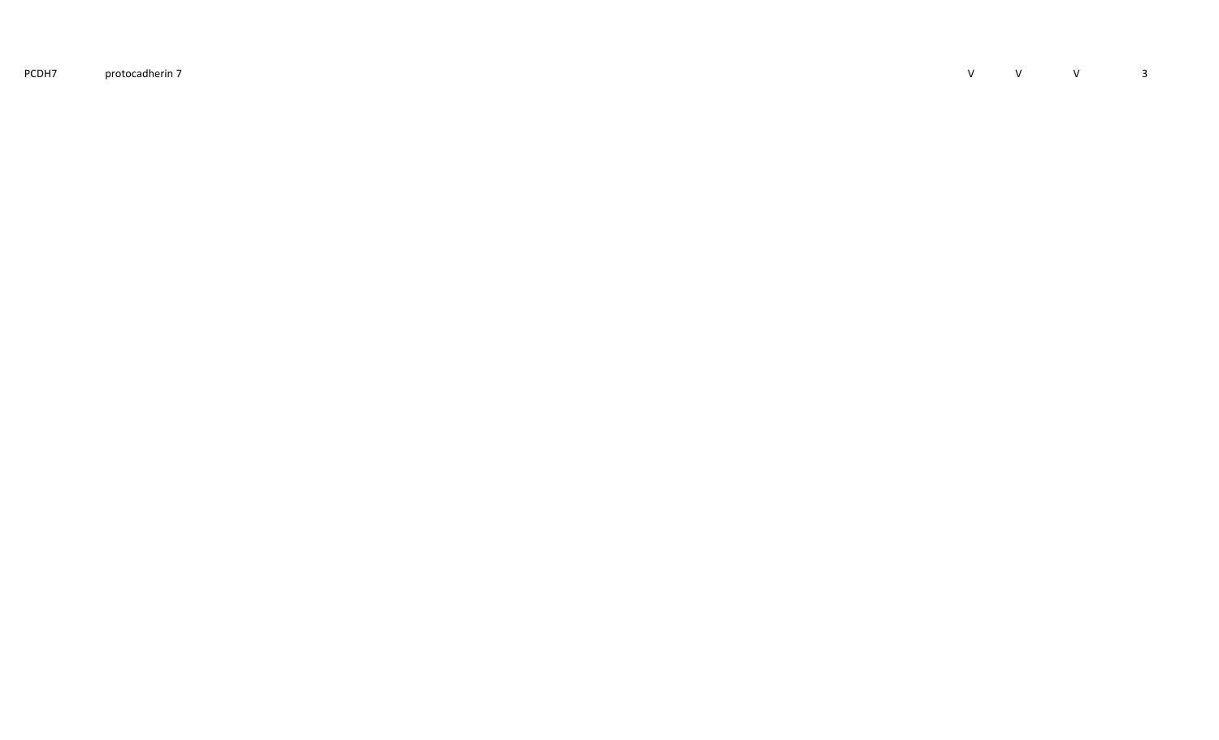| | | | | | |
|---|---|---|---|---|---|
| PCDH7 | protocadherin 7 | V | V | V | 3 |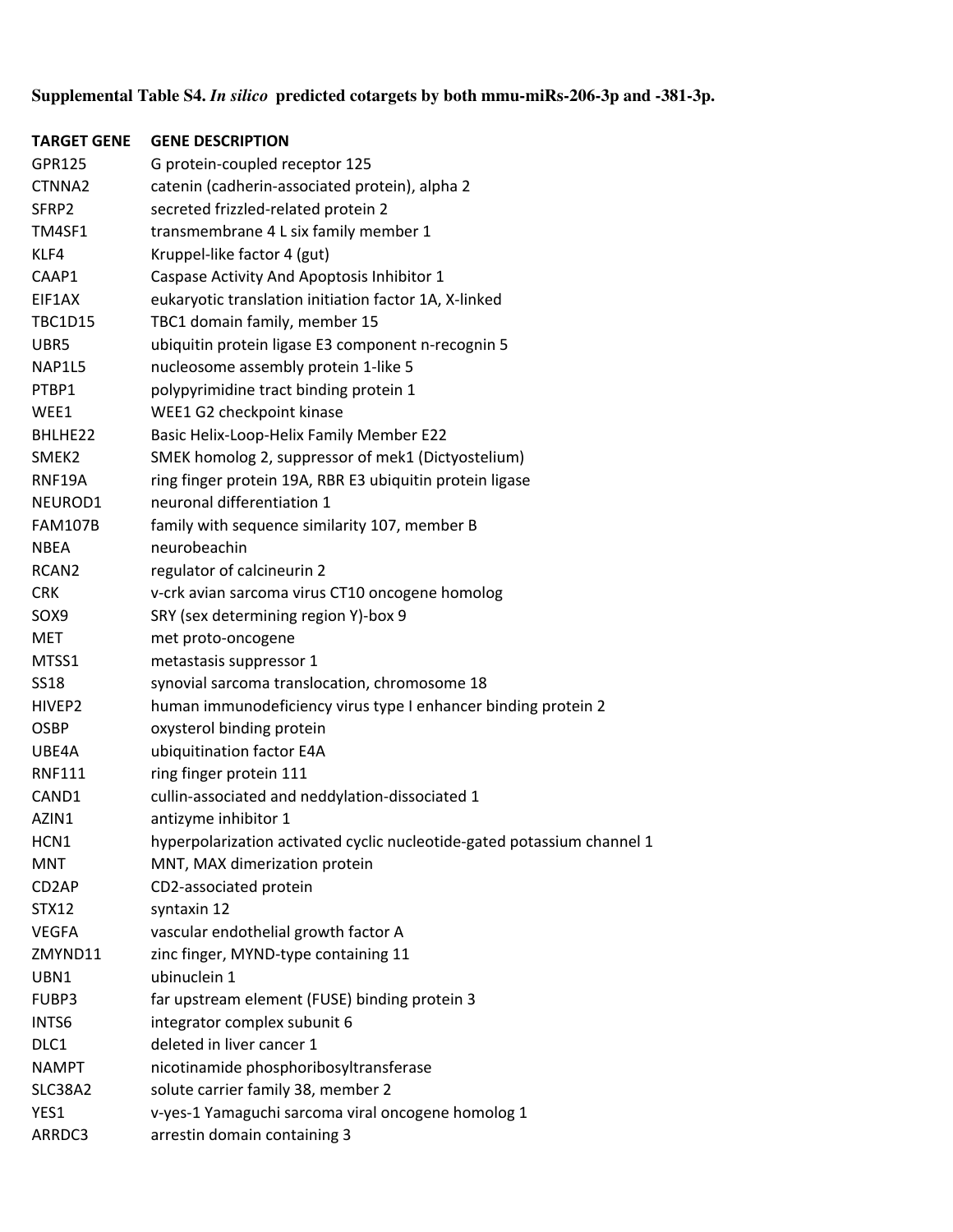**Supplemental Table S4.** ***In silico*** **predicted cotargets by both mmu-miRs-206-3p and -381-3p.**

| TARGET GENE | GENE DESCRIPTION |
| --- | --- |
| GPR125 | G protein-coupled receptor 125 |
| CTNNA2 | catenin (cadherin-associated protein), alpha 2 |
| SFRP2 | secreted frizzled-related protein 2 |
| TM4SF1 | transmembrane 4 L six family member 1 |
| KLF4 | Kruppel-like factor 4 (gut) |
| CAAP1 | Caspase Activity And Apoptosis Inhibitor 1 |
| EIF1AX | eukaryotic translation initiation factor 1A, X-linked |
| TBC1D15 | TBC1 domain family, member 15 |
| UBR5 | ubiquitin protein ligase E3 component n-recognin 5 |
| NAP1L5 | nucleosome assembly protein 1-like 5 |
| PTBP1 | polypyrimidine tract binding protein 1 |
| WEE1 | WEE1 G2 checkpoint kinase |
| BHLHE22 | Basic Helix-Loop-Helix Family Member E22 |
| SMEK2 | SMEK homolog 2, suppressor of mek1 (Dictyostelium) |
| RNF19A | ring finger protein 19A, RBR E3 ubiquitin protein ligase |
| NEUROD1 | neuronal differentiation 1 |
| FAM107B | family with sequence similarity 107, member B |
| NBEA | neurobeachin |
| RCAN2 | regulator of calcineurin 2 |
| CRK | v-crk avian sarcoma virus CT10 oncogene homolog |
| SOX9 | SRY (sex determining region Y)-box 9 |
| MET | met proto-oncogene |
| MTSS1 | metastasis suppressor 1 |
| SS18 | synovial sarcoma translocation, chromosome 18 |
| HIVEP2 | human immunodeficiency virus type I enhancer binding protein 2 |
| OSBP | oxysterol binding protein |
| UBE4A | ubiquitination factor E4A |
| RNF111 | ring finger protein 111 |
| CAND1 | cullin-associated and neddylation-dissociated 1 |
| AZIN1 | antizyme inhibitor 1 |
| HCN1 | hyperpolarization activated cyclic nucleotide-gated potassium channel 1 |
| MNT | MNT, MAX dimerization protein |
| CD2AP | CD2-associated protein |
| STX12 | syntaxin 12 |
| VEGFA | vascular endothelial growth factor A |
| ZMYND11 | zinc finger, MYND-type containing 11 |
| UBN1 | ubinuclein 1 |
| FUBP3 | far upstream element (FUSE) binding protein 3 |
| INTS6 | integrator complex subunit 6 |
| DLC1 | deleted in liver cancer 1 |
| NAMPT | nicotinamide phosphoribosyltransferase |
| SLC38A2 | solute carrier family 38, member 2 |
| YES1 | v-yes-1 Yamaguchi sarcoma viral oncogene homolog 1 |
| ARRDC3 | arrestin domain containing 3 |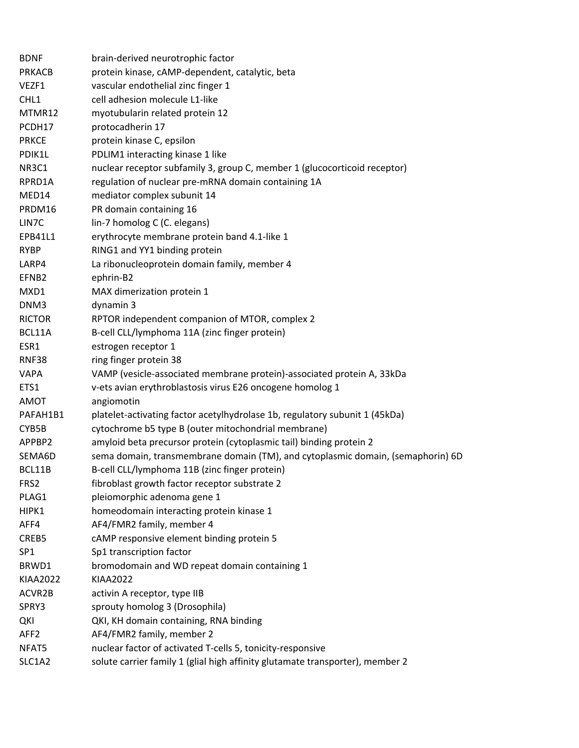| | |
|---|---|
| BDNF | brain-derived neurotrophic factor |
| PRKACB | protein kinase, cAMP-dependent, catalytic, beta |
| VEZF1 | vascular endothelial zinc finger 1 |
| CHL1 | cell adhesion molecule L1-like |
| MTMR12 | myotubularin related protein 12 |
| PCDH17 | protocadherin 17 |
| PRKCE | protein kinase C, epsilon |
| PDIK1L | PDLIM1 interacting kinase 1 like |
| NR3C1 | nuclear receptor subfamily 3, group C, member 1 (glucocorticoid receptor) |
| RPRD1A | regulation of nuclear pre-mRNA domain containing 1A |
| MED14 | mediator complex subunit 14 |
| PRDM16 | PR domain containing 16 |
| LIN7C | lin-7 homolog C (C. elegans) |
| EPB41L1 | erythrocyte membrane protein band 4.1-like 1 |
| RYBP | RING1 and YY1 binding protein |
| LARP4 | La ribonucleoprotein domain family, member 4 |
| EFNB2 | ephrin-B2 |
| MXD1 | MAX dimerization protein 1 |
| DNM3 | dynamin 3 |
| RICTOR | RPTOR independent companion of MTOR, complex 2 |
| BCL11A | B-cell CLL/lymphoma 11A (zinc finger protein) |
| ESR1 | estrogen receptor 1 |
| RNF38 | ring finger protein 38 |
| VAPA | VAMP (vesicle-associated membrane protein)-associated protein A, 33kDa |
| ETS1 | v-ets avian erythroblastosis virus E26 oncogene homolog 1 |
| AMOT | angiomotin |
| PAFAH1B1 | platelet-activating factor acetylhydrolase 1b, regulatory subunit 1 (45kDa) |
| CYB5B | cytochrome b5 type B (outer mitochondrial membrane) |
| APPBP2 | amyloid beta precursor protein (cytoplasmic tail) binding protein 2 |
| SEMA6D | sema domain, transmembrane domain (TM), and cytoplasmic domain, (semaphorin) 6D |
| BCL11B | B-cell CLL/lymphoma 11B (zinc finger protein) |
| FRS2 | fibroblast growth factor receptor substrate 2 |
| PLAG1 | pleiomorphic adenoma gene 1 |
| HIPK1 | homeodomain interacting protein kinase 1 |
| AFF4 | AF4/FMR2 family, member 4 |
| CREB5 | cAMP responsive element binding protein 5 |
| SP1 | Sp1 transcription factor |
| BRWD1 | bromodomain and WD repeat domain containing 1 |
| KIAA2022 | KIAA2022 |
| ACVR2B | activin A receptor, type IIB |
| SPRY3 | sprouty homolog 3 (Drosophila) |
| QKI | QKI, KH domain containing, RNA binding |
| AFF2 | AF4/FMR2 family, member 2 |
| NFAT5 | nuclear factor of activated T-cells 5, tonicity-responsive |
| SLC1A2 | solute carrier family 1 (glial high affinity glutamate transporter), member 2 |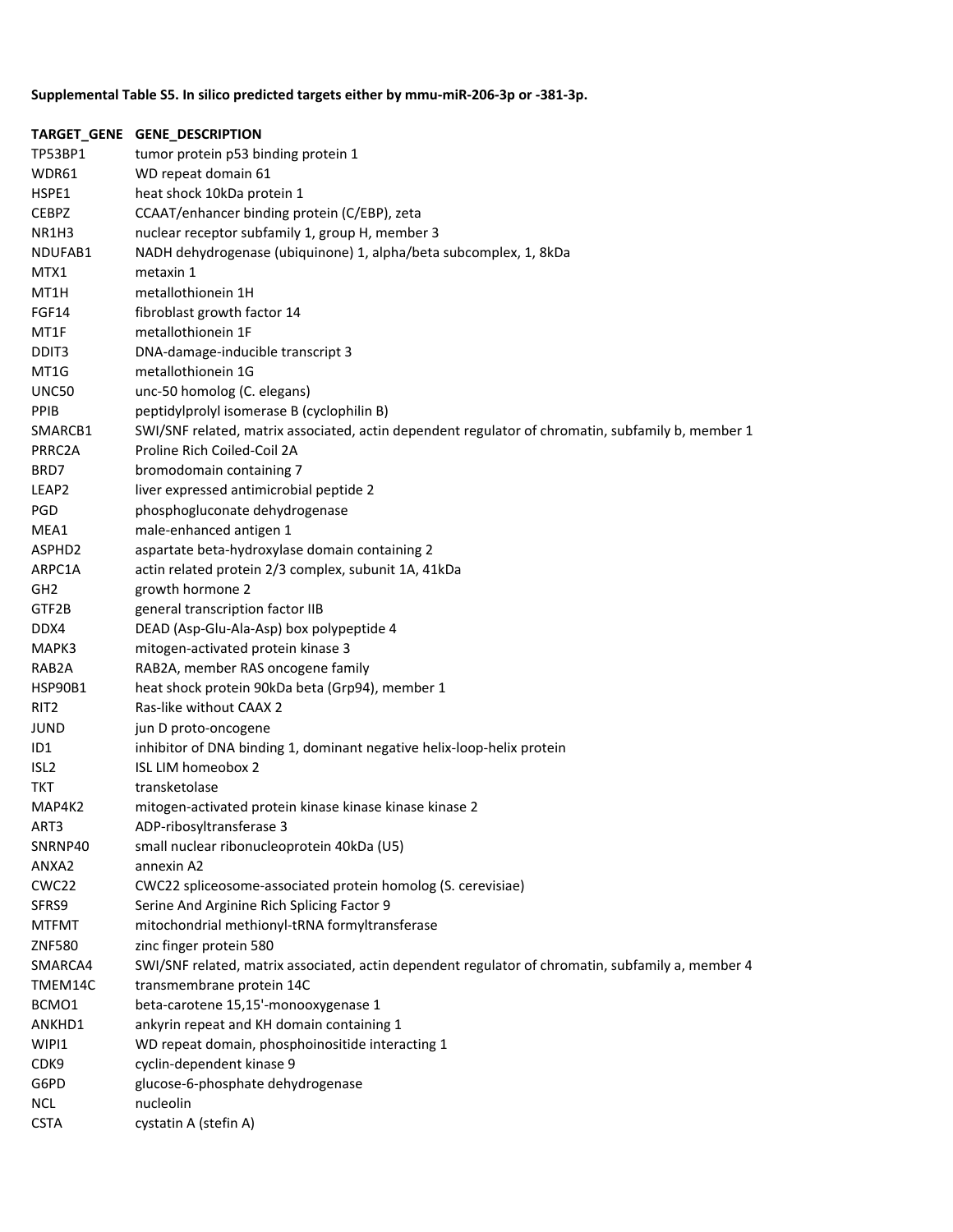**Supplemental Table S5. In silico predicted targets either by mmu-miR-206-3p or -381-3p.**

| TARGET_GENE | GENE_DESCRIPTION |
|---|---|
| TP53BP1 | tumor protein p53 binding protein 1 |
| WDR61 | WD repeat domain 61 |
| HSPE1 | heat shock 10kDa protein 1 |
| CEBPZ | CCAAT/enhancer binding protein (C/EBP), zeta |
| NR1H3 | nuclear receptor subfamily 1, group H, member 3 |
| NDUFAB1 | NADH dehydrogenase (ubiquinone) 1, alpha/beta subcomplex, 1, 8kDa |
| MTX1 | metaxin 1 |
| MT1H | metallothionein 1H |
| FGF14 | fibroblast growth factor 14 |
| MT1F | metallothionein 1F |
| DDIT3 | DNA-damage-inducible transcript 3 |
| MT1G | metallothionein 1G |
| UNC50 | unc-50 homolog (C. elegans) |
| PPIB | peptidylprolyl isomerase B (cyclophilin B) |
| SMARCB1 | SWI/SNF related, matrix associated, actin dependent regulator of chromatin, subfamily b, member 1 |
| PRRC2A | Proline Rich Coiled-Coil 2A |
| BRD7 | bromodomain containing 7 |
| LEAP2 | liver expressed antimicrobial peptide 2 |
| PGD | phosphogluconate dehydrogenase |
| MEA1 | male-enhanced antigen 1 |
| ASPHD2 | aspartate beta-hydroxylase domain containing 2 |
| ARPC1A | actin related protein 2/3 complex, subunit 1A, 41kDa |
| GH2 | growth hormone 2 |
| GTF2B | general transcription factor IIB |
| DDX4 | DEAD (Asp-Glu-Ala-Asp) box polypeptide 4 |
| MAPK3 | mitogen-activated protein kinase 3 |
| RAB2A | RAB2A, member RAS oncogene family |
| HSP90B1 | heat shock protein 90kDa beta (Grp94), member 1 |
| RIT2 | Ras-like without CAAX 2 |
| JUND | jun D proto-oncogene |
| ID1 | inhibitor of DNA binding 1, dominant negative helix-loop-helix protein |
| ISL2 | ISL LIM homeobox 2 |
| TKT | transketolase |
| MAP4K2 | mitogen-activated protein kinase kinase kinase kinase 2 |
| ART3 | ADP-ribosyltransferase 3 |
| SNRNP40 | small nuclear ribonucleoprotein 40kDa (U5) |
| ANXA2 | annexin A2 |
| CWC22 | CWC22 spliceosome-associated protein homolog (S. cerevisiae) |
| SFRS9 | Serine And Arginine Rich Splicing Factor 9 |
| MTFMT | mitochondrial methionyl-tRNA formyltransferase |
| ZNF580 | zinc finger protein 580 |
| SMARCA4 | SWI/SNF related, matrix associated, actin dependent regulator of chromatin, subfamily a, member 4 |
| TMEM14C | transmembrane protein 14C |
| BCMO1 | beta-carotene 15,15'-monooxygenase 1 |
| ANKHD1 | ankyrin repeat and KH domain containing 1 |
| WIPI1 | WD repeat domain, phosphoinositide interacting 1 |
| CDK9 | cyclin-dependent kinase 9 |
| G6PD | glucose-6-phosphate dehydrogenase |
| NCL | nucleolin |
| CSTA | cystatin A (stefin A) |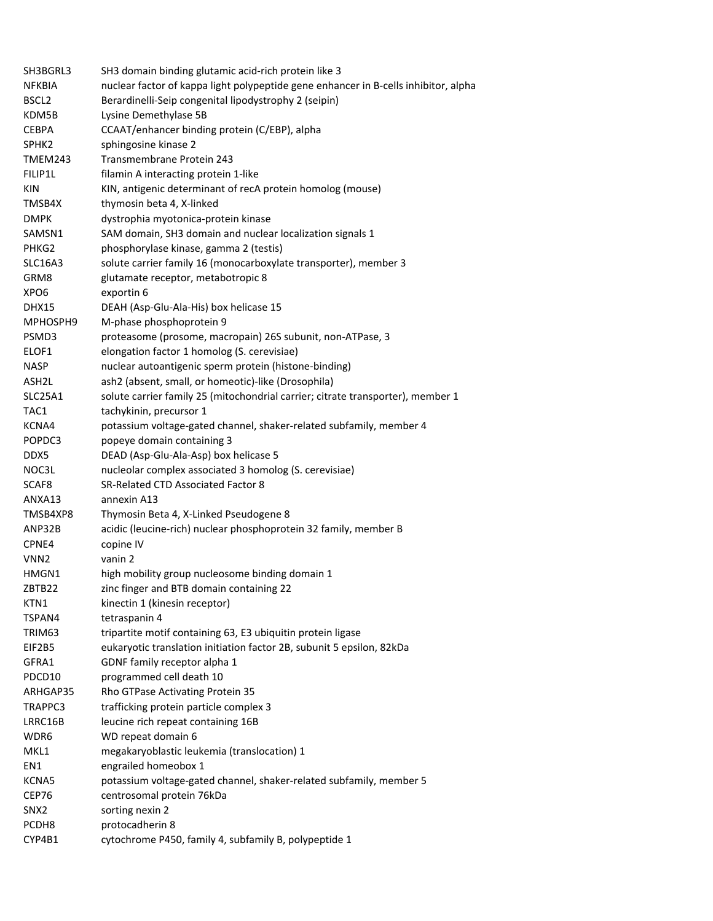| | |
|---|---|
| SH3BGRL3 | SH3 domain binding glutamic acid-rich protein like 3 |
| NFKBIA | nuclear factor of kappa light polypeptide gene enhancer in B-cells inhibitor, alpha |
| BSCL2 | Berardinelli-Seip congenital lipodystrophy 2 (seipin) |
| KDM5B | Lysine Demethylase 5B |
| CEBPA | CCAAT/enhancer binding protein (C/EBP), alpha |
| SPHK2 | sphingosine kinase 2 |
| TMEM243 | Transmembrane Protein 243 |
| FILIP1L | filamin A interacting protein 1-like |
| KIN | KIN, antigenic determinant of recA protein homolog (mouse) |
| TMSB4X | thymosin beta 4, X-linked |
| DMPK | dystrophia myotonica-protein kinase |
| SAMSN1 | SAM domain, SH3 domain and nuclear localization signals 1 |
| PHKG2 | phosphorylase kinase, gamma 2 (testis) |
| SLC16A3 | solute carrier family 16 (monocarboxylate transporter), member 3 |
| GRM8 | glutamate receptor, metabotropic 8 |
| XPO6 | exportin 6 |
| DHX15 | DEAH (Asp-Glu-Ala-His) box helicase 15 |
| MPHOSPH9 | M-phase phosphoprotein 9 |
| PSMD3 | proteasome (prosome, macropain) 26S subunit, non-ATPase, 3 |
| ELOF1 | elongation factor 1 homolog (S. cerevisiae) |
| NASP | nuclear autoantigenic sperm protein (histone-binding) |
| ASH2L | ash2 (absent, small, or homeotic)-like (Drosophila) |
| SLC25A1 | solute carrier family 25 (mitochondrial carrier; citrate transporter), member 1 |
| TAC1 | tachykinin, precursor 1 |
| KCNA4 | potassium voltage-gated channel, shaker-related subfamily, member 4 |
| POPDC3 | popeye domain containing 3 |
| DDX5 | DEAD (Asp-Glu-Ala-Asp) box helicase 5 |
| NOC3L | nucleolar complex associated 3 homolog (S. cerevisiae) |
| SCAF8 | SR-Related CTD Associated Factor 8 |
| ANXA13 | annexin A13 |
| TMSB4XP8 | Thymosin Beta 4, X-Linked Pseudogene 8 |
| ANP32B | acidic (leucine-rich) nuclear phosphoprotein 32 family, member B |
| CPNE4 | copine IV |
| VNN2 | vanin 2 |
| HMGN1 | high mobility group nucleosome binding domain 1 |
| ZBTB22 | zinc finger and BTB domain containing 22 |
| KTN1 | kinectin 1 (kinesin receptor) |
| TSPAN4 | tetraspanin 4 |
| TRIM63 | tripartite motif containing 63, E3 ubiquitin protein ligase |
| EIF2B5 | eukaryotic translation initiation factor 2B, subunit 5 epsilon, 82kDa |
| GFRA1 | GDNF family receptor alpha 1 |
| PDCD10 | programmed cell death 10 |
| ARHGAP35 | Rho GTPase Activating Protein 35 |
| TRAPPC3 | trafficking protein particle complex 3 |
| LRRC16B | leucine rich repeat containing 16B |
| WDR6 | WD repeat domain 6 |
| MKL1 | megakaryoblastic leukemia (translocation) 1 |
| EN1 | engrailed homeobox 1 |
| KCNA5 | potassium voltage-gated channel, shaker-related subfamily, member 5 |
| CEP76 | centrosomal protein 76kDa |
| SNX2 | sorting nexin 2 |
| PCDH8 | protocadherin 8 |
| CYP4B1 | cytochrome P450, family 4, subfamily B, polypeptide 1 |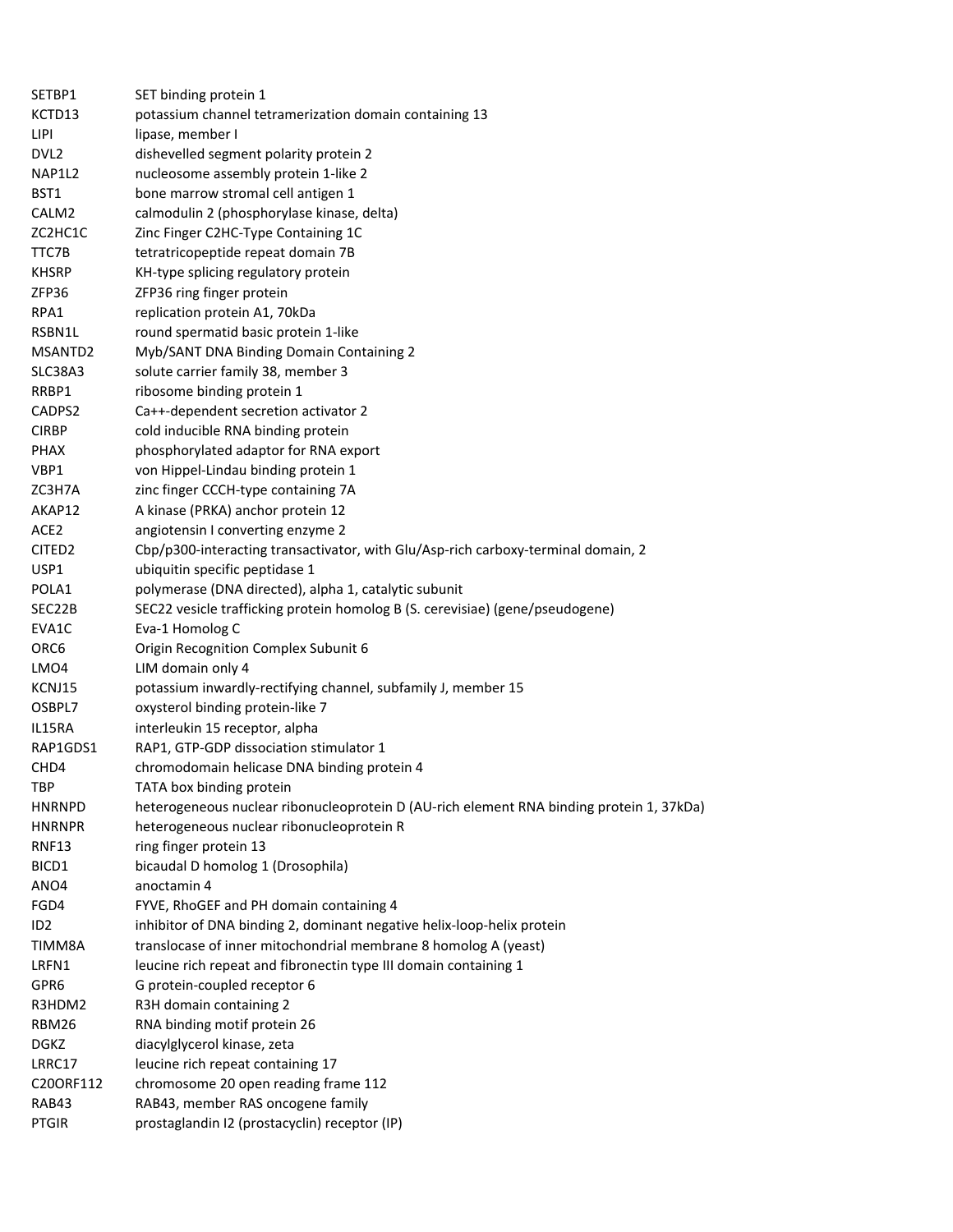| | |
|---|---|
| SETBP1 | SET binding protein 1 |
| KCTD13 | potassium channel tetramerization domain containing 13 |
| LIPI | lipase, member I |
| DVL2 | dishevelled segment polarity protein 2 |
| NAP1L2 | nucleosome assembly protein 1-like 2 |
| BST1 | bone marrow stromal cell antigen 1 |
| CALM2 | calmodulin 2 (phosphorylase kinase, delta) |
| ZC2HC1C | Zinc Finger C2HC-Type Containing 1C |
| TTC7B | tetratricopeptide repeat domain 7B |
| KHSRP | KH-type splicing regulatory protein |
| ZFP36 | ZFP36 ring finger protein |
| RPA1 | replication protein A1, 70kDa |
| RSBN1L | round spermatid basic protein 1-like |
| MSANTD2 | Myb/SANT DNA Binding Domain Containing 2 |
| SLC38A3 | solute carrier family 38, member 3 |
| RRBP1 | ribosome binding protein 1 |
| CADPS2 | Ca++-dependent secretion activator 2 |
| CIRBP | cold inducible RNA binding protein |
| PHAX | phosphorylated adaptor for RNA export |
| VBP1 | von Hippel-Lindau binding protein 1 |
| ZC3H7A | zinc finger CCCH-type containing 7A |
| AKAP12 | A kinase (PRKA) anchor protein 12 |
| ACE2 | angiotensin I converting enzyme 2 |
| CITED2 | Cbp/p300-interacting transactivator, with Glu/Asp-rich carboxy-terminal domain, 2 |
| USP1 | ubiquitin specific peptidase 1 |
| POLA1 | polymerase (DNA directed), alpha 1, catalytic subunit |
| SEC22B | SEC22 vesicle trafficking protein homolog B (S. cerevisiae) (gene/pseudogene) |
| EVA1C | Eva-1 Homolog C |
| ORC6 | Origin Recognition Complex Subunit 6 |
| LMO4 | LIM domain only 4 |
| KCNJ15 | potassium inwardly-rectifying channel, subfamily J, member 15 |
| OSBPL7 | oxysterol binding protein-like 7 |
| IL15RA | interleukin 15 receptor, alpha |
| RAP1GDS1 | RAP1, GTP-GDP dissociation stimulator 1 |
| CHD4 | chromodomain helicase DNA binding protein 4 |
| TBP | TATA box binding protein |
| HNRNPD | heterogeneous nuclear ribonucleoprotein D (AU-rich element RNA binding protein 1, 37kDa) |
| HNRNPR | heterogeneous nuclear ribonucleoprotein R |
| RNF13 | ring finger protein 13 |
| BICD1 | bicaudal D homolog 1 (Drosophila) |
| ANO4 | anoctamin 4 |
| FGD4 | FYVE, RhoGEF and PH domain containing 4 |
| ID2 | inhibitor of DNA binding 2, dominant negative helix-loop-helix protein |
| TIMM8A | translocase of inner mitochondrial membrane 8 homolog A (yeast) |
| LRFN1 | leucine rich repeat and fibronectin type III domain containing 1 |
| GPR6 | G protein-coupled receptor 6 |
| R3HDM2 | R3H domain containing 2 |
| RBM26 | RNA binding motif protein 26 |
| DGKZ | diacylglycerol kinase, zeta |
| LRRC17 | leucine rich repeat containing 17 |
| C20ORF112 | chromosome 20 open reading frame 112 |
| RAB43 | RAB43, member RAS oncogene family |
| PTGIR | prostaglandin I2 (prostacyclin) receptor (IP) |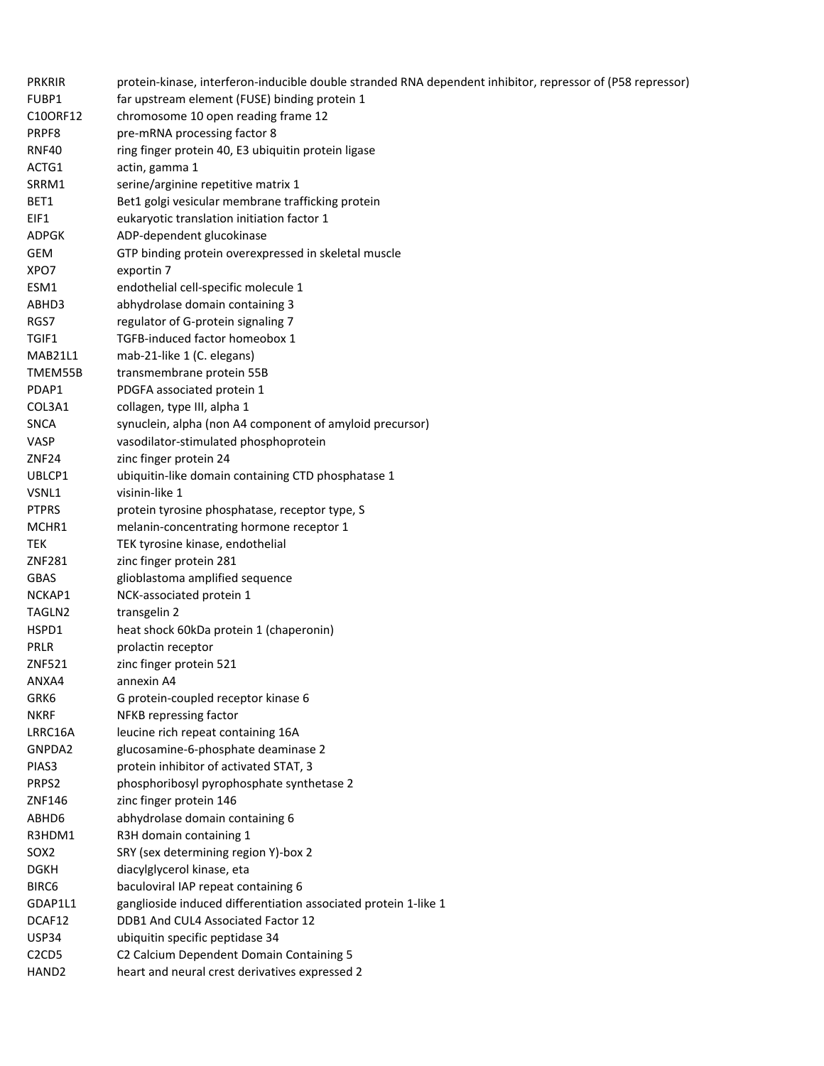| | |
|---|---|
| PRKRIR | protein-kinase, interferon-inducible double stranded RNA dependent inhibitor, repressor of (P58 repressor) |
| FUBP1 | far upstream element (FUSE) binding protein 1 |
| C10ORF12 | chromosome 10 open reading frame 12 |
| PRPF8 | pre-mRNA processing factor 8 |
| RNF40 | ring finger protein 40, E3 ubiquitin protein ligase |
| ACTG1 | actin, gamma 1 |
| SRRM1 | serine/arginine repetitive matrix 1 |
| BET1 | Bet1 golgi vesicular membrane trafficking protein |
| EIF1 | eukaryotic translation initiation factor 1 |
| ADPGK | ADP-dependent glucokinase |
| GEM | GTP binding protein overexpressed in skeletal muscle |
| XPO7 | exportin 7 |
| ESM1 | endothelial cell-specific molecule 1 |
| ABHD3 | abhydrolase domain containing 3 |
| RGS7 | regulator of G-protein signaling 7 |
| TGIF1 | TGFB-induced factor homeobox 1 |
| MAB21L1 | mab-21-like 1 (C. elegans) |
| TMEM55B | transmembrane protein 55B |
| PDAP1 | PDGFA associated protein 1 |
| COL3A1 | collagen, type III, alpha 1 |
| SNCA | synuclein, alpha (non A4 component of amyloid precursor) |
| VASP | vasodilator-stimulated phosphoprotein |
| ZNF24 | zinc finger protein 24 |
| UBLCP1 | ubiquitin-like domain containing CTD phosphatase 1 |
| VSNL1 | visinin-like 1 |
| PTPRS | protein tyrosine phosphatase, receptor type, S |
| MCHR1 | melanin-concentrating hormone receptor 1 |
| TEK | TEK tyrosine kinase, endothelial |
| ZNF281 | zinc finger protein 281 |
| GBAS | glioblastoma amplified sequence |
| NCKAP1 | NCK-associated protein 1 |
| TAGLN2 | transgelin 2 |
| HSPD1 | heat shock 60kDa protein 1 (chaperonin) |
| PRLR | prolactin receptor |
| ZNF521 | zinc finger protein 521 |
| ANXA4 | annexin A4 |
| GRK6 | G protein-coupled receptor kinase 6 |
| NKRF | NFKB repressing factor |
| LRRC16A | leucine rich repeat containing 16A |
| GNPDA2 | glucosamine-6-phosphate deaminase 2 |
| PIAS3 | protein inhibitor of activated STAT, 3 |
| PRPS2 | phosphoribosyl pyrophosphate synthetase 2 |
| ZNF146 | zinc finger protein 146 |
| ABHD6 | abhydrolase domain containing 6 |
| R3HDM1 | R3H domain containing 1 |
| SOX2 | SRY (sex determining region Y)-box 2 |
| DGKH | diacylglycerol kinase, eta |
| BIRC6 | baculoviral IAP repeat containing 6 |
| GDAP1L1 | ganglioside induced differentiation associated protein 1-like 1 |
| DCAF12 | DDB1 And CUL4 Associated Factor 12 |
| USP34 | ubiquitin specific peptidase 34 |
| C2CD5 | C2 Calcium Dependent Domain Containing 5 |
| HAND2 | heart and neural crest derivatives expressed 2 |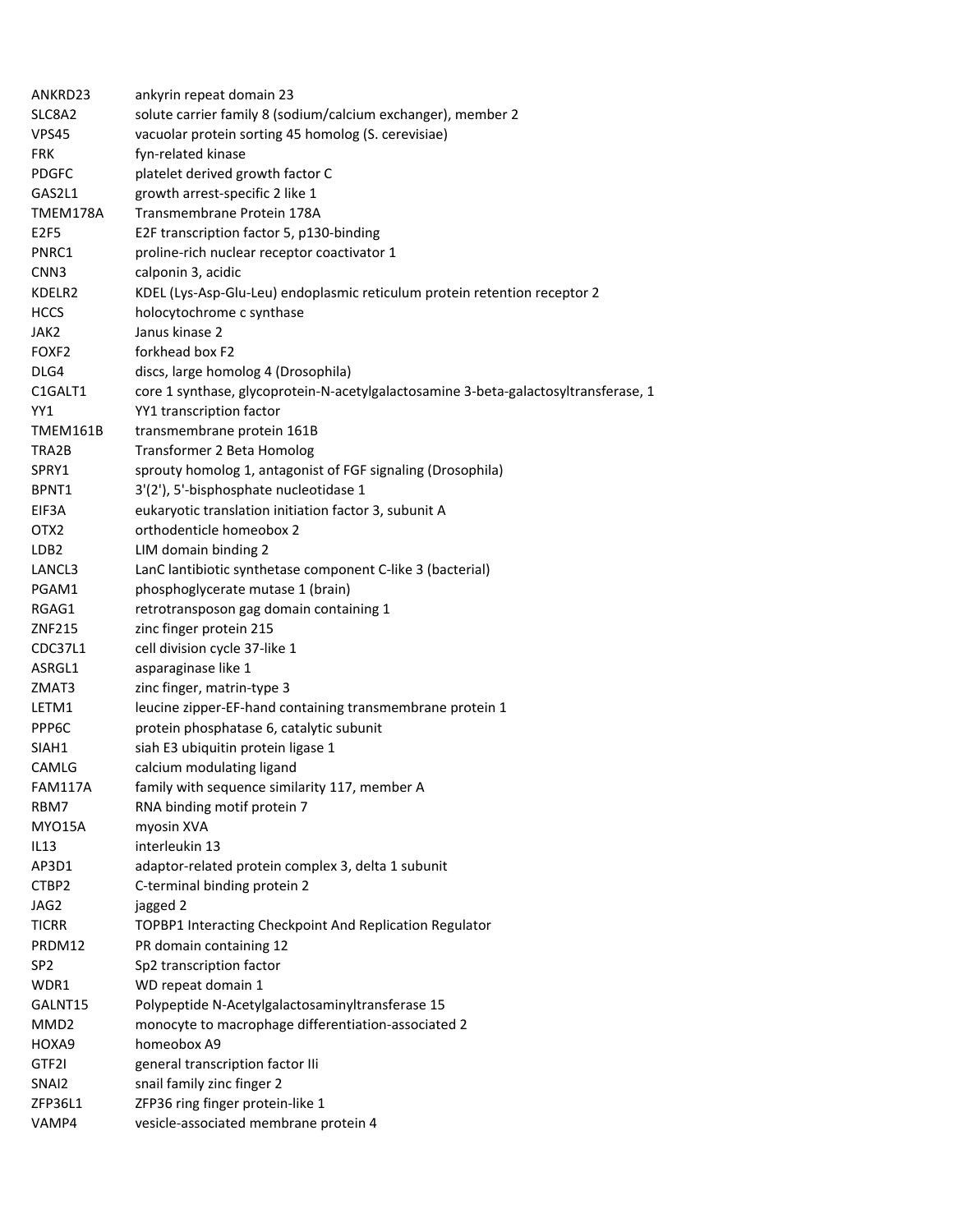| | |
|---|---|
| ANKRD23 | ankyrin repeat domain 23 |
| SLC8A2 | solute carrier family 8 (sodium/calcium exchanger), member 2 |
| VPS45 | vacuolar protein sorting 45 homolog (S. cerevisiae) |
| FRK | fyn-related kinase |
| PDGFC | platelet derived growth factor C |
| GAS2L1 | growth arrest-specific 2 like 1 |
| TMEM178A | Transmembrane Protein 178A |
| E2F5 | E2F transcription factor 5, p130-binding |
| PNRC1 | proline-rich nuclear receptor coactivator 1 |
| CNN3 | calponin 3, acidic |
| KDELR2 | KDEL (Lys-Asp-Glu-Leu) endoplasmic reticulum protein retention receptor 2 |
| HCCS | holocytochrome c synthase |
| JAK2 | Janus kinase 2 |
| FOXF2 | forkhead box F2 |
| DLG4 | discs, large homolog 4 (Drosophila) |
| C1GALT1 | core 1 synthase, glycoprotein-N-acetylgalactosamine 3-beta-galactosyltransferase, 1 |
| YY1 | YY1 transcription factor |
| TMEM161B | transmembrane protein 161B |
| TRA2B | Transformer 2 Beta Homolog |
| SPRY1 | sprouty homolog 1, antagonist of FGF signaling (Drosophila) |
| BPNT1 | 3'(2'), 5'-bisphosphate nucleotidase 1 |
| EIF3A | eukaryotic translation initiation factor 3, subunit A |
| OTX2 | orthodenticle homeobox 2 |
| LDB2 | LIM domain binding 2 |
| LANCL3 | LanC lantibiotic synthetase component C-like 3 (bacterial) |
| PGAM1 | phosphoglycerate mutase 1 (brain) |
| RGAG1 | retrotransposon gag domain containing 1 |
| ZNF215 | zinc finger protein 215 |
| CDC37L1 | cell division cycle 37-like 1 |
| ASRGL1 | asparaginase like 1 |
| ZMAT3 | zinc finger, matrin-type 3 |
| LETM1 | leucine zipper-EF-hand containing transmembrane protein 1 |
| PPP6C | protein phosphatase 6, catalytic subunit |
| SIAH1 | siah E3 ubiquitin protein ligase 1 |
| CAMLG | calcium modulating ligand |
| FAM117A | family with sequence similarity 117, member A |
| RBM7 | RNA binding motif protein 7 |
| MYO15A | myosin XVA |
| IL13 | interleukin 13 |
| AP3D1 | adaptor-related protein complex 3, delta 1 subunit |
| CTBP2 | C-terminal binding protein 2 |
| JAG2 | jagged 2 |
| TICRR | TOPBP1 Interacting Checkpoint And Replication Regulator |
| PRDM12 | PR domain containing 12 |
| SP2 | Sp2 transcription factor |
| WDR1 | WD repeat domain 1 |
| GALNT15 | Polypeptide N-Acetylgalactosaminyltransferase 15 |
| MMD2 | monocyte to macrophage differentiation-associated 2 |
| HOXA9 | homeobox A9 |
| GTF2I | general transcription factor IIi |
| SNAI2 | snail family zinc finger 2 |
| ZFP36L1 | ZFP36 ring finger protein-like 1 |
| VAMP4 | vesicle-associated membrane protein 4 |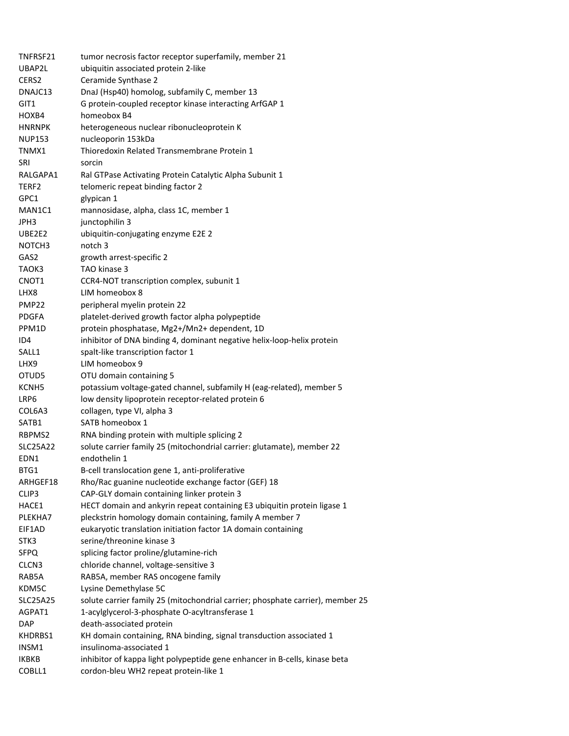| | |
|---|---|
| TNFRSF21 | tumor necrosis factor receptor superfamily, member 21 |
| UBAP2L | ubiquitin associated protein 2-like |
| CERS2 | Ceramide Synthase 2 |
| DNAJC13 | DnaJ (Hsp40) homolog, subfamily C, member 13 |
| GIT1 | G protein-coupled receptor kinase interacting ArfGAP 1 |
| HOXB4 | homeobox B4 |
| HNRNPK | heterogeneous nuclear ribonucleoprotein K |
| NUP153 | nucleoporin 153kDa |
| TNMX1 | Thioredoxin Related Transmembrane Protein 1 |
| SRI | sorcin |
| RALGAPA1 | Ral GTPase Activating Protein Catalytic Alpha Subunit 1 |
| TERF2 | telomeric repeat binding factor 2 |
| GPC1 | glypican 1 |
| MAN1C1 | mannosidase, alpha, class 1C, member 1 |
| JPH3 | junctophilin 3 |
| UBE2E2 | ubiquitin-conjugating enzyme E2E 2 |
| NOTCH3 | notch 3 |
| GAS2 | growth arrest-specific 2 |
| TAOK3 | TAO kinase 3 |
| CNOT1 | CCR4-NOT transcription complex, subunit 1 |
| LHX8 | LIM homeobox 8 |
| PMP22 | peripheral myelin protein 22 |
| PDGFA | platelet-derived growth factor alpha polypeptide |
| PPM1D | protein phosphatase, Mg2+/Mn2+ dependent, 1D |
| ID4 | inhibitor of DNA binding 4, dominant negative helix-loop-helix protein |
| SALL1 | spalt-like transcription factor 1 |
| LHX9 | LIM homeobox 9 |
| OTUD5 | OTU domain containing 5 |
| KCNH5 | potassium voltage-gated channel, subfamily H (eag-related), member 5 |
| LRP6 | low density lipoprotein receptor-related protein 6 |
| COL6A3 | collagen, type VI, alpha 3 |
| SATB1 | SATB homeobox 1 |
| RBPMS2 | RNA binding protein with multiple splicing 2 |
| SLC25A22 | solute carrier family 25 (mitochondrial carrier: glutamate), member 22 |
| EDN1 | endothelin 1 |
| BTG1 | B-cell translocation gene 1, anti-proliferative |
| ARHGEF18 | Rho/Rac guanine nucleotide exchange factor (GEF) 18 |
| CLIP3 | CAP-GLY domain containing linker protein 3 |
| HACE1 | HECT domain and ankyrin repeat containing E3 ubiquitin protein ligase 1 |
| PLEKHA7 | pleckstrin homology domain containing, family A member 7 |
| EIF1AD | eukaryotic translation initiation factor 1A domain containing |
| STK3 | serine/threonine kinase 3 |
| SFPQ | splicing factor proline/glutamine-rich |
| CLCN3 | chloride channel, voltage-sensitive 3 |
| RAB5A | RAB5A, member RAS oncogene family |
| KDM5C | Lysine Demethylase 5C |
| SLC25A25 | solute carrier family 25 (mitochondrial carrier; phosphate carrier), member 25 |
| AGPAT1 | 1-acylglycerol-3-phosphate O-acyltransferase 1 |
| DAP | death-associated protein |
| KHDRBS1 | KH domain containing, RNA binding, signal transduction associated 1 |
| INSM1 | insulinoma-associated 1 |
| IKBKB | inhibitor of kappa light polypeptide gene enhancer in B-cells, kinase beta |
| COBLL1 | cordon-bleu WH2 repeat protein-like 1 |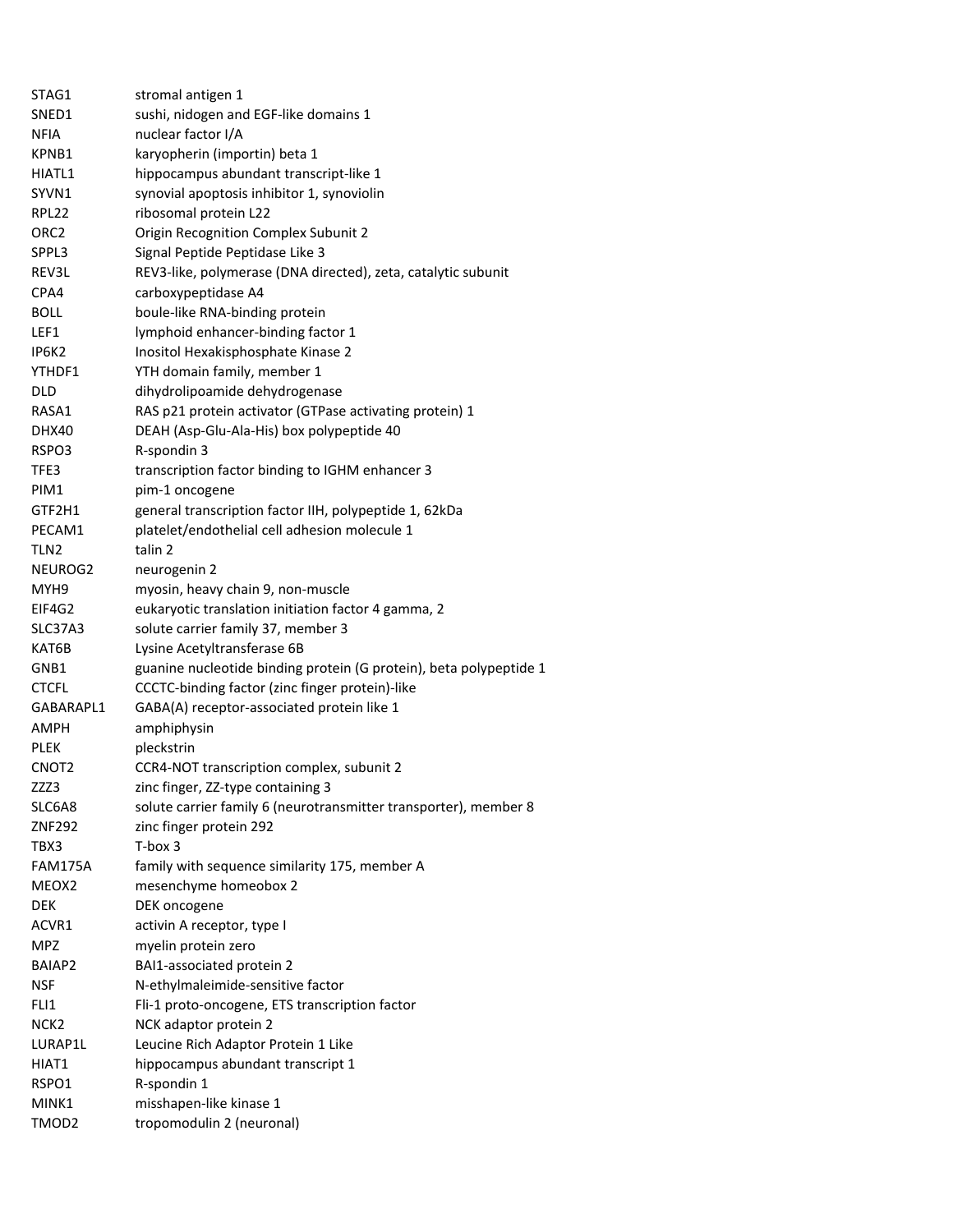| | |
|---|---|
| STAG1 | stromal antigen 1 |
| SNED1 | sushi, nidogen and EGF-like domains 1 |
| NFIA | nuclear factor I/A |
| KPNB1 | karyopherin (importin) beta 1 |
| HIATL1 | hippocampus abundant transcript-like 1 |
| SYVN1 | synovial apoptosis inhibitor 1, synoviolin |
| RPL22 | ribosomal protein L22 |
| ORC2 | Origin Recognition Complex Subunit 2 |
| SPPL3 | Signal Peptide Peptidase Like 3 |
| REV3L | REV3-like, polymerase (DNA directed), zeta, catalytic subunit |
| CPA4 | carboxypeptidase A4 |
| BOLL | boule-like RNA-binding protein |
| LEF1 | lymphoid enhancer-binding factor 1 |
| IP6K2 | Inositol Hexakisphosphate Kinase 2 |
| YTHDF1 | YTH domain family, member 1 |
| DLD | dihydrolipoamide dehydrogenase |
| RASA1 | RAS p21 protein activator (GTPase activating protein) 1 |
| DHX40 | DEAH (Asp-Glu-Ala-His) box polypeptide 40 |
| RSPO3 | R-spondin 3 |
| TFE3 | transcription factor binding to IGHM enhancer 3 |
| PIM1 | pim-1 oncogene |
| GTF2H1 | general transcription factor IIH, polypeptide 1, 62kDa |
| PECAM1 | platelet/endothelial cell adhesion molecule 1 |
| TLN2 | talin 2 |
| NEUROG2 | neurogenin 2 |
| MYH9 | myosin, heavy chain 9, non-muscle |
| EIF4G2 | eukaryotic translation initiation factor 4 gamma, 2 |
| SLC37A3 | solute carrier family 37, member 3 |
| KAT6B | Lysine Acetyltransferase 6B |
| GNB1 | guanine nucleotide binding protein (G protein), beta polypeptide 1 |
| CTCFL | CCCTC-binding factor (zinc finger protein)-like |
| GABARAPL1 | GABA(A) receptor-associated protein like 1 |
| AMPH | amphiphysin |
| PLEK | pleckstrin |
| CNOT2 | CCR4-NOT transcription complex, subunit 2 |
| ZZZ3 | zinc finger, ZZ-type containing 3 |
| SLC6A8 | solute carrier family 6 (neurotransmitter transporter), member 8 |
| ZNF292 | zinc finger protein 292 |
| TBX3 | T-box 3 |
| FAM175A | family with sequence similarity 175, member A |
| MEOX2 | mesenchyme homeobox 2 |
| DEK | DEK oncogene |
| ACVR1 | activin A receptor, type I |
| MPZ | myelin protein zero |
| BAIAP2 | BAI1-associated protein 2 |
| NSF | N-ethylmaleimide-sensitive factor |
| FLI1 | Fli-1 proto-oncogene, ETS transcription factor |
| NCK2 | NCK adaptor protein 2 |
| LURAP1L | Leucine Rich Adaptor Protein 1 Like |
| HIAT1 | hippocampus abundant transcript 1 |
| RSPO1 | R-spondin 1 |
| MINK1 | misshapen-like kinase 1 |
| TMOD2 | tropomodulin 2 (neuronal) |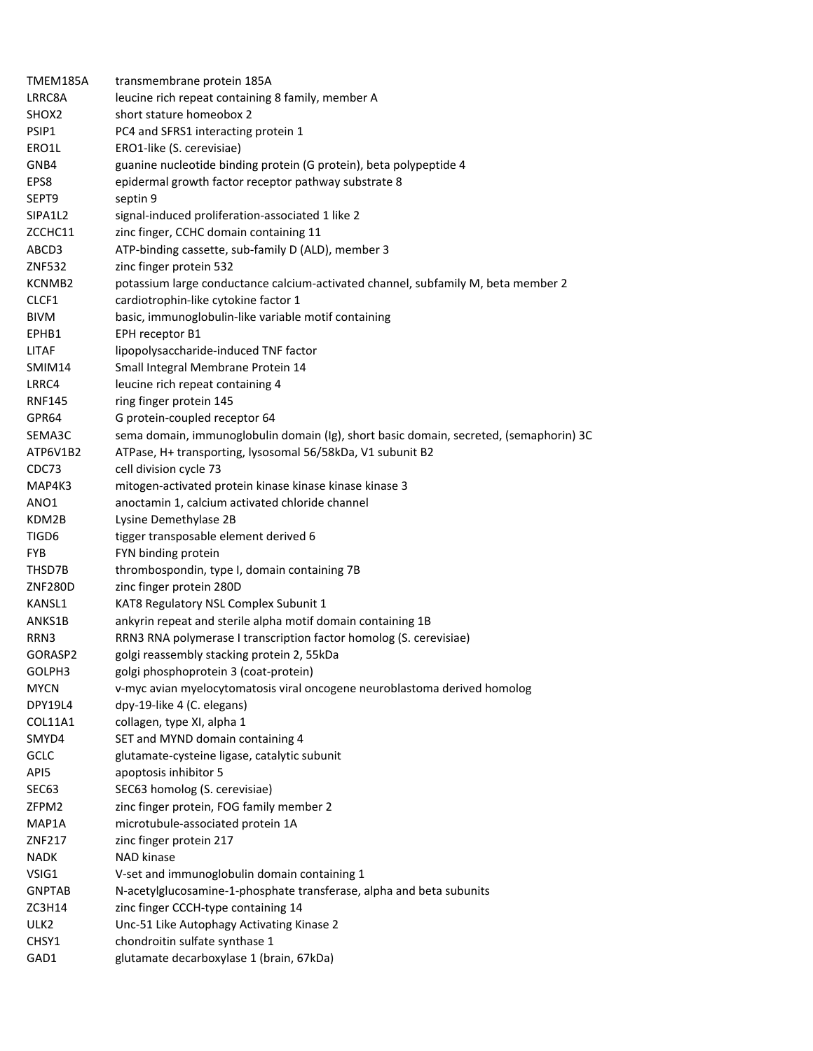| | |
|---|---|
| TMEM185A | transmembrane protein 185A |
| LRRC8A | leucine rich repeat containing 8 family, member A |
| SHOX2 | short stature homeobox 2 |
| PSIP1 | PC4 and SFRS1 interacting protein 1 |
| ERO1L | ERO1-like (S. cerevisiae) |
| GNB4 | guanine nucleotide binding protein (G protein), beta polypeptide 4 |
| EPS8 | epidermal growth factor receptor pathway substrate 8 |
| SEPT9 | septin 9 |
| SIPA1L2 | signal-induced proliferation-associated 1 like 2 |
| ZCCHC11 | zinc finger, CCHC domain containing 11 |
| ABCD3 | ATP-binding cassette, sub-family D (ALD), member 3 |
| ZNF532 | zinc finger protein 532 |
| KCNMB2 | potassium large conductance calcium-activated channel, subfamily M, beta member 2 |
| CLCF1 | cardiotrophin-like cytokine factor 1 |
| BIVM | basic, immunoglobulin-like variable motif containing |
| EPHB1 | EPH receptor B1 |
| LITAF | lipopolysaccharide-induced TNF factor |
| SMIM14 | Small Integral Membrane Protein 14 |
| LRRC4 | leucine rich repeat containing 4 |
| RNF145 | ring finger protein 145 |
| GPR64 | G protein-coupled receptor 64 |
| SEMA3C | sema domain, immunoglobulin domain (Ig), short basic domain, secreted, (semaphorin) 3C |
| ATP6V1B2 | ATPase, H+ transporting, lysosomal 56/58kDa, V1 subunit B2 |
| CDC73 | cell division cycle 73 |
| MAP4K3 | mitogen-activated protein kinase kinase kinase kinase 3 |
| ANO1 | anoctamin 1, calcium activated chloride channel |
| KDM2B | Lysine Demethylase 2B |
| TIGD6 | tigger transposable element derived 6 |
| FYB | FYN binding protein |
| THSD7B | thrombospondin, type I, domain containing 7B |
| ZNF280D | zinc finger protein 280D |
| KANSL1 | KAT8 Regulatory NSL Complex Subunit 1 |
| ANKS1B | ankyrin repeat and sterile alpha motif domain containing 1B |
| RRN3 | RRN3 RNA polymerase I transcription factor homolog (S. cerevisiae) |
| GORASP2 | golgi reassembly stacking protein 2, 55kDa |
| GOLPH3 | golgi phosphoprotein 3 (coat-protein) |
| MYCN | v-myc avian myelocytomatosis viral oncogene neuroblastoma derived homolog |
| DPY19L4 | dpy-19-like 4 (C. elegans) |
| COL11A1 | collagen, type XI, alpha 1 |
| SMYD4 | SET and MYND domain containing 4 |
| GCLC | glutamate-cysteine ligase, catalytic subunit |
| API5 | apoptosis inhibitor 5 |
| SEC63 | SEC63 homolog (S. cerevisiae) |
| ZFPM2 | zinc finger protein, FOG family member 2 |
| MAP1A | microtubule-associated protein 1A |
| ZNF217 | zinc finger protein 217 |
| NADK | NAD kinase |
| VSIG1 | V-set and immunoglobulin domain containing 1 |
| GNPTAB | N-acetylglucosamine-1-phosphate transferase, alpha and beta subunits |
| ZC3H14 | zinc finger CCCH-type containing 14 |
| ULK2 | Unc-51 Like Autophagy Activating Kinase 2 |
| CHSY1 | chondroitin sulfate synthase 1 |
| GAD1 | glutamate decarboxylase 1 (brain, 67kDa) |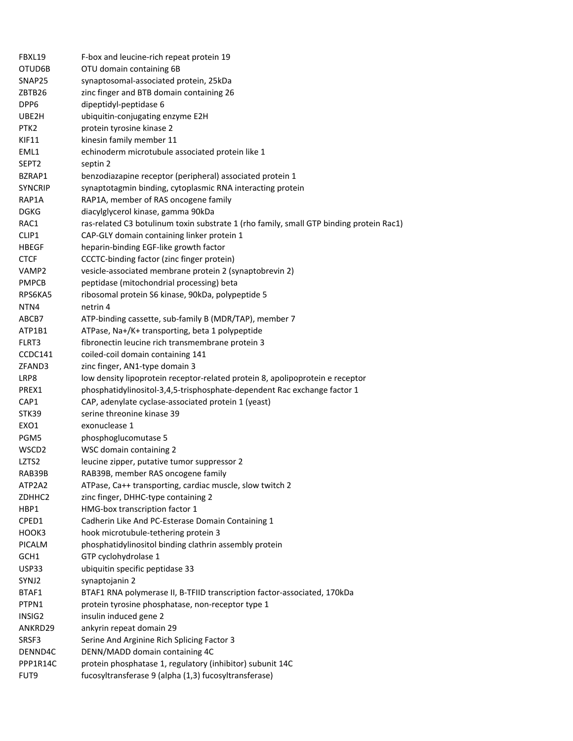| | |
|---|---|
| FBXL19 | F-box and leucine-rich repeat protein 19 |
| OTUD6B | OTU domain containing 6B |
| SNAP25 | synaptosomal-associated protein, 25kDa |
| ZBTB26 | zinc finger and BTB domain containing 26 |
| DPP6 | dipeptidyl-peptidase 6 |
| UBE2H | ubiquitin-conjugating enzyme E2H |
| PTK2 | protein tyrosine kinase 2 |
| KIF11 | kinesin family member 11 |
| EML1 | echinoderm microtubule associated protein like 1 |
| SEPT2 | septin 2 |
| BZRAP1 | benzodiazapine receptor (peripheral) associated protein 1 |
| SYNCRIP | synaptotagmin binding, cytoplasmic RNA interacting protein |
| RAP1A | RAP1A, member of RAS oncogene family |
| DGKG | diacylglycerol kinase, gamma 90kDa |
| RAC1 | ras-related C3 botulinum toxin substrate 1 (rho family, small GTP binding protein Rac1) |
| CLIP1 | CAP-GLY domain containing linker protein 1 |
| HBEGF | heparin-binding EGF-like growth factor |
| CTCF | CCCTC-binding factor (zinc finger protein) |
| VAMP2 | vesicle-associated membrane protein 2 (synaptobrevin 2) |
| PMPCB | peptidase (mitochondrial processing) beta |
| RPS6KA5 | ribosomal protein S6 kinase, 90kDa, polypeptide 5 |
| NTN4 | netrin 4 |
| ABCB7 | ATP-binding cassette, sub-family B (MDR/TAP), member 7 |
| ATP1B1 | ATPase, Na+/K+ transporting, beta 1 polypeptide |
| FLRT3 | fibronectin leucine rich transmembrane protein 3 |
| CCDC141 | coiled-coil domain containing 141 |
| ZFAND3 | zinc finger, AN1-type domain 3 |
| LRP8 | low density lipoprotein receptor-related protein 8, apolipoprotein e receptor |
| PREX1 | phosphatidylinositol-3,4,5-trisphosphate-dependent Rac exchange factor 1 |
| CAP1 | CAP, adenylate cyclase-associated protein 1 (yeast) |
| STK39 | serine threonine kinase 39 |
| EXO1 | exonuclease 1 |
| PGM5 | phosphoglucomutase 5 |
| WSCD2 | WSC domain containing 2 |
| LZTS2 | leucine zipper, putative tumor suppressor 2 |
| RAB39B | RAB39B, member RAS oncogene family |
| ATP2A2 | ATPase, Ca++ transporting, cardiac muscle, slow twitch 2 |
| ZDHHC2 | zinc finger, DHHC-type containing 2 |
| HBP1 | HMG-box transcription factor 1 |
| CPED1 | Cadherin Like And PC-Esterase Domain Containing 1 |
| HOOK3 | hook microtubule-tethering protein 3 |
| PICALM | phosphatidylinositol binding clathrin assembly protein |
| GCH1 | GTP cyclohydrolase 1 |
| USP33 | ubiquitin specific peptidase 33 |
| SYNJ2 | synaptojanin 2 |
| BTAF1 | BTAF1 RNA polymerase II, B-TFIID transcription factor-associated, 170kDa |
| PTPN1 | protein tyrosine phosphatase, non-receptor type 1 |
| INSIG2 | insulin induced gene 2 |
| ANKRD29 | ankyrin repeat domain 29 |
| SRSF3 | Serine And Arginine Rich Splicing Factor 3 |
| DENND4C | DENN/MADD domain containing 4C |
| PPP1R14C | protein phosphatase 1, regulatory (inhibitor) subunit 14C |
| FUT9 | fucosyltransferase 9 (alpha (1,3) fucosyltransferase) |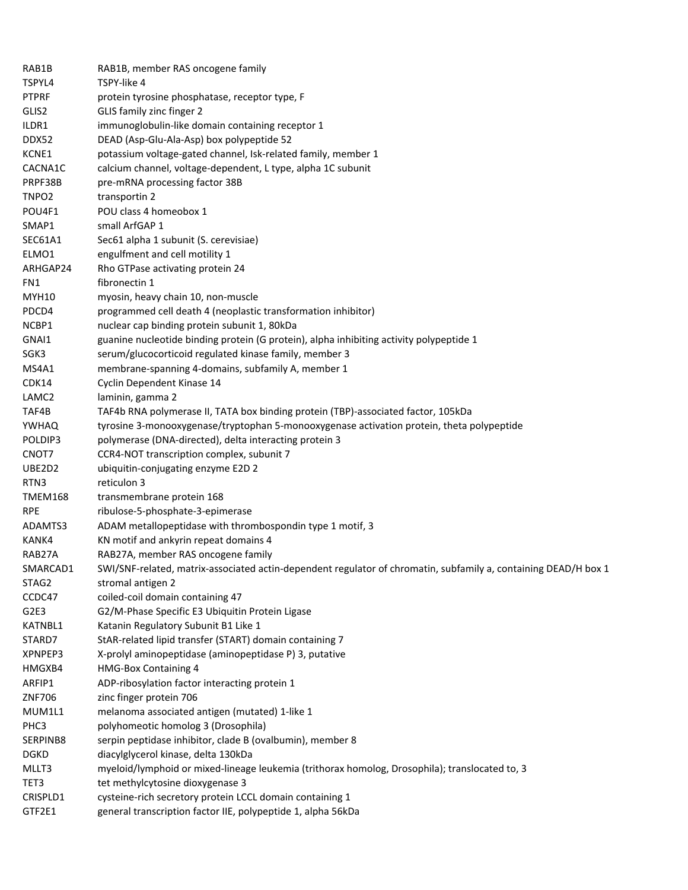| | |
|---|---|
| RAB1B | RAB1B, member RAS oncogene family |
| TSPYL4 | TSPY-like 4 |
| PTPRF | protein tyrosine phosphatase, receptor type, F |
| GLIS2 | GLIS family zinc finger 2 |
| ILDR1 | immunoglobulin-like domain containing receptor 1 |
| DDX52 | DEAD (Asp-Glu-Ala-Asp) box polypeptide 52 |
| KCNE1 | potassium voltage-gated channel, Isk-related family, member 1 |
| CACNA1C | calcium channel, voltage-dependent, L type, alpha 1C subunit |
| PRPF38B | pre-mRNA processing factor 38B |
| TNPO2 | transportin 2 |
| POU4F1 | POU class 4 homeobox 1 |
| SMAP1 | small ArfGAP 1 |
| SEC61A1 | Sec61 alpha 1 subunit (S. cerevisiae) |
| ELMO1 | engulfment and cell motility 1 |
| ARHGAP24 | Rho GTPase activating protein 24 |
| FN1 | fibronectin 1 |
| MYH10 | myosin, heavy chain 10, non-muscle |
| PDCD4 | programmed cell death 4 (neoplastic transformation inhibitor) |
| NCBP1 | nuclear cap binding protein subunit 1, 80kDa |
| GNAI1 | guanine nucleotide binding protein (G protein), alpha inhibiting activity polypeptide 1 |
| SGK3 | serum/glucocorticoid regulated kinase family, member 3 |
| MS4A1 | membrane-spanning 4-domains, subfamily A, member 1 |
| CDK14 | Cyclin Dependent Kinase 14 |
| LAMC2 | laminin, gamma 2 |
| TAF4B | TAF4b RNA polymerase II, TATA box binding protein (TBP)-associated factor, 105kDa |
| YWHAQ | tyrosine 3-monooxygenase/tryptophan 5-monooxygenase activation protein, theta polypeptide |
| POLDIP3 | polymerase (DNA-directed), delta interacting protein 3 |
| CNOT7 | CCR4-NOT transcription complex, subunit 7 |
| UBE2D2 | ubiquitin-conjugating enzyme E2D 2 |
| RTN3 | reticulon 3 |
| TMEM168 | transmembrane protein 168 |
| RPE | ribulose-5-phosphate-3-epimerase |
| ADAMTS3 | ADAM metallopeptidase with thrombospondin type 1 motif, 3 |
| KANK4 | KN motif and ankyrin repeat domains 4 |
| RAB27A | RAB27A, member RAS oncogene family |
| SMARCAD1 | SWI/SNF-related, matrix-associated actin-dependent regulator of chromatin, subfamily a, containing DEAD/H box 1 |
| STAG2 | stromal antigen 2 |
| CCDC47 | coiled-coil domain containing 47 |
| G2E3 | G2/M-Phase Specific E3 Ubiquitin Protein Ligase |
| KATNBL1 | Katanin Regulatory Subunit B1 Like 1 |
| STARD7 | StAR-related lipid transfer (START) domain containing 7 |
| XPNPEP3 | X-prolyl aminopeptidase (aminopeptidase P) 3, putative |
| HMGXB4 | HMG-Box Containing 4 |
| ARFIP1 | ADP-ribosylation factor interacting protein 1 |
| ZNF706 | zinc finger protein 706 |
| MUM1L1 | melanoma associated antigen (mutated) 1-like 1 |
| PHC3 | polyhomeotic homolog 3 (Drosophila) |
| SERPINB8 | serpin peptidase inhibitor, clade B (ovalbumin), member 8 |
| DGKD | diacylglycerol kinase, delta 130kDa |
| MLLT3 | myeloid/lymphoid or mixed-lineage leukemia (trithorax homolog, Drosophila); translocated to, 3 |
| TET3 | tet methylcytosine dioxygenase 3 |
| CRISPLD1 | cysteine-rich secretory protein LCCL domain containing 1 |
| GTF2E1 | general transcription factor IIE, polypeptide 1, alpha 56kDa |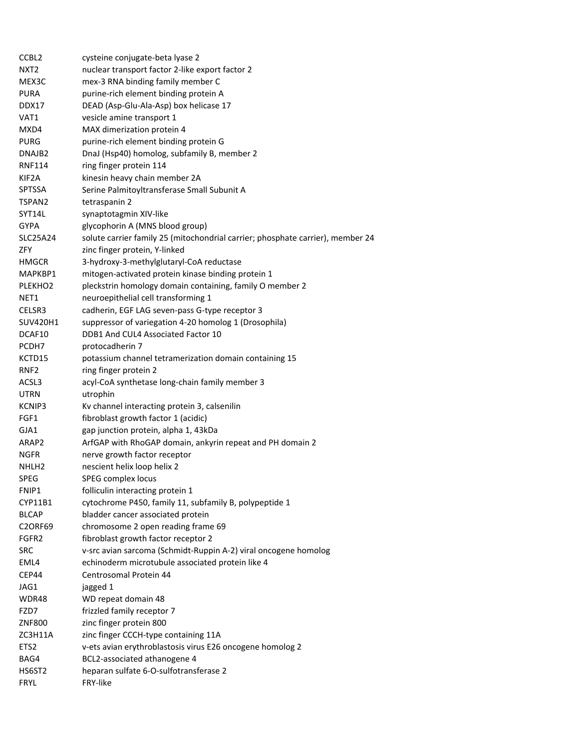| | |
|---|---|
| CCBL2 | cysteine conjugate-beta lyase 2 |
| NXT2 | nuclear transport factor 2-like export factor 2 |
| MEX3C | mex-3 RNA binding family member C |
| PURA | purine-rich element binding protein A |
| DDX17 | DEAD (Asp-Glu-Ala-Asp) box helicase 17 |
| VAT1 | vesicle amine transport 1 |
| MXD4 | MAX dimerization protein 4 |
| PURG | purine-rich element binding protein G |
| DNAJB2 | DnaJ (Hsp40) homolog, subfamily B, member 2 |
| RNF114 | ring finger protein 114 |
| KIF2A | kinesin heavy chain member 2A |
| SPTSSA | Serine Palmitoyltransferase Small Subunit A |
| TSPAN2 | tetraspanin 2 |
| SYT14L | synaptotagmin XIV-like |
| GYPA | glycophorin A (MNS blood group) |
| SLC25A24 | solute carrier family 25 (mitochondrial carrier; phosphate carrier), member 24 |
| ZFY | zinc finger protein, Y-linked |
| HMGCR | 3-hydroxy-3-methylglutaryl-CoA reductase |
| MAPKBP1 | mitogen-activated protein kinase binding protein 1 |
| PLEKHO2 | pleckstrin homology domain containing, family O member 2 |
| NET1 | neuroepithelial cell transforming 1 |
| CELSR3 | cadherin, EGF LAG seven-pass G-type receptor 3 |
| SUV420H1 | suppressor of variegation 4-20 homolog 1 (Drosophila) |
| DCAF10 | DDB1 And CUL4 Associated Factor 10 |
| PCDH7 | protocadherin 7 |
| KCTD15 | potassium channel tetramerization domain containing 15 |
| RNF2 | ring finger protein 2 |
| ACSL3 | acyl-CoA synthetase long-chain family member 3 |
| UTRN | utrophin |
| KCNIP3 | Kv channel interacting protein 3, calsenilin |
| FGF1 | fibroblast growth factor 1 (acidic) |
| GJA1 | gap junction protein, alpha 1, 43kDa |
| ARAP2 | ArfGAP with RhoGAP domain, ankyrin repeat and PH domain 2 |
| NGFR | nerve growth factor receptor |
| NHLH2 | nescient helix loop helix 2 |
| SPEG | SPEG complex locus |
| FNIP1 | folliculin interacting protein 1 |
| CYP11B1 | cytochrome P450, family 11, subfamily B, polypeptide 1 |
| BLCAP | bladder cancer associated protein |
| C2ORF69 | chromosome 2 open reading frame 69 |
| FGFR2 | fibroblast growth factor receptor 2 |
| SRC | v-src avian sarcoma (Schmidt-Ruppin A-2) viral oncogene homolog |
| EML4 | echinoderm microtubule associated protein like 4 |
| CEP44 | Centrosomal Protein 44 |
| JAG1 | jagged 1 |
| WDR48 | WD repeat domain 48 |
| FZD7 | frizzled family receptor 7 |
| ZNF800 | zinc finger protein 800 |
| ZC3H11A | zinc finger CCCH-type containing 11A |
| ETS2 | v-ets avian erythroblastosis virus E26 oncogene homolog 2 |
| BAG4 | BCL2-associated athanogene 4 |
| HS6ST2 | heparan sulfate 6-O-sulfotransferase 2 |
| FRYL | FRY-like |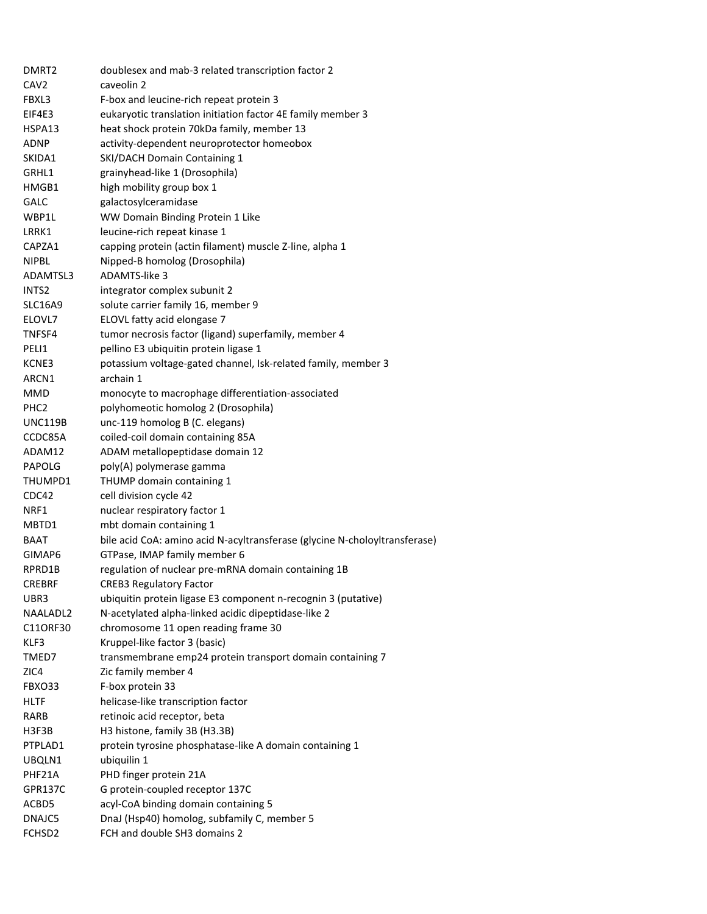| | |
|---|---|
| DMRT2 | doublesex and mab-3 related transcription factor 2 |
| CAV2 | caveolin 2 |
| FBXL3 | F-box and leucine-rich repeat protein 3 |
| EIF4E3 | eukaryotic translation initiation factor 4E family member 3 |
| HSPA13 | heat shock protein 70kDa family, member 13 |
| ADNP | activity-dependent neuroprotector homeobox |
| SKIDA1 | SKI/DACH Domain Containing 1 |
| GRHL1 | grainyhead-like 1 (Drosophila) |
| HMGB1 | high mobility group box 1 |
| GALC | galactosylceramidase |
| WBP1L | WW Domain Binding Protein 1 Like |
| LRRK1 | leucine-rich repeat kinase 1 |
| CAPZA1 | capping protein (actin filament) muscle Z-line, alpha 1 |
| NIPBL | Nipped-B homolog (Drosophila) |
| ADAMTSL3 | ADAMTS-like 3 |
| INTS2 | integrator complex subunit 2 |
| SLC16A9 | solute carrier family 16, member 9 |
| ELOVL7 | ELOVL fatty acid elongase 7 |
| TNFSF4 | tumor necrosis factor (ligand) superfamily, member 4 |
| PELI1 | pellino E3 ubiquitin protein ligase 1 |
| KCNE3 | potassium voltage-gated channel, Isk-related family, member 3 |
| ARCN1 | archain 1 |
| MMD | monocyte to macrophage differentiation-associated |
| PHC2 | polyhomeotic homolog 2 (Drosophila) |
| UNC119B | unc-119 homolog B (C. elegans) |
| CCDC85A | coiled-coil domain containing 85A |
| ADAM12 | ADAM metallopeptidase domain 12 |
| PAPOLG | poly(A) polymerase gamma |
| THUMPD1 | THUMP domain containing 1 |
| CDC42 | cell division cycle 42 |
| NRF1 | nuclear respiratory factor 1 |
| MBTD1 | mbt domain containing 1 |
| BAAT | bile acid CoA: amino acid N-acyltransferase (glycine N-choloyltransferase) |
| GIMAP6 | GTPase, IMAP family member 6 |
| RPRD1B | regulation of nuclear pre-mRNA domain containing 1B |
| CREBRF | CREB3 Regulatory Factor |
| UBR3 | ubiquitin protein ligase E3 component n-recognin 3 (putative) |
| NAALADL2 | N-acetylated alpha-linked acidic dipeptidase-like 2 |
| C11ORF30 | chromosome 11 open reading frame 30 |
| KLF3 | Kruppel-like factor 3 (basic) |
| TMED7 | transmembrane emp24 protein transport domain containing 7 |
| ZIC4 | Zic family member 4 |
| FBXO33 | F-box protein 33 |
| HLTF | helicase-like transcription factor |
| RARB | retinoic acid receptor, beta |
| H3F3B | H3 histone, family 3B (H3.3B) |
| PTPLAD1 | protein tyrosine phosphatase-like A domain containing 1 |
| UBQLN1 | ubiquilin 1 |
| PHF21A | PHD finger protein 21A |
| GPR137C | G protein-coupled receptor 137C |
| ACBD5 | acyl-CoA binding domain containing 5 |
| DNAJC5 | DnaJ (Hsp40) homolog, subfamily C, member 5 |
| FCHSD2 | FCH and double SH3 domains 2 |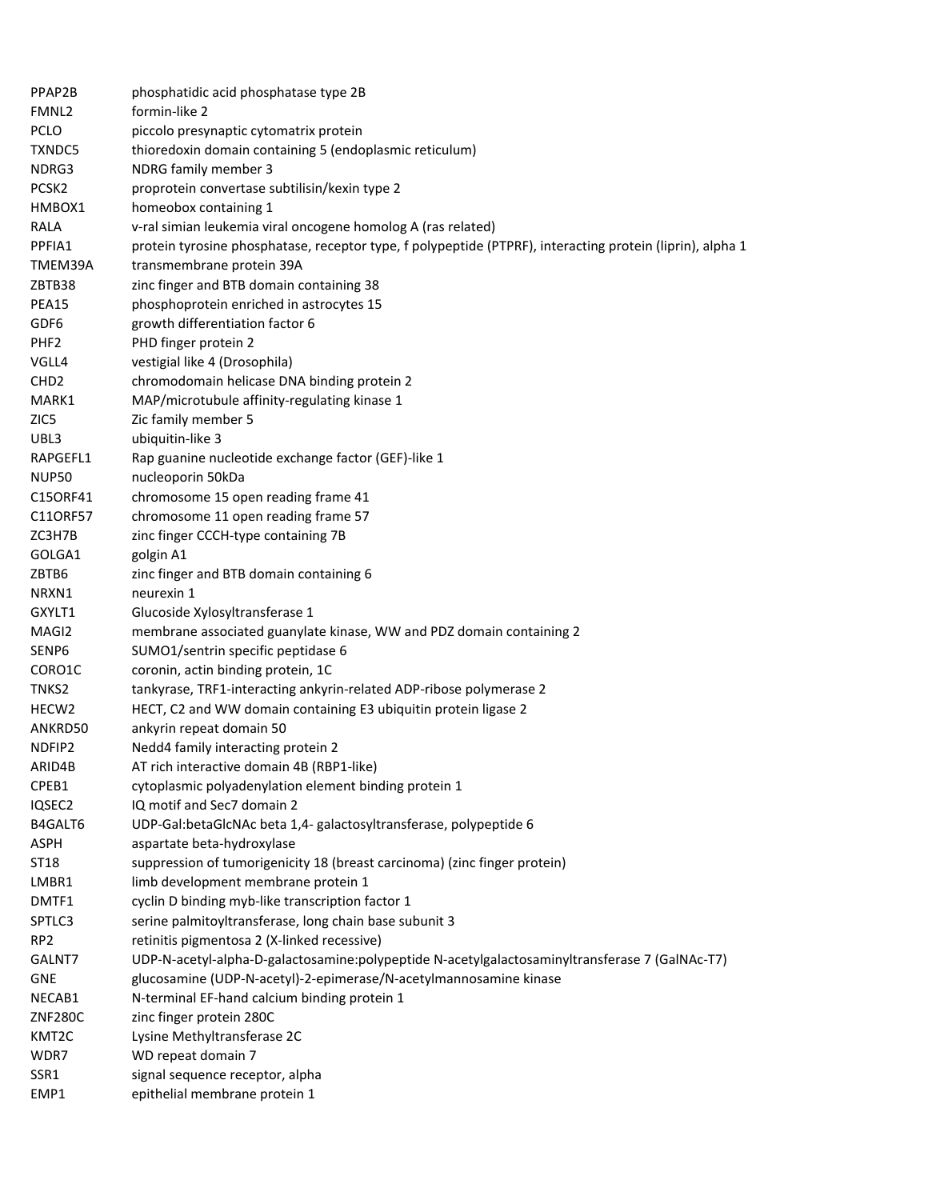| | |
|---|---|
| PPAP2B | phosphatidic acid phosphatase type 2B |
| FMNL2 | formin-like 2 |
| PCLO | piccolo presynaptic cytomatrix protein |
| TXNDC5 | thioredoxin domain containing 5 (endoplasmic reticulum) |
| NDRG3 | NDRG family member 3 |
| PCSK2 | proprotein convertase subtilisin/kexin type 2 |
| HMBOX1 | homeobox containing 1 |
| RALA | v-ral simian leukemia viral oncogene homolog A (ras related) |
| PPFIA1 | protein tyrosine phosphatase, receptor type, f polypeptide (PTPRF), interacting protein (liprin), alpha 1 |
| TMEM39A | transmembrane protein 39A |
| ZBTB38 | zinc finger and BTB domain containing 38 |
| PEA15 | phosphoprotein enriched in astrocytes 15 |
| GDF6 | growth differentiation factor 6 |
| PHF2 | PHD finger protein 2 |
| VGLL4 | vestigial like 4 (Drosophila) |
| CHD2 | chromodomain helicase DNA binding protein 2 |
| MARK1 | MAP/microtubule affinity-regulating kinase 1 |
| ZIC5 | Zic family member 5 |
| UBL3 | ubiquitin-like 3 |
| RAPGEFL1 | Rap guanine nucleotide exchange factor (GEF)-like 1 |
| NUP50 | nucleoporin 50kDa |
| C15ORF41 | chromosome 15 open reading frame 41 |
| C11ORF57 | chromosome 11 open reading frame 57 |
| ZC3H7B | zinc finger CCCH-type containing 7B |
| GOLGA1 | golgin A1 |
| ZBTB6 | zinc finger and BTB domain containing 6 |
| NRXN1 | neurexin 1 |
| GXYLT1 | Glucoside Xylosyltransferase 1 |
| MAGI2 | membrane associated guanylate kinase, WW and PDZ domain containing 2 |
| SENP6 | SUMO1/sentrin specific peptidase 6 |
| CORO1C | coronin, actin binding protein, 1C |
| TNKS2 | tankyrase, TRF1-interacting ankyrin-related ADP-ribose polymerase 2 |
| HECW2 | HECT, C2 and WW domain containing E3 ubiquitin protein ligase 2 |
| ANKRD50 | ankyrin repeat domain 50 |
| NDFIP2 | Nedd4 family interacting protein 2 |
| ARID4B | AT rich interactive domain 4B (RBP1-like) |
| CPEB1 | cytoplasmic polyadenylation element binding protein 1 |
| IQSEC2 | IQ motif and Sec7 domain 2 |
| B4GALT6 | UDP-Gal:betaGlcNAc beta 1,4- galactosyltransferase, polypeptide 6 |
| ASPH | aspartate beta-hydroxylase |
| ST18 | suppression of tumorigenicity 18 (breast carcinoma) (zinc finger protein) |
| LMBR1 | limb development membrane protein 1 |
| DMTF1 | cyclin D binding myb-like transcription factor 1 |
| SPTLC3 | serine palmitoyltransferase, long chain base subunit 3 |
| RP2 | retinitis pigmentosa 2 (X-linked recessive) |
| GALNT7 | UDP-N-acetyl-alpha-D-galactosamine:polypeptide N-acetylgalactosaminyltransferase 7 (GalNAc-T7) |
| GNE | glucosamine (UDP-N-acetyl)-2-epimerase/N-acetylmannosamine kinase |
| NECAB1 | N-terminal EF-hand calcium binding protein 1 |
| ZNF280C | zinc finger protein 280C |
| KMT2C | Lysine Methyltransferase 2C |
| WDR7 | WD repeat domain 7 |
| SSR1 | signal sequence receptor, alpha |
| EMP1 | epithelial membrane protein 1 |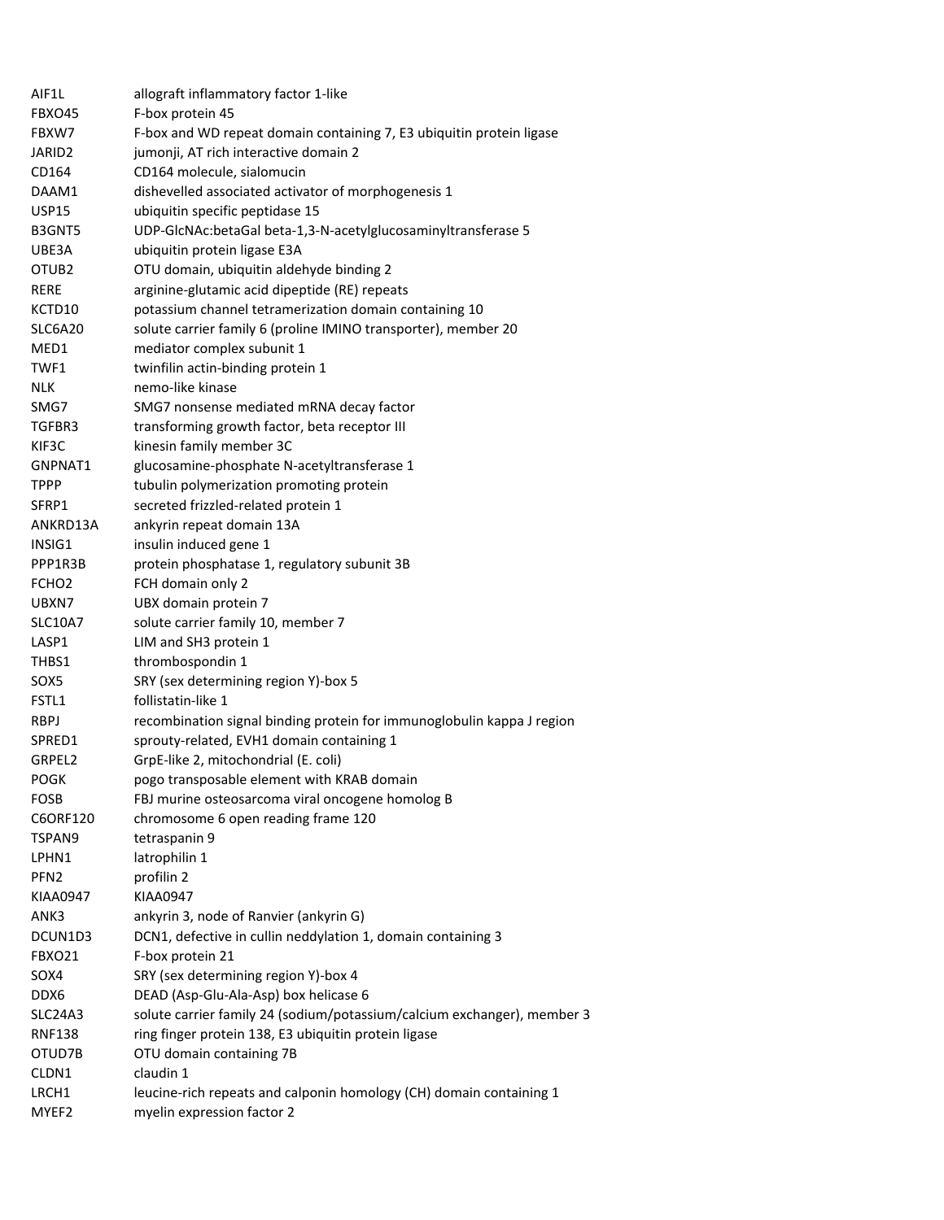| | |
|---|---|
| AIF1L | allograft inflammatory factor 1-like |
| FBXO45 | F-box protein 45 |
| FBXW7 | F-box and WD repeat domain containing 7, E3 ubiquitin protein ligase |
| JARID2 | jumonji, AT rich interactive domain 2 |
| CD164 | CD164 molecule, sialomucin |
| DAAM1 | dishevelled associated activator of morphogenesis 1 |
| USP15 | ubiquitin specific peptidase 15 |
| B3GNT5 | UDP-GlcNAc:betaGal beta-1,3-N-acetylglucosaminyltransferase 5 |
| UBE3A | ubiquitin protein ligase E3A |
| OTUB2 | OTU domain, ubiquitin aldehyde binding 2 |
| RERE | arginine-glutamic acid dipeptide (RE) repeats |
| KCTD10 | potassium channel tetramerization domain containing 10 |
| SLC6A20 | solute carrier family 6 (proline IMINO transporter), member 20 |
| MED1 | mediator complex subunit 1 |
| TWF1 | twinfilin actin-binding protein 1 |
| NLK | nemo-like kinase |
| SMG7 | SMG7 nonsense mediated mRNA decay factor |
| TGFBR3 | transforming growth factor, beta receptor III |
| KIF3C | kinesin family member 3C |
| GNPNAT1 | glucosamine-phosphate N-acetyltransferase 1 |
| TPPP | tubulin polymerization promoting protein |
| SFRP1 | secreted frizzled-related protein 1 |
| ANKRD13A | ankyrin repeat domain 13A |
| INSIG1 | insulin induced gene 1 |
| PPP1R3B | protein phosphatase 1, regulatory subunit 3B |
| FCHO2 | FCH domain only 2 |
| UBXN7 | UBX domain protein 7 |
| SLC10A7 | solute carrier family 10, member 7 |
| LASP1 | LIM and SH3 protein 1 |
| THBS1 | thrombospondin 1 |
| SOX5 | SRY (sex determining region Y)-box 5 |
| FSTL1 | follistatin-like 1 |
| RBPJ | recombination signal binding protein for immunoglobulin kappa J region |
| SPRED1 | sprouty-related, EVH1 domain containing 1 |
| GRPEL2 | GrpE-like 2, mitochondrial (E. coli) |
| POGK | pogo transposable element with KRAB domain |
| FOSB | FBJ murine osteosarcoma viral oncogene homolog B |
| C6ORF120 | chromosome 6 open reading frame 120 |
| TSPAN9 | tetraspanin 9 |
| LPHN1 | latrophilin 1 |
| PFN2 | profilin 2 |
| KIAA0947 | KIAA0947 |
| ANK3 | ankyrin 3, node of Ranvier (ankyrin G) |
| DCUN1D3 | DCN1, defective in cullin neddylation 1, domain containing 3 |
| FBXO21 | F-box protein 21 |
| SOX4 | SRY (sex determining region Y)-box 4 |
| DDX6 | DEAD (Asp-Glu-Ala-Asp) box helicase 6 |
| SLC24A3 | solute carrier family 24 (sodium/potassium/calcium exchanger), member 3 |
| RNF138 | ring finger protein 138, E3 ubiquitin protein ligase |
| OTUD7B | OTU domain containing 7B |
| CLDN1 | claudin 1 |
| LRCH1 | leucine-rich repeats and calponin homology (CH) domain containing 1 |
| MYEF2 | myelin expression factor 2 |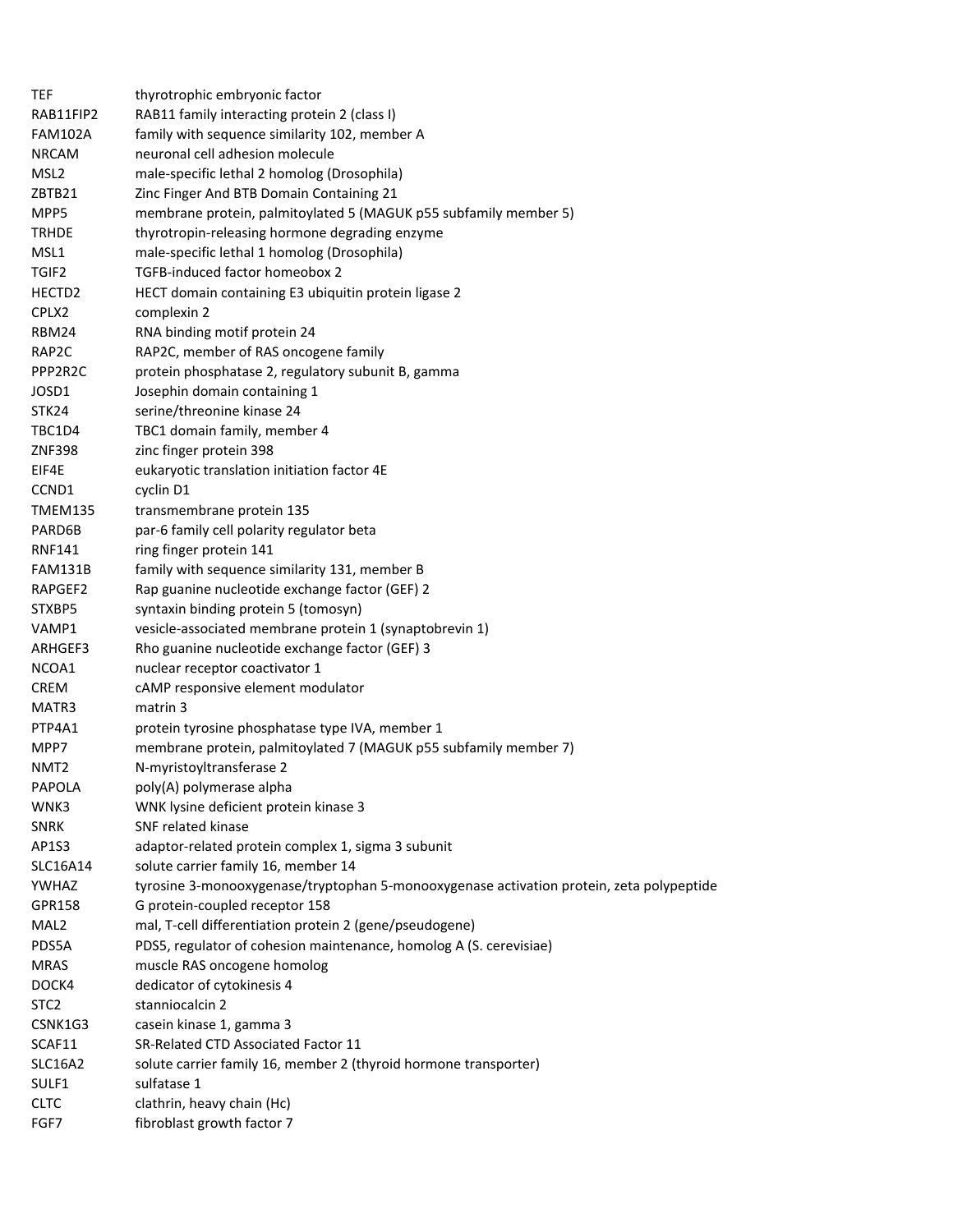| | |
|---|---|
| TEF | thyrotrophic embryonic factor |
| RAB11FIP2 | RAB11 family interacting protein 2 (class I) |
| FAM102A | family with sequence similarity 102, member A |
| NRCAM | neuronal cell adhesion molecule |
| MSL2 | male-specific lethal 2 homolog (Drosophila) |
| ZBTB21 | Zinc Finger And BTB Domain Containing 21 |
| MPP5 | membrane protein, palmitoylated 5 (MAGUK p55 subfamily member 5) |
| TRHDE | thyrotropin-releasing hormone degrading enzyme |
| MSL1 | male-specific lethal 1 homolog (Drosophila) |
| TGIF2 | TGFB-induced factor homeobox 2 |
| HECTD2 | HECT domain containing E3 ubiquitin protein ligase 2 |
| CPLX2 | complexin 2 |
| RBM24 | RNA binding motif protein 24 |
| RAP2C | RAP2C, member of RAS oncogene family |
| PPP2R2C | protein phosphatase 2, regulatory subunit B, gamma |
| JOSD1 | Josephin domain containing 1 |
| STK24 | serine/threonine kinase 24 |
| TBC1D4 | TBC1 domain family, member 4 |
| ZNF398 | zinc finger protein 398 |
| EIF4E | eukaryotic translation initiation factor 4E |
| CCND1 | cyclin D1 |
| TMEM135 | transmembrane protein 135 |
| PARD6B | par-6 family cell polarity regulator beta |
| RNF141 | ring finger protein 141 |
| FAM131B | family with sequence similarity 131, member B |
| RAPGEF2 | Rap guanine nucleotide exchange factor (GEF) 2 |
| STXBP5 | syntaxin binding protein 5 (tomosyn) |
| VAMP1 | vesicle-associated membrane protein 1 (synaptobrevin 1) |
| ARHGEF3 | Rho guanine nucleotide exchange factor (GEF) 3 |
| NCOA1 | nuclear receptor coactivator 1 |
| CREM | cAMP responsive element modulator |
| MATR3 | matrin 3 |
| PTP4A1 | protein tyrosine phosphatase type IVA, member 1 |
| MPP7 | membrane protein, palmitoylated 7 (MAGUK p55 subfamily member 7) |
| NMT2 | N-myristoyltransferase 2 |
| PAPOLA | poly(A) polymerase alpha |
| WNK3 | WNK lysine deficient protein kinase 3 |
| SNRK | SNF related kinase |
| AP1S3 | adaptor-related protein complex 1, sigma 3 subunit |
| SLC16A14 | solute carrier family 16, member 14 |
| YWHAZ | tyrosine 3-monooxygenase/tryptophan 5-monooxygenase activation protein, zeta polypeptide |
| GPR158 | G protein-coupled receptor 158 |
| MAL2 | mal, T-cell differentiation protein 2 (gene/pseudogene) |
| PDS5A | PDS5, regulator of cohesion maintenance, homolog A (S. cerevisiae) |
| MRAS | muscle RAS oncogene homolog |
| DOCK4 | dedicator of cytokinesis 4 |
| STC2 | stanniocalcin 2 |
| CSNK1G3 | casein kinase 1, gamma 3 |
| SCAF11 | SR-Related CTD Associated Factor 11 |
| SLC16A2 | solute carrier family 16, member 2 (thyroid hormone transporter) |
| SULF1 | sulfatase 1 |
| CLTC | clathrin, heavy chain (Hc) |
| FGF7 | fibroblast growth factor 7 |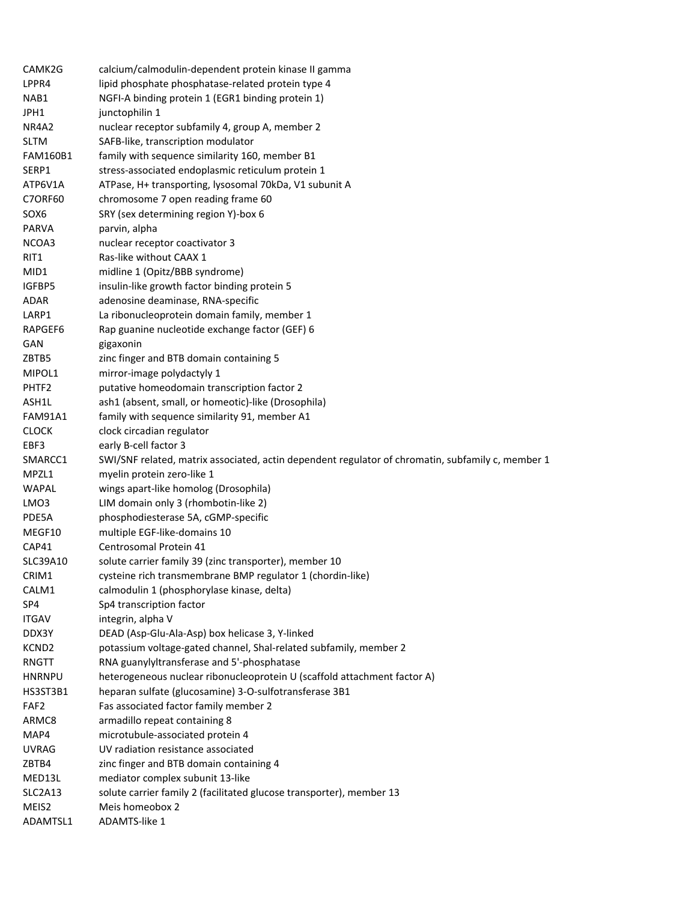| | |
|---|---|
| CAMK2G | calcium/calmodulin-dependent protein kinase II gamma |
| LPPR4 | lipid phosphate phosphatase-related protein type 4 |
| NAB1 | NGFI-A binding protein 1 (EGR1 binding protein 1) |
| JPH1 | junctophilin 1 |
| NR4A2 | nuclear receptor subfamily 4, group A, member 2 |
| SLTM | SAFB-like, transcription modulator |
| FAM160B1 | family with sequence similarity 160, member B1 |
| SERP1 | stress-associated endoplasmic reticulum protein 1 |
| ATP6V1A | ATPase, H+ transporting, lysosomal 70kDa, V1 subunit A |
| C7ORF60 | chromosome 7 open reading frame 60 |
| SOX6 | SRY (sex determining region Y)-box 6 |
| PARVA | parvin, alpha |
| NCOA3 | nuclear receptor coactivator 3 |
| RIT1 | Ras-like without CAAX 1 |
| MID1 | midline 1 (Opitz/BBB syndrome) |
| IGFBP5 | insulin-like growth factor binding protein 5 |
| ADAR | adenosine deaminase, RNA-specific |
| LARP1 | La ribonucleoprotein domain family, member 1 |
| RAPGEF6 | Rap guanine nucleotide exchange factor (GEF) 6 |
| GAN | gigaxonin |
| ZBTB5 | zinc finger and BTB domain containing 5 |
| MIPOL1 | mirror-image polydactyly 1 |
| PHTF2 | putative homeodomain transcription factor 2 |
| ASH1L | ash1 (absent, small, or homeotic)-like (Drosophila) |
| FAM91A1 | family with sequence similarity 91, member A1 |
| CLOCK | clock circadian regulator |
| EBF3 | early B-cell factor 3 |
| SMARCC1 | SWI/SNF related, matrix associated, actin dependent regulator of chromatin, subfamily c, member 1 |
| MPZL1 | myelin protein zero-like 1 |
| WAPAL | wings apart-like homolog (Drosophila) |
| LMO3 | LIM domain only 3 (rhombotin-like 2) |
| PDE5A | phosphodiesterase 5A, cGMP-specific |
| MEGF10 | multiple EGF-like-domains 10 |
| CAP41 | Centrosomal Protein 41 |
| SLC39A10 | solute carrier family 39 (zinc transporter), member 10 |
| CRIM1 | cysteine rich transmembrane BMP regulator 1 (chordin-like) |
| CALM1 | calmodulin 1 (phosphorylase kinase, delta) |
| SP4 | Sp4 transcription factor |
| ITGAV | integrin, alpha V |
| DDX3Y | DEAD (Asp-Glu-Ala-Asp) box helicase 3, Y-linked |
| KCND2 | potassium voltage-gated channel, Shal-related subfamily, member 2 |
| RNGTT | RNA guanylyltransferase and 5'-phosphatase |
| HNRNPU | heterogeneous nuclear ribonucleoprotein U (scaffold attachment factor A) |
| HS3ST3B1 | heparan sulfate (glucosamine) 3-O-sulfotransferase 3B1 |
| FAF2 | Fas associated factor family member 2 |
| ARMC8 | armadillo repeat containing 8 |
| MAP4 | microtubule-associated protein 4 |
| UVRAG | UV radiation resistance associated |
| ZBTB4 | zinc finger and BTB domain containing 4 |
| MED13L | mediator complex subunit 13-like |
| SLC2A13 | solute carrier family 2 (facilitated glucose transporter), member 13 |
| MEIS2 | Meis homeobox 2 |
| ADAMTSL1 | ADAMTS-like 1 |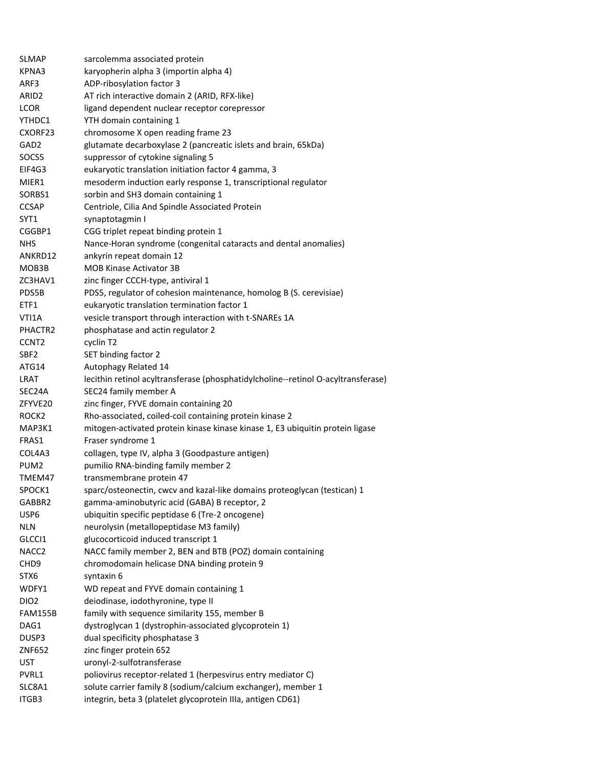| | |
|---|---|
| SLMAP | sarcolemma associated protein |
| KPNA3 | karyopherin alpha 3 (importin alpha 4) |
| ARF3 | ADP-ribosylation factor 3 |
| ARID2 | AT rich interactive domain 2 (ARID, RFX-like) |
| LCOR | ligand dependent nuclear receptor corepressor |
| YTHDC1 | YTH domain containing 1 |
| CXORF23 | chromosome X open reading frame 23 |
| GAD2 | glutamate decarboxylase 2 (pancreatic islets and brain, 65kDa) |
| SOCS5 | suppressor of cytokine signaling 5 |
| EIF4G3 | eukaryotic translation initiation factor 4 gamma, 3 |
| MIER1 | mesoderm induction early response 1, transcriptional regulator |
| SORBS1 | sorbin and SH3 domain containing 1 |
| CCSAP | Centriole, Cilia And Spindle Associated Protein |
| SYT1 | synaptotagmin I |
| CGGBP1 | CGG triplet repeat binding protein 1 |
| NHS | Nance-Horan syndrome (congenital cataracts and dental anomalies) |
| ANKRD12 | ankyrin repeat domain 12 |
| MOB3B | MOB Kinase Activator 3B |
| ZC3HAV1 | zinc finger CCCH-type, antiviral 1 |
| PDS5B | PDS5, regulator of cohesion maintenance, homolog B (S. cerevisiae) |
| ETF1 | eukaryotic translation termination factor 1 |
| VTI1A | vesicle transport through interaction with t-SNAREs 1A |
| PHACTR2 | phosphatase and actin regulator 2 |
| CCNT2 | cyclin T2 |
| SBF2 | SET binding factor 2 |
| ATG14 | Autophagy Related 14 |
| LRAT | lecithin retinol acyltransferase (phosphatidylcholine--retinol O-acyltransferase) |
| SEC24A | SEC24 family member A |
| ZFYVE20 | zinc finger, FYVE domain containing 20 |
| ROCK2 | Rho-associated, coiled-coil containing protein kinase 2 |
| MAP3K1 | mitogen-activated protein kinase kinase kinase 1, E3 ubiquitin protein ligase |
| FRAS1 | Fraser syndrome 1 |
| COL4A3 | collagen, type IV, alpha 3 (Goodpasture antigen) |
| PUM2 | pumilio RNA-binding family member 2 |
| TMEM47 | transmembrane protein 47 |
| SPOCK1 | sparc/osteonectin, cwcv and kazal-like domains proteoglycan (testican) 1 |
| GABBR2 | gamma-aminobutyric acid (GABA) B receptor, 2 |
| USP6 | ubiquitin specific peptidase 6 (Tre-2 oncogene) |
| NLN | neurolysin (metallopeptidase M3 family) |
| GLCCI1 | glucocorticoid induced transcript 1 |
| NACC2 | NACC family member 2, BEN and BTB (POZ) domain containing |
| CHD9 | chromodomain helicase DNA binding protein 9 |
| STX6 | syntaxin 6 |
| WDFY1 | WD repeat and FYVE domain containing 1 |
| DIO2 | deiodinase, iodothyronine, type II |
| FAM155B | family with sequence similarity 155, member B |
| DAG1 | dystroglycan 1 (dystrophin-associated glycoprotein 1) |
| DUSP3 | dual specificity phosphatase 3 |
| ZNF652 | zinc finger protein 652 |
| UST | uronyl-2-sulfotransferase |
| PVRL1 | poliovirus receptor-related 1 (herpesvirus entry mediator C) |
| SLC8A1 | solute carrier family 8 (sodium/calcium exchanger), member 1 |
| ITGB3 | integrin, beta 3 (platelet glycoprotein IIIa, antigen CD61) |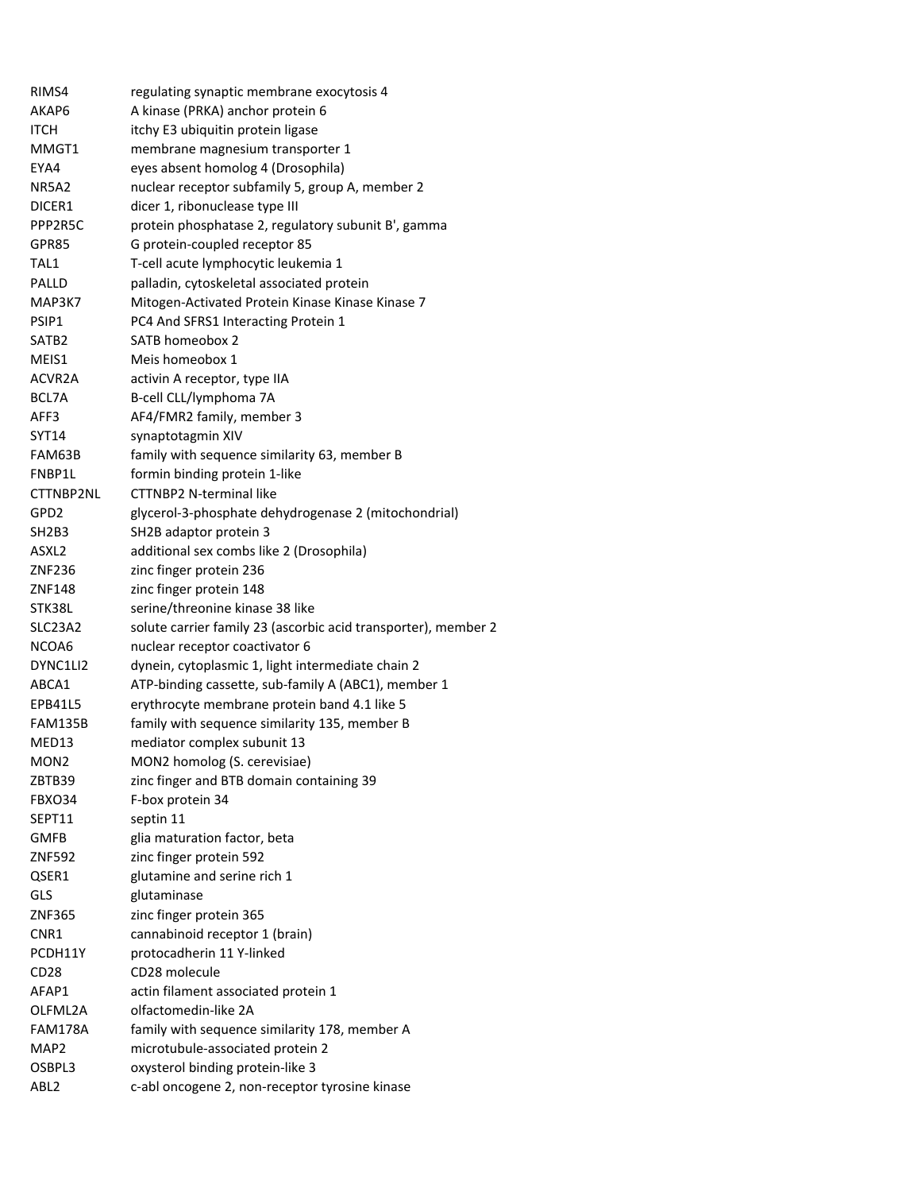| | |
|---|---|
| RIMS4 | regulating synaptic membrane exocytosis 4 |
| AKAP6 | A kinase (PRKA) anchor protein 6 |
| ITCH | itchy E3 ubiquitin protein ligase |
| MMGT1 | membrane magnesium transporter 1 |
| EYA4 | eyes absent homolog 4 (Drosophila) |
| NR5A2 | nuclear receptor subfamily 5, group A, member 2 |
| DICER1 | dicer 1, ribonuclease type III |
| PPP2R5C | protein phosphatase 2, regulatory subunit B', gamma |
| GPR85 | G protein-coupled receptor 85 |
| TAL1 | T-cell acute lymphocytic leukemia 1 |
| PALLD | palladin, cytoskeletal associated protein |
| MAP3K7 | Mitogen-Activated Protein Kinase Kinase Kinase 7 |
| PSIP1 | PC4 And SFRS1 Interacting Protein 1 |
| SATB2 | SATB homeobox 2 |
| MEIS1 | Meis homeobox 1 |
| ACVR2A | activin A receptor, type IIA |
| BCL7A | B-cell CLL/lymphoma 7A |
| AFF3 | AF4/FMR2 family, member 3 |
| SYT14 | synaptotagmin XIV |
| FAM63B | family with sequence similarity 63, member B |
| FNBP1L | formin binding protein 1-like |
| CTTNBP2NL | CTTNBP2 N-terminal like |
| GPD2 | glycerol-3-phosphate dehydrogenase 2 (mitochondrial) |
| SH2B3 | SH2B adaptor protein 3 |
| ASXL2 | additional sex combs like 2 (Drosophila) |
| ZNF236 | zinc finger protein 236 |
| ZNF148 | zinc finger protein 148 |
| STK38L | serine/threonine kinase 38 like |
| SLC23A2 | solute carrier family 23 (ascorbic acid transporter), member 2 |
| NCOA6 | nuclear receptor coactivator 6 |
| DYNC1LI2 | dynein, cytoplasmic 1, light intermediate chain 2 |
| ABCA1 | ATP-binding cassette, sub-family A (ABC1), member 1 |
| EPB41L5 | erythrocyte membrane protein band 4.1 like 5 |
| FAM135B | family with sequence similarity 135, member B |
| MED13 | mediator complex subunit 13 |
| MON2 | MON2 homolog (S. cerevisiae) |
| ZBTB39 | zinc finger and BTB domain containing 39 |
| FBXO34 | F-box protein 34 |
| SEPT11 | septin 11 |
| GMFB | glia maturation factor, beta |
| ZNF592 | zinc finger protein 592 |
| QSER1 | glutamine and serine rich 1 |
| GLS | glutaminase |
| ZNF365 | zinc finger protein 365 |
| CNR1 | cannabinoid receptor 1 (brain) |
| PCDH11Y | protocadherin 11 Y-linked |
| CD28 | CD28 molecule |
| AFAP1 | actin filament associated protein 1 |
| OLFML2A | olfactomedin-like 2A |
| FAM178A | family with sequence similarity 178, member A |
| MAP2 | microtubule-associated protein 2 |
| OSBPL3 | oxysterol binding protein-like 3 |
| ABL2 | c-abl oncogene 2, non-receptor tyrosine kinase |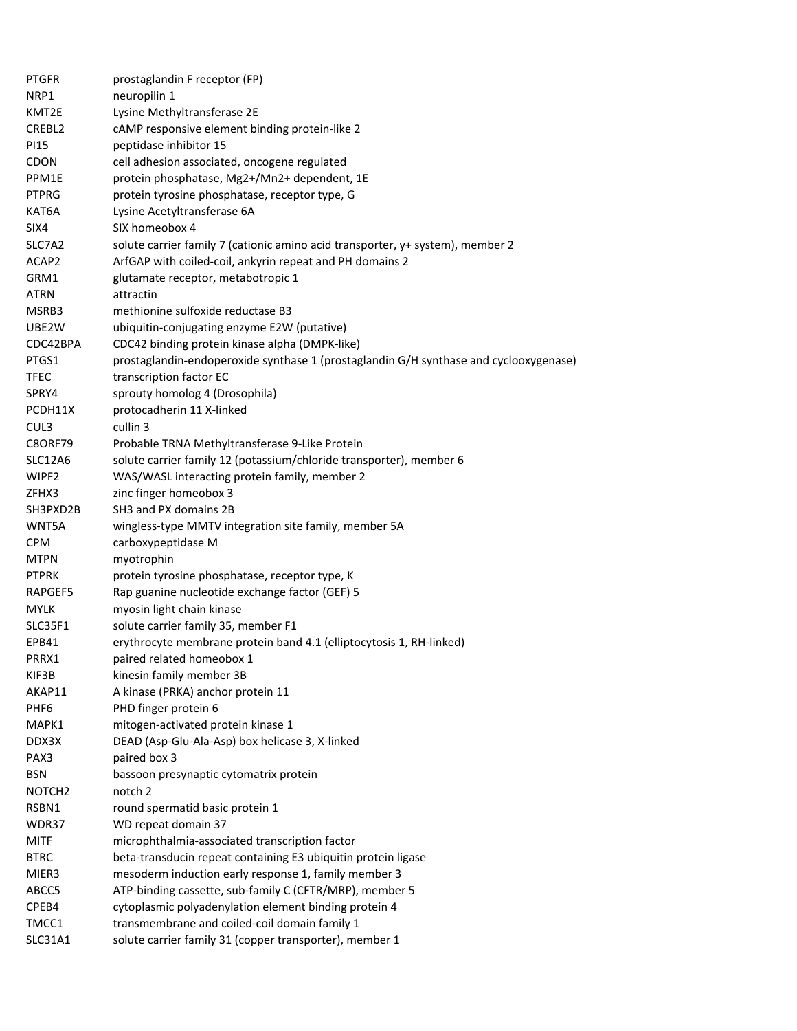| | |
|---|---|
| PTGFR | prostaglandin F receptor (FP) |
| NRP1 | neuropilin 1 |
| KMT2E | Lysine Methyltransferase 2E |
| CREBL2 | cAMP responsive element binding protein-like 2 |
| PI15 | peptidase inhibitor 15 |
| CDON | cell adhesion associated, oncogene regulated |
| PPM1E | protein phosphatase, Mg2+/Mn2+ dependent, 1E |
| PTPRG | protein tyrosine phosphatase, receptor type, G |
| KAT6A | Lysine Acetyltransferase 6A |
| SIX4 | SIX homeobox 4 |
| SLC7A2 | solute carrier family 7 (cationic amino acid transporter, y+ system), member 2 |
| ACAP2 | ArfGAP with coiled-coil, ankyrin repeat and PH domains 2 |
| GRM1 | glutamate receptor, metabotropic 1 |
| ATRN | attractin |
| MSRB3 | methionine sulfoxide reductase B3 |
| UBE2W | ubiquitin-conjugating enzyme E2W (putative) |
| CDC42BPA | CDC42 binding protein kinase alpha (DMPK-like) |
| PTGS1 | prostaglandin-endoperoxide synthase 1 (prostaglandin G/H synthase and cyclooxygenase) |
| TFEC | transcription factor EC |
| SPRY4 | sprouty homolog 4 (Drosophila) |
| PCDH11X | protocadherin 11 X-linked |
| CUL3 | cullin 3 |
| C8ORF79 | Probable TRNA Methyltransferase 9-Like Protein |
| SLC12A6 | solute carrier family 12 (potassium/chloride transporter), member 6 |
| WIPF2 | WAS/WASL interacting protein family, member 2 |
| ZFHX3 | zinc finger homeobox 3 |
| SH3PXD2B | SH3 and PX domains 2B |
| WNT5A | wingless-type MMTV integration site family, member 5A |
| CPM | carboxypeptidase M |
| MTPN | myotrophin |
| PTPRK | protein tyrosine phosphatase, receptor type, K |
| RAPGEF5 | Rap guanine nucleotide exchange factor (GEF) 5 |
| MYLK | myosin light chain kinase |
| SLC35F1 | solute carrier family 35, member F1 |
| EPB41 | erythrocyte membrane protein band 4.1 (elliptocytosis 1, RH-linked) |
| PRRX1 | paired related homeobox 1 |
| KIF3B | kinesin family member 3B |
| AKAP11 | A kinase (PRKA) anchor protein 11 |
| PHF6 | PHD finger protein 6 |
| MAPK1 | mitogen-activated protein kinase 1 |
| DDX3X | DEAD (Asp-Glu-Ala-Asp) box helicase 3, X-linked |
| PAX3 | paired box 3 |
| BSN | bassoon presynaptic cytomatrix protein |
| NOTCH2 | notch 2 |
| RSBN1 | round spermatid basic protein 1 |
| WDR37 | WD repeat domain 37 |
| MITF | microphthalmia-associated transcription factor |
| BTRC | beta-transducin repeat containing E3 ubiquitin protein ligase |
| MIER3 | mesoderm induction early response 1, family member 3 |
| ABCC5 | ATP-binding cassette, sub-family C (CFTR/MRP), member 5 |
| CPEB4 | cytoplasmic polyadenylation element binding protein 4 |
| TMCC1 | transmembrane and coiled-coil domain family 1 |
| SLC31A1 | solute carrier family 31 (copper transporter), member 1 |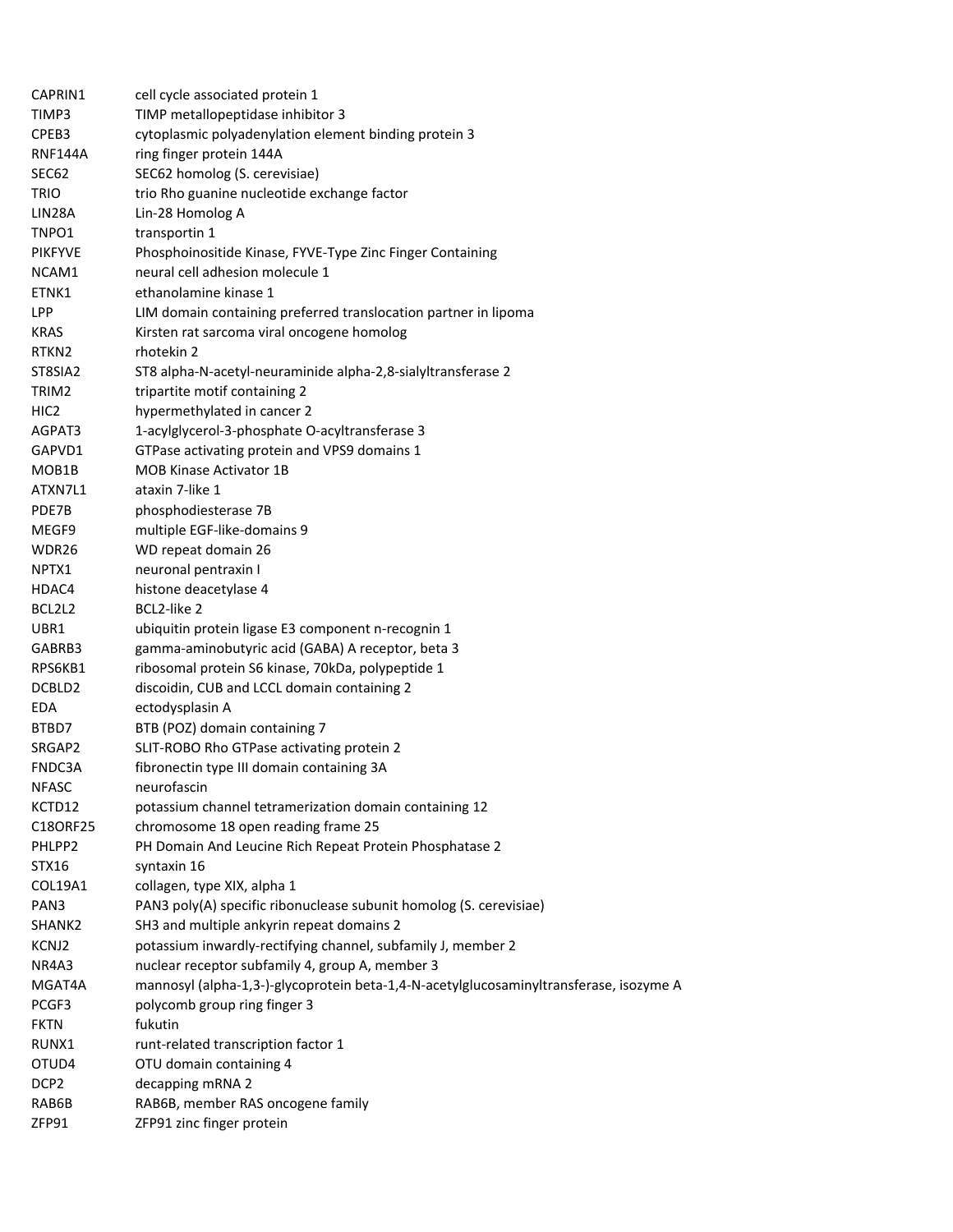| | |
|---|---|
| CAPRIN1 | cell cycle associated protein 1 |
| TIMP3 | TIMP metallopeptidase inhibitor 3 |
| CPEB3 | cytoplasmic polyadenylation element binding protein 3 |
| RNF144A | ring finger protein 144A |
| SEC62 | SEC62 homolog (S. cerevisiae) |
| TRIO | trio Rho guanine nucleotide exchange factor |
| LIN28A | Lin-28 Homolog A |
| TNPO1 | transportin 1 |
| PIKFYVE | Phosphoinositide Kinase, FYVE-Type Zinc Finger Containing |
| NCAM1 | neural cell adhesion molecule 1 |
| ETNK1 | ethanolamine kinase 1 |
| LPP | LIM domain containing preferred translocation partner in lipoma |
| KRAS | Kirsten rat sarcoma viral oncogene homolog |
| RTKN2 | rhotekin 2 |
| ST8SIA2 | ST8 alpha-N-acetyl-neuraminide alpha-2,8-sialyltransferase 2 |
| TRIM2 | tripartite motif containing 2 |
| HIC2 | hypermethylated in cancer 2 |
| AGPAT3 | 1-acylglycerol-3-phosphate O-acyltransferase 3 |
| GAPVD1 | GTPase activating protein and VPS9 domains 1 |
| MOB1B | MOB Kinase Activator 1B |
| ATXN7L1 | ataxin 7-like 1 |
| PDE7B | phosphodiesterase 7B |
| MEGF9 | multiple EGF-like-domains 9 |
| WDR26 | WD repeat domain 26 |
| NPTX1 | neuronal pentraxin I |
| HDAC4 | histone deacetylase 4 |
| BCL2L2 | BCL2-like 2 |
| UBR1 | ubiquitin protein ligase E3 component n-recognin 1 |
| GABRB3 | gamma-aminobutyric acid (GABA) A receptor, beta 3 |
| RPS6KB1 | ribosomal protein S6 kinase, 70kDa, polypeptide 1 |
| DCBLD2 | discoidin, CUB and LCCL domain containing 2 |
| EDA | ectodysplasin A |
| BTBD7 | BTB (POZ) domain containing 7 |
| SRGAP2 | SLIT-ROBO Rho GTPase activating protein 2 |
| FNDC3A | fibronectin type III domain containing 3A |
| NFASC | neurofascin |
| KCTD12 | potassium channel tetramerization domain containing 12 |
| C18ORF25 | chromosome 18 open reading frame 25 |
| PHLPP2 | PH Domain And Leucine Rich Repeat Protein Phosphatase 2 |
| STX16 | syntaxin 16 |
| COL19A1 | collagen, type XIX, alpha 1 |
| PAN3 | PAN3 poly(A) specific ribonuclease subunit homolog (S. cerevisiae) |
| SHANK2 | SH3 and multiple ankyrin repeat domains 2 |
| KCNJ2 | potassium inwardly-rectifying channel, subfamily J, member 2 |
| NR4A3 | nuclear receptor subfamily 4, group A, member 3 |
| MGAT4A | mannosyl (alpha-1,3-)-glycoprotein beta-1,4-N-acetylglucosaminyltransferase, isozyme A |
| PCGF3 | polycomb group ring finger 3 |
| FKTN | fukutin |
| RUNX1 | runt-related transcription factor 1 |
| OTUD4 | OTU domain containing 4 |
| DCP2 | decapping mRNA 2 |
| RAB6B | RAB6B, member RAS oncogene family |
| ZFP91 | ZFP91 zinc finger protein |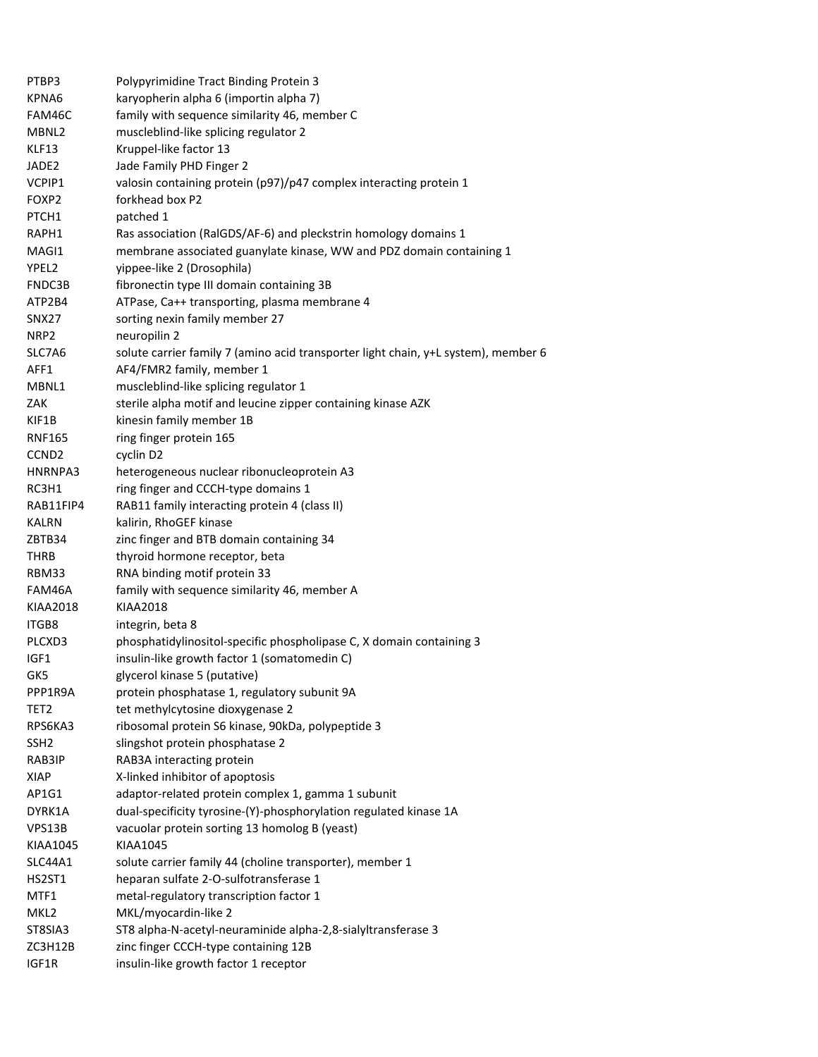| | |
|---|---|
| PTBP3 | Polypyrimidine Tract Binding Protein 3 |
| KPNA6 | karyopherin alpha 6 (importin alpha 7) |
| FAM46C | family with sequence similarity 46, member C |
| MBNL2 | muscleblind-like splicing regulator 2 |
| KLF13 | Kruppel-like factor 13 |
| JADE2 | Jade Family PHD Finger 2 |
| VCPIP1 | valosin containing protein (p97)/p47 complex interacting protein 1 |
| FOXP2 | forkhead box P2 |
| PTCH1 | patched 1 |
| RAPH1 | Ras association (RalGDS/AF-6) and pleckstrin homology domains 1 |
| MAGI1 | membrane associated guanylate kinase, WW and PDZ domain containing 1 |
| YPEL2 | yippee-like 2 (Drosophila) |
| FNDC3B | fibronectin type III domain containing 3B |
| ATP2B4 | ATPase, Ca++ transporting, plasma membrane 4 |
| SNX27 | sorting nexin family member 27 |
| NRP2 | neuropilin 2 |
| SLC7A6 | solute carrier family 7 (amino acid transporter light chain, y+L system), member 6 |
| AFF1 | AF4/FMR2 family, member 1 |
| MBNL1 | muscleblind-like splicing regulator 1 |
| ZAK | sterile alpha motif and leucine zipper containing kinase AZK |
| KIF1B | kinesin family member 1B |
| RNF165 | ring finger protein 165 |
| CCND2 | cyclin D2 |
| HNRNPA3 | heterogeneous nuclear ribonucleoprotein A3 |
| RC3H1 | ring finger and CCCH-type domains 1 |
| RAB11FIP4 | RAB11 family interacting protein 4 (class II) |
| KALRN | kalirin, RhoGEF kinase |
| ZBTB34 | zinc finger and BTB domain containing 34 |
| THRB | thyroid hormone receptor, beta |
| RBM33 | RNA binding motif protein 33 |
| FAM46A | family with sequence similarity 46, member A |
| KIAA2018 | KIAA2018 |
| ITGB8 | integrin, beta 8 |
| PLCXD3 | phosphatidylinositol-specific phospholipase C, X domain containing 3 |
| IGF1 | insulin-like growth factor 1 (somatomedin C) |
| GK5 | glycerol kinase 5 (putative) |
| PPP1R9A | protein phosphatase 1, regulatory subunit 9A |
| TET2 | tet methylcytosine dioxygenase 2 |
| RPS6KA3 | ribosomal protein S6 kinase, 90kDa, polypeptide 3 |
| SSH2 | slingshot protein phosphatase 2 |
| RAB3IP | RAB3A interacting protein |
| XIAP | X-linked inhibitor of apoptosis |
| AP1G1 | adaptor-related protein complex 1, gamma 1 subunit |
| DYRK1A | dual-specificity tyrosine-(Y)-phosphorylation regulated kinase 1A |
| VPS13B | vacuolar protein sorting 13 homolog B (yeast) |
| KIAA1045 | KIAA1045 |
| SLC44A1 | solute carrier family 44 (choline transporter), member 1 |
| HS2ST1 | heparan sulfate 2-O-sulfotransferase 1 |
| MTF1 | metal-regulatory transcription factor 1 |
| MKL2 | MKL/myocardin-like 2 |
| ST8SIA3 | ST8 alpha-N-acetyl-neuraminide alpha-2,8-sialyltransferase 3 |
| ZC3H12B | zinc finger CCCH-type containing 12B |
| IGF1R | insulin-like growth factor 1 receptor |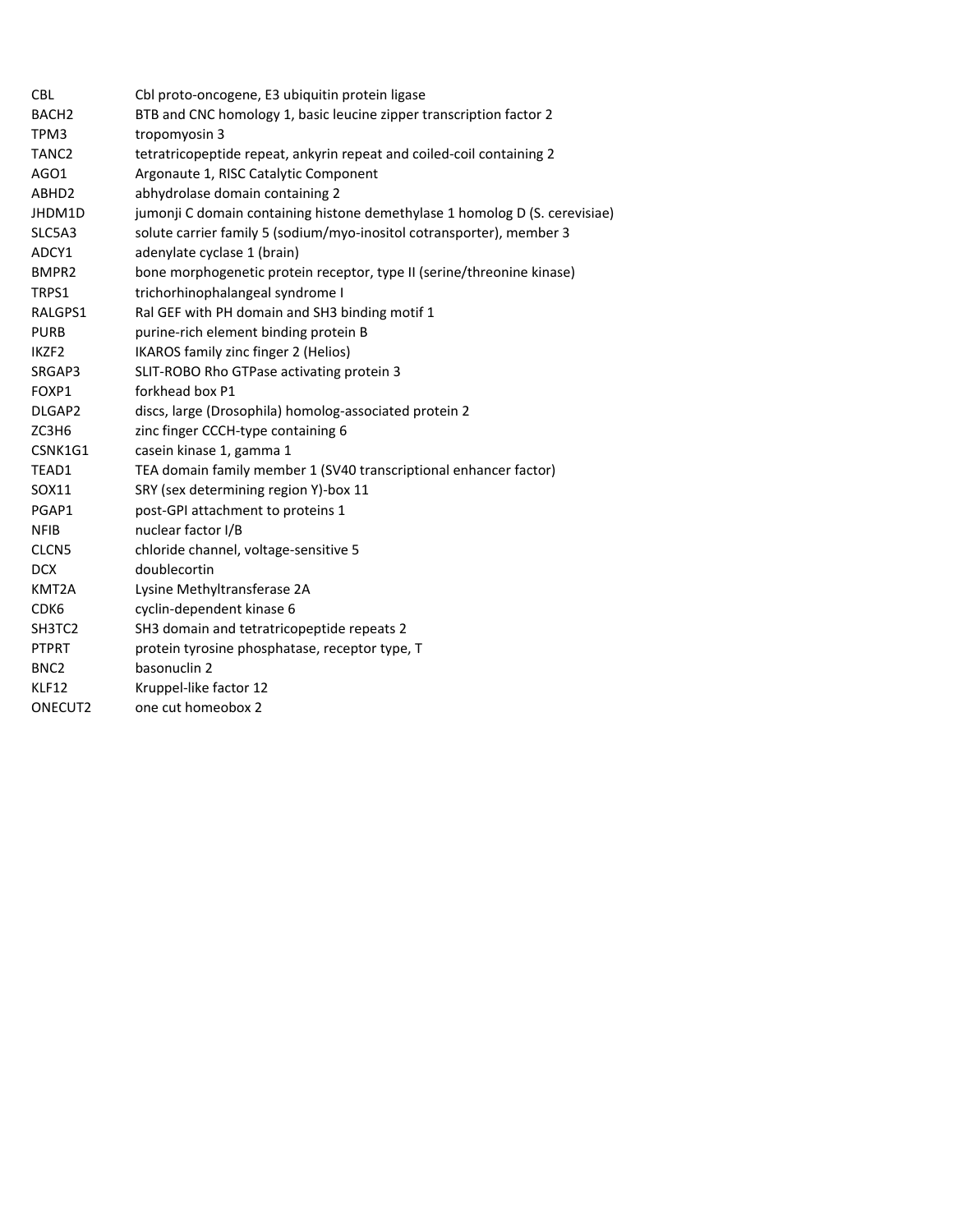| | |
|---|---|
| CBL | Cbl proto-oncogene, E3 ubiquitin protein ligase |
| BACH2 | BTB and CNC homology 1, basic leucine zipper transcription factor 2 |
| TPM3 | tropomyosin 3 |
| TANC2 | tetratricopeptide repeat, ankyrin repeat and coiled-coil containing 2 |
| AGO1 | Argonaute 1, RISC Catalytic Component |
| ABHD2 | abhydrolase domain containing 2 |
| JHDM1D | jumonji C domain containing histone demethylase 1 homolog D (S. cerevisiae) |
| SLC5A3 | solute carrier family 5 (sodium/myo-inositol cotransporter), member 3 |
| ADCY1 | adenylate cyclase 1 (brain) |
| BMPR2 | bone morphogenetic protein receptor, type II (serine/threonine kinase) |
| TRPS1 | trichorhinophalangeal syndrome I |
| RALGPS1 | Ral GEF with PH domain and SH3 binding motif 1 |
| PURB | purine-rich element binding protein B |
| IKZF2 | IKAROS family zinc finger 2 (Helios) |
| SRGAP3 | SLIT-ROBO Rho GTPase activating protein 3 |
| FOXP1 | forkhead box P1 |
| DLGAP2 | discs, large (Drosophila) homolog-associated protein 2 |
| ZC3H6 | zinc finger CCCH-type containing 6 |
| CSNK1G1 | casein kinase 1, gamma 1 |
| TEAD1 | TEA domain family member 1 (SV40 transcriptional enhancer factor) |
| SOX11 | SRY (sex determining region Y)-box 11 |
| PGAP1 | post-GPI attachment to proteins 1 |
| NFIB | nuclear factor I/B |
| CLCN5 | chloride channel, voltage-sensitive 5 |
| DCX | doublecortin |
| KMT2A | Lysine Methyltransferase 2A |
| CDK6 | cyclin-dependent kinase 6 |
| SH3TC2 | SH3 domain and tetratricopeptide repeats 2 |
| PTPRT | protein tyrosine phosphatase, receptor type, T |
| BNC2 | basonuclin 2 |
| KLF12 | Kruppel-like factor 12 |
| ONECUT2 | one cut homeobox 2 |